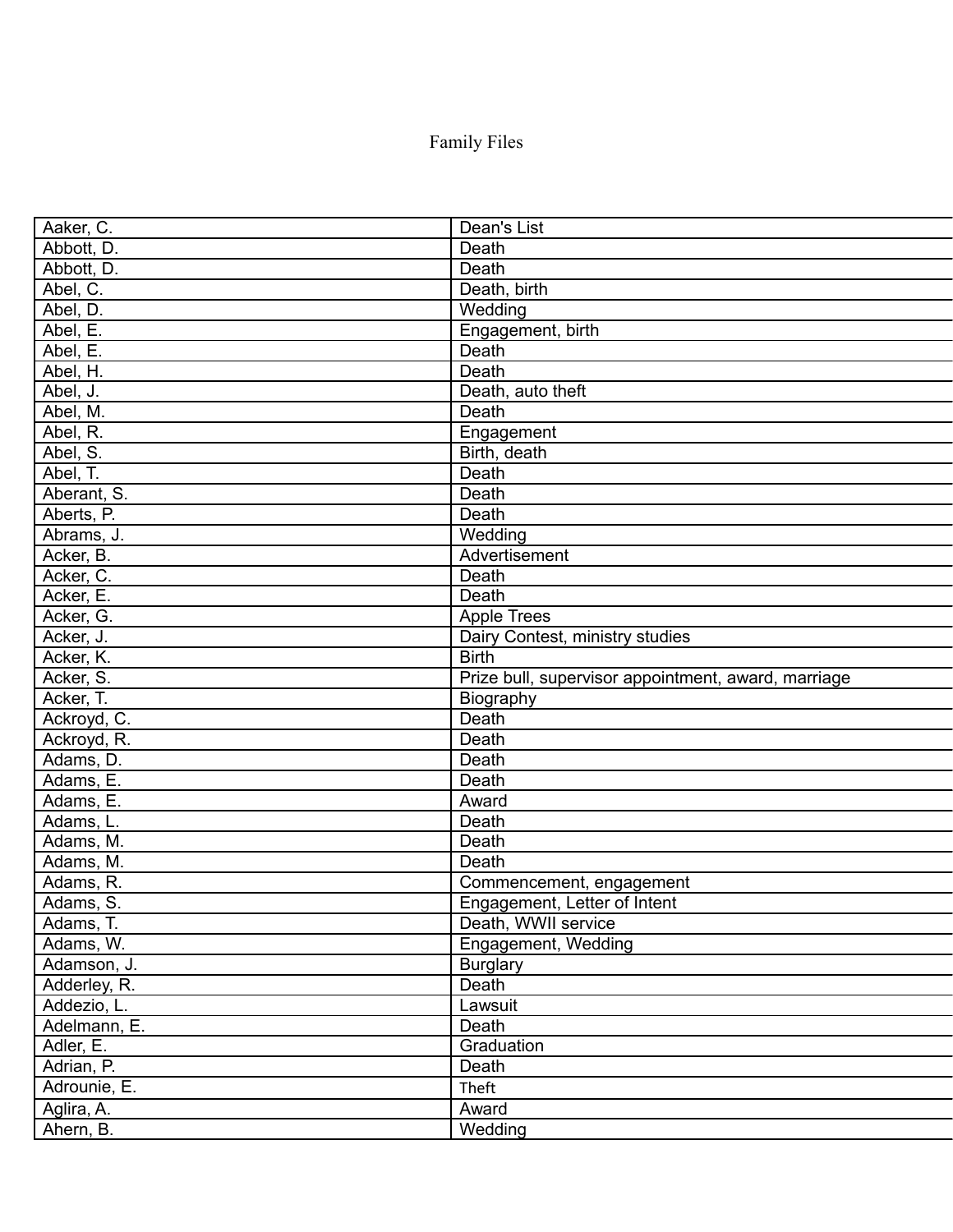# Family Files

| | |
|---|---|
| Aaker, C. | Dean's List |
| Abbott, D. | Death |
| Abbott, D. | Death |
| Abel, C. | Death, birth |
| Abel, D. | Wedding |
| Abel, E. | Engagement, birth |
| Abel, E. | Death |
| Abel, H. | Death |
| Abel, J. | Death, auto theft |
| Abel, M. | Death |
| Abel, R. | Engagement |
| Abel, S. | Birth, death |
| Abel, T. | Death |
| Aberant, S. | Death |
| Aberts, P. | Death |
| Abrams, J. | Wedding |
| Acker, B. | Advertisement |
| Acker, C. | Death |
| Acker, E. | Death |
| Acker, G. | Apple Trees |
| Acker, J. | Dairy Contest, ministry studies |
| Acker, K. | Birth |
| Acker, S. | Prize bull, supervisor appointment, award, marriage |
| Acker, T. | Biography |
| Ackroyd, C. | Death |
| Ackroyd, R. | Death |
| Adams, D. | Death |
| Adams, E. | Death |
| Adams, E. | Award |
| Adams, L. | Death |
| Adams, M. | Death |
| Adams, M. | Death |
| Adams, R. | Commencement, engagement |
| Adams, S. | Engagement, Letter of Intent |
| Adams, T. | Death, WWII service |
| Adams, W. | Engagement, Wedding |
| Adamson, J. | Burglary |
| Adderley, R. | Death |
| Addezio, L. | Lawsuit |
| Adelmann, E. | Death |
| Adler, E. | Graduation |
| Adrian, P. | Death |
| Adrounie, E. | Theft |
| Aglira, A. | Award |
| Ahern, B. | Wedding |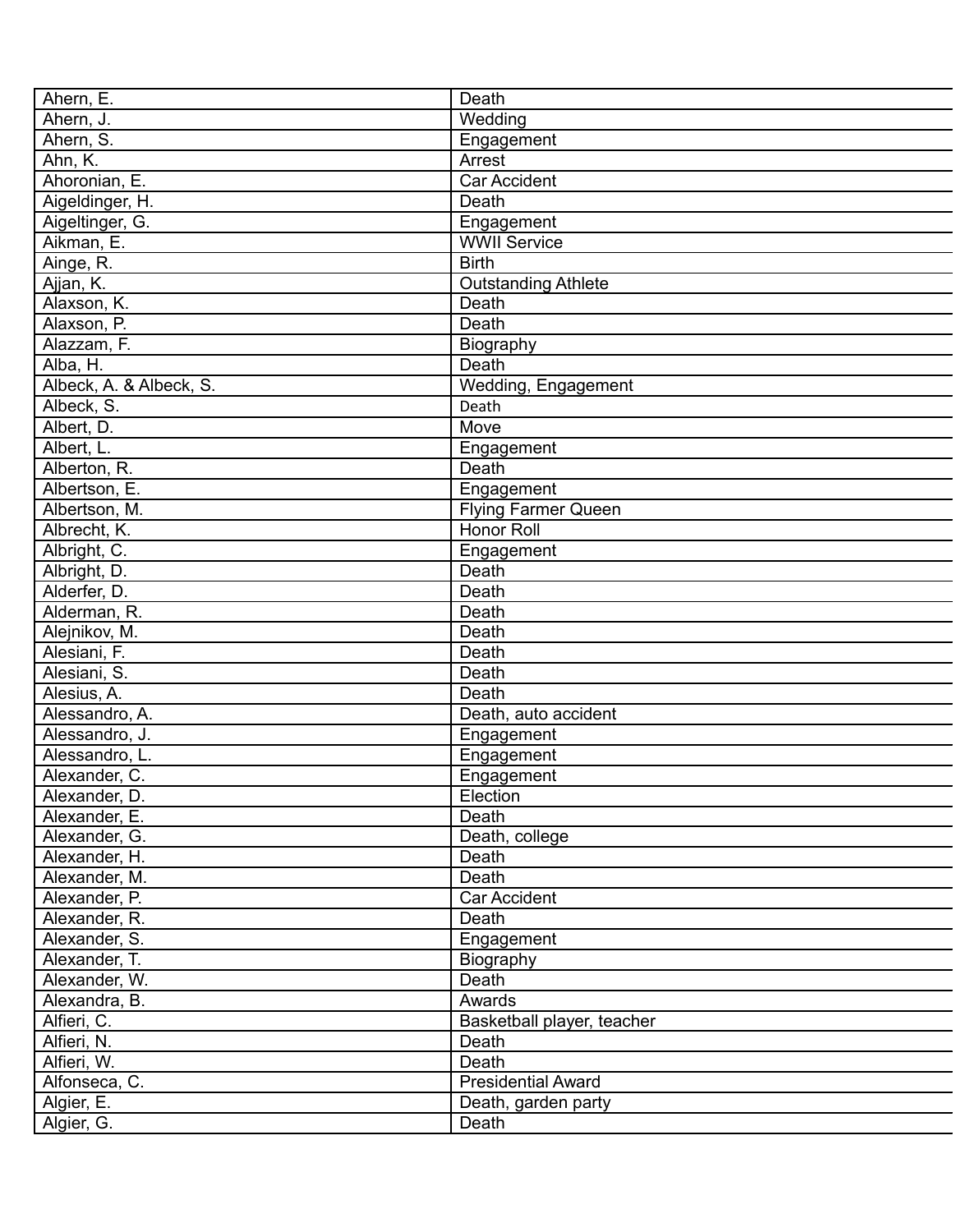| | |
|---|---|
| Ahern, E. | Death |
| Ahern, J. | Wedding |
| Ahern, S. | Engagement |
| Ahn, K. | Arrest |
| Ahoronian, E. | Car Accident |
| Aigeldinger, H. | Death |
| Aigeltinger, G. | Engagement |
| Aikman, E. | WWII Service |
| Ainge, R. | Birth |
| Ajjan, K. | Outstanding Athlete |
| Alaxson, K. | Death |
| Alaxson, P. | Death |
| Alazzam, F. | Biography |
| Alba, H. | Death |
| Albeck, A. & Albeck, S. | Wedding, Engagement |
| Albeck, S. | Death |
| Albert, D. | Move |
| Albert, L. | Engagement |
| Alberton, R. | Death |
| Albertson, E. | Engagement |
| Albertson, M. | Flying Farmer Queen |
| Albrecht, K. | Honor Roll |
| Albright, C. | Engagement |
| Albright, D. | Death |
| Alderfer, D. | Death |
| Alderman, R. | Death |
| Alejnikov, M. | Death |
| Alesiani, F. | Death |
| Alesiani, S. | Death |
| Alesius, A. | Death |
| Alessandro, A. | Death, auto accident |
| Alessandro, J. | Engagement |
| Alessandro, L. | Engagement |
| Alexander, C. | Engagement |
| Alexander, D. | Election |
| Alexander, E. | Death |
| Alexander, G. | Death, college |
| Alexander, H. | Death |
| Alexander, M. | Death |
| Alexander, P. | Car Accident |
| Alexander, R. | Death |
| Alexander, S. | Engagement |
| Alexander, T. | Biography |
| Alexander, W. | Death |
| Alexandra, B. | Awards |
| Alfieri, C. | Basketball player, teacher |
| Alfieri, N. | Death |
| Alfieri, W. | Death |
| Alfonseca, C. | Presidential Award |
| Algier, E. | Death, garden party |
| Algier, G. | Death |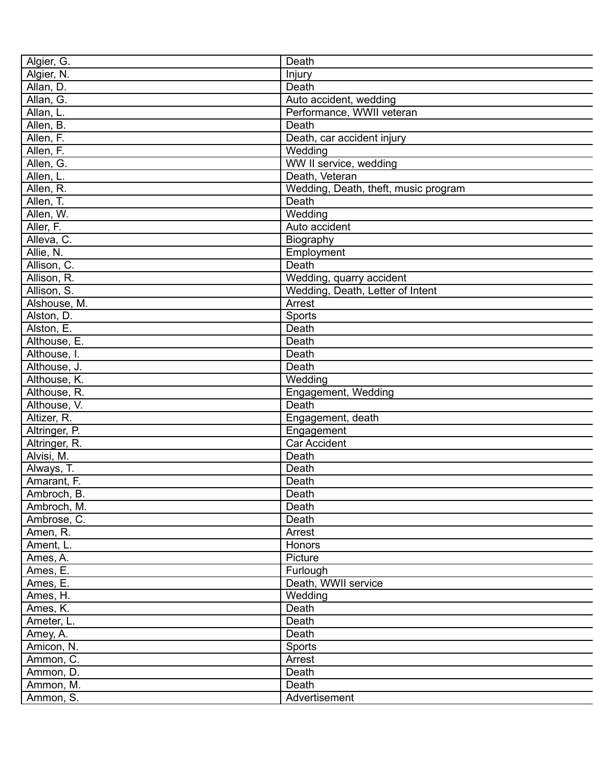| Algier, G. | Death |
|---|---|
| Algier, N. | Injury |
| Allan, D. | Death |
| Allan, G. | Auto accident, wedding |
| Allan, L. | Performance, WWII veteran |
| Allen, B. | Death |
| Allen, F. | Death, car accident injury |
| Allen, F. | Wedding |
| Allen, G. | WW II service, wedding |
| Allen, L. | Death, Veteran |
| Allen, R. | Wedding, Death, theft, music program |
| Allen, T. | Death |
| Allen, W. | Wedding |
| Aller, F. | Auto accident |
| Alleva, C. | Biography |
| Allie, N. | Employment |
| Allison, C. | Death |
| Allison, R. | Wedding, quarry accident |
| Allison, S. | Wedding, Death, Letter of Intent |
| Alshouse, M. | Arrest |
| Alston, D. | Sports |
| Alston, E. | Death |
| Althouse, E. | Death |
| Althouse, I. | Death |
| Althouse, J. | Death |
| Althouse, K. | Wedding |
| Althouse, R. | Engagement, Wedding |
| Althouse, V. | Death |
| Altizer, R. | Engagement, death |
| Altringer, P. | Engagement |
| Altringer, R. | Car Accident |
| Alvisi, M. | Death |
| Always, T. | Death |
| Amarant, F. | Death |
| Ambroch, B. | Death |
| Ambroch, M. | Death |
| Ambrose, C. | Death |
| Amen, R. | Arrest |
| Ament, L. | Honors |
| Ames, A. | Picture |
| Ames, E. | Furlough |
| Ames, E. | Death, WWII service |
| Ames, H. | Wedding |
| Ames, K. | Death |
| Ameter, L. | Death |
| Amey, A. | Death |
| Amicon, N. | Sports |
| Ammon, C. | Arrest |
| Ammon, D. | Death |
| Ammon, M. | Death |
| Ammon, S. | Advertisement |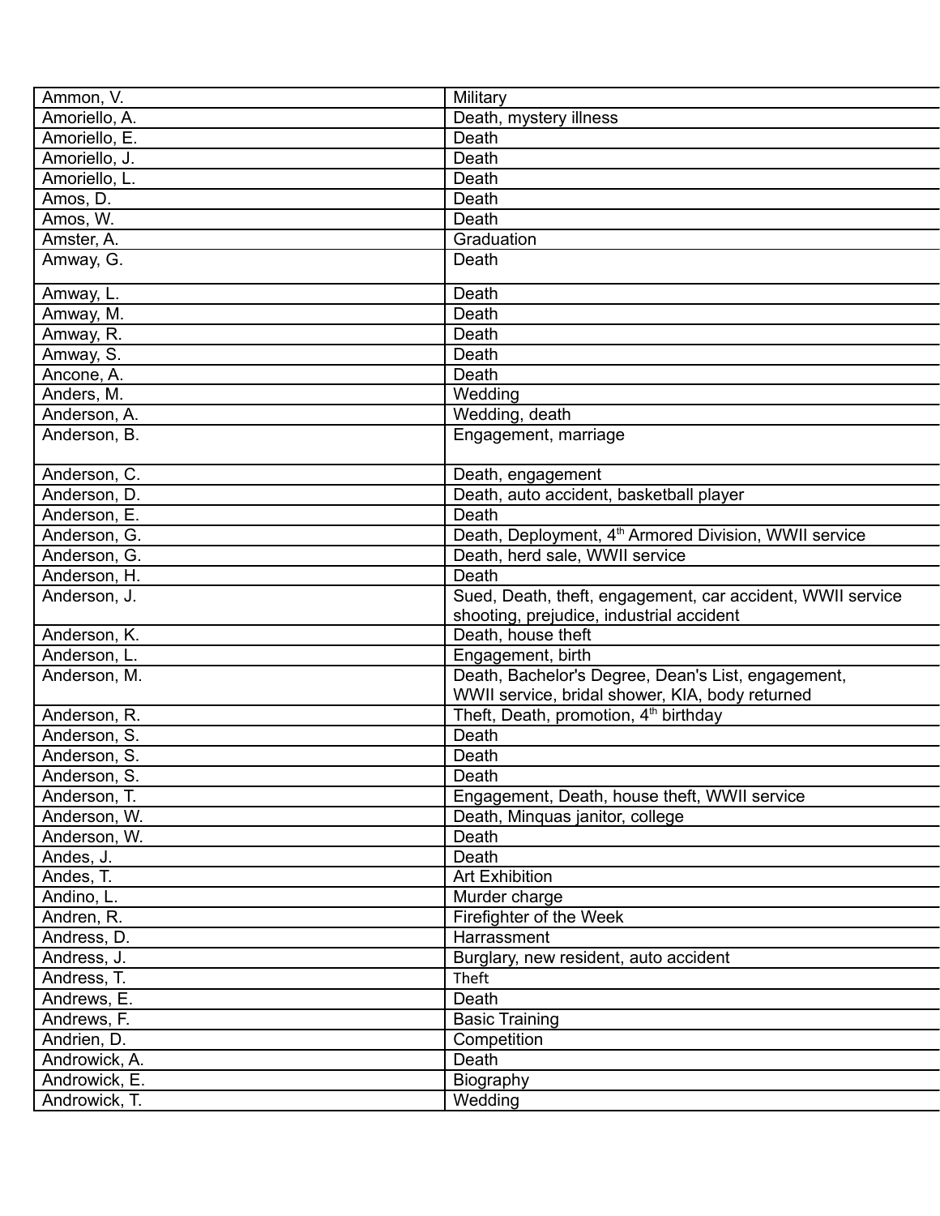| | |
|---|---|
| Ammon, V. | Military |
| Amoriello, A. | Death, mystery illness |
| Amoriello, E. | Death |
| Amoriello, J. | Death |
| Amoriello, L. | Death |
| Amos, D. | Death |
| Amos, W. | Death |
| Amster, A. | Graduation |
| Amway, G. | Death |
| Amway, L. | Death |
| Amway, M. | Death |
| Amway, R. | Death |
| Amway, S. | Death |
| Ancone, A. | Death |
| Anders, M. | Wedding |
| Anderson, A. | Wedding, death |
| Anderson, B. | Engagement, marriage |
| Anderson, C. | Death, engagement |
| Anderson, D. | Death, auto accident, basketball player |
| Anderson, E. | Death |
| Anderson, G. | Death, Deployment, 4th Armored Division, WWII service |
| Anderson, G. | Death, herd sale, WWII service |
| Anderson, H. | Death |
| Anderson, J. | Sued, Death, theft, engagement, car accident, WWII service shooting, prejudice, industrial accident |
| Anderson, K. | Death, house theft |
| Anderson, L. | Engagement, birth |
| Anderson, M. | Death, Bachelor's Degree, Dean's List, engagement, WWII service, bridal shower, KIA, body returned |
| Anderson, R. | Theft, Death, promotion, 4th birthday |
| Anderson, S. | Death |
| Anderson, S. | Death |
| Anderson, S. | Death |
| Anderson, T. | Engagement, Death, house theft, WWII service |
| Anderson, W. | Death, Minquas janitor, college |
| Anderson, W. | Death |
| Andes, J. | Death |
| Andes, T. | Art Exhibition |
| Andino, L. | Murder charge |
| Andren, R. | Firefighter of the Week |
| Andress, D. | Harrassment |
| Andress, J. | Burglary, new resident, auto accident |
| Andress, T. | Theft |
| Andrews, E. | Death |
| Andrews, F. | Basic Training |
| Andrien, D. | Competition |
| Androwick, A. | Death |
| Androwick, E. | Biography |
| Androwick, T. | Wedding |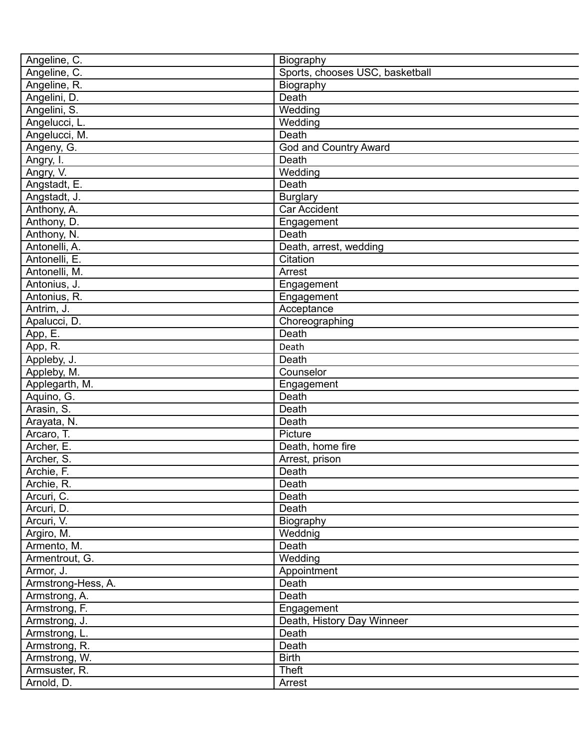| Angeline, C. | Biography |
|---|---|
| Angeline, C. | Sports, chooses USC, basketball |
| Angeline, R. | Biography |
| Angelini, D. | Death |
| Angelini, S. | Wedding |
| Angelucci, L. | Wedding |
| Angelucci, M. | Death |
| Angeny, G. | God and Country Award |
| Angry, I. | Death |
| Angry, V. | Wedding |
| Angstadt, E. | Death |
| Angstadt, J. | Burglary |
| Anthony, A. | Car Accident |
| Anthony, D. | Engagement |
| Anthony, N. | Death |
| Antonelli, A. | Death, arrest, wedding |
| Antonelli, E. | Citation |
| Antonelli, M. | Arrest |
| Antonius, J. | Engagement |
| Antonius, R. | Engagement |
| Antrim, J. | Acceptance |
| Apalucci, D. | Choreographing |
| App, E. | Death |
| App, R. | Death |
| Appleby, J. | Death |
| Appleby, M. | Counselor |
| Applegarth, M. | Engagement |
| Aquino, G. | Death |
| Arasin, S. | Death |
| Arayata, N. | Death |
| Arcaro, T. | Picture |
| Archer, E. | Death, home fire |
| Archer, S. | Arrest, prison |
| Archie, F. | Death |
| Archie, R. | Death |
| Arcuri, C. | Death |
| Arcuri, D. | Death |
| Arcuri, V. | Biography |
| Argiro, M. | Weddnig |
| Armento, M. | Death |
| Armentrout, G. | Wedding |
| Armor, J. | Appointment |
| Armstrong-Hess, A. | Death |
| Armstrong, A. | Death |
| Armstrong, F. | Engagement |
| Armstrong, J. | Death, History Day Winneer |
| Armstrong, L. | Death |
| Armstrong, R. | Death |
| Armstrong, W. | Birth |
| Armsuster, R. | Theft |
| Arnold, D. | Arrest |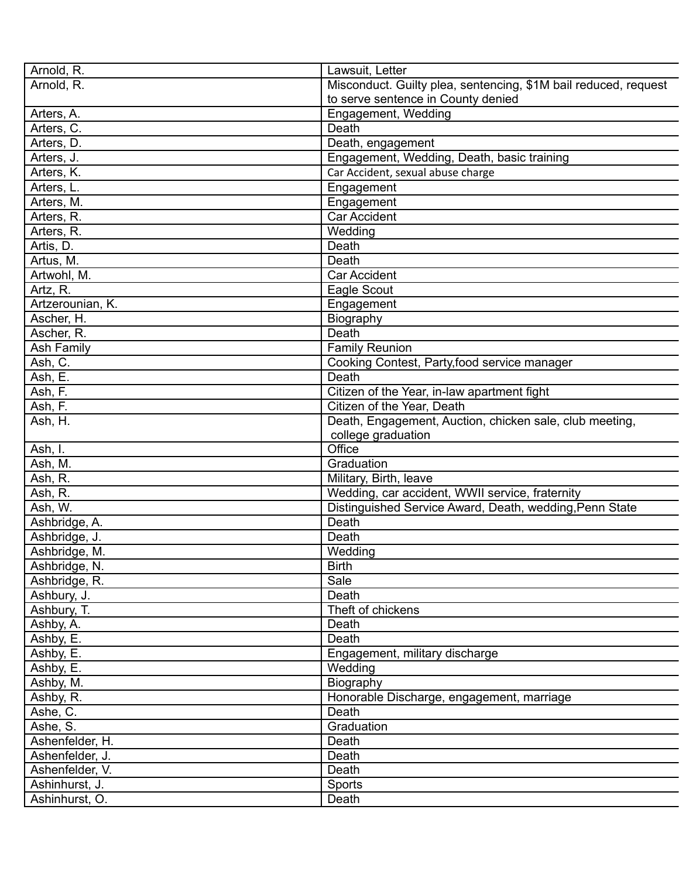| Arnold, R. | Lawsuit, Letter |
|---|---|
| Arnold, R. | Misconduct. Guilty plea, sentencing, $1M bail reduced, request to serve sentence in County denied |
| Arters, A. | Engagement, Wedding |
| Arters, C. | Death |
| Arters, D. | Death, engagement |
| Arters, J. | Engagement, Wedding, Death, basic training |
| Arters, K. | Car Accident, sexual abuse charge |
| Arters, L. | Engagement |
| Arters, M. | Engagement |
| Arters, R. | Car Accident |
| Arters, R. | Wedding |
| Artis, D. | Death |
| Artus, M. | Death |
| Artwohl, M. | Car Accident |
| Artz, R. | Eagle Scout |
| Artzerounian, K. | Engagement |
| Ascher, H. | Biography |
| Ascher, R. | Death |
| Ash Family | Family Reunion |
| Ash, C. | Cooking Contest, Party,food service manager |
| Ash, E. | Death |
| Ash, F. | Citizen of the Year, in-law apartment fight |
| Ash, F. | Citizen of the Year, Death |
| Ash, H. | Death, Engagement, Auction, chicken sale, club meeting, college graduation |
| Ash, I. | Office |
| Ash, M. | Graduation |
| Ash, R. | Military, Birth, leave |
| Ash, R. | Wedding, car accident, WWII service, fraternity |
| Ash, W. | Distinguished Service Award, Death, wedding,Penn State |
| Ashbridge, A. | Death |
| Ashbridge, J. | Death |
| Ashbridge, M. | Wedding |
| Ashbridge, N. | Birth |
| Ashbridge, R. | Sale |
| Ashbury, J. | Death |
| Ashbury, T. | Theft of chickens |
| Ashby, A. | Death |
| Ashby, E. | Death |
| Ashby, E. | Engagement, military discharge |
| Ashby, E. | Wedding |
| Ashby, M. | Biography |
| Ashby, R. | Honorable Discharge, engagement, marriage |
| Ashe, C. | Death |
| Ashe, S. | Graduation |
| Ashenfelder, H. | Death |
| Ashenfelder, J. | Death |
| Ashenfelder, V. | Death |
| Ashinhurst, J. | Sports |
| Ashinhurst, O. | Death |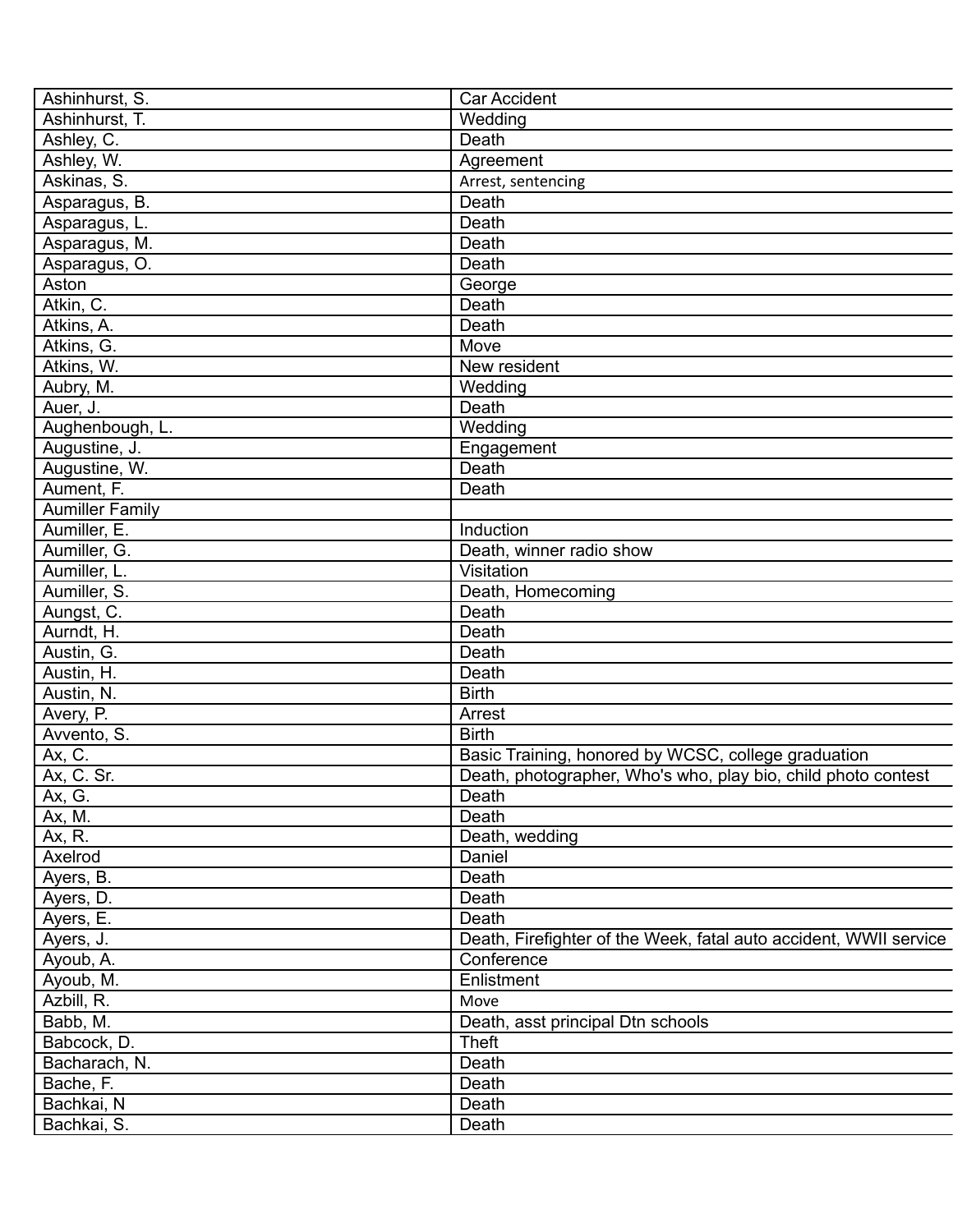| Ashinhurst, S. | Car Accident |
|---|---|
| Ashinhurst, T. | Wedding |
| Ashley, C. | Death |
| Ashley, W. | Agreement |
| Askinas, S. | Arrest, sentencing |
| Asparagus, B. | Death |
| Asparagus, L. | Death |
| Asparagus, M. | Death |
| Asparagus, O. | Death |
| Aston | George |
| Atkin, C. | Death |
| Atkins, A. | Death |
| Atkins, G. | Move |
| Atkins, W. | New resident |
| Aubry, M. | Wedding |
| Auer, J. | Death |
| Aughenbough, L. | Wedding |
| Augustine, J. | Engagement |
| Augustine, W. | Death |
| Aument, F. | Death |
| Aumiller Family | |
| Aumiller, E. | Induction |
| Aumiller, G. | Death, winner radio show |
| Aumiller, L. | Visitation |
| Aumiller, S. | Death, Homecoming |
| Aungst, C. | Death |
| Aurndt, H. | Death |
| Austin, G. | Death |
| Austin, H. | Death |
| Austin, N. | Birth |
| Avery, P. | Arrest |
| Avvento, S. | Birth |
| Ax, C. | Basic Training, honored by WCSC, college graduation |
| Ax, C. Sr. | Death, photographer, Who's who, play bio, child photo contest |
| Ax, G. | Death |
| Ax, M. | Death |
| Ax, R. | Death, wedding |
| Axelrod | Daniel |
| Ayers, B. | Death |
| Ayers, D. | Death |
| Ayers, E. | Death |
| Ayers, J. | Death, Firefighter of the Week, fatal auto accident, WWII service |
| Ayoub, A. | Conference |
| Ayoub, M. | Enlistment |
| Azbill, R. | Move |
| Babb, M. | Death, asst principal Dtn schools |
| Babcock, D. | Theft |
| Bacharach, N. | Death |
| Bache, F. | Death |
| Bachkai, N | Death |
| Bachkai, S. | Death |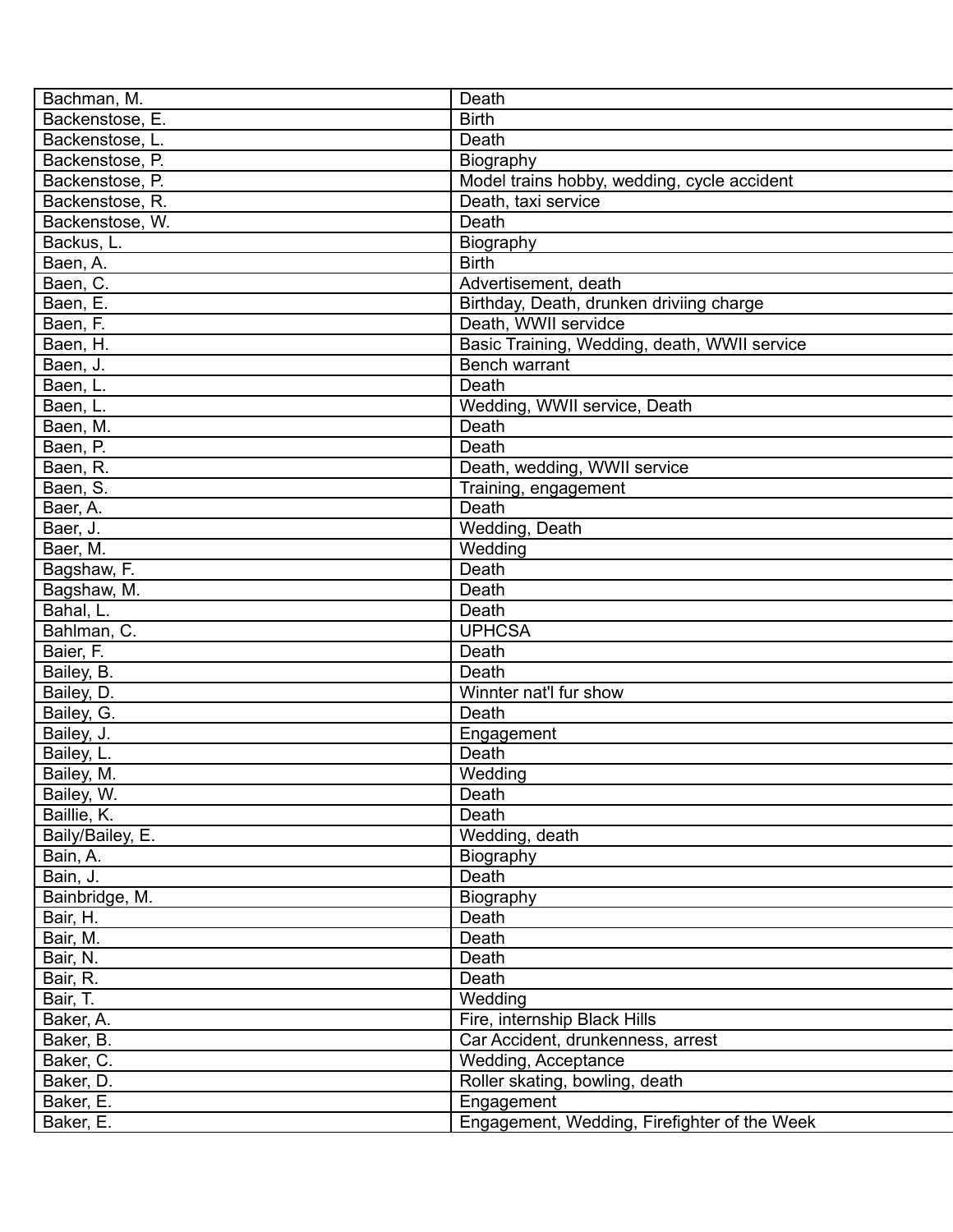| Bachman, M. | Death |
|---|---|
| Backenstose, E. | Birth |
| Backenstose, L. | Death |
| Backenstose, P. | Biography |
| Backenstose, P. | Model trains hobby, wedding, cycle accident |
| Backenstose, R. | Death, taxi service |
| Backenstose, W. | Death |
| Backus, L. | Biography |
| Baen, A. | Birth |
| Baen, C. | Advertisement, death |
| Baen, E. | Birthday, Death, drunken driviing charge |
| Baen, F. | Death, WWII servidce |
| Baen, H. | Basic Training, Wedding, death, WWII service |
| Baen, J. | Bench warrant |
| Baen, L. | Death |
| Baen, L. | Wedding, WWII service, Death |
| Baen, M. | Death |
| Baen, P. | Death |
| Baen, R. | Death, wedding, WWII service |
| Baen, S. | Training, engagement |
| Baer, A. | Death |
| Baer, J. | Wedding, Death |
| Baer, M. | Wedding |
| Bagshaw, F. | Death |
| Bagshaw, M. | Death |
| Bahal, L. | Death |
| Bahlman, C. | UPHCSA |
| Baier, F. | Death |
| Bailey, B. | Death |
| Bailey, D. | Winnter nat'l fur show |
| Bailey, G. | Death |
| Bailey, J. | Engagement |
| Bailey, L. | Death |
| Bailey, M. | Wedding |
| Bailey, W. | Death |
| Baillie, K. | Death |
| Baily/Bailey, E. | Wedding, death |
| Bain, A. | Biography |
| Bain, J. | Death |
| Bainbridge, M. | Biography |
| Bair, H. | Death |
| Bair, M. | Death |
| Bair, N. | Death |
| Bair, R. | Death |
| Bair, T. | Wedding |
| Baker, A. | Fire, internship Black Hills |
| Baker, B. | Car Accident, drunkenness, arrest |
| Baker, C. | Wedding, Acceptance |
| Baker, D. | Roller skating, bowling, death |
| Baker, E. | Engagement |
| Baker, E. | Engagement, Wedding, Firefighter of the Week |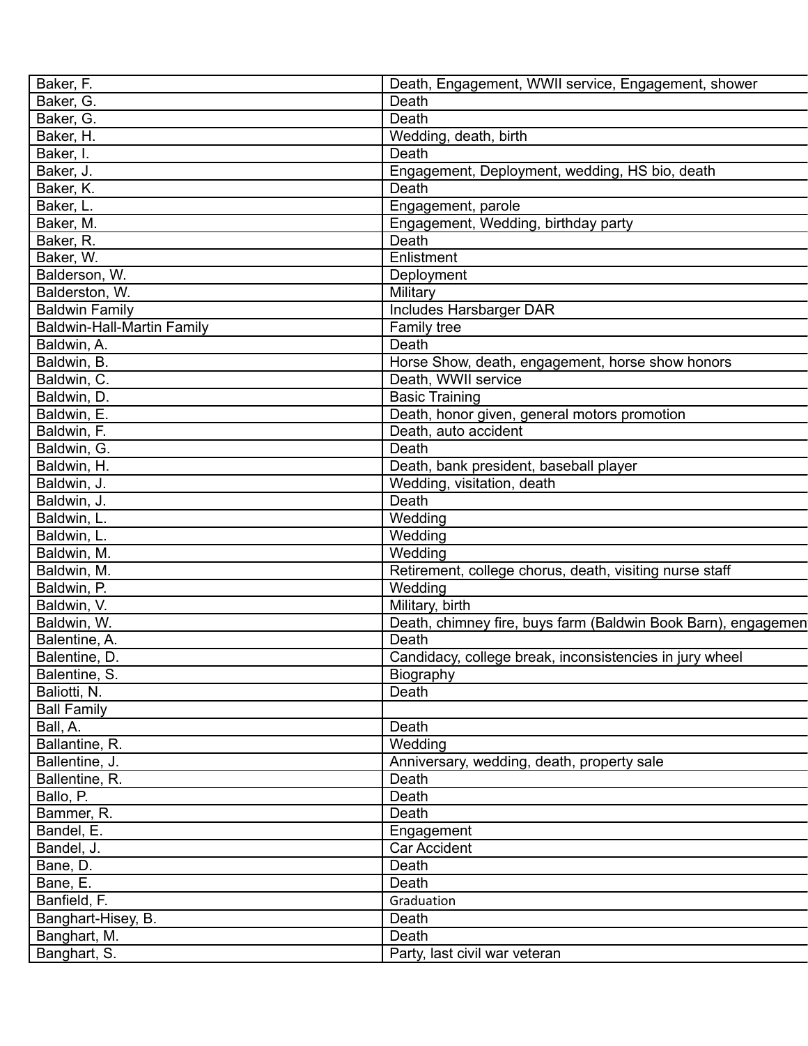| | |
|---|---|
| Baker, F. | Death, Engagement, WWII service, Engagement, shower |
| Baker, G. | Death |
| Baker, G. | Death |
| Baker, H. | Wedding, death, birth |
| Baker, I. | Death |
| Baker, J. | Engagement, Deployment, wedding, HS bio, death |
| Baker, K. | Death |
| Baker, L. | Engagement, parole |
| Baker, M. | Engagement, Wedding, birthday party |
| Baker, R. | Death |
| Baker, W. | Enlistment |
| Balderson, W. | Deployment |
| Balderston, W. | Military |
| Baldwin Family | Includes Harsbarger DAR |
| Baldwin-Hall-Martin Family | Family tree |
| Baldwin, A. | Death |
| Baldwin, B. | Horse Show, death, engagement, horse show honors |
| Baldwin, C. | Death, WWII service |
| Baldwin, D. | Basic Training |
| Baldwin, E. | Death, honor given, general motors promotion |
| Baldwin, F. | Death, auto accident |
| Baldwin, G. | Death |
| Baldwin, H. | Death, bank president, baseball player |
| Baldwin, J. | Wedding, visitation, death |
| Baldwin, J. | Death |
| Baldwin, L. | Wedding |
| Baldwin, L. | Wedding |
| Baldwin, M. | Wedding |
| Baldwin, M. | Retirement, college chorus, death, visiting nurse staff |
| Baldwin, P. | Wedding |
| Baldwin, V. | Military, birth |
| Baldwin, W. | Death, chimney fire, buys farm (Baldwin Book Barn), engagemen |
| Balentine, A. | Death |
| Balentine, D. | Candidacy, college break, inconsistencies in jury wheel |
| Balentine, S. | Biography |
| Baliotti, N. | Death |
| Ball Family | |
| Ball, A. | Death |
| Ballantine, R. | Wedding |
| Ballentine, J. | Anniversary, wedding, death, property sale |
| Ballentine, R. | Death |
| Ballo, P. | Death |
| Bammer, R. | Death |
| Bandel, E. | Engagement |
| Bandel, J. | Car Accident |
| Bane, D. | Death |
| Bane, E. | Death |
| Banfield, F. | Graduation |
| Banghart-Hisey, B. | Death |
| Banghart, M. | Death |
| Banghart, S. | Party, last civil war veteran |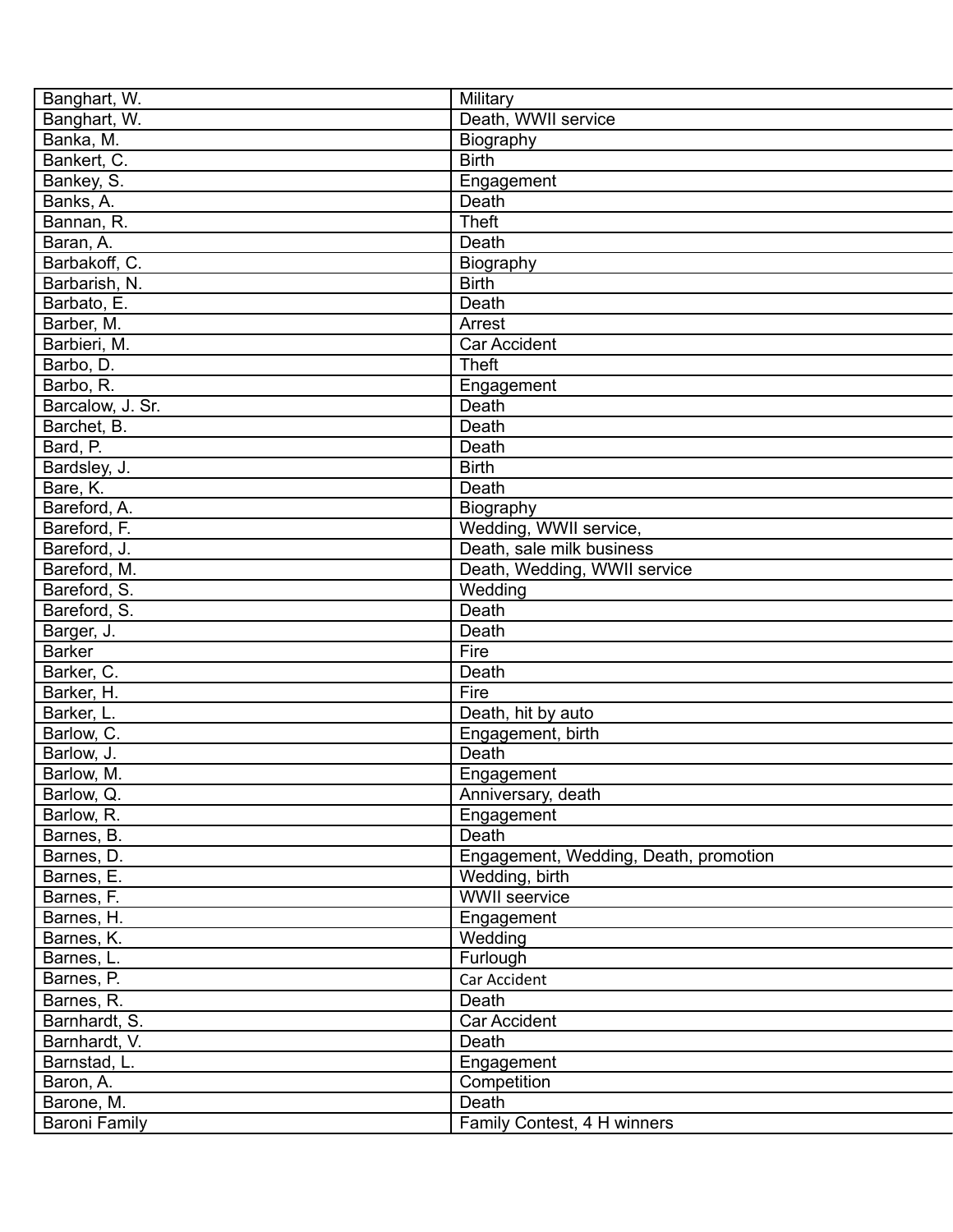| Banghart, W. | Military |
|---|---|
| Banghart, W. | Death, WWII service |
| Banka, M. | Biography |
| Bankert, C. | Birth |
| Bankey, S. | Engagement |
| Banks, A. | Death |
| Bannan, R. | Theft |
| Baran, A. | Death |
| Barbakoff, C. | Biography |
| Barbarish, N. | Birth |
| Barbato, E. | Death |
| Barber, M. | Arrest |
| Barbieri, M. | Car Accident |
| Barbo, D. | Theft |
| Barbo, R. | Engagement |
| Barcalow, J. Sr. | Death |
| Barchet, B. | Death |
| Bard, P. | Death |
| Bardsley, J. | Birth |
| Bare, K. | Death |
| Bareford, A. | Biography |
| Bareford, F. | Wedding, WWII service, |
| Bareford, J. | Death, sale milk business |
| Bareford, M. | Death, Wedding, WWII service |
| Bareford, S. | Wedding |
| Bareford, S. | Death |
| Barger, J. | Death |
| Barker | Fire |
| Barker, C. | Death |
| Barker, H. | Fire |
| Barker, L. | Death, hit by auto |
| Barlow, C. | Engagement, birth |
| Barlow, J. | Death |
| Barlow, M. | Engagement |
| Barlow, Q. | Anniversary, death |
| Barlow, R. | Engagement |
| Barnes, B. | Death |
| Barnes, D. | Engagement, Wedding, Death, promotion |
| Barnes, E. | Wedding, birth |
| Barnes, F. | WWII seervice |
| Barnes, H. | Engagement |
| Barnes, K. | Wedding |
| Barnes, L. | Furlough |
| Barnes, P. | Car Accident |
| Barnes, R. | Death |
| Barnhardt, S. | Car Accident |
| Barnhardt, V. | Death |
| Barnstad, L. | Engagement |
| Baron, A. | Competition |
| Barone, M. | Death |
| Baroni Family | Family Contest, 4 H winners |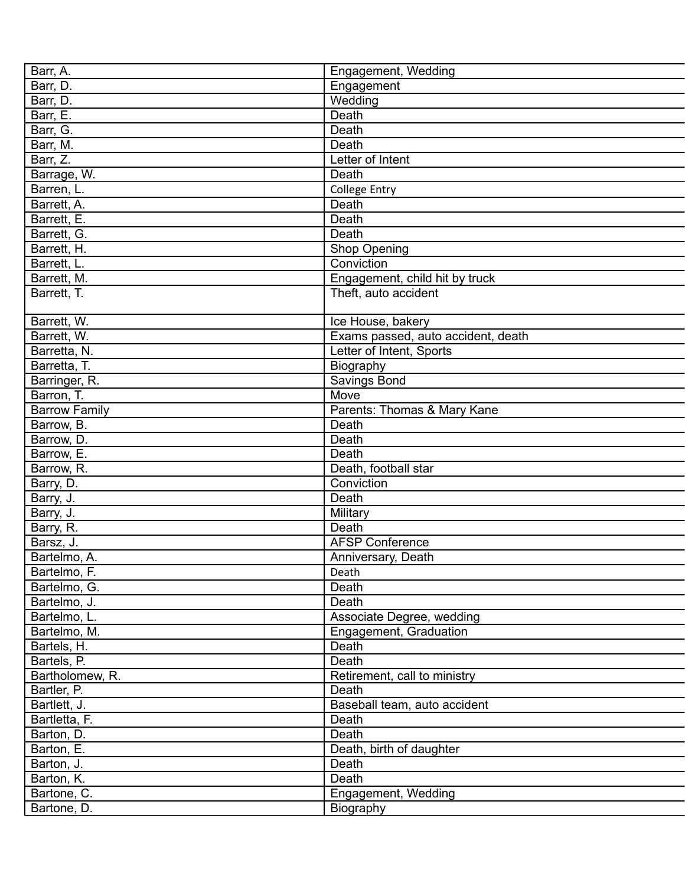| Barr, A. | Engagement, Wedding |
|---|---|
| Barr, D. | Engagement |
| Barr, D. | Wedding |
| Barr, E. | Death |
| Barr, G. | Death |
| Barr, M. | Death |
| Barr, Z. | Letter of Intent |
| Barrage, W. | Death |
| Barren, L. | College Entry |
| Barrett, A. | Death |
| Barrett, E. | Death |
| Barrett, G. | Death |
| Barrett, H. | Shop Opening |
| Barrett, L. | Conviction |
| Barrett, M. | Engagement, child hit by truck |
| Barrett, T. | Theft, auto accident |
| Barrett, W. | Ice House, bakery |
| Barrett, W. | Exams passed, auto accident, death |
| Barretta, N. | Letter of Intent, Sports |
| Barretta, T. | Biography |
| Barringer, R. | Savings Bond |
| Barron, T. | Move |
| Barrow Family | Parents: Thomas & Mary Kane |
| Barrow, B. | Death |
| Barrow, D. | Death |
| Barrow, E. | Death |
| Barrow, R. | Death, football star |
| Barry, D. | Conviction |
| Barry, J. | Death |
| Barry, J. | Military |
| Barry, R. | Death |
| Barsz, J. | AFSP Conference |
| Bartelmo, A. | Anniversary, Death |
| Bartelmo, F. | Death |
| Bartelmo, G. | Death |
| Bartelmo, J. | Death |
| Bartelmo, L. | Associate Degree, wedding |
| Bartelmo, M. | Engagement, Graduation |
| Bartels, H. | Death |
| Bartels, P. | Death |
| Bartholomew, R. | Retirement, call to ministry |
| Bartler, P. | Death |
| Bartlett, J. | Baseball team, auto accident |
| Bartletta, F. | Death |
| Barton, D. | Death |
| Barton, E. | Death, birth of daughter |
| Barton, J. | Death |
| Barton, K. | Death |
| Bartone, C. | Engagement, Wedding |
| Bartone, D. | Biography |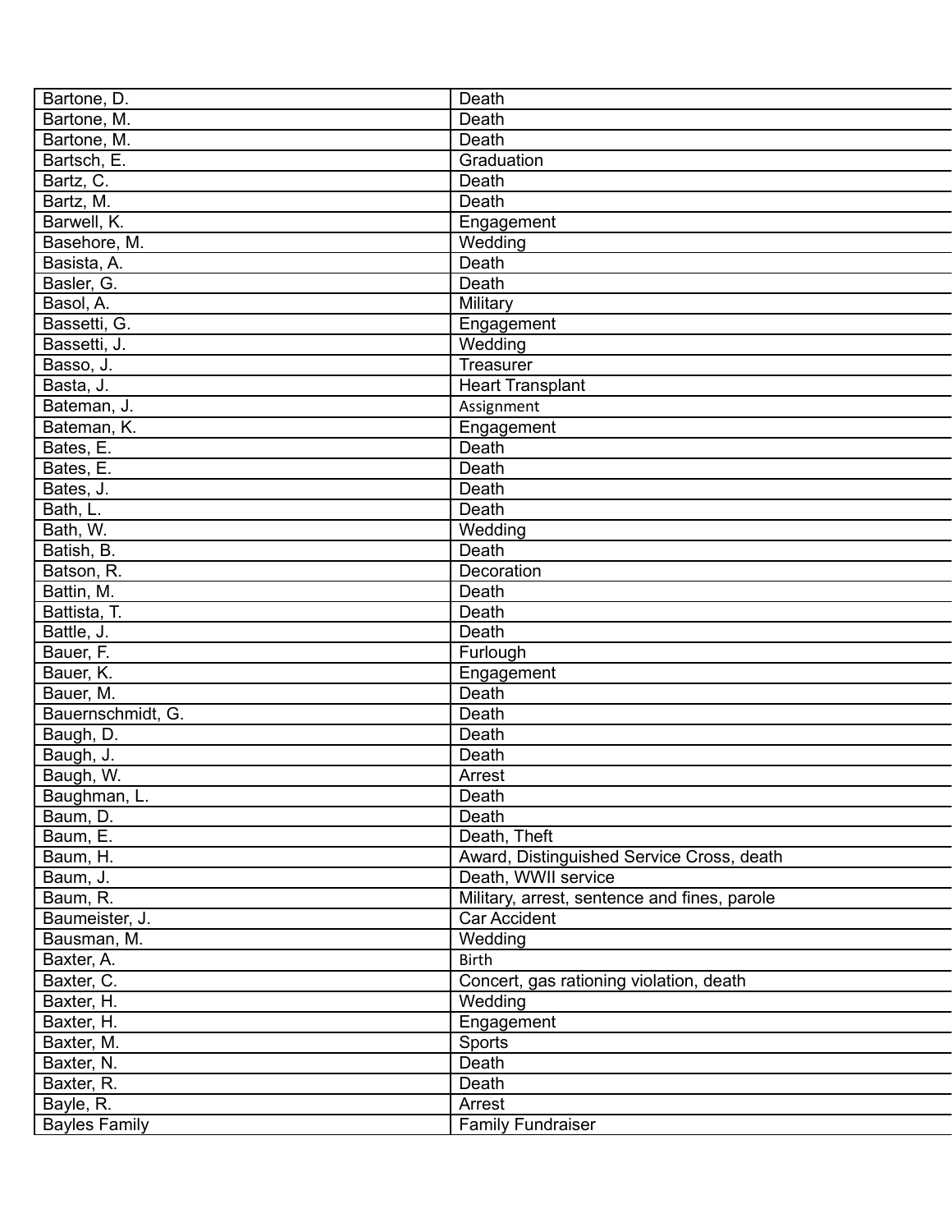| | |
|---|---|
| Bartone, D. | Death |
| Bartone, M. | Death |
| Bartone, M. | Death |
| Bartsch, E. | Graduation |
| Bartz, C. | Death |
| Bartz, M. | Death |
| Barwell, K. | Engagement |
| Basehore, M. | Wedding |
| Basista, A. | Death |
| Basler, G. | Death |
| Basol, A. | Military |
| Bassetti, G. | Engagement |
| Bassetti, J. | Wedding |
| Basso, J. | Treasurer |
| Basta, J. | Heart Transplant |
| Bateman, J. | Assignment |
| Bateman, K. | Engagement |
| Bates, E. | Death |
| Bates, E. | Death |
| Bates, J. | Death |
| Bath, L. | Death |
| Bath, W. | Wedding |
| Batish, B. | Death |
| Batson, R. | Decoration |
| Battin, M. | Death |
| Battista, T. | Death |
| Battle, J. | Death |
| Bauer, F. | Furlough |
| Bauer, K. | Engagement |
| Bauer, M. | Death |
| Bauernschmidt, G. | Death |
| Baugh, D. | Death |
| Baugh, J. | Death |
| Baugh, W. | Arrest |
| Baughman, L. | Death |
| Baum, D. | Death |
| Baum, E. | Death, Theft |
| Baum, H. | Award, Distinguished Service Cross, death |
| Baum, J. | Death, WWII service |
| Baum, R. | Military, arrest, sentence and fines, parole |
| Baumeister, J. | Car Accident |
| Bausman, M. | Wedding |
| Baxter, A. | Birth |
| Baxter, C. | Concert, gas rationing violation, death |
| Baxter, H. | Wedding |
| Baxter, H. | Engagement |
| Baxter, M. | Sports |
| Baxter, N. | Death |
| Baxter, R. | Death |
| Bayle, R. | Arrest |
| Bayles Family | Family Fundraiser |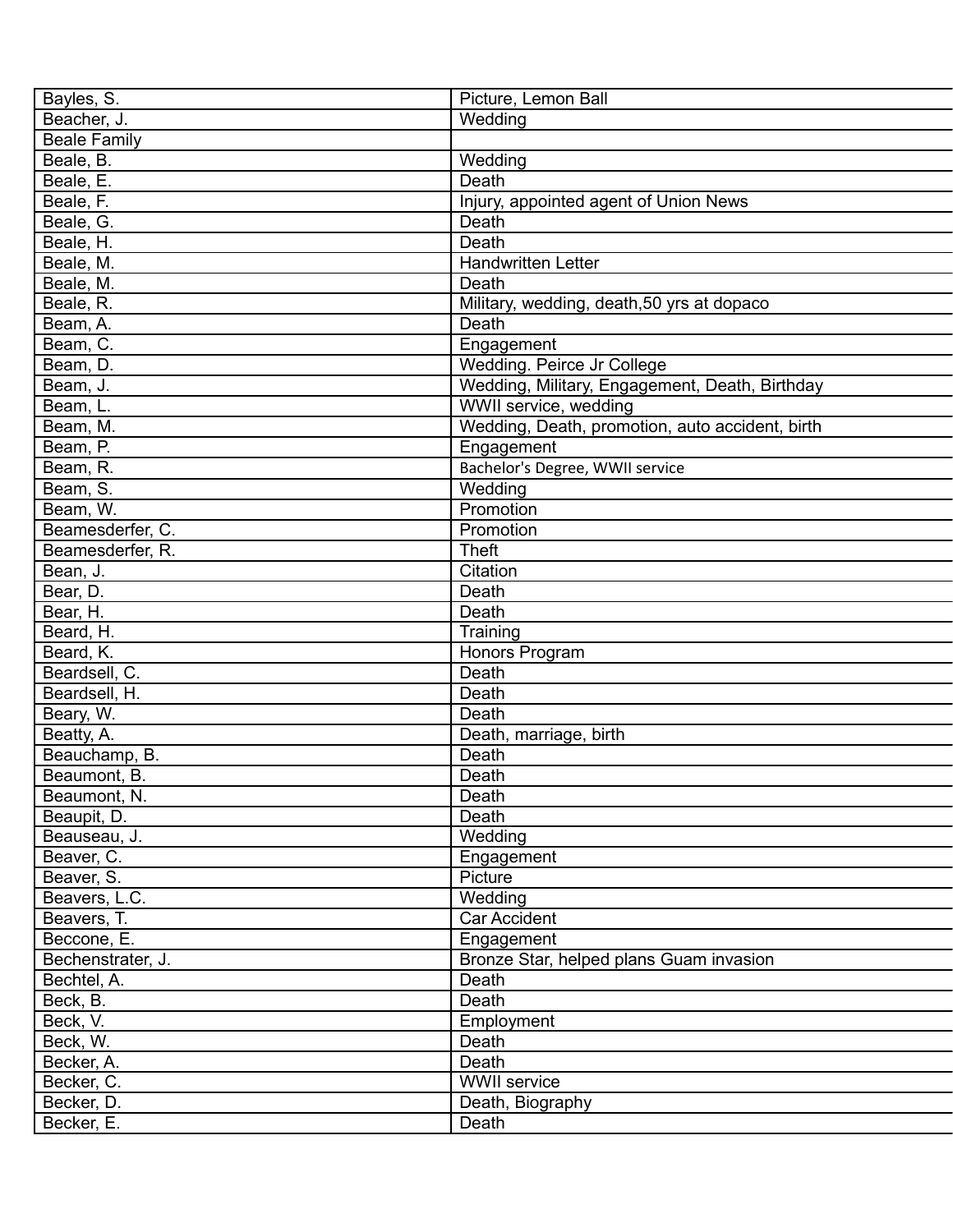| Bayles, S. | Picture, Lemon Ball |
|---|---|
| Beacher, J. | Wedding |
| Beale Family | |
| Beale, B. | Wedding |
| Beale, E. | Death |
| Beale, F. | Injury, appointed agent of Union News |
| Beale, G. | Death |
| Beale, H. | Death |
| Beale, M. | Handwritten Letter |
| Beale, M. | Death |
| Beale, R. | Military, wedding, death,50 yrs at dopaco |
| Beam, A. | Death |
| Beam, C. | Engagement |
| Beam, D. | Wedding. Peirce Jr College |
| Beam, J. | Wedding, Military, Engagement, Death, Birthday |
| Beam, L. | WWII service, wedding |
| Beam, M. | Wedding, Death, promotion, auto accident, birth |
| Beam, P. | Engagement |
| Beam, R. | Bachelor's Degree, WWII service |
| Beam, S. | Wedding |
| Beam, W. | Promotion |
| Beamesderfer, C. | Promotion |
| Beamesderfer, R. | Theft |
| Bean, J. | Citation |
| Bear, D. | Death |
| Bear, H. | Death |
| Beard, H. | Training |
| Beard, K. | Honors Program |
| Beardsell, C. | Death |
| Beardsell, H. | Death |
| Beary, W. | Death |
| Beatty, A. | Death, marriage, birth |
| Beauchamp, B. | Death |
| Beaumont, B. | Death |
| Beaumont, N. | Death |
| Beaupit, D. | Death |
| Beauseau, J. | Wedding |
| Beaver, C. | Engagement |
| Beaver, S. | Picture |
| Beavers, L.C. | Wedding |
| Beavers, T. | Car Accident |
| Beccone, E. | Engagement |
| Bechenstrater, J. | Bronze Star, helped plans Guam invasion |
| Bechtel, A. | Death |
| Beck, B. | Death |
| Beck, V. | Employment |
| Beck, W. | Death |
| Becker, A. | Death |
| Becker, C. | WWII service |
| Becker, D. | Death, Biography |
| Becker, E. | Death |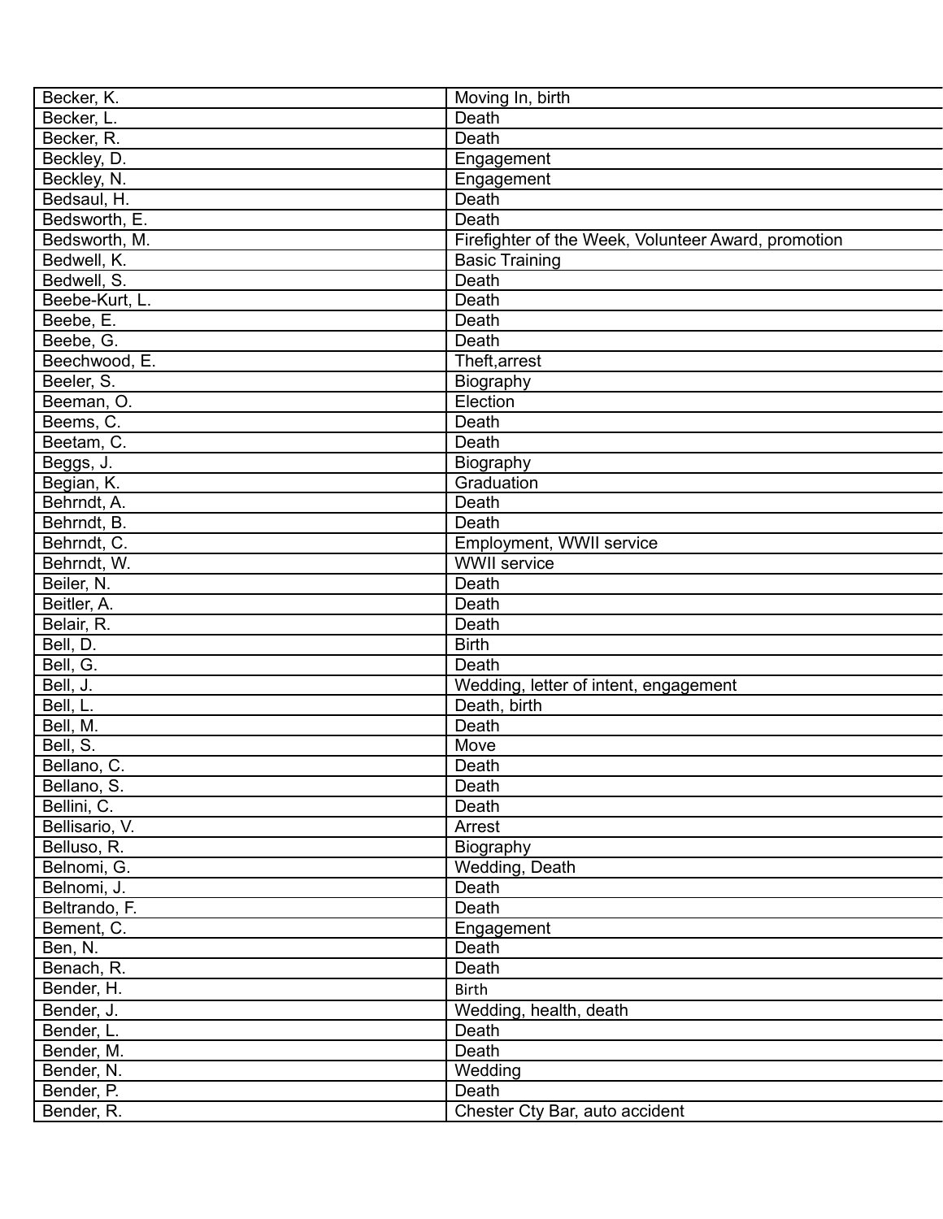| Becker, K. | Moving In, birth |
|---|---|
| Becker, L. | Death |
| Becker, R. | Death |
| Beckley, D. | Engagement |
| Beckley, N. | Engagement |
| Bedsaul, H. | Death |
| Bedsworth, E. | Death |
| Bedsworth, M. | Firefighter of the Week, Volunteer Award, promotion |
| Bedwell, K. | Basic Training |
| Bedwell, S. | Death |
| Beebe-Kurt, L. | Death |
| Beebe, E. | Death |
| Beebe, G. | Death |
| Beechwood, E. | Theft,arrest |
| Beeler, S. | Biography |
| Beeman, O. | Election |
| Beems, C. | Death |
| Beetam, C. | Death |
| Beggs, J. | Biography |
| Begian, K. | Graduation |
| Behrndt, A. | Death |
| Behrndt, B. | Death |
| Behrndt, C. | Employment, WWII service |
| Behrndt, W. | WWII service |
| Beiler, N. | Death |
| Beitler, A. | Death |
| Belair, R. | Death |
| Bell, D. | Birth |
| Bell, G. | Death |
| Bell, J. | Wedding, letter of intent, engagement |
| Bell, L. | Death, birth |
| Bell, M. | Death |
| Bell, S. | Move |
| Bellano, C. | Death |
| Bellano, S. | Death |
| Bellini, C. | Death |
| Bellisario, V. | Arrest |
| Belluso, R. | Biography |
| Belnomi, G. | Wedding, Death |
| Belnomi, J. | Death |
| Beltrando, F. | Death |
| Bement, C. | Engagement |
| Ben, N. | Death |
| Benach, R. | Death |
| Bender, H. | Birth |
| Bender, J. | Wedding, health, death |
| Bender, L. | Death |
| Bender, M. | Death |
| Bender, N. | Wedding |
| Bender, P. | Death |
| Bender, R. | Chester Cty Bar, auto accident |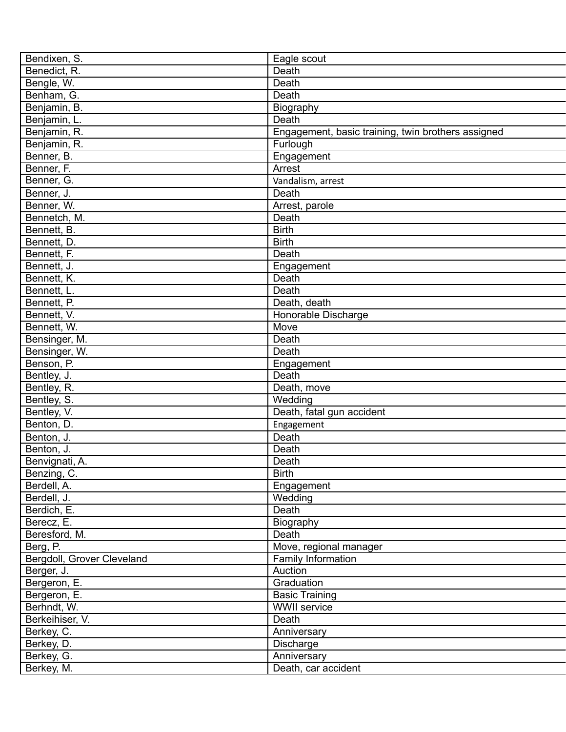| | |
|---|---|
| Bendixen, S. | Eagle scout |
| Benedict, R. | Death |
| Bengle, W. | Death |
| Benham, G. | Death |
| Benjamin, B. | Biography |
| Benjamin, L. | Death |
| Benjamin, R. | Engagement, basic training, twin brothers assigned |
| Benjamin, R. | Furlough |
| Benner, B. | Engagement |
| Benner, F. | Arrest |
| Benner, G. | Vandalism, arrest |
| Benner, J. | Death |
| Benner, W. | Arrest, parole |
| Bennetch, M. | Death |
| Bennett, B. | Birth |
| Bennett, D. | Birth |
| Bennett, F. | Death |
| Bennett, J. | Engagement |
| Bennett, K. | Death |
| Bennett, L. | Death |
| Bennett, P. | Death, death |
| Bennett, V. | Honorable Discharge |
| Bennett, W. | Move |
| Bensinger, M. | Death |
| Bensinger, W. | Death |
| Benson, P. | Engagement |
| Bentley, J. | Death |
| Bentley, R. | Death, move |
| Bentley, S. | Wedding |
| Bentley, V. | Death, fatal gun accident |
| Benton, D. | Engagement |
| Benton, J. | Death |
| Benton, J. | Death |
| Benvignati, A. | Death |
| Benzing, C. | Birth |
| Berdell, A. | Engagement |
| Berdell, J. | Wedding |
| Berdich, E. | Death |
| Berecz, E. | Biography |
| Beresford, M. | Death |
| Berg, P. | Move, regional manager |
| Bergdoll, Grover Cleveland | Family Information |
| Berger, J. | Auction |
| Bergeron, E. | Graduation |
| Bergeron, E. | Basic Training |
| Berhndt, W. | WWII service |
| Berkeihiser, V. | Death |
| Berkey, C. | Anniversary |
| Berkey, D. | Discharge |
| Berkey, G. | Anniversary |
| Berkey, M. | Death, car accident |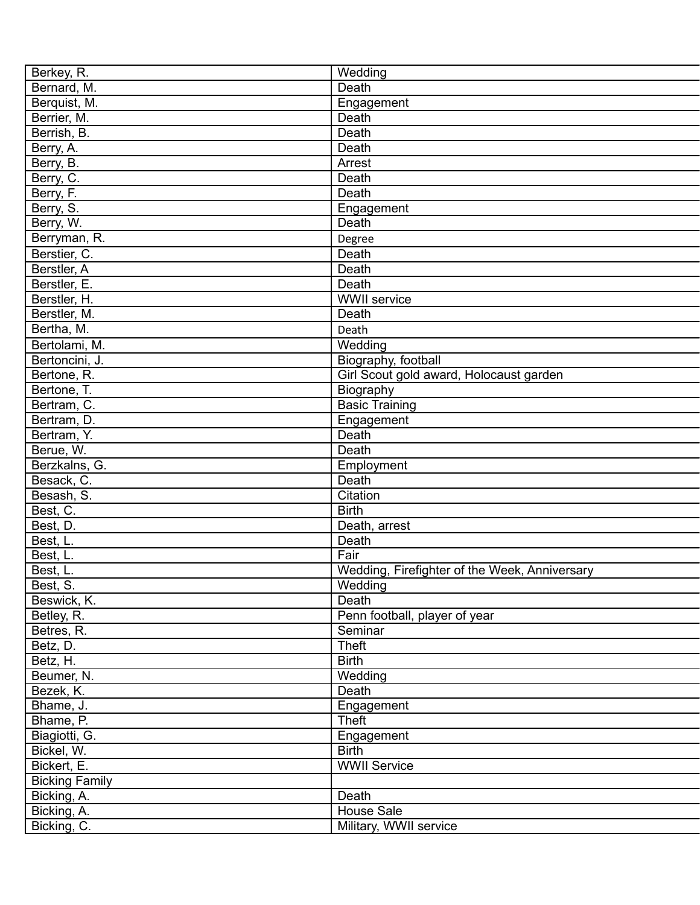| | |
|---|---|
| Berkey, R. | Wedding |
| Bernard, M. | Death |
| Berquist, M. | Engagement |
| Berrier, M. | Death |
| Berrish, B. | Death |
| Berry, A. | Death |
| Berry, B. | Arrest |
| Berry, C. | Death |
| Berry, F. | Death |
| Berry, S. | Engagement |
| Berry, W. | Death |
| Berryman, R. | Degree |
| Berstier, C. | Death |
| Berstler, A | Death |
| Berstler, E. | Death |
| Berstler, H. | WWII service |
| Berstler, M. | Death |
| Bertha, M. | Death |
| Bertolami, M. | Wedding |
| Bertoncini, J. | Biography, football |
| Bertone, R. | Girl Scout gold award, Holocaust garden |
| Bertone, T. | Biography |
| Bertram, C. | Basic Training |
| Bertram, D. | Engagement |
| Bertram, Y. | Death |
| Berue, W. | Death |
| Berzkalns, G. | Employment |
| Besack, C. | Death |
| Besash, S. | Citation |
| Best, C. | Birth |
| Best, D. | Death, arrest |
| Best, L. | Death |
| Best, L. | Fair |
| Best, L. | Wedding, Firefighter of the Week, Anniversary |
| Best, S. | Wedding |
| Beswick, K. | Death |
| Betley, R. | Penn football, player of year |
| Betres, R. | Seminar |
| Betz, D. | Theft |
| Betz, H. | Birth |
| Beumer, N. | Wedding |
| Bezek, K. | Death |
| Bhame, J. | Engagement |
| Bhame, P. | Theft |
| Biagiotti, G. | Engagement |
| Bickel, W. | Birth |
| Bickert, E. | WWII Service |
| Bicking Family | |
| Bicking, A. | Death |
| Bicking, A. | House Sale |
| Bicking, C. | Military, WWII service |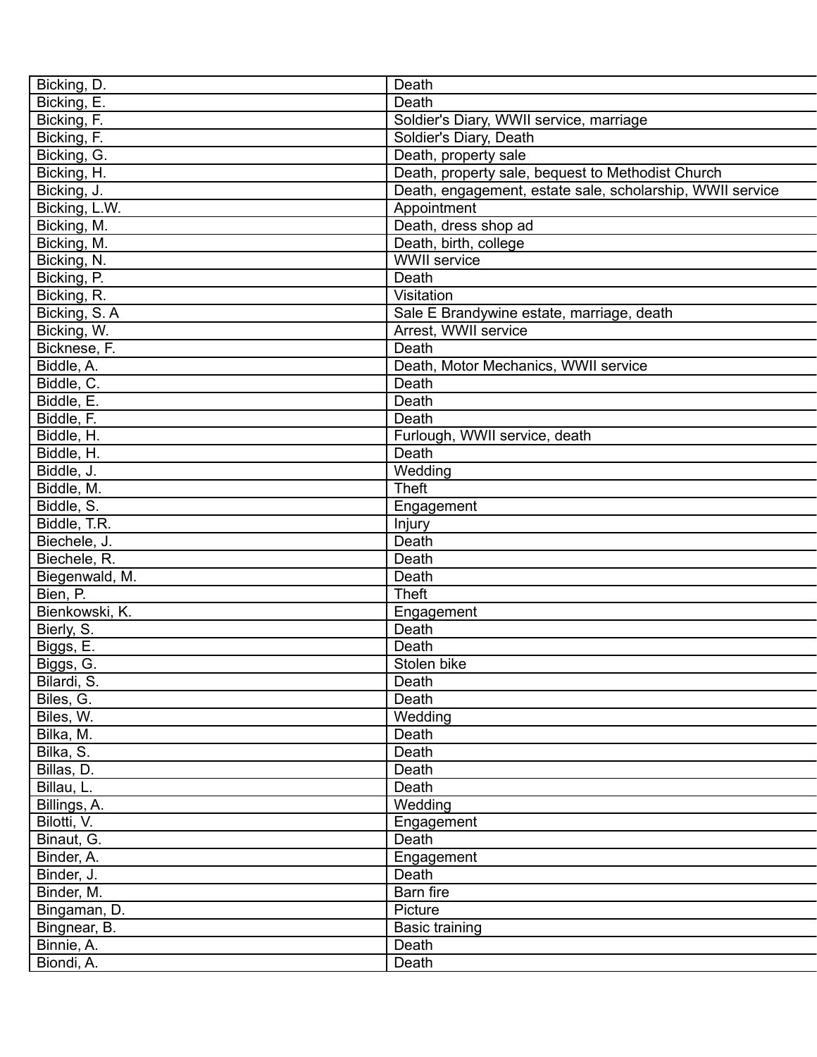| | |
|---|---|
| Bicking, D. | Death |
| Bicking, E. | Death |
| Bicking, F. | Soldier's Diary, WWII service, marriage |
| Bicking, F. | Soldier's Diary, Death |
| Bicking, G. | Death, property sale |
| Bicking, H. | Death, property sale, bequest to Methodist Church |
| Bicking, J. | Death, engagement, estate sale, scholarship, WWII service |
| Bicking, L.W. | Appointment |
| Bicking, M. | Death, dress shop ad |
| Bicking, M. | Death, birth, college |
| Bicking, N. | WWII service |
| Bicking, P. | Death |
| Bicking, R. | Visitation |
| Bicking, S. A | Sale E Brandywine estate, marriage, death |
| Bicking, W. | Arrest, WWII service |
| Bicknese, F. | Death |
| Biddle, A. | Death, Motor Mechanics, WWII service |
| Biddle, C. | Death |
| Biddle, E. | Death |
| Biddle, F. | Death |
| Biddle, H. | Furlough, WWII service, death |
| Biddle, H. | Death |
| Biddle, J. | Wedding |
| Biddle, M. | Theft |
| Biddle, S. | Engagement |
| Biddle, T.R. | Injury |
| Biechele, J. | Death |
| Biechele, R. | Death |
| Biegenwald, M. | Death |
| Bien, P. | Theft |
| Bienkowski, K. | Engagement |
| Bierly, S. | Death |
| Biggs, E. | Death |
| Biggs, G. | Stolen bike |
| Bilardi, S. | Death |
| Biles, G. | Death |
| Biles, W. | Wedding |
| Bilka, M. | Death |
| Bilka, S. | Death |
| Billas, D. | Death |
| Billau, L. | Death |
| Billings, A. | Wedding |
| Bilotti, V. | Engagement |
| Binaut, G. | Death |
| Binder, A. | Engagement |
| Binder, J. | Death |
| Binder, M. | Barn fire |
| Bingaman, D. | Picture |
| Bingnear, B. | Basic training |
| Binnie, A. | Death |
| Biondi, A. | Death |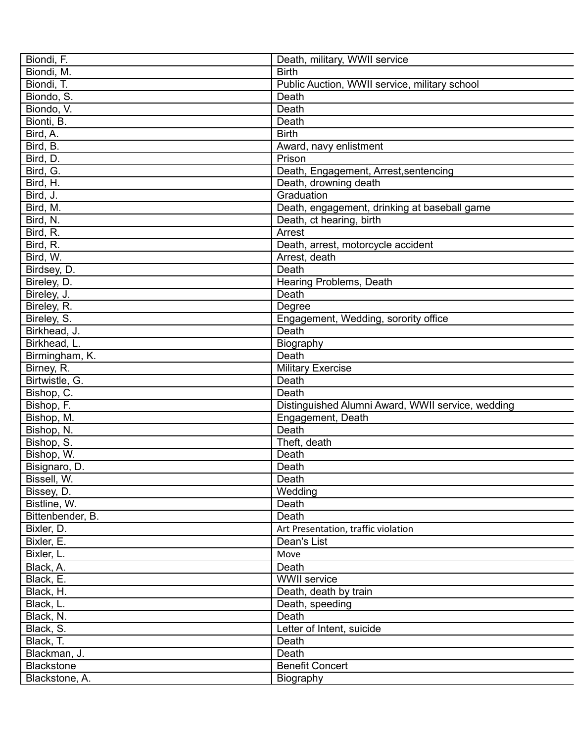| | |
|---|---|
| Biondi, F. | Death, military, WWII service |
| Biondi, M. | Birth |
| Biondi, T. | Public Auction, WWII service, military school |
| Biondo, S. | Death |
| Biondo, V. | Death |
| Bionti, B. | Death |
| Bird, A. | Birth |
| Bird, B. | Award, navy enlistment |
| Bird, D. | Prison |
| Bird, G. | Death, Engagement, Arrest,sentencing |
| Bird, H. | Death, drowning death |
| Bird, J. | Graduation |
| Bird, M. | Death, engagement, drinking at baseball game |
| Bird, N. | Death, ct hearing, birth |
| Bird, R. | Arrest |
| Bird, R. | Death, arrest, motorcycle accident |
| Bird, W. | Arrest, death |
| Birdsey, D. | Death |
| Bireley, D. | Hearing Problems, Death |
| Bireley, J. | Death |
| Bireley, R. | Degree |
| Bireley, S. | Engagement, Wedding, sorority office |
| Birkhead, J. | Death |
| Birkhead, L. | Biography |
| Birmingham, K. | Death |
| Birney, R. | Military Exercise |
| Birtwistle, G. | Death |
| Bishop, C. | Death |
| Bishop, F. | Distinguished Alumni Award, WWII service, wedding |
| Bishop, M. | Engagement, Death |
| Bishop, N. | Death |
| Bishop, S. | Theft, death |
| Bishop, W. | Death |
| Bisignaro, D. | Death |
| Bissell, W. | Death |
| Bissey, D. | Wedding |
| Bistline, W. | Death |
| Bittenbender, B. | Death |
| Bixler, D. | Art Presentation, traffic violation |
| Bixler, E. | Dean's List |
| Bixler, L. | Move |
| Black, A. | Death |
| Black, E. | WWII service |
| Black, H. | Death, death by train |
| Black, L. | Death, speeding |
| Black, N. | Death |
| Black, S. | Letter of Intent, suicide |
| Black, T. | Death |
| Blackman, J. | Death |
| Blackstone | Benefit Concert |
| Blackstone, A. | Biography |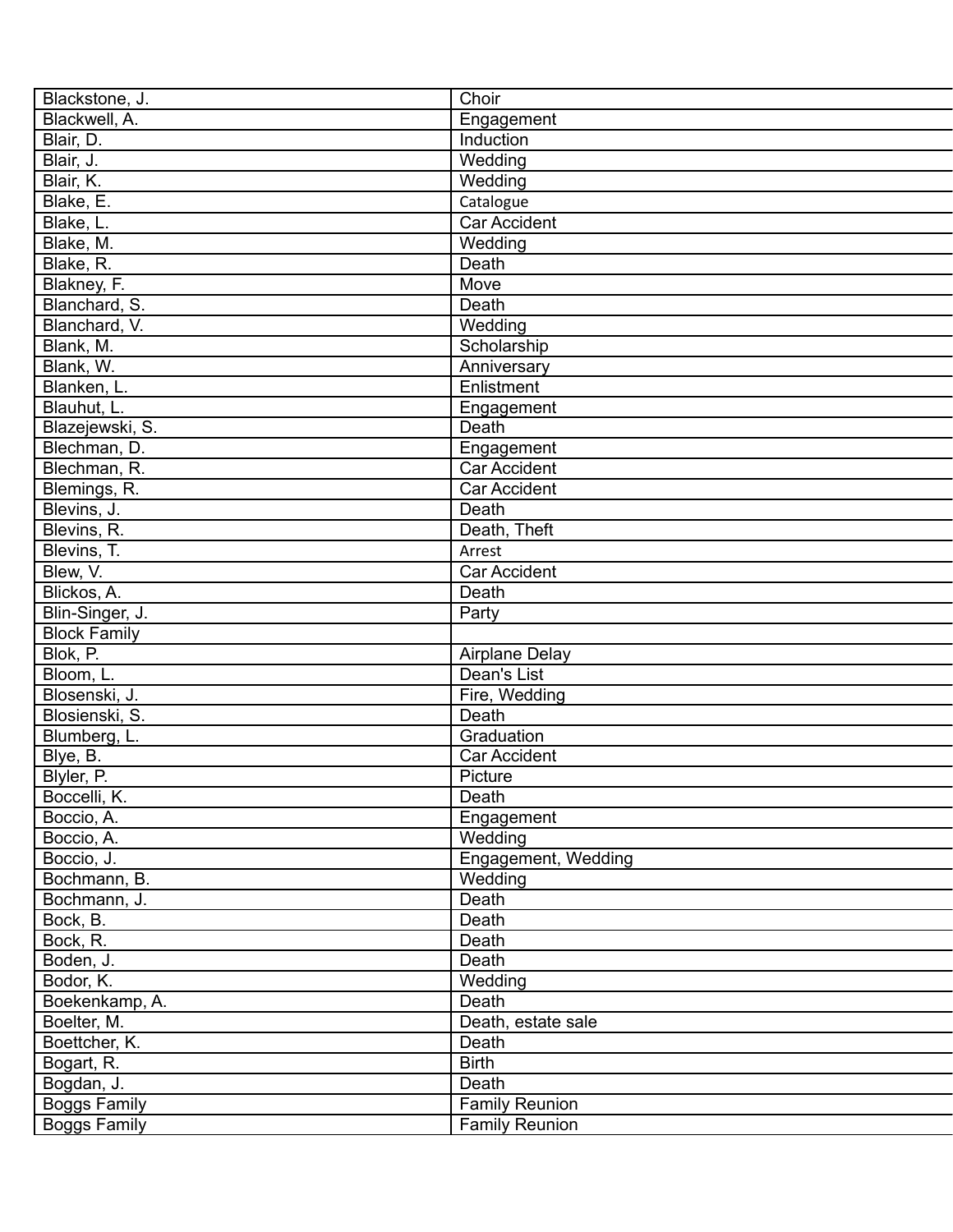| Blackstone, J. | Choir |
|---|---|
| Blackwell, A. | Engagement |
| Blair, D. | Induction |
| Blair, J. | Wedding |
| Blair, K. | Wedding |
| Blake, E. | Catalogue |
| Blake, L. | Car Accident |
| Blake, M. | Wedding |
| Blake, R. | Death |
| Blakney, F. | Move |
| Blanchard, S. | Death |
| Blanchard, V. | Wedding |
| Blank, M. | Scholarship |
| Blank, W. | Anniversary |
| Blanken, L. | Enlistment |
| Blauhut, L. | Engagement |
| Blazejewski, S. | Death |
| Blechman, D. | Engagement |
| Blechman, R. | Car Accident |
| Blemings, R. | Car Accident |
| Blevins, J. | Death |
| Blevins, R. | Death, Theft |
| Blevins, T. | Arrest |
| Blew, V. | Car Accident |
| Blickos, A. | Death |
| Blin-Singer, J. | Party |
| Block Family | |
| Blok, P. | Airplane Delay |
| Bloom, L. | Dean's List |
| Blosenski, J. | Fire, Wedding |
| Blosienski, S. | Death |
| Blumberg, L. | Graduation |
| Blye, B. | Car Accident |
| Blyler, P. | Picture |
| Boccelli, K. | Death |
| Boccio, A. | Engagement |
| Boccio, A. | Wedding |
| Boccio, J. | Engagement, Wedding |
| Bochmann, B. | Wedding |
| Bochmann, J. | Death |
| Bock, B. | Death |
| Bock, R. | Death |
| Boden, J. | Death |
| Bodor, K. | Wedding |
| Boekenkamp, A. | Death |
| Boelter, M. | Death, estate sale |
| Boettcher, K. | Death |
| Bogart, R. | Birth |
| Bogdan, J. | Death |
| Boggs Family | Family Reunion |
| Boggs Family | Family Reunion |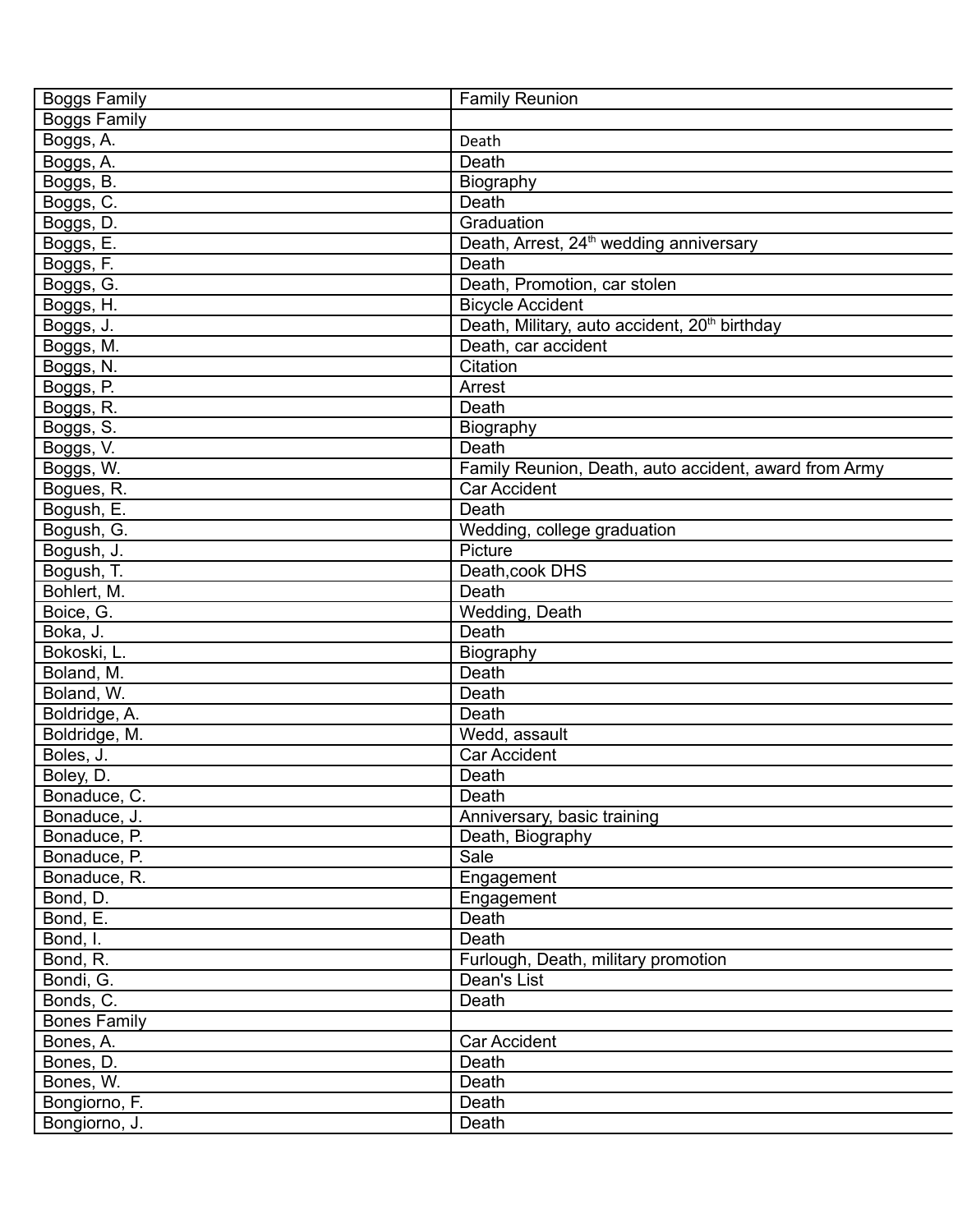| Boggs Family | Family Reunion |
|---|---|
| Boggs Family | |
| Boggs, A. | Death |
| Boggs, A. | Death |
| Boggs, B. | Biography |
| Boggs, C. | Death |
| Boggs, D. | Graduation |
| Boggs, E. | Death, Arrest, 24th wedding anniversary |
| Boggs, F. | Death |
| Boggs, G. | Death, Promotion, car stolen |
| Boggs, H. | Bicycle Accident |
| Boggs, J. | Death, Military, auto accident, 20th birthday |
| Boggs, M. | Death, car accident |
| Boggs, N. | Citation |
| Boggs, P. | Arrest |
| Boggs, R. | Death |
| Boggs, S. | Biography |
| Boggs, V. | Death |
| Boggs, W. | Family Reunion, Death, auto accident, award from Army |
| Bogues, R. | Car Accident |
| Bogush, E. | Death |
| Bogush, G. | Wedding, college graduation |
| Bogush, J. | Picture |
| Bogush, T. | Death,cook DHS |
| Bohlert, M. | Death |
| Boice, G. | Wedding, Death |
| Boka, J. | Death |
| Bokoski, L. | Biography |
| Boland, M. | Death |
| Boland, W. | Death |
| Boldridge, A. | Death |
| Boldridge, M. | Wedd, assault |
| Boles, J. | Car Accident |
| Boley, D. | Death |
| Bonaduce, C. | Death |
| Bonaduce, J. | Anniversary, basic training |
| Bonaduce, P. | Death, Biography |
| Bonaduce, P. | Sale |
| Bonaduce, R. | Engagement |
| Bond, D. | Engagement |
| Bond, E. | Death |
| Bond, I. | Death |
| Bond, R. | Furlough, Death, military promotion |
| Bondi, G. | Dean's List |
| Bonds, C. | Death |
| Bones Family | |
| Bones, A. | Car Accident |
| Bones, D. | Death |
| Bones, W. | Death |
| Bongiorno, F. | Death |
| Bongiorno, J. | Death |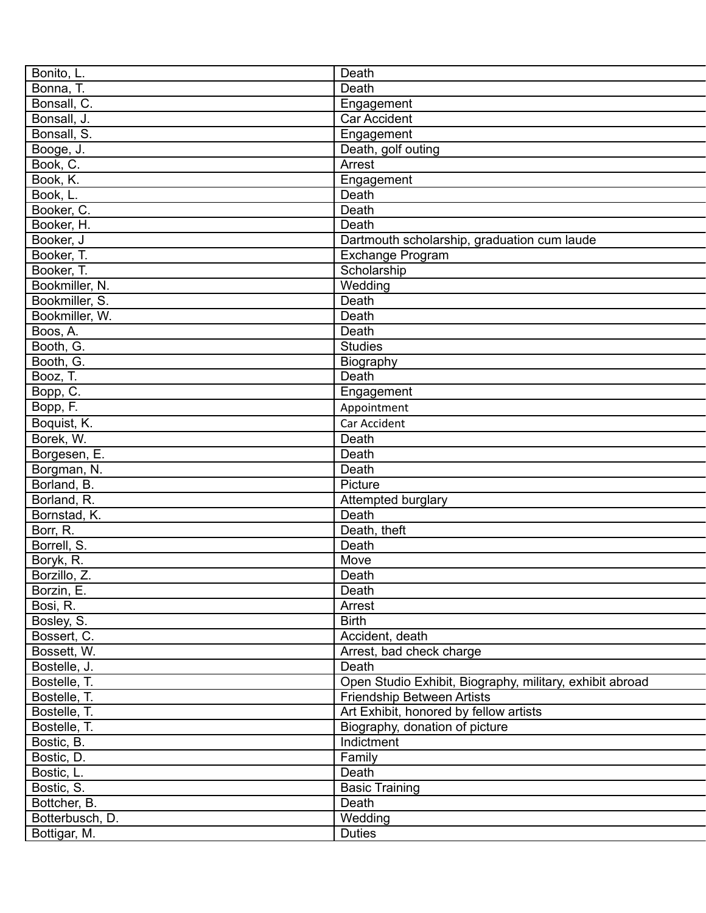| Bonito, L. | Death |
|---|---|
| Bonna, T. | Death |
| Bonsall, C. | Engagement |
| Bonsall, J. | Car Accident |
| Bonsall, S. | Engagement |
| Booge, J. | Death, golf outing |
| Book, C. | Arrest |
| Book, K. | Engagement |
| Book, L. | Death |
| Booker, C. | Death |
| Booker, H. | Death |
| Booker, J | Dartmouth scholarship, graduation cum laude |
| Booker, T. | Exchange Program |
| Booker, T. | Scholarship |
| Bookmiller, N. | Wedding |
| Bookmiller, S. | Death |
| Bookmiller, W. | Death |
| Boos, A. | Death |
| Booth, G. | Studies |
| Booth, G. | Biography |
| Booz, T. | Death |
| Bopp, C. | Engagement |
| Bopp, F. | Appointment |
| Boquist, K. | Car Accident |
| Borek, W. | Death |
| Borgesen, E. | Death |
| Borgman, N. | Death |
| Borland, B. | Picture |
| Borland, R. | Attempted burglary |
| Bornstad, K. | Death |
| Borr, R. | Death, theft |
| Borrell, S. | Death |
| Boryk, R. | Move |
| Borzillo, Z. | Death |
| Borzin, E. | Death |
| Bosi, R. | Arrest |
| Bosley, S. | Birth |
| Bossert, C. | Accident, death |
| Bossett, W. | Arrest, bad check charge |
| Bostelle, J. | Death |
| Bostelle, T. | Open Studio Exhibit, Biography, military, exhibit abroad |
| Bostelle, T. | Friendship Between Artists |
| Bostelle, T. | Art Exhibit, honored by fellow artists |
| Bostelle, T. | Biography, donation of picture |
| Bostic, B. | Indictment |
| Bostic, D. | Family |
| Bostic, L. | Death |
| Bostic, S. | Basic Training |
| Bottcher, B. | Death |
| Botterbusch, D. | Wedding |
| Bottigar, M. | Duties |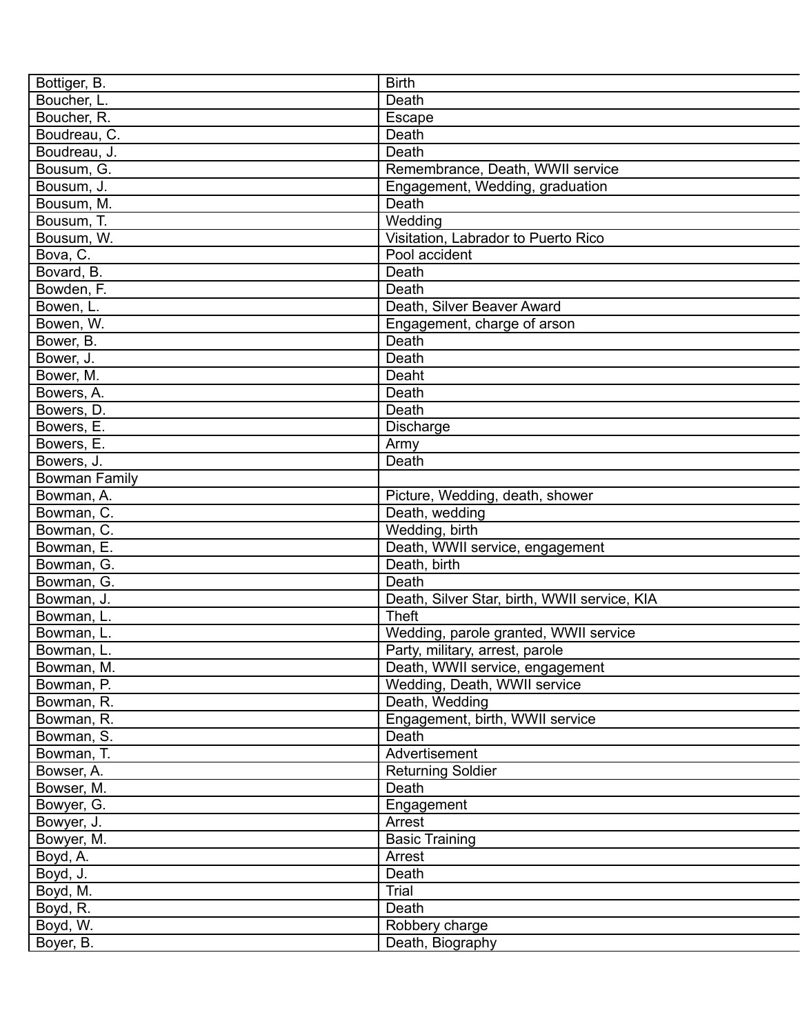| Bottiger, B. | Birth |
|---|---|
| Boucher, L. | Death |
| Boucher, R. | Escape |
| Boudreau, C. | Death |
| Boudreau, J. | Death |
| Bousum, G. | Remembrance, Death, WWII service |
| Bousum, J. | Engagement, Wedding, graduation |
| Bousum, M. | Death |
| Bousum, T. | Wedding |
| Bousum, W. | Visitation, Labrador to Puerto Rico |
| Bova, C. | Pool accident |
| Bovard, B. | Death |
| Bowden, F. | Death |
| Bowen, L. | Death, Silver Beaver Award |
| Bowen, W. | Engagement, charge of arson |
| Bower, B. | Death |
| Bower, J. | Death |
| Bower, M. | Deaht |
| Bowers, A. | Death |
| Bowers, D. | Death |
| Bowers, E. | Discharge |
| Bowers, E. | Army |
| Bowers, J. | Death |
| Bowman Family | |
| Bowman, A. | Picture, Wedding, death, shower |
| Bowman, C. | Death, wedding |
| Bowman, C. | Wedding, birth |
| Bowman, E. | Death, WWII service, engagement |
| Bowman, G. | Death, birth |
| Bowman, G. | Death |
| Bowman, J. | Death, Silver Star, birth, WWII service, KIA |
| Bowman, L. | Theft |
| Bowman, L. | Wedding, parole granted, WWII service |
| Bowman, L. | Party, military, arrest, parole |
| Bowman, M. | Death, WWII service, engagement |
| Bowman, P. | Wedding, Death, WWII service |
| Bowman, R. | Death, Wedding |
| Bowman, R. | Engagement, birth, WWII service |
| Bowman, S. | Death |
| Bowman, T. | Advertisement |
| Bowser, A. | Returning Soldier |
| Bowser, M. | Death |
| Bowyer, G. | Engagement |
| Bowyer, J. | Arrest |
| Bowyer, M. | Basic Training |
| Boyd, A. | Arrest |
| Boyd, J. | Death |
| Boyd, M. | Trial |
| Boyd, R. | Death |
| Boyd, W. | Robbery charge |
| Boyer, B. | Death, Biography |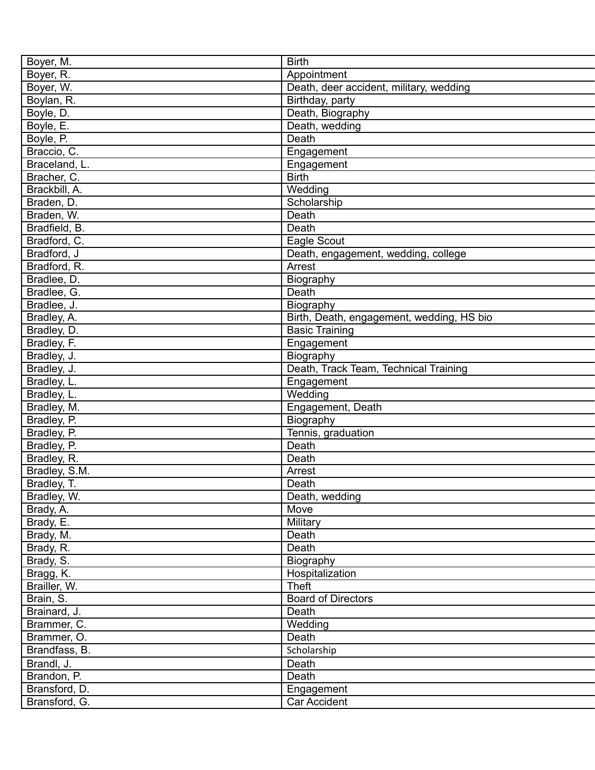| Boyer, M. | Birth |
|---|---|
| Boyer, R. | Appointment |
| Boyer, W. | Death, deer accident, military, wedding |
| Boylan, R. | Birthday, party |
| Boyle, D. | Death, Biography |
| Boyle, E. | Death, wedding |
| Boyle, P. | Death |
| Braccio, C. | Engagement |
| Braceland, L. | Engagement |
| Bracher, C. | Birth |
| Brackbill, A. | Wedding |
| Braden, D. | Scholarship |
| Braden, W. | Death |
| Bradfield, B. | Death |
| Bradford, C. | Eagle Scout |
| Bradford, J | Death, engagement, wedding, college |
| Bradford, R. | Arrest |
| Bradlee, D. | Biography |
| Bradlee, G. | Death |
| Bradlee, J. | Biography |
| Bradley, A. | Birth, Death, engagement, wedding, HS bio |
| Bradley, D. | Basic Training |
| Bradley, F. | Engagement |
| Bradley, J. | Biography |
| Bradley, J. | Death, Track Team, Technical Training |
| Bradley, L. | Engagement |
| Bradley, L. | Wedding |
| Bradley, M. | Engagement, Death |
| Bradley, P. | Biography |
| Bradley, P. | Tennis, graduation |
| Bradley, P. | Death |
| Bradley, R. | Death |
| Bradley, S.M. | Arrest |
| Bradley, T. | Death |
| Bradley, W. | Death, wedding |
| Brady, A. | Move |
| Brady, E. | Military |
| Brady, M. | Death |
| Brady, R. | Death |
| Brady, S. | Biography |
| Bragg, K. | Hospitalization |
| Brailler, W. | Theft |
| Brain, S. | Board of Directors |
| Brainard, J. | Death |
| Brammer, C. | Wedding |
| Brammer, O. | Death |
| Brandfass, B. | Scholarship |
| Brandl, J. | Death |
| Brandon, P. | Death |
| Bransford, D. | Engagement |
| Bransford, G. | Car Accident |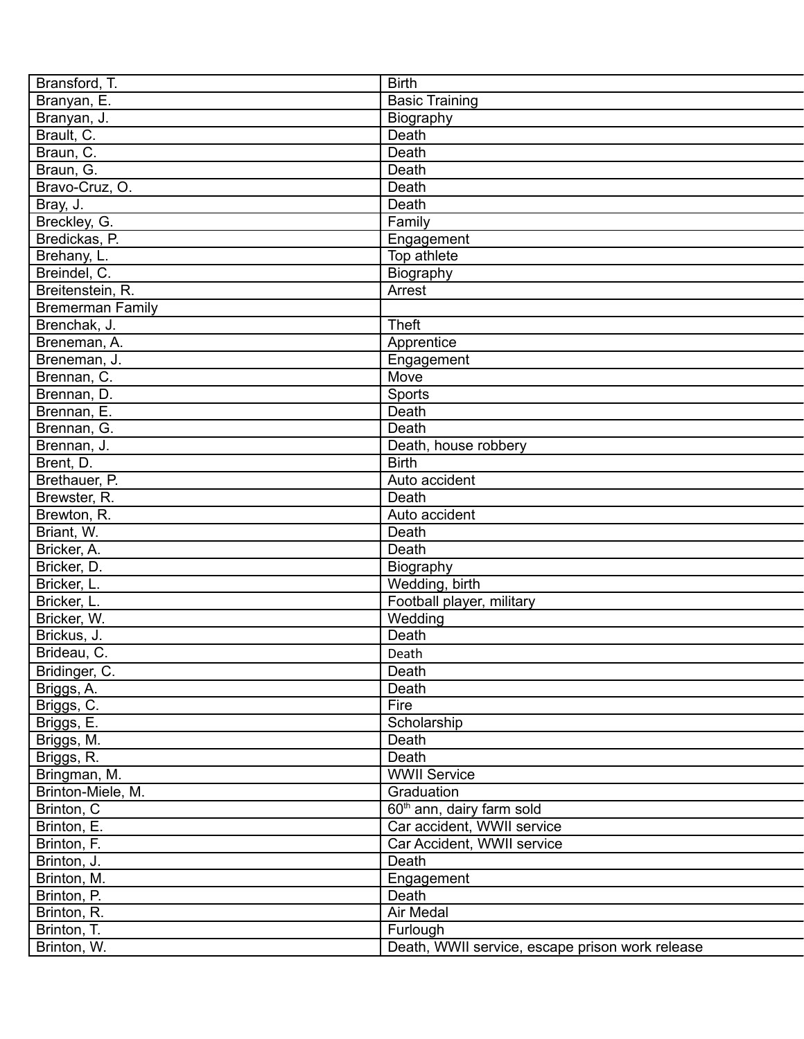| | |
|---|---|
| Bransford, T. | Birth |
| Branyan, E. | Basic Training |
| Branyan, J. | Biography |
| Brault, C. | Death |
| Braun, C. | Death |
| Braun, G. | Death |
| Bravo-Cruz, O. | Death |
| Bray, J. | Death |
| Breckley, G. | Family |
| Bredickas, P. | Engagement |
| Brehany, L. | Top athlete |
| Breindel, C. | Biography |
| Breitenstein, R. | Arrest |
| Bremerman Family | |
| Brenchak, J. | Theft |
| Breneman, A. | Apprentice |
| Breneman, J. | Engagement |
| Brennan, C. | Move |
| Brennan, D. | Sports |
| Brennan, E. | Death |
| Brennan, G. | Death |
| Brennan, J. | Death, house robbery |
| Brent, D. | Birth |
| Brethauer, P. | Auto accident |
| Brewster, R. | Death |
| Brewton, R. | Auto accident |
| Briant, W. | Death |
| Bricker, A. | Death |
| Bricker, D. | Biography |
| Bricker, L. | Wedding, birth |
| Bricker, L. | Football player, military |
| Bricker, W. | Wedding |
| Brickus, J. | Death |
| Brideau, C. | Death |
| Bridinger, C. | Death |
| Briggs, A. | Death |
| Briggs, C. | Fire |
| Briggs, E. | Scholarship |
| Briggs, M. | Death |
| Briggs, R. | Death |
| Bringman, M. | WWII Service |
| Brinton-Miele, M. | Graduation |
| Brinton, C | 60th ann, dairy farm sold |
| Brinton, E. | Car accident, WWII service |
| Brinton, F. | Car Accident, WWII service |
| Brinton, J. | Death |
| Brinton, M. | Engagement |
| Brinton, P. | Death |
| Brinton, R. | Air Medal |
| Brinton, T. | Furlough |
| Brinton, W. | Death, WWII service, escape prison work release |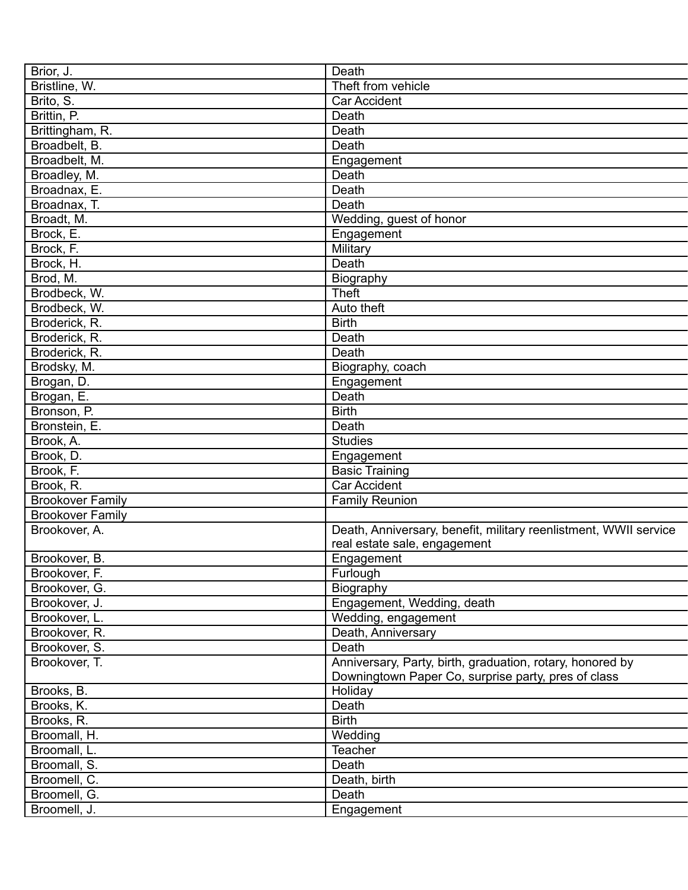| | |
|---|---|
| Brior, J. | Death |
| Bristline, W. | Theft from vehicle |
| Brito, S. | Car Accident |
| Brittin, P. | Death |
| Brittingham, R. | Death |
| Broadbelt, B. | Death |
| Broadbelt, M. | Engagement |
| Broadley, M. | Death |
| Broadnax, E. | Death |
| Broadnax, T. | Death |
| Broadt, M. | Wedding, guest of honor |
| Brock, E. | Engagement |
| Brock, F. | Military |
| Brock, H. | Death |
| Brod, M. | Biography |
| Brodbeck, W. | Theft |
| Brodbeck, W. | Auto theft |
| Broderick, R. | Birth |
| Broderick, R. | Death |
| Broderick, R. | Death |
| Brodsky, M. | Biography, coach |
| Brogan, D. | Engagement |
| Brogan, E. | Death |
| Bronson, P. | Birth |
| Bronstein, E. | Death |
| Brook, A. | Studies |
| Brook, D. | Engagement |
| Brook, F. | Basic Training |
| Brook, R. | Car Accident |
| Brookover Family | Family Reunion |
| Brookover Family | |
| Brookover, A. | Death, Anniversary, benefit, military reenlistment, WWII service real estate sale, engagement |
| Brookover, B. | Engagement |
| Brookover, F. | Furlough |
| Brookover, G. | Biography |
| Brookover, J. | Engagement, Wedding, death |
| Brookover, L. | Wedding, engagement |
| Brookover, R. | Death, Anniversary |
| Brookover, S. | Death |
| Brookover, T. | Anniversary, Party, birth, graduation, rotary, honored by Downingtown Paper Co, surprise party, pres of class |
| Brooks, B. | Holiday |
| Brooks, K. | Death |
| Brooks, R. | Birth |
| Broomall, H. | Wedding |
| Broomall, L. | Teacher |
| Broomall, S. | Death |
| Broomell, C. | Death, birth |
| Broomell, G. | Death |
| Broomell, J. | Engagement |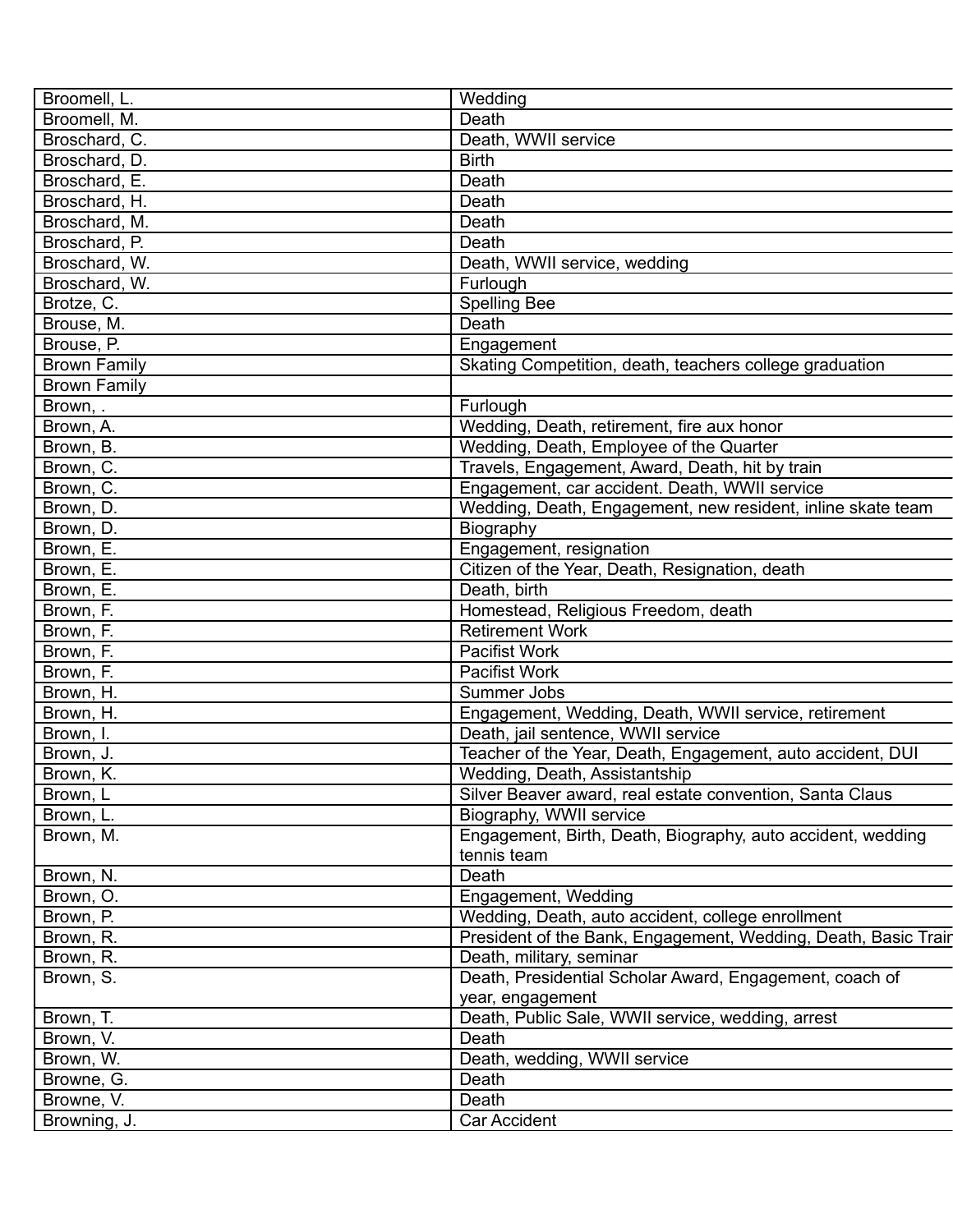| Broomell, L. | Wedding |
|---|---|
| Broomell, M. | Death |
| Broschard, C. | Death, WWII service |
| Broschard, D. | Birth |
| Broschard, E. | Death |
| Broschard, H. | Death |
| Broschard, M. | Death |
| Broschard, P. | Death |
| Broschard, W. | Death, WWII service, wedding |
| Broschard, W. | Furlough |
| Brotze, C. | Spelling Bee |
| Brouse, M. | Death |
| Brouse, P. | Engagement |
| Brown Family | Skating Competition, death, teachers college graduation |
| Brown Family | |
| Brown, . | Furlough |
| Brown, A. | Wedding, Death, retirement, fire aux honor |
| Brown, B. | Wedding, Death, Employee of the Quarter |
| Brown, C. | Travels, Engagement, Award, Death, hit by train |
| Brown, C. | Engagement, car accident. Death, WWII service |
| Brown, D. | Wedding, Death, Engagement, new resident, inline skate team |
| Brown, D. | Biography |
| Brown, E. | Engagement, resignation |
| Brown, E. | Citizen of the Year, Death, Resignation, death |
| Brown, E. | Death, birth |
| Brown, F. | Homestead, Religious Freedom, death |
| Brown, F. | Retirement Work |
| Brown, F. | Pacifist Work |
| Brown, F. | Pacifist Work |
| Brown, H. | Summer Jobs |
| Brown, H. | Engagement, Wedding, Death, WWII service, retirement |
| Brown, I. | Death, jail sentence, WWII service |
| Brown, J. | Teacher of the Year, Death, Engagement, auto accident, DUI |
| Brown, K. | Wedding, Death, Assistantship |
| Brown, L | Silver Beaver award, real estate convention, Santa Claus |
| Brown, L. | Biography, WWII service |
| Brown, M. | Engagement, Birth, Death, Biography, auto accident, wedding tennis team |
| Brown, N. | Death |
| Brown, O. | Engagement, Wedding |
| Brown, P. | Wedding, Death, auto accident, college enrollment |
| Brown, R. | President of the Bank, Engagement, Wedding, Death, Basic Train |
| Brown, R. | Death, military, seminar |
| Brown, S. | Death, Presidential Scholar Award, Engagement, coach of year, engagement |
| Brown, T. | Death, Public Sale, WWII service, wedding, arrest |
| Brown, V. | Death |
| Brown, W. | Death, wedding, WWII service |
| Browne, G. | Death |
| Browne, V. | Death |
| Browning, J. | Car Accident |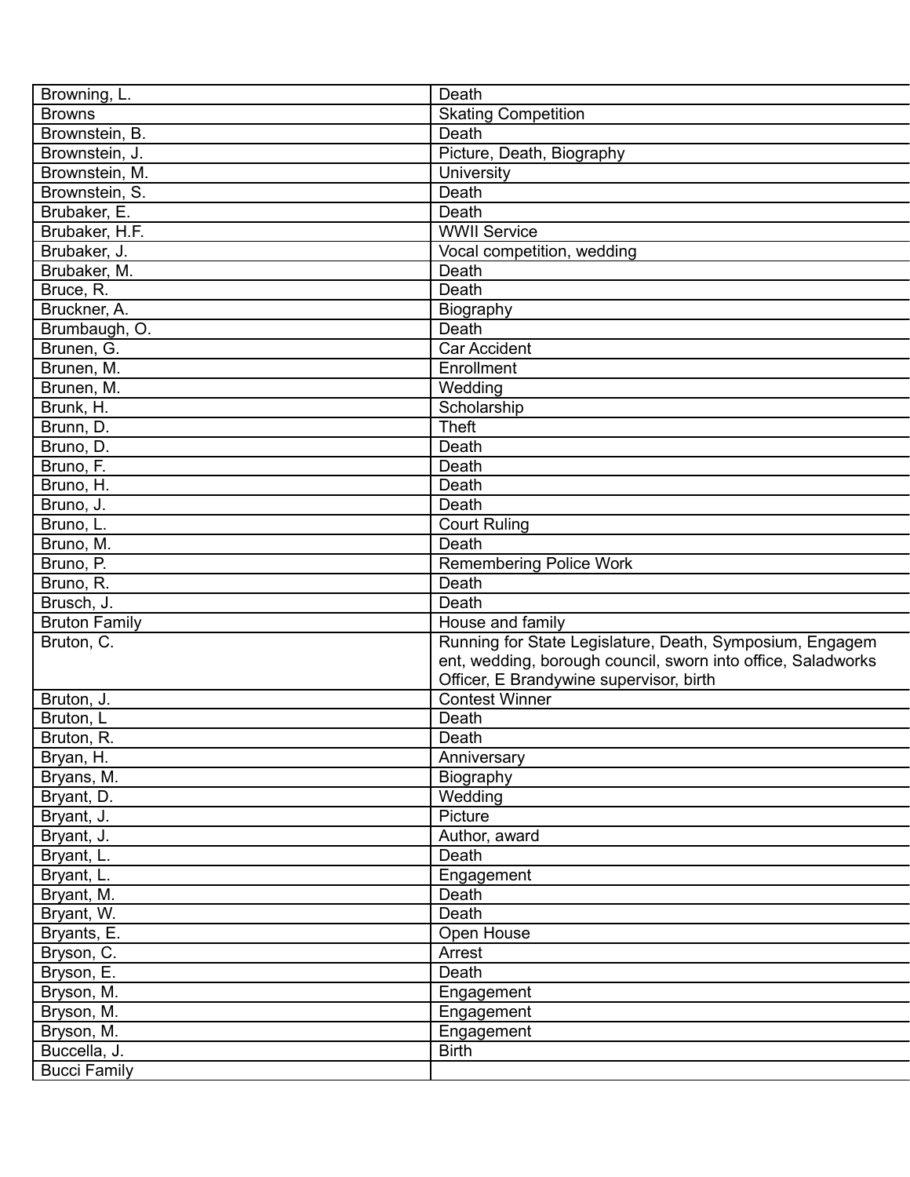| Browning, L. | Death |
|---|---|
| Browns | Skating Competition |
| Brownstein, B. | Death |
| Brownstein, J. | Picture, Death, Biography |
| Brownstein, M. | University |
| Brownstein, S. | Death |
| Brubaker, E. | Death |
| Brubaker, H.F. | WWII Service |
| Brubaker, J. | Vocal competition, wedding |
| Brubaker, M. | Death |
| Bruce, R. | Death |
| Bruckner, A. | Biography |
| Brumbaugh, O. | Death |
| Brunen, G. | Car Accident |
| Brunen, M. | Enrollment |
| Brunen, M. | Wedding |
| Brunk, H. | Scholarship |
| Brunn, D. | Theft |
| Bruno, D. | Death |
| Bruno, F. | Death |
| Bruno, H. | Death |
| Bruno, J. | Death |
| Bruno, L. | Court Ruling |
| Bruno, M. | Death |
| Bruno, P. | Remembering Police Work |
| Bruno, R. | Death |
| Brusch, J. | Death |
| Bruton Family | House and family |
| Bruton, C. | Running for State Legislature, Death, Symposium, Engagement, wedding, borough council, sworn into office, Saladworks Officer, E Brandywine supervisor, birth |
| Bruton, J. | Contest Winner |
| Bruton, L | Death |
| Bruton, R. | Death |
| Bryan, H. | Anniversary |
| Bryans, M. | Biography |
| Bryant, D. | Wedding |
| Bryant, J. | Picture |
| Bryant, J. | Author, award |
| Bryant, L. | Death |
| Bryant, L. | Engagement |
| Bryant, M. | Death |
| Bryant, W. | Death |
| Bryants, E. | Open House |
| Bryson, C. | Arrest |
| Bryson, E. | Death |
| Bryson, M. | Engagement |
| Bryson, M. | Engagement |
| Bryson, M. | Engagement |
| Buccella, J. | Birth |
| Bucci Family | |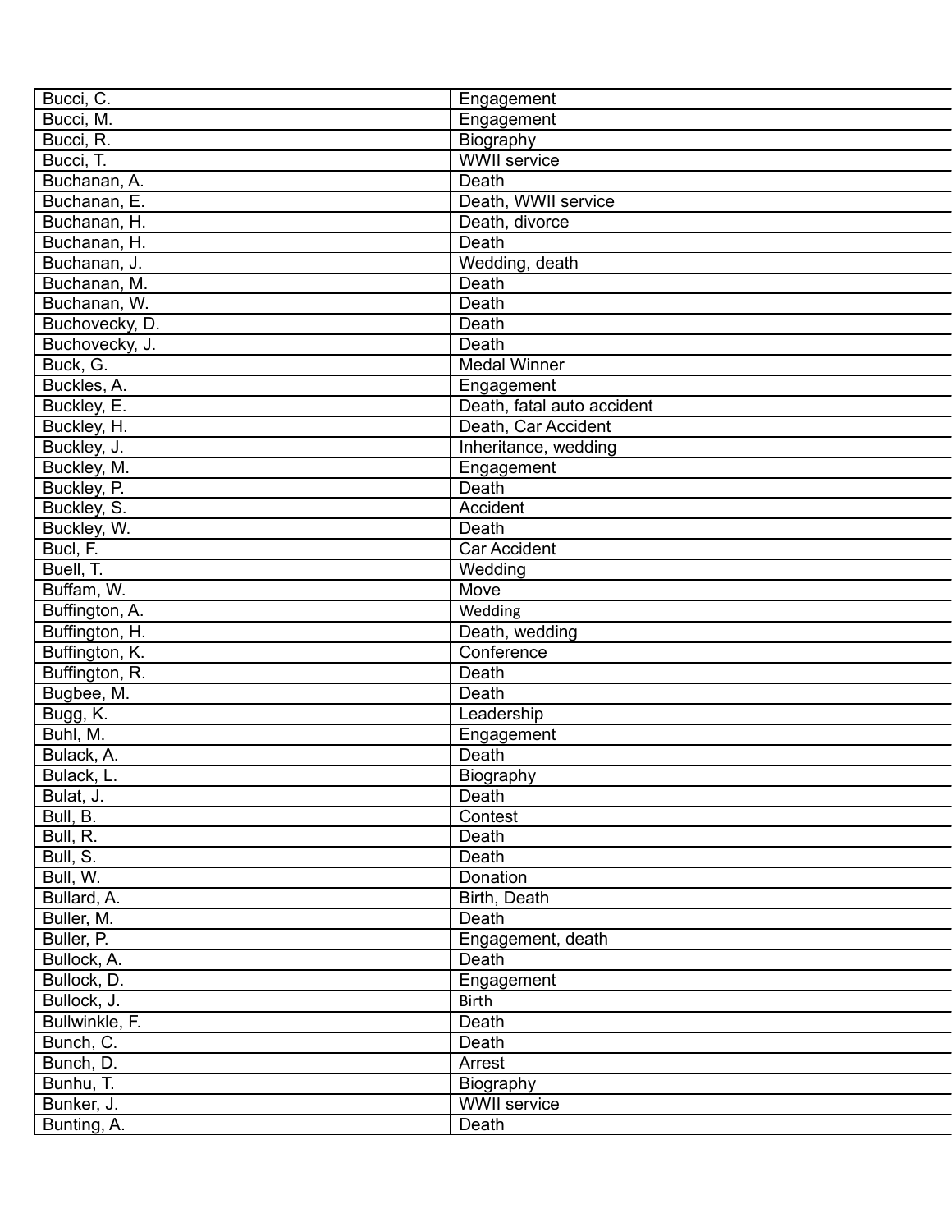| Bucci, C. | Engagement |
|---|---|
| Bucci, M. | Engagement |
| Bucci, R. | Biography |
| Bucci, T. | WWII service |
| Buchanan, A. | Death |
| Buchanan, E. | Death, WWII service |
| Buchanan, H. | Death, divorce |
| Buchanan, H. | Death |
| Buchanan, J. | Wedding, death |
| Buchanan, M. | Death |
| Buchanan, W. | Death |
| Buchovecky, D. | Death |
| Buchovecky, J. | Death |
| Buck, G. | Medal Winner |
| Buckles, A. | Engagement |
| Buckley, E. | Death, fatal auto accident |
| Buckley, H. | Death, Car Accident |
| Buckley, J. | Inheritance, wedding |
| Buckley, M. | Engagement |
| Buckley, P. | Death |
| Buckley, S. | Accident |
| Buckley, W. | Death |
| Bucl, F. | Car Accident |
| Buell, T. | Wedding |
| Buffam, W. | Move |
| Buffington, A. | Wedding |
| Buffington, H. | Death, wedding |
| Buffington, K. | Conference |
| Buffington, R. | Death |
| Bugbee, M. | Death |
| Bugg, K. | Leadership |
| Buhl, M. | Engagement |
| Bulack, A. | Death |
| Bulack, L. | Biography |
| Bulat, J. | Death |
| Bull, B. | Contest |
| Bull, R. | Death |
| Bull, S. | Death |
| Bull, W. | Donation |
| Bullard, A. | Birth, Death |
| Buller, M. | Death |
| Buller, P. | Engagement, death |
| Bullock, A. | Death |
| Bullock, D. | Engagement |
| Bullock, J. | Birth |
| Bullwinkle, F. | Death |
| Bunch, C. | Death |
| Bunch, D. | Arrest |
| Bunhu, T. | Biography |
| Bunker, J. | WWII service |
| Bunting, A. | Death |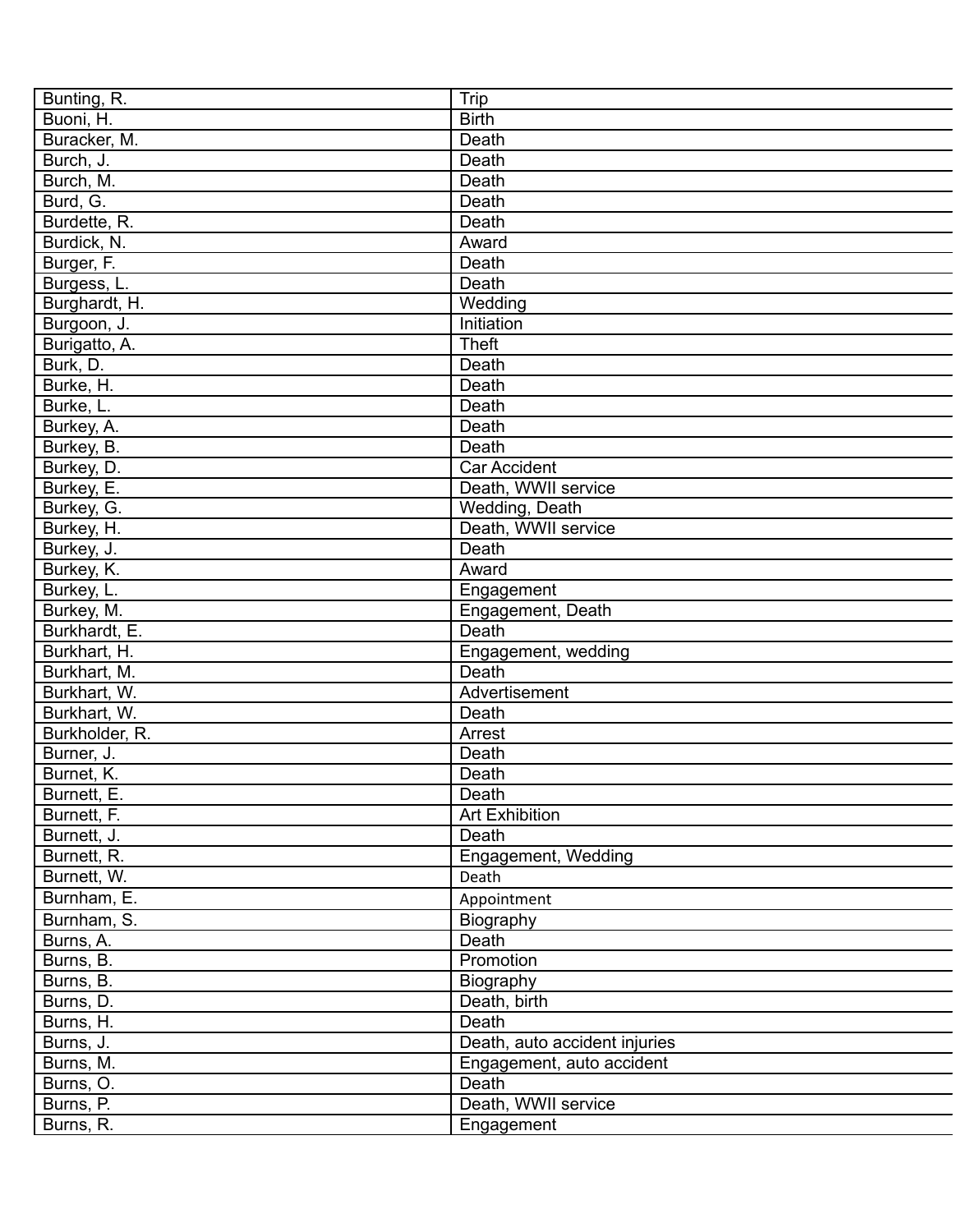| Bunting, R. | Trip |
|---|---|
| Buoni, H. | Birth |
| Buracker, M. | Death |
| Burch, J. | Death |
| Burch, M. | Death |
| Burd, G. | Death |
| Burdette, R. | Death |
| Burdick, N. | Award |
| Burger, F. | Death |
| Burgess, L. | Death |
| Burghardt, H. | Wedding |
| Burgoon, J. | Initiation |
| Burigatto, A. | Theft |
| Burk, D. | Death |
| Burke, H. | Death |
| Burke, L. | Death |
| Burkey, A. | Death |
| Burkey, B. | Death |
| Burkey, D. | Car Accident |
| Burkey, E. | Death, WWII service |
| Burkey, G. | Wedding, Death |
| Burkey, H. | Death, WWII service |
| Burkey, J. | Death |
| Burkey, K. | Award |
| Burkey, L. | Engagement |
| Burkey, M. | Engagement, Death |
| Burkhardt, E. | Death |
| Burkhart, H. | Engagement, wedding |
| Burkhart, M. | Death |
| Burkhart, W. | Advertisement |
| Burkhart, W. | Death |
| Burkholder, R. | Arrest |
| Burner, J. | Death |
| Burnet, K. | Death |
| Burnett, E. | Death |
| Burnett, F. | Art Exhibition |
| Burnett, J. | Death |
| Burnett, R. | Engagement, Wedding |
| Burnett, W. | Death |
| Burnham, E. | Appointment |
| Burnham, S. | Biography |
| Burns, A. | Death |
| Burns, B. | Promotion |
| Burns, B. | Biography |
| Burns, D. | Death, birth |
| Burns, H. | Death |
| Burns, J. | Death, auto accident injuries |
| Burns, M. | Engagement, auto accident |
| Burns, O. | Death |
| Burns, P. | Death, WWII service |
| Burns, R. | Engagement |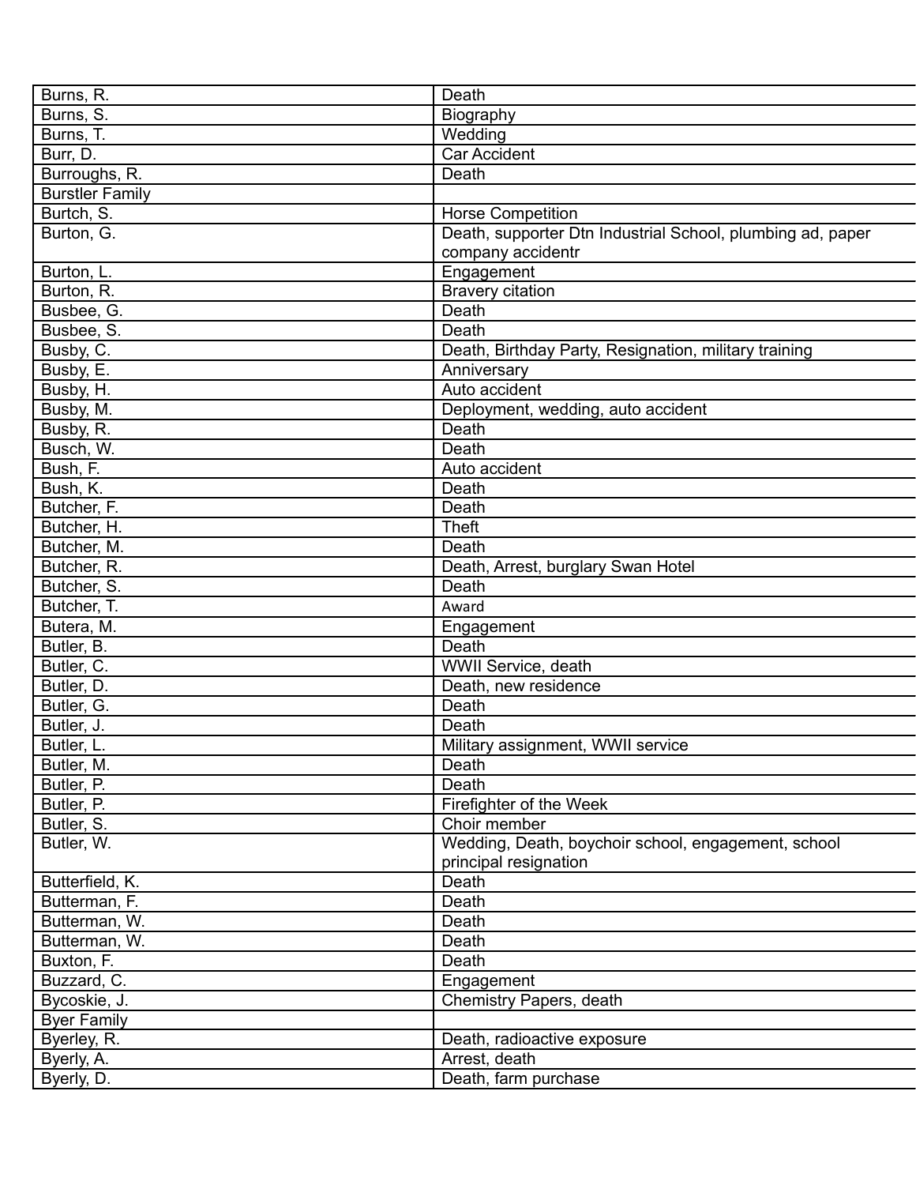| Burns, R. | Death |
|---|---|
| Burns, S. | Biography |
| Burns, T. | Wedding |
| Burr, D. | Car Accident |
| Burroughs, R. | Death |
| Burstler Family | |
| Burtch, S. | Horse Competition |
| Burton, G. | Death, supporter Dtn Industrial School, plumbing ad, paper company accidentr |
| Burton, L. | Engagement |
| Burton, R. | Bravery citation |
| Busbee, G. | Death |
| Busbee, S. | Death |
| Busby, C. | Death, Birthday Party, Resignation, military training |
| Busby, E. | Anniversary |
| Busby, H. | Auto accident |
| Busby, M. | Deployment, wedding, auto accident |
| Busby, R. | Death |
| Busch, W. | Death |
| Bush, F. | Auto accident |
| Bush, K. | Death |
| Butcher, F. | Death |
| Butcher, H. | Theft |
| Butcher, M. | Death |
| Butcher, R. | Death, Arrest, burglary Swan Hotel |
| Butcher, S. | Death |
| Butcher, T. | Award |
| Butera, M. | Engagement |
| Butler, B. | Death |
| Butler, C. | WWII Service, death |
| Butler, D. | Death, new residence |
| Butler, G. | Death |
| Butler, J. | Death |
| Butler, L. | Military assignment, WWII service |
| Butler, M. | Death |
| Butler, P. | Death |
| Butler, P. | Firefighter of the Week |
| Butler, S. | Choir member |
| Butler, W. | Wedding, Death, boychoir school, engagement, school principal resignation |
| Butterfield, K. | Death |
| Butterman, F. | Death |
| Butterman, W. | Death |
| Butterman, W. | Death |
| Buxton, F. | Death |
| Buzzard, C. | Engagement |
| Bycoskie, J. | Chemistry Papers, death |
| Byer Family | |
| Byerley, R. | Death, radioactive exposure |
| Byerly, A. | Arrest, death |
| Byerly, D. | Death, farm purchase |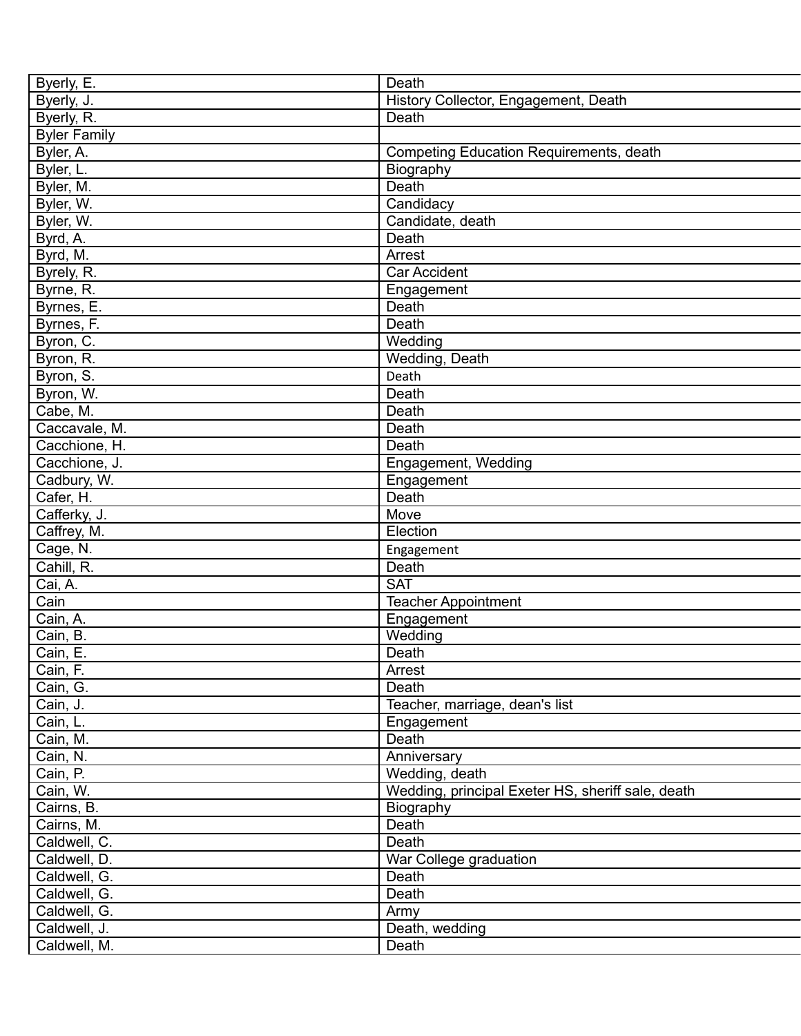| Byerly, E. | Death |
|---|---|
| Byerly, J. | History Collector, Engagement, Death |
| Byerly, R. | Death |
| Byler Family | |
| Byler, A. | Competing Education Requirements, death |
| Byler, L. | Biography |
| Byler, M. | Death |
| Byler, W. | Candidacy |
| Byler, W. | Candidate, death |
| Byrd, A. | Death |
| Byrd, M. | Arrest |
| Byrely, R. | Car Accident |
| Byrne, R. | Engagement |
| Byrnes, E. | Death |
| Byrnes, F. | Death |
| Byron, C. | Wedding |
| Byron, R. | Wedding, Death |
| Byron, S. | Death |
| Byron, W. | Death |
| Cabe, M. | Death |
| Caccavale, M. | Death |
| Cacchione, H. | Death |
| Cacchione, J. | Engagement, Wedding |
| Cadbury, W. | Engagement |
| Cafer, H. | Death |
| Cafferky, J. | Move |
| Caffrey, M. | Election |
| Cage, N. | Engagement |
| Cahill, R. | Death |
| Cai, A. | SAT |
| Cain | Teacher Appointment |
| Cain, A. | Engagement |
| Cain, B. | Wedding |
| Cain, E. | Death |
| Cain, F. | Arrest |
| Cain, G. | Death |
| Cain, J. | Teacher, marriage, dean's list |
| Cain, L. | Engagement |
| Cain, M. | Death |
| Cain, N. | Anniversary |
| Cain, P. | Wedding, death |
| Cain, W. | Wedding, principal Exeter HS, sheriff sale, death |
| Cairns, B. | Biography |
| Cairns, M. | Death |
| Caldwell, C. | Death |
| Caldwell, D. | War College graduation |
| Caldwell, G. | Death |
| Caldwell, G. | Death |
| Caldwell, G. | Army |
| Caldwell, J. | Death, wedding |
| Caldwell, M. | Death |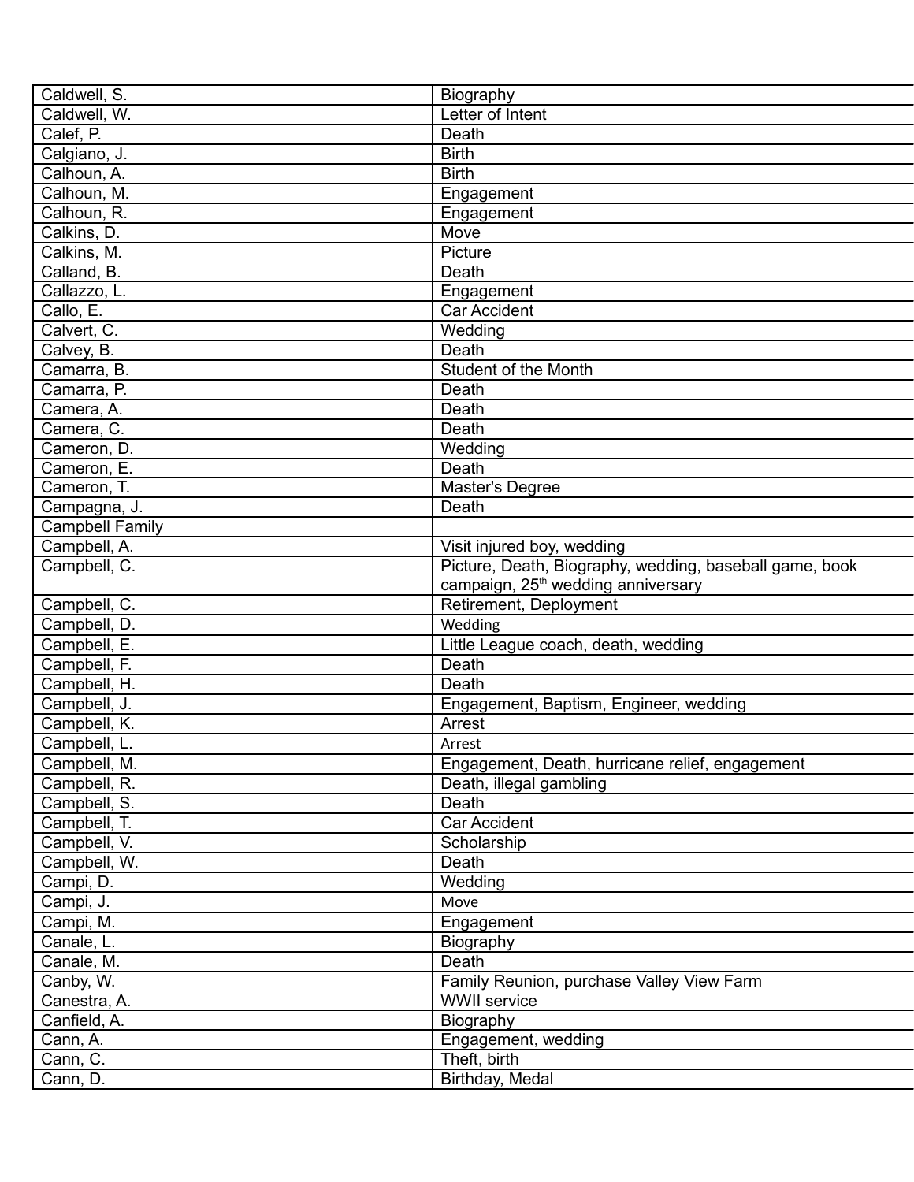| | |
|---|---|
| Caldwell, S. | Biography |
| Caldwell, W. | Letter of Intent |
| Calef, P. | Death |
| Calgiano, J. | Birth |
| Calhoun, A. | Birth |
| Calhoun, M. | Engagement |
| Calhoun, R. | Engagement |
| Calkins, D. | Move |
| Calkins, M. | Picture |
| Calland, B. | Death |
| Callazzo, L. | Engagement |
| Callo, E. | Car Accident |
| Calvert, C. | Wedding |
| Calvey, B. | Death |
| Camarra, B. | Student of the Month |
| Camarra, P. | Death |
| Camera, A. | Death |
| Camera, C. | Death |
| Cameron, D. | Wedding |
| Cameron, E. | Death |
| Cameron, T. | Master's Degree |
| Campagna, J. | Death |
| Campbell Family | |
| Campbell, A. | Visit injured boy, wedding |
| Campbell, C. | Picture, Death, Biography, wedding, baseball game, book campaign, 25th wedding anniversary |
| Campbell, C. | Retirement, Deployment |
| Campbell, D. | Wedding |
| Campbell, E. | Little League coach, death, wedding |
| Campbell, F. | Death |
| Campbell, H. | Death |
| Campbell, J. | Engagement, Baptism, Engineer, wedding |
| Campbell, K. | Arrest |
| Campbell, L. | Arrest |
| Campbell, M. | Engagement, Death, hurricane relief, engagement |
| Campbell, R. | Death, illegal gambling |
| Campbell, S. | Death |
| Campbell, T. | Car Accident |
| Campbell, V. | Scholarship |
| Campbell, W. | Death |
| Campi, D. | Wedding |
| Campi, J. | Move |
| Campi, M. | Engagement |
| Canale, L. | Biography |
| Canale, M. | Death |
| Canby, W. | Family Reunion, purchase Valley View Farm |
| Canestra, A. | WWII service |
| Canfield, A. | Biography |
| Cann, A. | Engagement, wedding |
| Cann, C. | Theft, birth |
| Cann, D. | Birthday, Medal |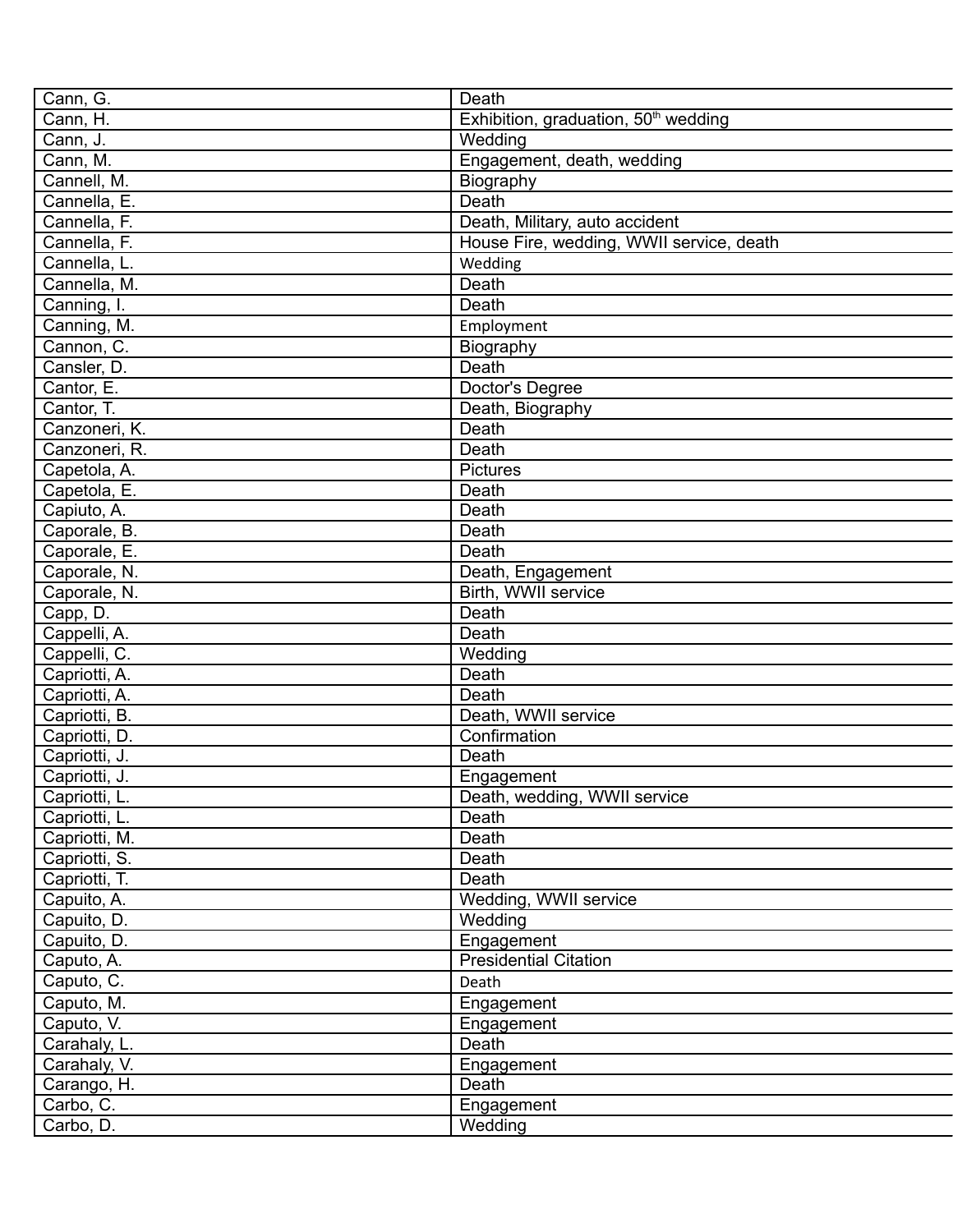| Cann, G. | Death |
|---|---|
| Cann, H. | Exhibition, graduation, 50th wedding |
| Cann, J. | Wedding |
| Cann, M. | Engagement, death, wedding |
| Cannell, M. | Biography |
| Cannella, E. | Death |
| Cannella, F. | Death, Military, auto accident |
| Cannella, F. | House Fire, wedding, WWII service, death |
| Cannella, L. | Wedding |
| Cannella, M. | Death |
| Canning, I. | Death |
| Canning, M. | Employment |
| Cannon, C. | Biography |
| Cansler, D. | Death |
| Cantor, E. | Doctor's Degree |
| Cantor, T. | Death, Biography |
| Canzoneri, K. | Death |
| Canzoneri, R. | Death |
| Capetola, A. | Pictures |
| Capetola, E. | Death |
| Capiuto, A. | Death |
| Caporale, B. | Death |
| Caporale, E. | Death |
| Caporale, N. | Death, Engagement |
| Caporale, N. | Birth, WWII service |
| Capp, D. | Death |
| Cappelli, A. | Death |
| Cappelli, C. | Wedding |
| Capriotti, A. | Death |
| Capriotti, A. | Death |
| Capriotti, B. | Death, WWII service |
| Capriotti, D. | Confirmation |
| Capriotti, J. | Death |
| Capriotti, J. | Engagement |
| Capriotti, L. | Death, wedding, WWII service |
| Capriotti, L. | Death |
| Capriotti, M. | Death |
| Capriotti, S. | Death |
| Capriotti, T. | Death |
| Capuito, A. | Wedding, WWII service |
| Capuito, D. | Wedding |
| Capuito, D. | Engagement |
| Caputo, A. | Presidential Citation |
| Caputo, C. | Death |
| Caputo, M. | Engagement |
| Caputo, V. | Engagement |
| Carahaly, L. | Death |
| Carahaly, V. | Engagement |
| Carango, H. | Death |
| Carbo, C. | Engagement |
| Carbo, D. | Wedding |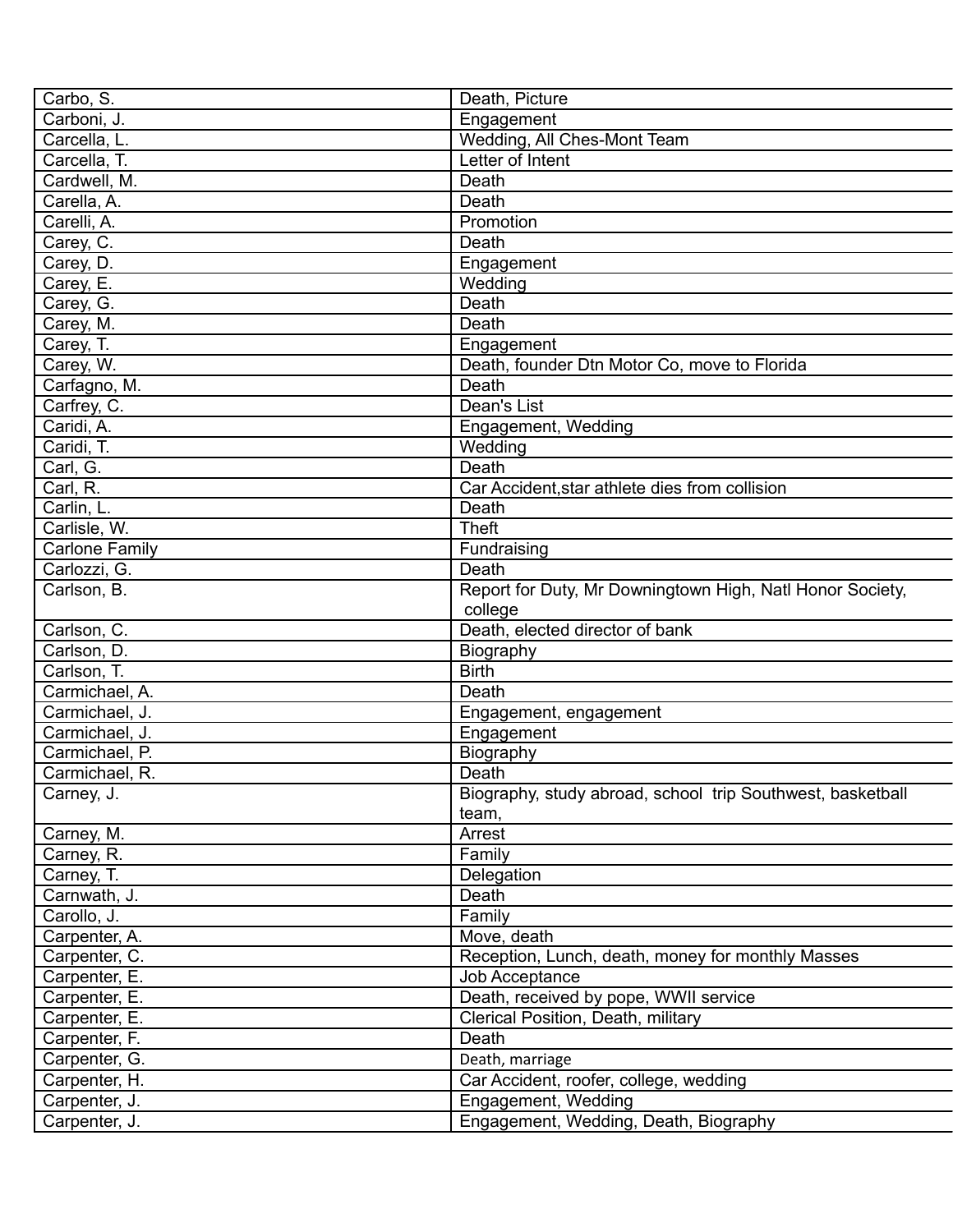| Carbo, S. | Death, Picture |
|---|---|
| Carboni, J. | Engagement |
| Carcella, L. | Wedding, All Ches-Mont Team |
| Carcella, T. | Letter of Intent |
| Cardwell, M. | Death |
| Carella, A. | Death |
| Carelli, A. | Promotion |
| Carey, C. | Death |
| Carey, D. | Engagement |
| Carey, E. | Wedding |
| Carey, G. | Death |
| Carey, M. | Death |
| Carey, T. | Engagement |
| Carey, W. | Death, founder Dtn Motor Co, move to Florida |
| Carfagno, M. | Death |
| Carfrey, C. | Dean's List |
| Caridi, A. | Engagement, Wedding |
| Caridi, T. | Wedding |
| Carl, G. | Death |
| Carl, R. | Car Accident,star athlete dies from collision |
| Carlin, L. | Death |
| Carlisle, W. | Theft |
| Carlone Family | Fundraising |
| Carlozzi, G. | Death |
| Carlson, B. | Report for Duty, Mr Downingtown High, Natl Honor Society, college |
| Carlson, C. | Death, elected director of bank |
| Carlson, D. | Biography |
| Carlson, T. | Birth |
| Carmichael, A. | Death |
| Carmichael, J. | Engagement, engagement |
| Carmichael, J. | Engagement |
| Carmichael, P. | Biography |
| Carmichael, R. | Death |
| Carney, J. | Biography, study abroad, school trip Southwest, basketball team, |
| Carney, M. | Arrest |
| Carney, R. | Family |
| Carney, T. | Delegation |
| Carnwath, J. | Death |
| Carollo, J. | Family |
| Carpenter, A. | Move, death |
| Carpenter, C. | Reception, Lunch, death, money for monthly Masses |
| Carpenter, E. | Job Acceptance |
| Carpenter, E. | Death, received by pope, WWII service |
| Carpenter, E. | Clerical Position, Death, military |
| Carpenter, F. | Death |
| Carpenter, G. | Death, marriage |
| Carpenter, H. | Car Accident, roofer, college, wedding |
| Carpenter, J. | Engagement, Wedding |
| Carpenter, J. | Engagement, Wedding, Death, Biography |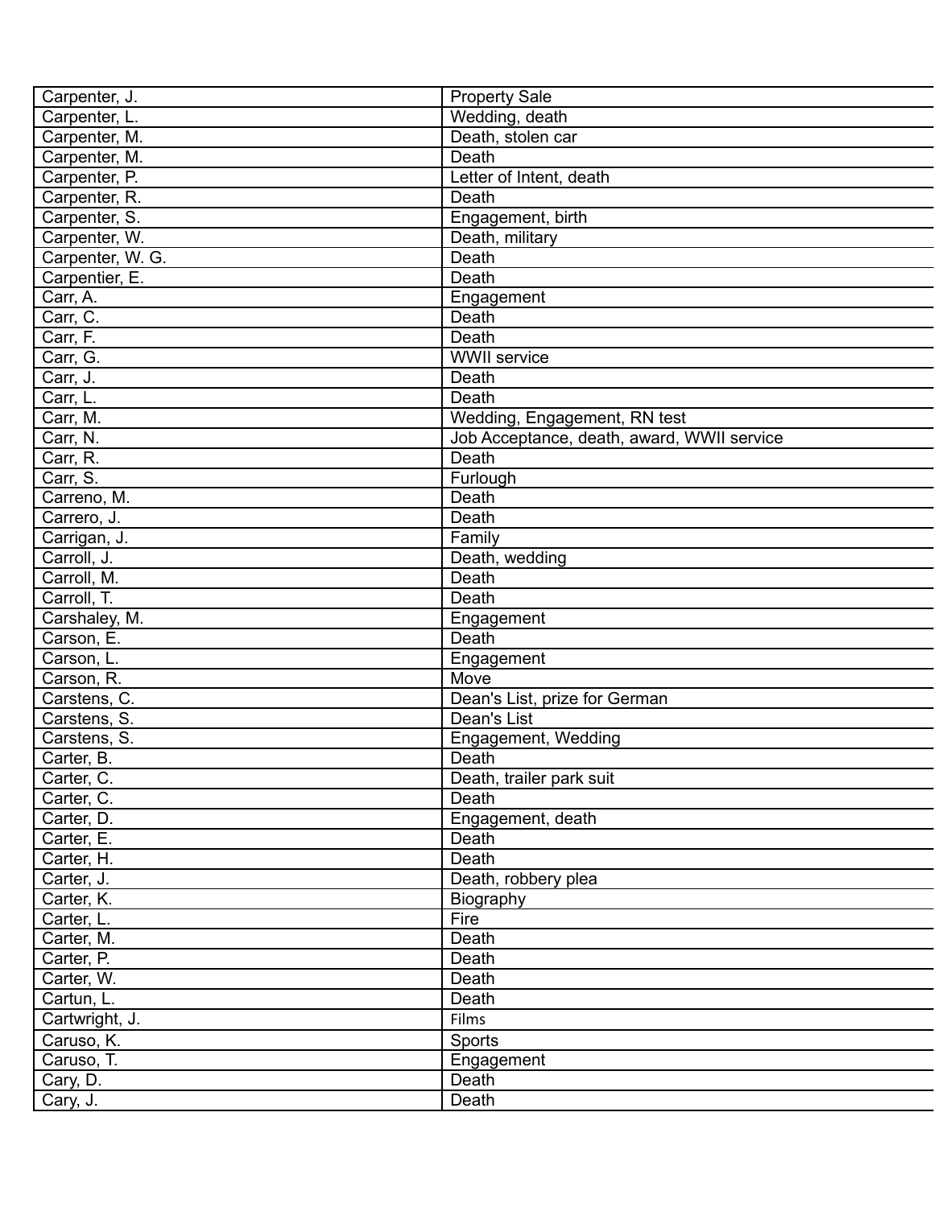| Carpenter, J. | Property Sale |
|---|---|
| Carpenter, L. | Wedding, death |
| Carpenter, M. | Death, stolen car |
| Carpenter, M. | Death |
| Carpenter, P. | Letter of Intent, death |
| Carpenter, R. | Death |
| Carpenter, S. | Engagement, birth |
| Carpenter, W. | Death, military |
| Carpenter, W. G. | Death |
| Carpentier, E. | Death |
| Carr, A. | Engagement |
| Carr, C. | Death |
| Carr, F. | Death |
| Carr, G. | WWII service |
| Carr, J. | Death |
| Carr, L. | Death |
| Carr, M. | Wedding, Engagement, RN test |
| Carr, N. | Job Acceptance, death, award, WWII service |
| Carr, R. | Death |
| Carr, S. | Furlough |
| Carreno, M. | Death |
| Carrero, J. | Death |
| Carrigan, J. | Family |
| Carroll, J. | Death, wedding |
| Carroll, M. | Death |
| Carroll, T. | Death |
| Carshaley, M. | Engagement |
| Carson, E. | Death |
| Carson, L. | Engagement |
| Carson, R. | Move |
| Carstens, C. | Dean's List, prize for German |
| Carstens, S. | Dean's List |
| Carstens, S. | Engagement, Wedding |
| Carter, B. | Death |
| Carter, C. | Death, trailer park suit |
| Carter, C. | Death |
| Carter, D. | Engagement, death |
| Carter, E. | Death |
| Carter, H. | Death |
| Carter, J. | Death, robbery plea |
| Carter, K. | Biography |
| Carter, L. | Fire |
| Carter, M. | Death |
| Carter, P. | Death |
| Carter, W. | Death |
| Cartun, L. | Death |
| Cartwright, J. | Films |
| Caruso, K. | Sports |
| Caruso, T. | Engagement |
| Cary, D. | Death |
| Cary, J. | Death |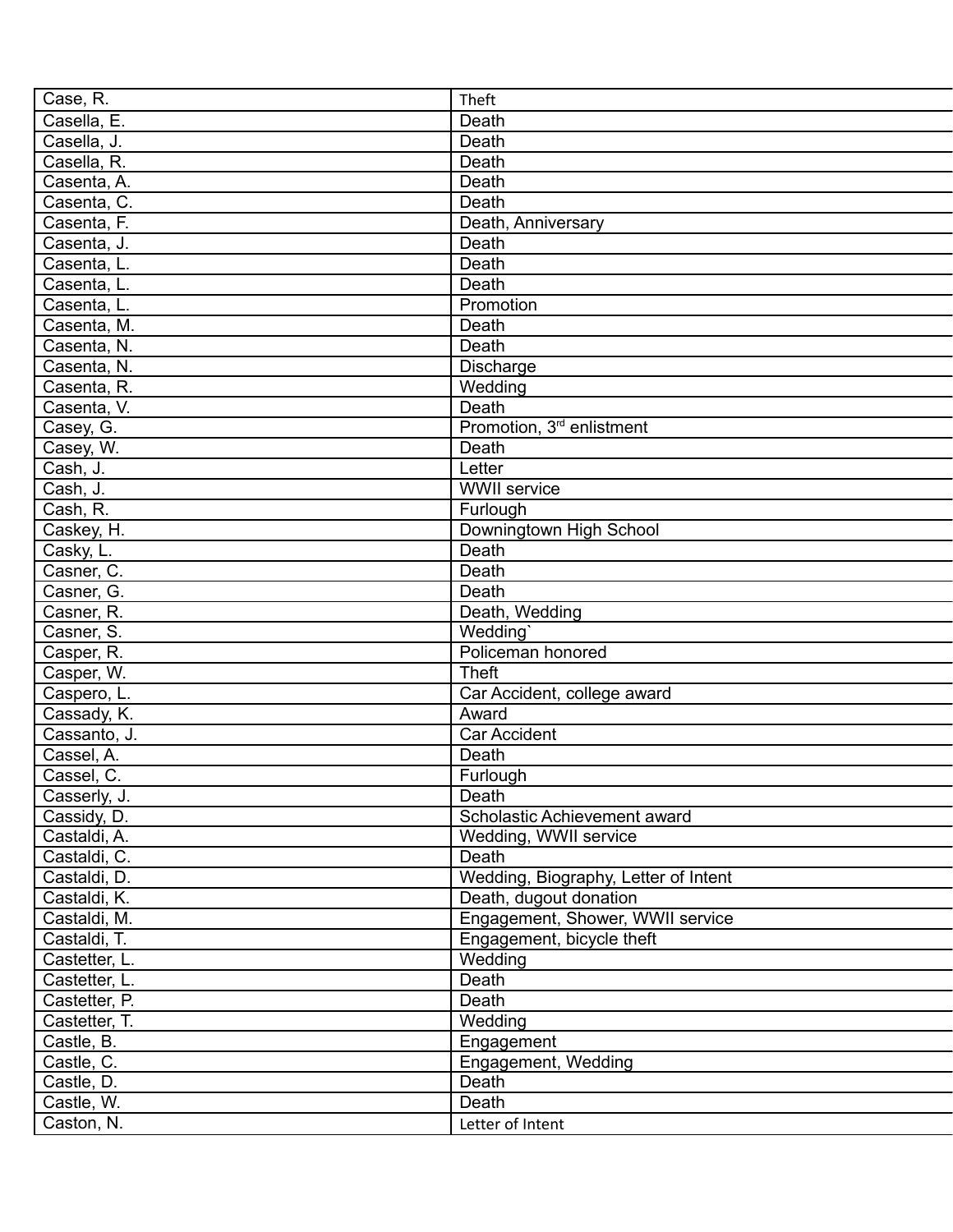| Case, R. | Theft |
|---|---|
| Casella, E. | Death |
| Casella, J. | Death |
| Casella, R. | Death |
| Casenta, A. | Death |
| Casenta, C. | Death |
| Casenta, F. | Death, Anniversary |
| Casenta, J. | Death |
| Casenta, L. | Death |
| Casenta, L. | Death |
| Casenta, L. | Promotion |
| Casenta, M. | Death |
| Casenta, N. | Death |
| Casenta, N. | Discharge |
| Casenta, R. | Wedding |
| Casenta, V. | Death |
| Casey, G. | Promotion, 3rd enlistment |
| Casey, W. | Death |
| Cash, J. | Letter |
| Cash, J. | WWII service |
| Cash, R. | Furlough |
| Caskey, H. | Downingtown High School |
| Casky, L. | Death |
| Casner, C. | Death |
| Casner, G. | Death |
| Casner, R. | Death, Wedding |
| Casner, S. | Wedding` |
| Casper, R. | Policeman honored |
| Casper, W. | Theft |
| Caspero, L. | Car Accident, college award |
| Cassady, K. | Award |
| Cassanto, J. | Car Accident |
| Cassel, A. | Death |
| Cassel, C. | Furlough |
| Casserly, J. | Death |
| Cassidy, D. | Scholastic Achievement award |
| Castaldi, A. | Wedding, WWII service |
| Castaldi, C. | Death |
| Castaldi, D. | Wedding, Biography, Letter of Intent |
| Castaldi, K. | Death, dugout donation |
| Castaldi, M. | Engagement, Shower, WWII service |
| Castaldi, T. | Engagement, bicycle theft |
| Castetter, L. | Wedding |
| Castetter, L. | Death |
| Castetter, P. | Death |
| Castetter, T. | Wedding |
| Castle, B. | Engagement |
| Castle, C. | Engagement, Wedding |
| Castle, D. | Death |
| Castle, W. | Death |
| Caston, N. | Letter of Intent |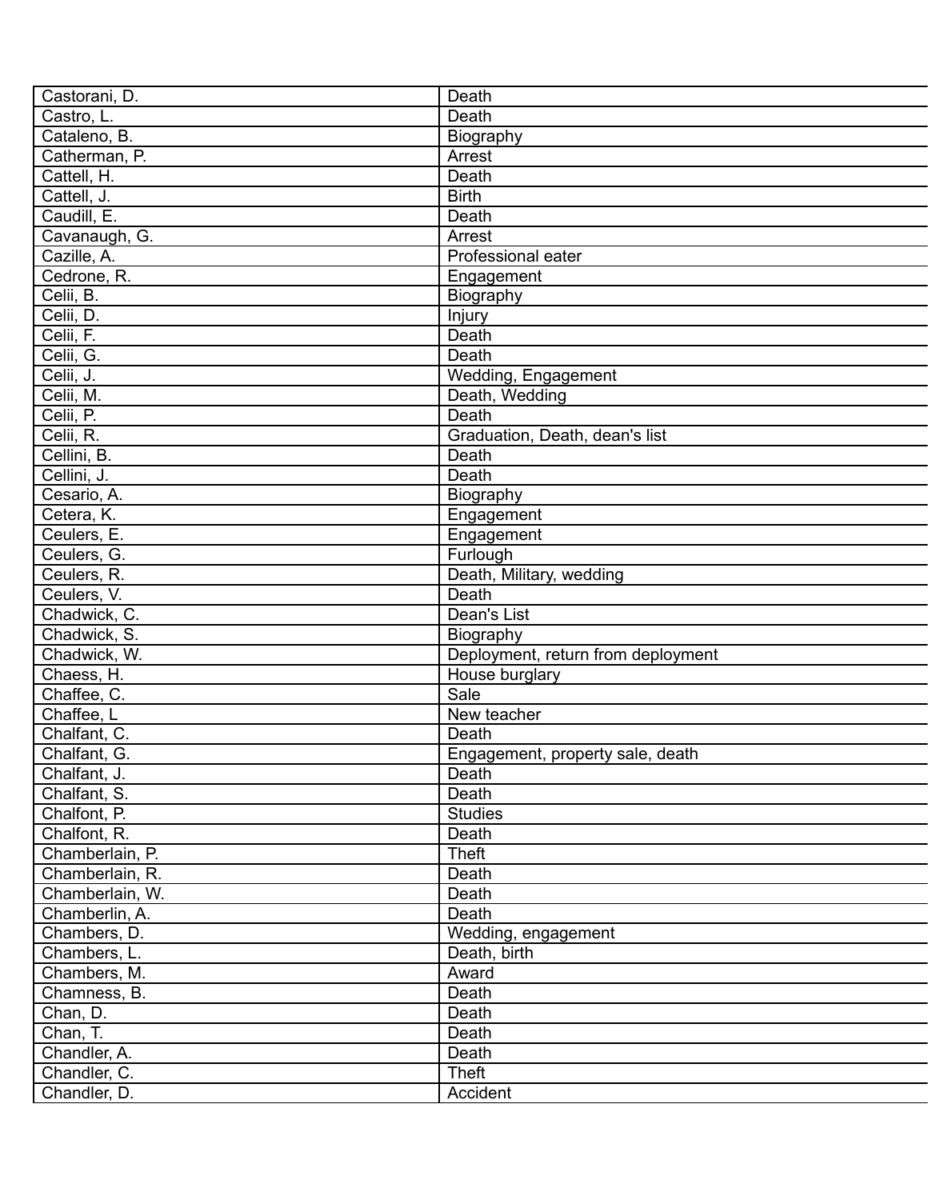| Castorani, D. | Death |
|---|---|
| Castro, L. | Death |
| Cataleno, B. | Biography |
| Catherman, P. | Arrest |
| Cattell, H. | Death |
| Cattell, J. | Birth |
| Caudill, E. | Death |
| Cavanaugh, G. | Arrest |
| Cazille, A. | Professional eater |
| Cedrone, R. | Engagement |
| Celii, B. | Biography |
| Celii, D. | Injury |
| Celii, F. | Death |
| Celii, G. | Death |
| Celii, J. | Wedding, Engagement |
| Celii, M. | Death, Wedding |
| Celii, P. | Death |
| Celii, R. | Graduation, Death, dean's list |
| Cellini, B. | Death |
| Cellini, J. | Death |
| Cesario, A. | Biography |
| Cetera, K. | Engagement |
| Ceulers, E. | Engagement |
| Ceulers, G. | Furlough |
| Ceulers, R. | Death, Military, wedding |
| Ceulers, V. | Death |
| Chadwick, C. | Dean's List |
| Chadwick, S. | Biography |
| Chadwick, W. | Deployment, return from deployment |
| Chaess, H. | House burglary |
| Chaffee, C. | Sale |
| Chaffee, L | New teacher |
| Chalfant, C. | Death |
| Chalfant, G. | Engagement, property sale, death |
| Chalfant, J. | Death |
| Chalfant, S. | Death |
| Chalfont, P. | Studies |
| Chalfont, R. | Death |
| Chamberlain, P. | Theft |
| Chamberlain, R. | Death |
| Chamberlain, W. | Death |
| Chamberlin, A. | Death |
| Chambers, D. | Wedding, engagement |
| Chambers, L. | Death, birth |
| Chambers, M. | Award |
| Chamness, B. | Death |
| Chan, D. | Death |
| Chan, T. | Death |
| Chandler, A. | Death |
| Chandler, C. | Theft |
| Chandler, D. | Accident |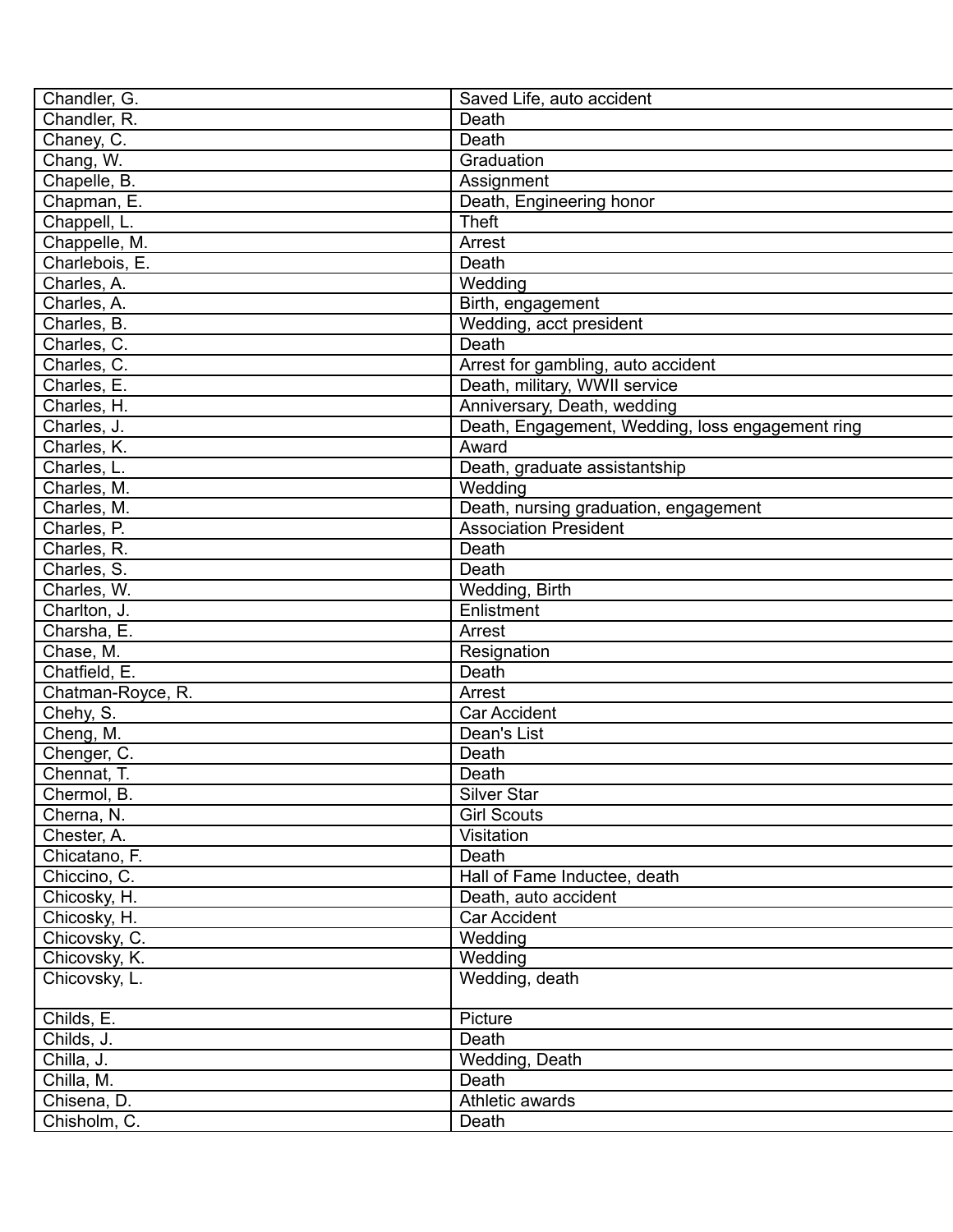| | |
|---|---|
| Chandler, G. | Saved Life, auto accident |
| Chandler, R. | Death |
| Chaney, C. | Death |
| Chang, W. | Graduation |
| Chapelle, B. | Assignment |
| Chapman, E. | Death, Engineering honor |
| Chappell, L. | Theft |
| Chappelle, M. | Arrest |
| Charlebois, E. | Death |
| Charles, A. | Wedding |
| Charles, A. | Birth, engagement |
| Charles, B. | Wedding, acct president |
| Charles, C. | Death |
| Charles, C. | Arrest for gambling, auto accident |
| Charles, E. | Death, military, WWII service |
| Charles, H. | Anniversary, Death, wedding |
| Charles, J. | Death, Engagement, Wedding, loss engagement ring |
| Charles, K. | Award |
| Charles, L. | Death, graduate assistantship |
| Charles, M. | Wedding |
| Charles, M. | Death, nursing graduation, engagement |
| Charles, P. | Association President |
| Charles, R. | Death |
| Charles, S. | Death |
| Charles, W. | Wedding, Birth |
| Charlton, J. | Enlistment |
| Charsha, E. | Arrest |
| Chase, M. | Resignation |
| Chatfield, E. | Death |
| Chatman-Royce, R. | Arrest |
| Chehy, S. | Car Accident |
| Cheng, M. | Dean's List |
| Chenger, C. | Death |
| Chennat, T. | Death |
| Chermol, B. | Silver Star |
| Cherna, N. | Girl Scouts |
| Chester, A. | Visitation |
| Chicatano, F. | Death |
| Chiccino, C. | Hall of Fame Inductee, death |
| Chicosky, H. | Death, auto accident |
| Chicosky, H. | Car Accident |
| Chicovsky, C. | Wedding |
| Chicovsky, K. | Wedding |
| Chicovsky, L. | Wedding, death |
| Childs, E. | Picture |
| Childs, J. | Death |
| Chilla, J. | Wedding, Death |
| Chilla, M. | Death |
| Chisena, D. | Athletic awards |
| Chisholm, C. | Death |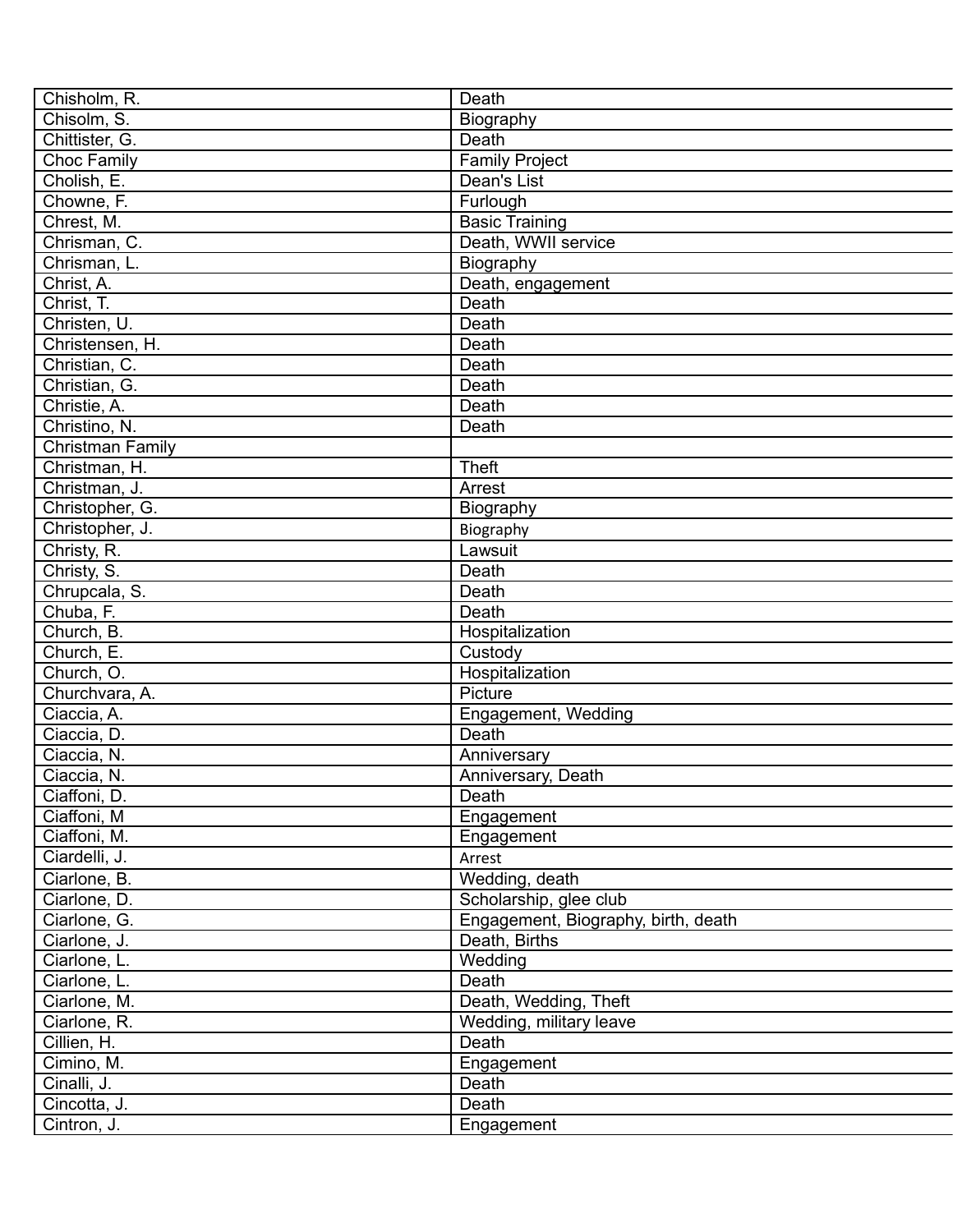| | |
|---|---|
| Chisholm, R. | Death |
| Chisolm, S. | Biography |
| Chittister, G. | Death |
| Choc Family | Family Project |
| Cholish, E. | Dean's List |
| Chowne, F. | Furlough |
| Chrest, M. | Basic Training |
| Chrisman, C. | Death, WWII service |
| Chrisman, L. | Biography |
| Christ, A. | Death, engagement |
| Christ, T. | Death |
| Christen, U. | Death |
| Christensen, H. | Death |
| Christian, C. | Death |
| Christian, G. | Death |
| Christie, A. | Death |
| Christino, N. | Death |
| Christman Family | |
| Christman, H. | Theft |
| Christman, J. | Arrest |
| Christopher, G. | Biography |
| Christopher, J. | Biography |
| Christy, R. | Lawsuit |
| Christy, S. | Death |
| Chrupcala, S. | Death |
| Chuba, F. | Death |
| Church, B. | Hospitalization |
| Church, E. | Custody |
| Church, O. | Hospitalization |
| Churchvara, A. | Picture |
| Ciaccia, A. | Engagement, Wedding |
| Ciaccia, D. | Death |
| Ciaccia, N. | Anniversary |
| Ciaccia, N. | Anniversary, Death |
| Ciaffoni, D. | Death |
| Ciaffoni, M | Engagement |
| Ciaffoni, M. | Engagement |
| Ciardelli, J. | Arrest |
| Ciarlone, B. | Wedding, death |
| Ciarlone, D. | Scholarship, glee club |
| Ciarlone, G. | Engagement, Biography, birth, death |
| Ciarlone, J. | Death, Births |
| Ciarlone, L. | Wedding |
| Ciarlone, L. | Death |
| Ciarlone, M. | Death, Wedding, Theft |
| Ciarlone, R. | Wedding, military leave |
| Cillien, H. | Death |
| Cimino, M. | Engagement |
| Cinalli, J. | Death |
| Cincotta, J. | Death |
| Cintron, J. | Engagement |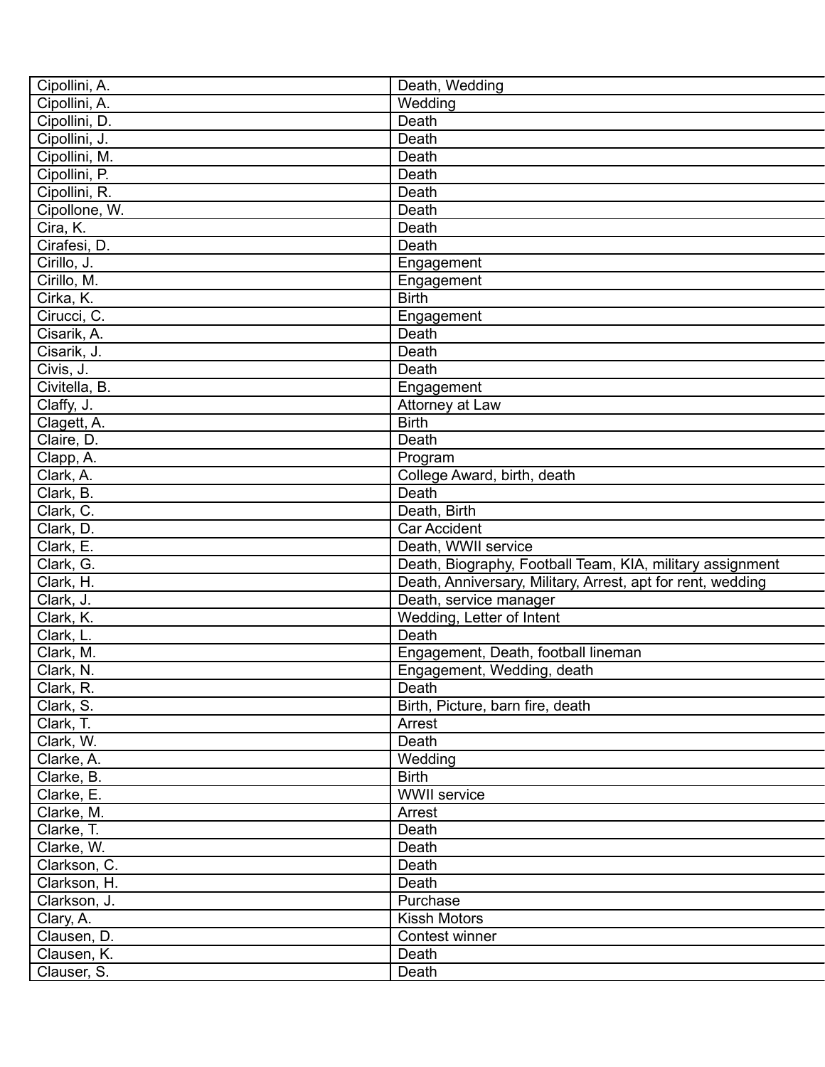| | |
|---|---|
| Cipollini, A. | Death, Wedding |
| Cipollini, A. | Wedding |
| Cipollini, D. | Death |
| Cipollini, J. | Death |
| Cipollini, M. | Death |
| Cipollini, P. | Death |
| Cipollini, R. | Death |
| Cipollone, W. | Death |
| Cira, K. | Death |
| Cirafesi, D. | Death |
| Cirillo, J. | Engagement |
| Cirillo, M. | Engagement |
| Cirka, K. | Birth |
| Cirucci, C. | Engagement |
| Cisarik, A. | Death |
| Cisarik, J. | Death |
| Civis, J. | Death |
| Civitella, B. | Engagement |
| Claffy, J. | Attorney at Law |
| Clagett, A. | Birth |
| Claire, D. | Death |
| Clapp, A. | Program |
| Clark, A. | College Award, birth, death |
| Clark, B. | Death |
| Clark, C. | Death, Birth |
| Clark, D. | Car Accident |
| Clark, E. | Death, WWII service |
| Clark, G. | Death, Biography, Football Team, KIA, military assignment |
| Clark, H. | Death, Anniversary, Military, Arrest, apt for rent, wedding |
| Clark, J. | Death, service manager |
| Clark, K. | Wedding, Letter of Intent |
| Clark, L. | Death |
| Clark, M. | Engagement, Death, football lineman |
| Clark, N. | Engagement, Wedding, death |
| Clark, R. | Death |
| Clark, S. | Birth, Picture, barn fire, death |
| Clark, T. | Arrest |
| Clark, W. | Death |
| Clarke, A. | Wedding |
| Clarke, B. | Birth |
| Clarke, E. | WWII service |
| Clarke, M. | Arrest |
| Clarke, T. | Death |
| Clarke, W. | Death |
| Clarkson, C. | Death |
| Clarkson, H. | Death |
| Clarkson, J. | Purchase |
| Clary, A. | Kissh Motors |
| Clausen, D. | Contest winner |
| Clausen, K. | Death |
| Clauser, S. | Death |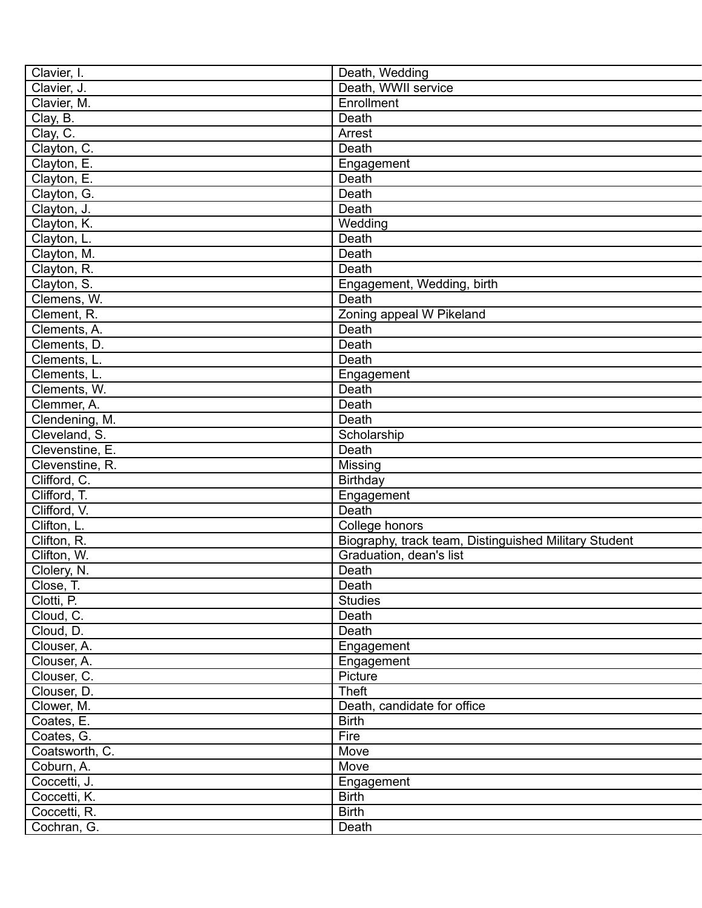| | |
|---|---|
| Clavier, I. | Death, Wedding |
| Clavier, J. | Death, WWII service |
| Clavier, M. | Enrollment |
| Clay, B. | Death |
| Clay, C. | Arrest |
| Clayton, C. | Death |
| Clayton, E. | Engagement |
| Clayton, E. | Death |
| Clayton, G. | Death |
| Clayton, J. | Death |
| Clayton, K. | Wedding |
| Clayton, L. | Death |
| Clayton, M. | Death |
| Clayton, R. | Death |
| Clayton, S. | Engagement, Wedding, birth |
| Clemens, W. | Death |
| Clement, R. | Zoning appeal W Pikeland |
| Clements, A. | Death |
| Clements, D. | Death |
| Clements, L. | Death |
| Clements, L. | Engagement |
| Clements, W. | Death |
| Clemmer, A. | Death |
| Clendening, M. | Death |
| Cleveland, S. | Scholarship |
| Clevenstine, E. | Death |
| Clevenstine, R. | Missing |
| Clifford, C. | Birthday |
| Clifford, T. | Engagement |
| Clifford, V. | Death |
| Clifton, L. | College honors |
| Clifton, R. | Biography, track team, Distinguished Military Student |
| Clifton, W. | Graduation, dean's list |
| Clolery, N. | Death |
| Close, T. | Death |
| Clotti, P. | Studies |
| Cloud, C. | Death |
| Cloud, D. | Death |
| Clouser, A. | Engagement |
| Clouser, A. | Engagement |
| Clouser, C. | Picture |
| Clouser, D. | Theft |
| Clower, M. | Death, candidate for office |
| Coates, E. | Birth |
| Coates, G. | Fire |
| Coatsworth, C. | Move |
| Coburn, A. | Move |
| Coccetti, J. | Engagement |
| Coccetti, K. | Birth |
| Coccetti, R. | Birth |
| Cochran, G. | Death |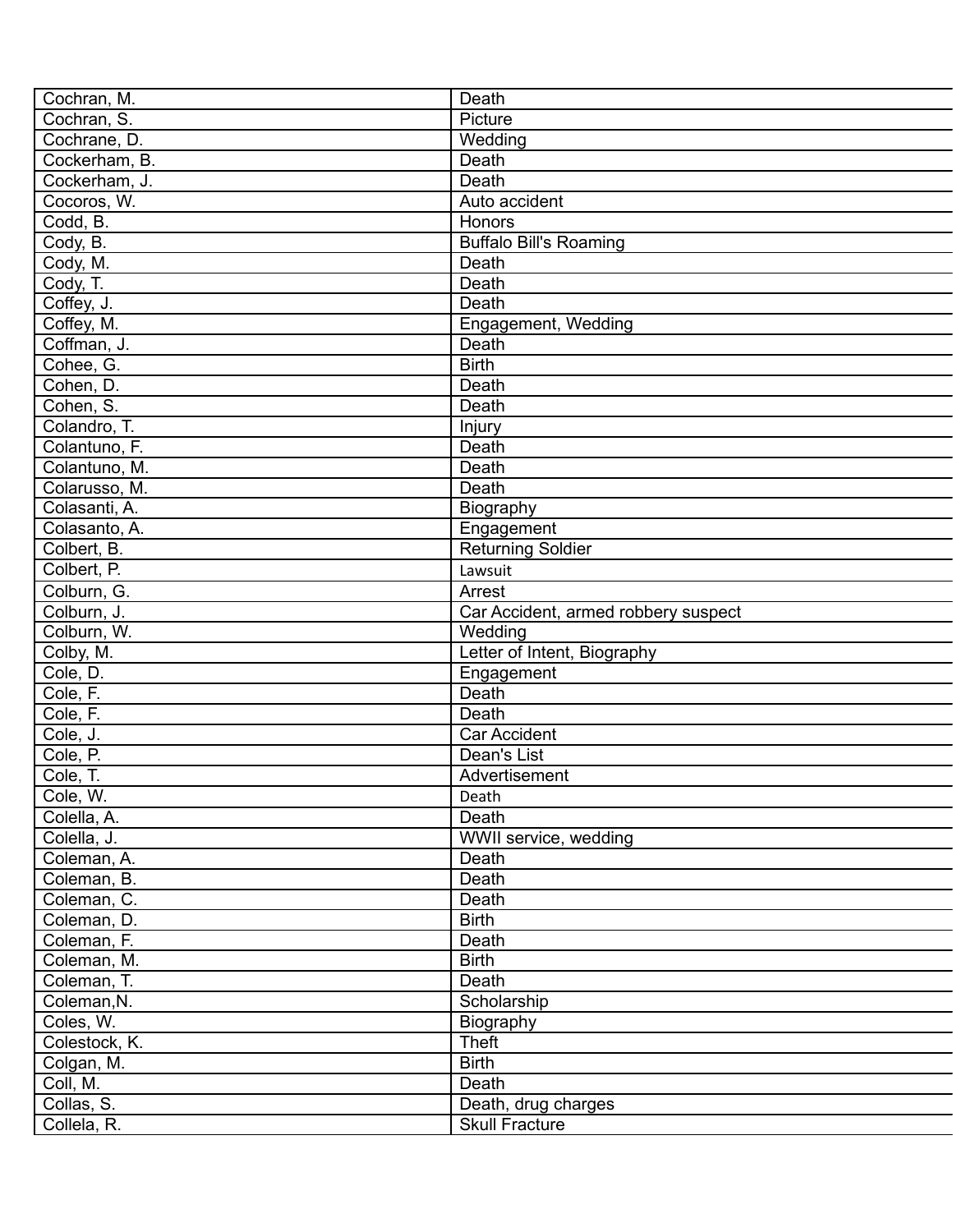| | |
|---|---|
| Cochran, M. | Death |
| Cochran, S. | Picture |
| Cochrane, D. | Wedding |
| Cockerham, B. | Death |
| Cockerham, J. | Death |
| Cocoros, W. | Auto accident |
| Codd, B. | Honors |
| Cody, B. | Buffalo Bill's Roaming |
| Cody, M. | Death |
| Cody, T. | Death |
| Coffey, J. | Death |
| Coffey, M. | Engagement, Wedding |
| Coffman, J. | Death |
| Cohee, G. | Birth |
| Cohen, D. | Death |
| Cohen, S. | Death |
| Colandro, T. | Injury |
| Colantuno, F. | Death |
| Colantuno, M. | Death |
| Colarusso, M. | Death |
| Colasanti, A. | Biography |
| Colasanto, A. | Engagement |
| Colbert, B. | Returning Soldier |
| Colbert, P. | Lawsuit |
| Colburn, G. | Arrest |
| Colburn, J. | Car Accident, armed robbery suspect |
| Colburn, W. | Wedding |
| Colby, M. | Letter of Intent, Biography |
| Cole, D. | Engagement |
| Cole, F. | Death |
| Cole, F. | Death |
| Cole, J. | Car Accident |
| Cole, P. | Dean's List |
| Cole, T. | Advertisement |
| Cole, W. | Death |
| Colella, A. | Death |
| Colella, J. | WWII service, wedding |
| Coleman, A. | Death |
| Coleman, B. | Death |
| Coleman, C. | Death |
| Coleman, D. | Birth |
| Coleman, F. | Death |
| Coleman, M. | Birth |
| Coleman, T. | Death |
| Coleman,N. | Scholarship |
| Coles, W. | Biography |
| Colestock, K. | Theft |
| Colgan, M. | Birth |
| Coll, M. | Death |
| Collas, S. | Death, drug charges |
| Collela, R. | Skull Fracture |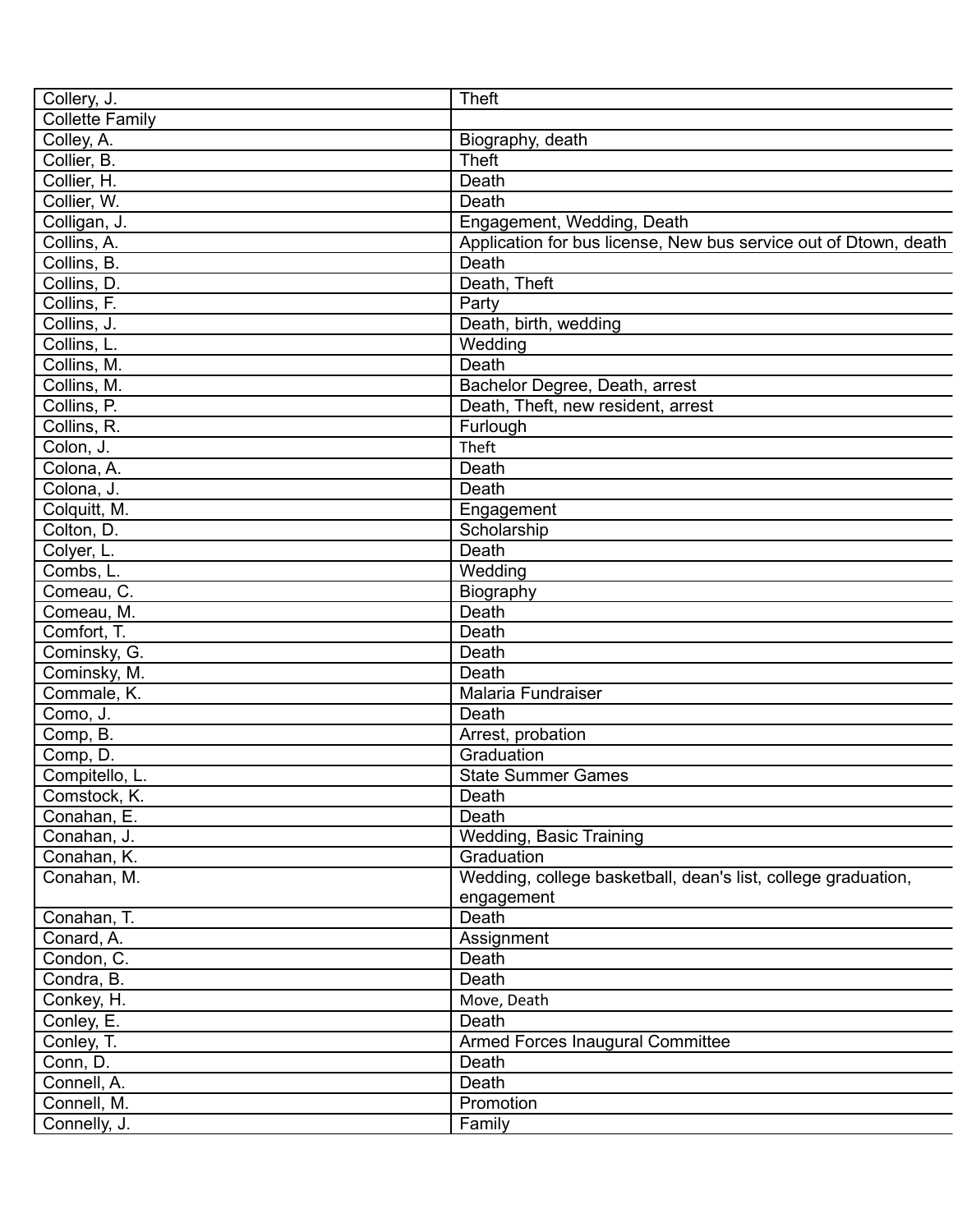| Collery, J. | Theft |
|---|---|
| Collette Family | |
| Colley, A. | Biography, death |
| Collier, B. | Theft |
| Collier, H. | Death |
| Collier, W. | Death |
| Colligan, J. | Engagement, Wedding, Death |
| Collins, A. | Application for bus license, New bus service out of Dtown, death |
| Collins, B. | Death |
| Collins, D. | Death, Theft |
| Collins, F. | Party |
| Collins, J. | Death, birth, wedding |
| Collins, L. | Wedding |
| Collins, M. | Death |
| Collins, M. | Bachelor Degree, Death, arrest |
| Collins, P. | Death, Theft, new resident, arrest |
| Collins, R. | Furlough |
| Colon, J. | Theft |
| Colona, A. | Death |
| Colona, J. | Death |
| Colquitt, M. | Engagement |
| Colton, D. | Scholarship |
| Colyer, L. | Death |
| Combs, L. | Wedding |
| Comeau, C. | Biography |
| Comeau, M. | Death |
| Comfort, T. | Death |
| Cominsky, G. | Death |
| Cominsky, M. | Death |
| Commale, K. | Malaria Fundraiser |
| Como, J. | Death |
| Comp, B. | Arrest, probation |
| Comp, D. | Graduation |
| Compitello, L. | State Summer Games |
| Comstock, K. | Death |
| Conahan, E. | Death |
| Conahan, J. | Wedding, Basic Training |
| Conahan, K. | Graduation |
| Conahan, M. | Wedding, college basketball, dean's list, college graduation, engagement |
| Conahan, T. | Death |
| Conard, A. | Assignment |
| Condon, C. | Death |
| Condra, B. | Death |
| Conkey, H. | Move, Death |
| Conley, E. | Death |
| Conley, T. | Armed Forces Inaugural Committee |
| Conn, D. | Death |
| Connell, A. | Death |
| Connell, M. | Promotion |
| Connelly, J. | Family |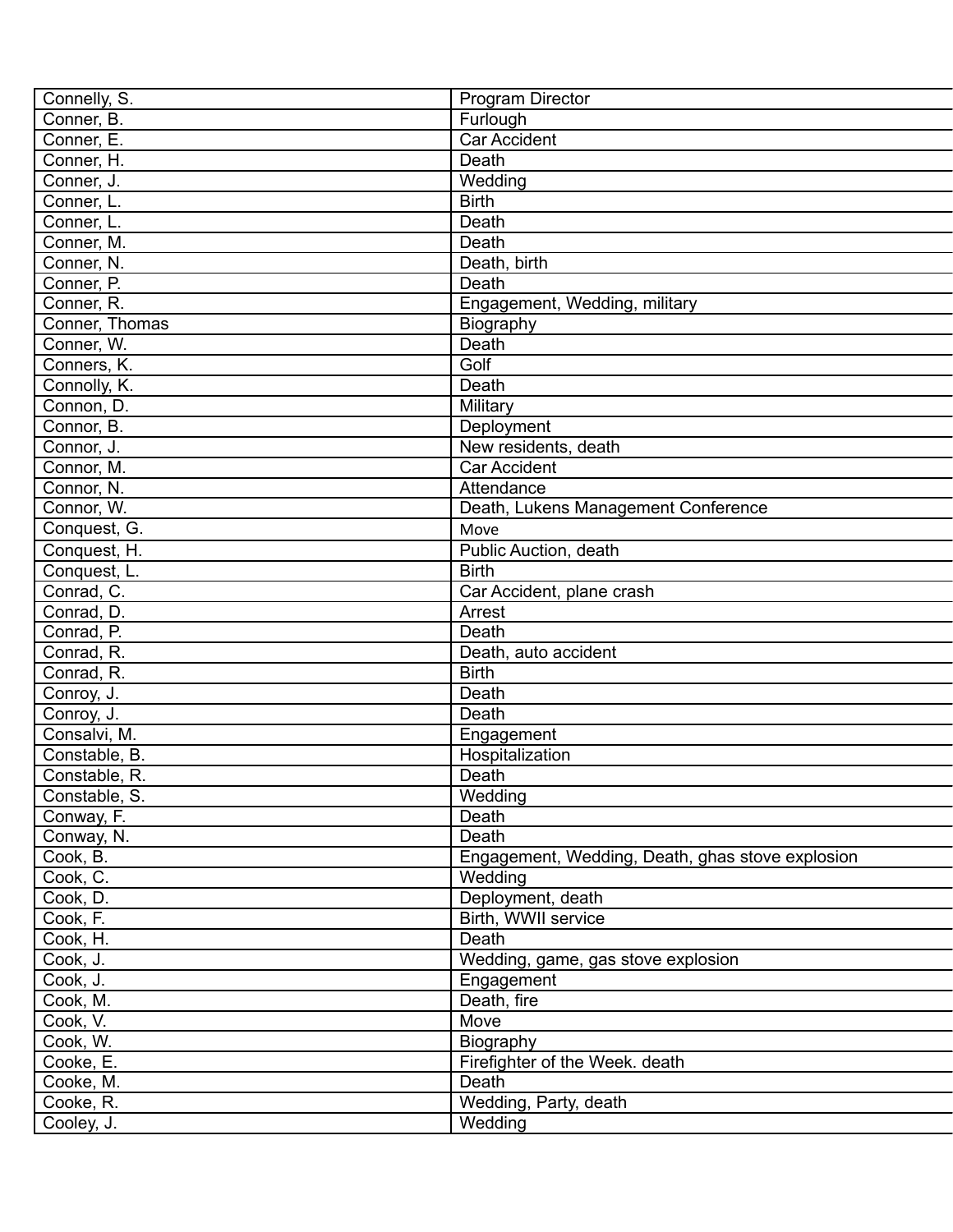| | |
|---|---|
| Connelly, S. | Program Director |
| Conner, B. | Furlough |
| Conner, E. | Car Accident |
| Conner, H. | Death |
| Conner, J. | Wedding |
| Conner, L. | Birth |
| Conner, L. | Death |
| Conner, M. | Death |
| Conner, N. | Death, birth |
| Conner, P. | Death |
| Conner, R. | Engagement, Wedding, military |
| Conner, Thomas | Biography |
| Conner, W. | Death |
| Conners, K. | Golf |
| Connolly, K. | Death |
| Connon, D. | Military |
| Connor, B. | Deployment |
| Connor, J. | New residents, death |
| Connor, M. | Car Accident |
| Connor, N. | Attendance |
| Connor, W. | Death, Lukens Management Conference |
| Conquest, G. | Move |
| Conquest, H. | Public Auction, death |
| Conquest, L. | Birth |
| Conrad, C. | Car Accident, plane crash |
| Conrad, D. | Arrest |
| Conrad, P. | Death |
| Conrad, R. | Death, auto accident |
| Conrad, R. | Birth |
| Conroy, J. | Death |
| Conroy, J. | Death |
| Consalvi, M. | Engagement |
| Constable, B. | Hospitalization |
| Constable, R. | Death |
| Constable, S. | Wedding |
| Conway, F. | Death |
| Conway, N. | Death |
| Cook, B. | Engagement, Wedding, Death, ghas stove explosion |
| Cook, C. | Wedding |
| Cook, D. | Deployment, death |
| Cook, F. | Birth, WWII service |
| Cook, H. | Death |
| Cook, J. | Wedding, game, gas stove explosion |
| Cook, J. | Engagement |
| Cook, M. | Death, fire |
| Cook, V. | Move |
| Cook, W. | Biography |
| Cooke, E. | Firefighter of the Week. death |
| Cooke, M. | Death |
| Cooke, R. | Wedding, Party, death |
| Cooley, J. | Wedding |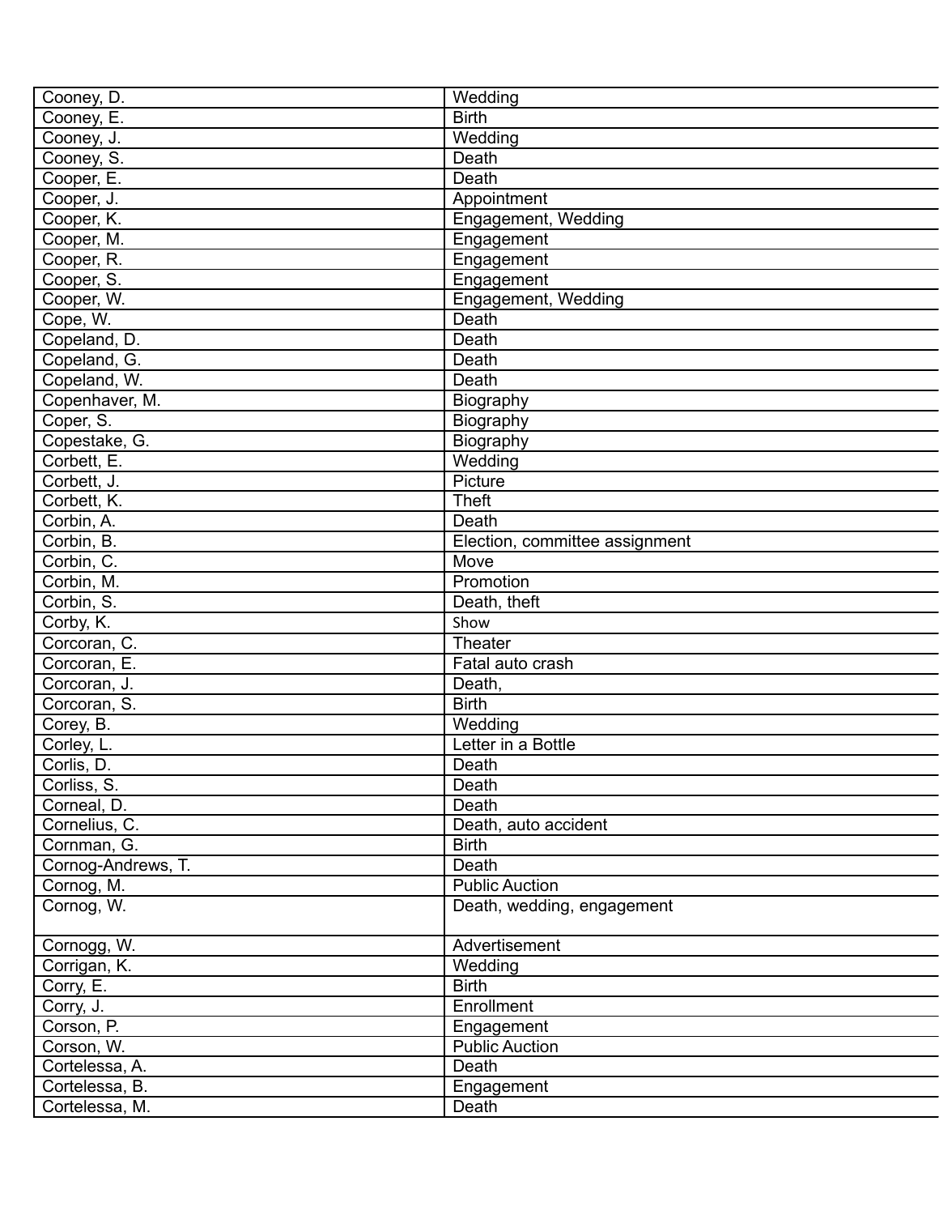| | |
|---|---|
| Cooney, D. | Wedding |
| Cooney, E. | Birth |
| Cooney, J. | Wedding |
| Cooney, S. | Death |
| Cooper, E. | Death |
| Cooper, J. | Appointment |
| Cooper, K. | Engagement, Wedding |
| Cooper, M. | Engagement |
| Cooper, R. | Engagement |
| Cooper, S. | Engagement |
| Cooper, W. | Engagement, Wedding |
| Cope, W. | Death |
| Copeland, D. | Death |
| Copeland, G. | Death |
| Copeland, W. | Death |
| Copenhaver, M. | Biography |
| Coper, S. | Biography |
| Copestake, G. | Biography |
| Corbett, E. | Wedding |
| Corbett, J. | Picture |
| Corbett, K. | Theft |
| Corbin, A. | Death |
| Corbin, B. | Election, committee assignment |
| Corbin, C. | Move |
| Corbin, M. | Promotion |
| Corbin, S. | Death, theft |
| Corby, K. | Show |
| Corcoran, C. | Theater |
| Corcoran, E. | Fatal auto crash |
| Corcoran, J. | Death, |
| Corcoran, S. | Birth |
| Corey, B. | Wedding |
| Corley, L. | Letter in a Bottle |
| Corlis, D. | Death |
| Corliss, S. | Death |
| Corneal, D. | Death |
| Cornelius, C. | Death, auto accident |
| Cornman, G. | Birth |
| Cornog-Andrews, T. | Death |
| Cornog, M. | Public Auction |
| Cornog, W. | Death, wedding, engagement |
| Cornogg, W. | Advertisement |
| Corrigan, K. | Wedding |
| Corry, E. | Birth |
| Corry, J. | Enrollment |
| Corson, P. | Engagement |
| Corson, W. | Public Auction |
| Cortelessa, A. | Death |
| Cortelessa, B. | Engagement |
| Cortelessa, M. | Death |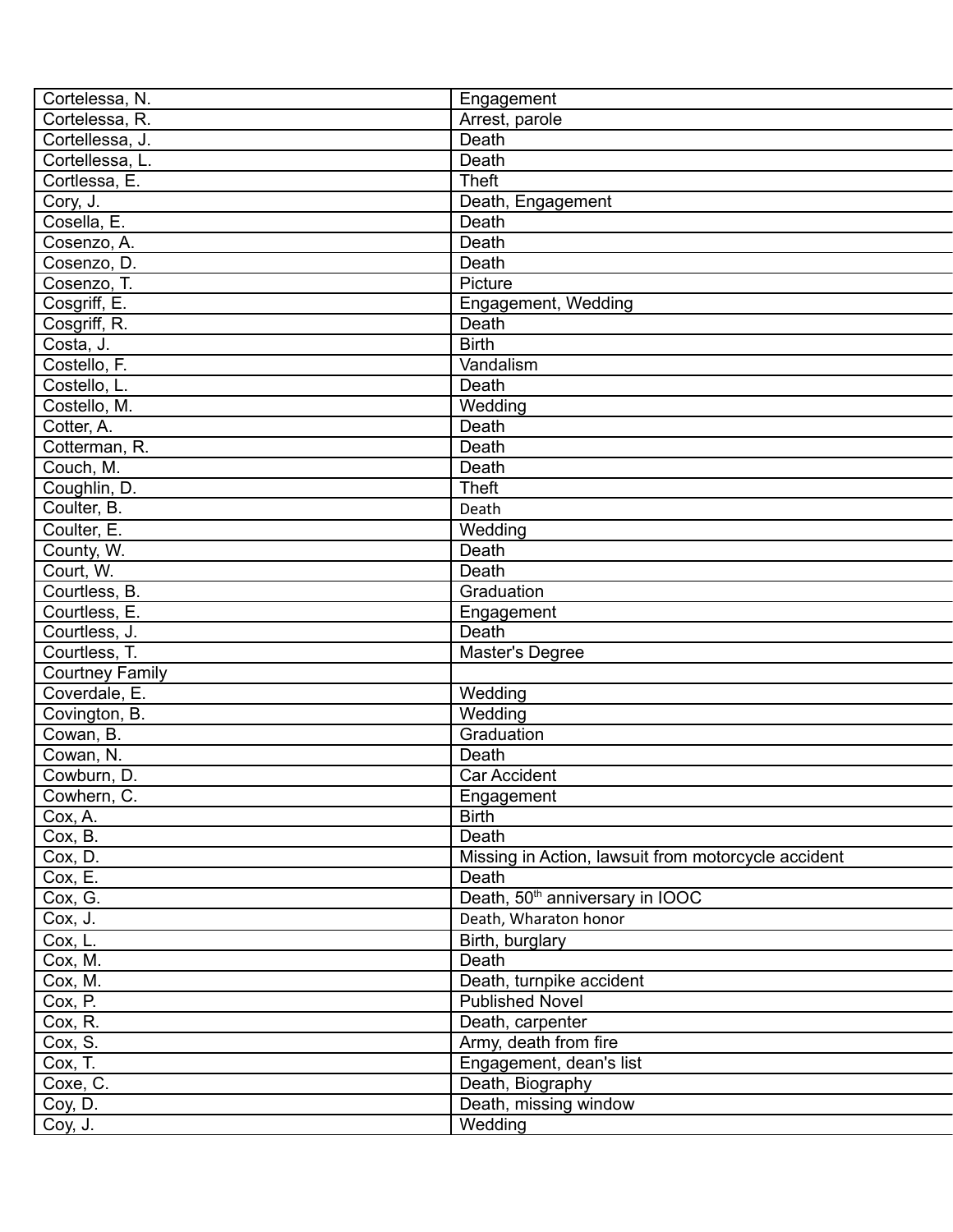| Cortelessa, N. | Engagement |
|---|---|
| Cortelessa, R. | Arrest, parole |
| Cortellessa, J. | Death |
| Cortellessa, L. | Death |
| Cortlessa, E. | Theft |
| Cory, J. | Death, Engagement |
| Cosella, E. | Death |
| Cosenzo, A. | Death |
| Cosenzo, D. | Death |
| Cosenzo, T. | Picture |
| Cosgriff, E. | Engagement, Wedding |
| Cosgriff, R. | Death |
| Costa, J. | Birth |
| Costello, F. | Vandalism |
| Costello, L. | Death |
| Costello, M. | Wedding |
| Cotter, A. | Death |
| Cotterman, R. | Death |
| Couch, M. | Death |
| Coughlin, D. | Theft |
| Coulter, B. | Death |
| Coulter, E. | Wedding |
| County, W. | Death |
| Court, W. | Death |
| Courtless, B. | Graduation |
| Courtless, E. | Engagement |
| Courtless, J. | Death |
| Courtless, T. | Master's Degree |
| Courtney Family | |
| Coverdale, E. | Wedding |
| Covington, B. | Wedding |
| Cowan, B. | Graduation |
| Cowan, N. | Death |
| Cowburn, D. | Car Accident |
| Cowhern, C. | Engagement |
| Cox, A. | Birth |
| Cox, B. | Death |
| Cox, D. | Missing in Action, lawsuit from motorcycle accident |
| Cox, E. | Death |
| Cox, G. | Death, 50th anniversary in IOOC |
| Cox, J. | Death, Wharaton honor |
| Cox, L. | Birth, burglary |
| Cox, M. | Death |
| Cox, M. | Death, turnpike accident |
| Cox, P. | Published Novel |
| Cox, R. | Death, carpenter |
| Cox, S. | Army, death from fire |
| Cox, T. | Engagement, dean's list |
| Coxe, C. | Death, Biography |
| Coy, D. | Death, missing window |
| Coy, J. | Wedding |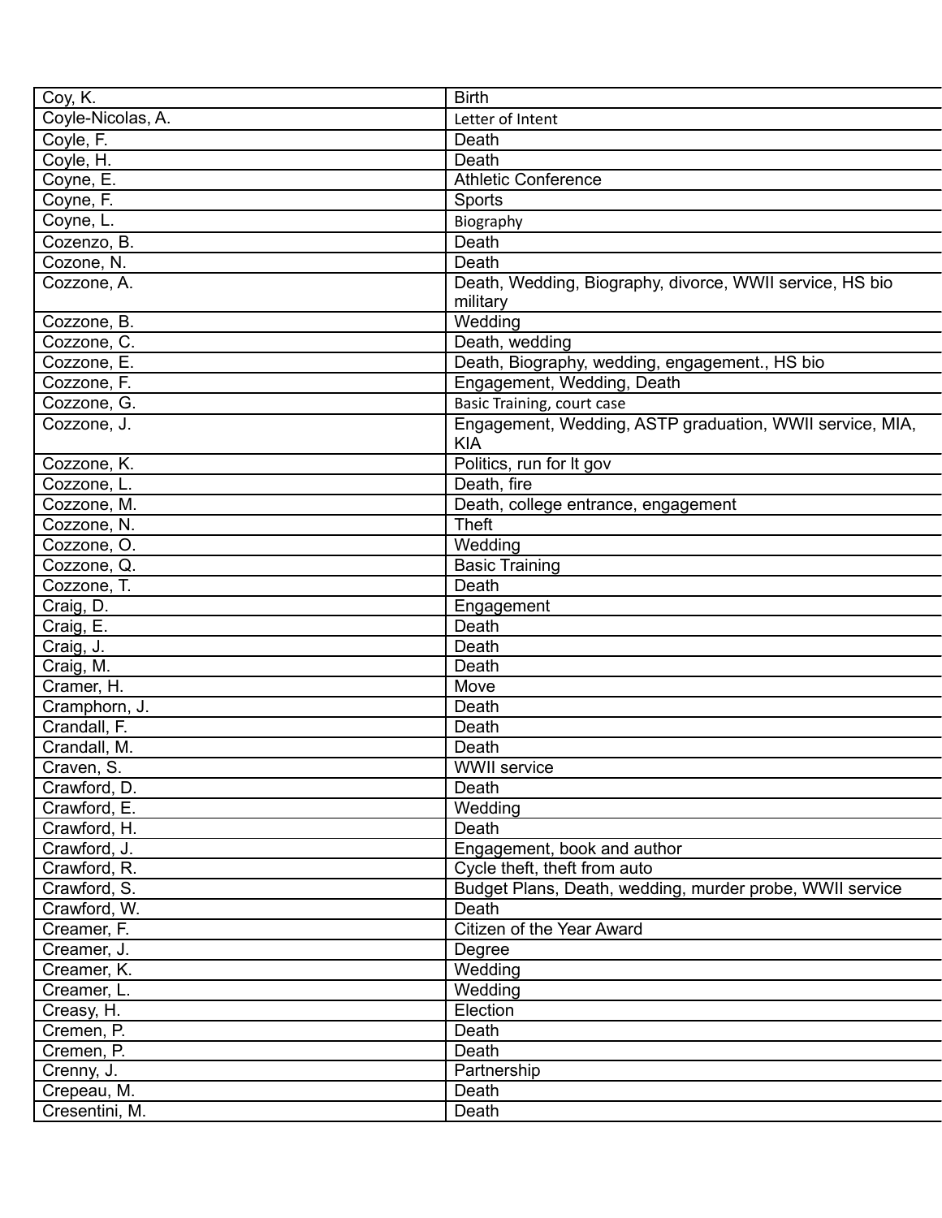| | |
|---|---|
| Coy, K. | Birth |
| Coyle-Nicolas, A. | Letter of Intent |
| Coyle, F. | Death |
| Coyle, H. | Death |
| Coyne, E. | Athletic Conference |
| Coyne, F. | Sports |
| Coyne, L. | Biography |
| Cozenzo, B. | Death |
| Cozone, N. | Death |
| Cozzone, A. | Death, Wedding, Biography, divorce, WWII service, HS bio military |
| Cozzone, B. | Wedding |
| Cozzone, C. | Death, wedding |
| Cozzone, E. | Death, Biography, wedding, engagement., HS bio |
| Cozzone, F. | Engagement, Wedding, Death |
| Cozzone, G. | Basic Training, court case |
| Cozzone, J. | Engagement, Wedding, ASTP graduation, WWII service, MIA, KIA |
| Cozzone, K. | Politics, run for lt gov |
| Cozzone, L. | Death, fire |
| Cozzone, M. | Death, college entrance, engagement |
| Cozzone, N. | Theft |
| Cozzone, O. | Wedding |
| Cozzone, Q. | Basic Training |
| Cozzone, T. | Death |
| Craig, D. | Engagement |
| Craig, E. | Death |
| Craig, J. | Death |
| Craig, M. | Death |
| Cramer, H. | Move |
| Cramphorn, J. | Death |
| Crandall, F. | Death |
| Crandall, M. | Death |
| Craven, S. | WWII service |
| Crawford, D. | Death |
| Crawford, E. | Wedding |
| Crawford, H. | Death |
| Crawford, J. | Engagement, book and author |
| Crawford, R. | Cycle theft, theft from auto |
| Crawford, S. | Budget Plans, Death, wedding, murder probe, WWII service |
| Crawford, W. | Death |
| Creamer, F. | Citizen of the Year Award |
| Creamer, J. | Degree |
| Creamer, K. | Wedding |
| Creamer, L. | Wedding |
| Creasy, H. | Election |
| Cremen, P. | Death |
| Cremen, P. | Death |
| Crenny, J. | Partnership |
| Crepeau, M. | Death |
| Cresentini, M. | Death |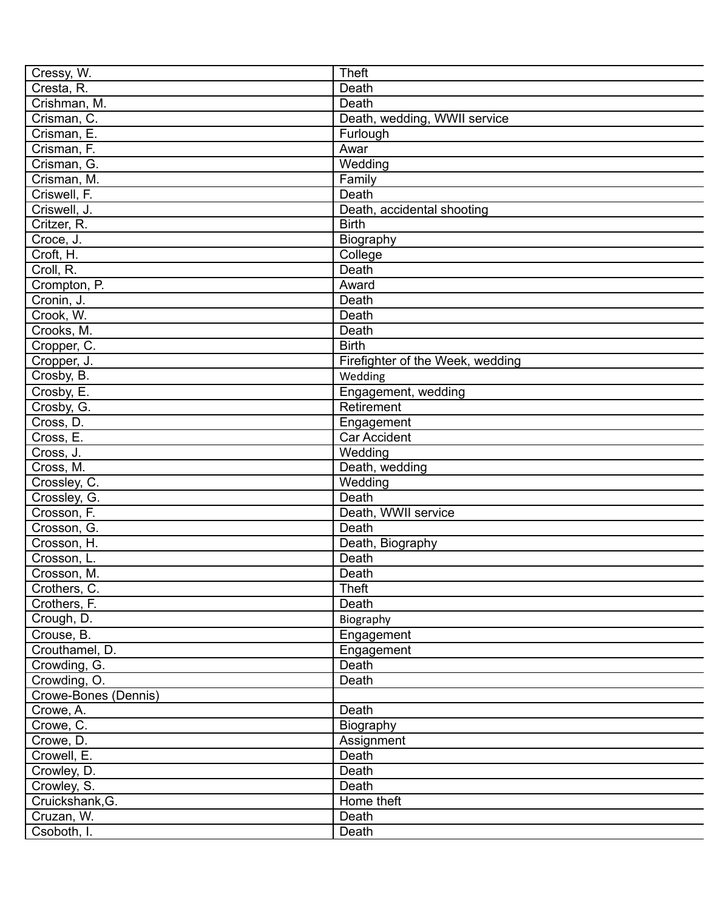| | |
|---|---|
| Cressy, W. | Theft |
| Cresta, R. | Death |
| Crishman, M. | Death |
| Crisman, C. | Death, wedding, WWII service |
| Crisman, E. | Furlough |
| Crisman, F. | Awar |
| Crisman, G. | Wedding |
| Crisman, M. | Family |
| Criswell, F. | Death |
| Criswell, J. | Death, accidental shooting |
| Critzer, R. | Birth |
| Croce, J. | Biography |
| Croft, H. | College |
| Croll, R. | Death |
| Crompton, P. | Award |
| Cronin, J. | Death |
| Crook, W. | Death |
| Crooks, M. | Death |
| Cropper, C. | Birth |
| Cropper, J. | Firefighter of the Week, wedding |
| Crosby, B. | Wedding |
| Crosby, E. | Engagement, wedding |
| Crosby, G. | Retirement |
| Cross, D. | Engagement |
| Cross, E. | Car Accident |
| Cross, J. | Wedding |
| Cross, M. | Death, wedding |
| Crossley, C. | Wedding |
| Crossley, G. | Death |
| Crosson, F. | Death, WWII service |
| Crosson, G. | Death |
| Crosson, H. | Death, Biography |
| Crosson, L. | Death |
| Crosson, M. | Death |
| Crothers, C. | Theft |
| Crothers, F. | Death |
| Crough, D. | Biography |
| Crouse, B. | Engagement |
| Crouthamel, D. | Engagement |
| Crowding, G. | Death |
| Crowding, O. | Death |
| Crowe-Bones (Dennis) | |
| Crowe, A. | Death |
| Crowe, C. | Biography |
| Crowe, D. | Assignment |
| Crowell, E. | Death |
| Crowley, D. | Death |
| Crowley, S. | Death |
| Cruickshank,G. | Home theft |
| Cruzan, W. | Death |
| Csoboth, I. | Death |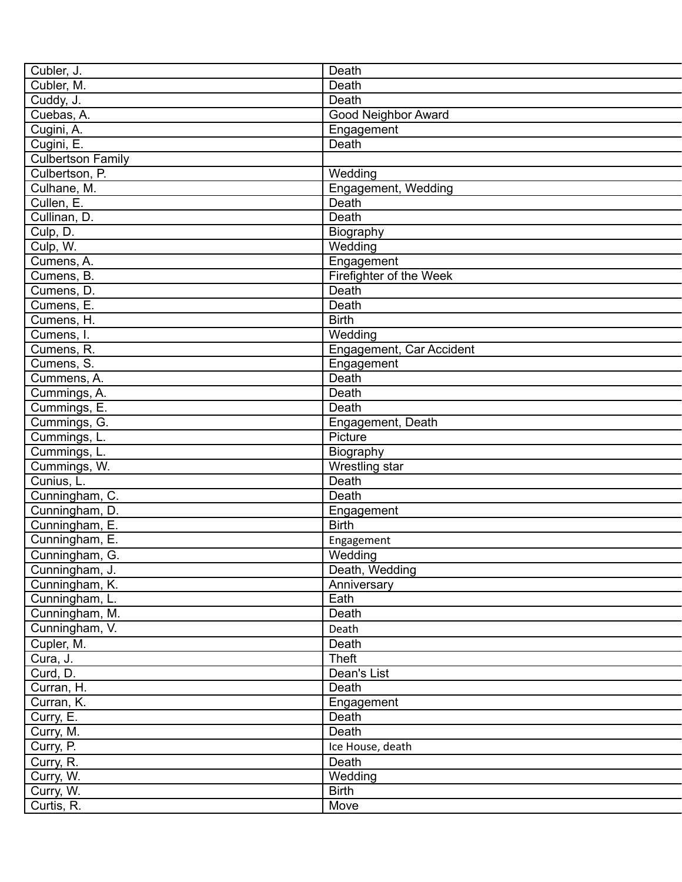| | |
|---|---|
| Cubler, J. | Death |
| Cubler, M. | Death |
| Cuddy, J. | Death |
| Cuebas, A. | Good Neighbor Award |
| Cugini, A. | Engagement |
| Cugini, E. | Death |
| Culbertson Family | |
| Culbertson, P. | Wedding |
| Culhane, M. | Engagement, Wedding |
| Cullen, E. | Death |
| Cullinan, D. | Death |
| Culp, D. | Biography |
| Culp, W. | Wedding |
| Cumens, A. | Engagement |
| Cumens, B. | Firefighter of the Week |
| Cumens, D. | Death |
| Cumens, E. | Death |
| Cumens, H. | Birth |
| Cumens, I. | Wedding |
| Cumens, R. | Engagement, Car Accident |
| Cumens, S. | Engagement |
| Cummens, A. | Death |
| Cummings, A. | Death |
| Cummings, E. | Death |
| Cummings, G. | Engagement, Death |
| Cummings, L. | Picture |
| Cummings, L. | Biography |
| Cummings, W. | Wrestling star |
| Cunius, L. | Death |
| Cunningham, C. | Death |
| Cunningham, D. | Engagement |
| Cunningham, E. | Birth |
| Cunningham, E. | Engagement |
| Cunningham, G. | Wedding |
| Cunningham, J. | Death, Wedding |
| Cunningham, K. | Anniversary |
| Cunningham, L. | Eath |
| Cunningham, M. | Death |
| Cunningham, V. | Death |
| Cupler, M. | Death |
| Cura, J. | Theft |
| Curd, D. | Dean's List |
| Curran, H. | Death |
| Curran, K. | Engagement |
| Curry, E. | Death |
| Curry, M. | Death |
| Curry, P. | Ice House, death |
| Curry, R. | Death |
| Curry, W. | Wedding |
| Curry, W. | Birth |
| Curtis, R. | Move |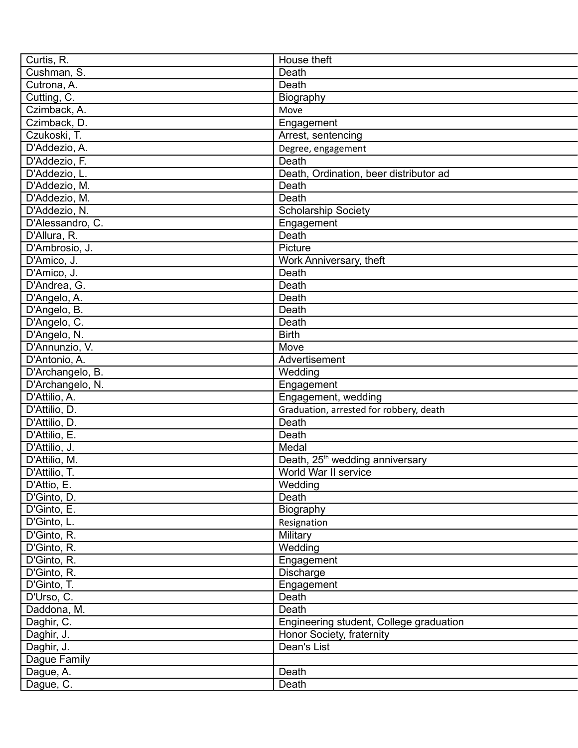| | |
|---|---|
| Curtis, R. | House theft |
| Cushman, S. | Death |
| Cutrona, A. | Death |
| Cutting, C. | Biography |
| Czimback, A. | Move |
| Czimback, D. | Engagement |
| Czukoski, T. | Arrest, sentencing |
| D'Addezio, A. | Degree, engagement |
| D'Addezio, F. | Death |
| D'Addezio, L. | Death, Ordination, beer distributor ad |
| D'Addezio, M. | Death |
| D'Addezio, M. | Death |
| D'Addezio, N. | Scholarship Society |
| D'Alessandro, C. | Engagement |
| D'Allura, R. | Death |
| D'Ambrosio, J. | Picture |
| D'Amico, J. | Work Anniversary, theft |
| D'Amico, J. | Death |
| D'Andrea, G. | Death |
| D'Angelo, A. | Death |
| D'Angelo, B. | Death |
| D'Angelo, C. | Death |
| D'Angelo, N. | Birth |
| D'Annunzio, V. | Move |
| D'Antonio, A. | Advertisement |
| D'Archangelo, B. | Wedding |
| D'Archangelo, N. | Engagement |
| D'Attilio, A. | Engagement, wedding |
| D'Attilio, D. | Graduation, arrested for robbery, death |
| D'Attilio, D. | Death |
| D'Attilio, E. | Death |
| D'Attilio, J. | Medal |
| D'Attilio, M. | Death, 25th wedding anniversary |
| D'Attilio, T. | World War II service |
| D'Attio, E. | Wedding |
| D'Ginto, D. | Death |
| D'Ginto, E. | Biography |
| D'Ginto, L. | Resignation |
| D'Ginto, R. | Military |
| D'Ginto, R. | Wedding |
| D'Ginto, R. | Engagement |
| D'Ginto, R. | Discharge |
| D'Ginto, T. | Engagement |
| D'Urso, C. | Death |
| Daddona, M. | Death |
| Daghir, C. | Engineering student, College graduation |
| Daghir, J. | Honor Society, fraternity |
| Daghir, J. | Dean's List |
| Dague Family | |
| Dague, A. | Death |
| Dague, C. | Death |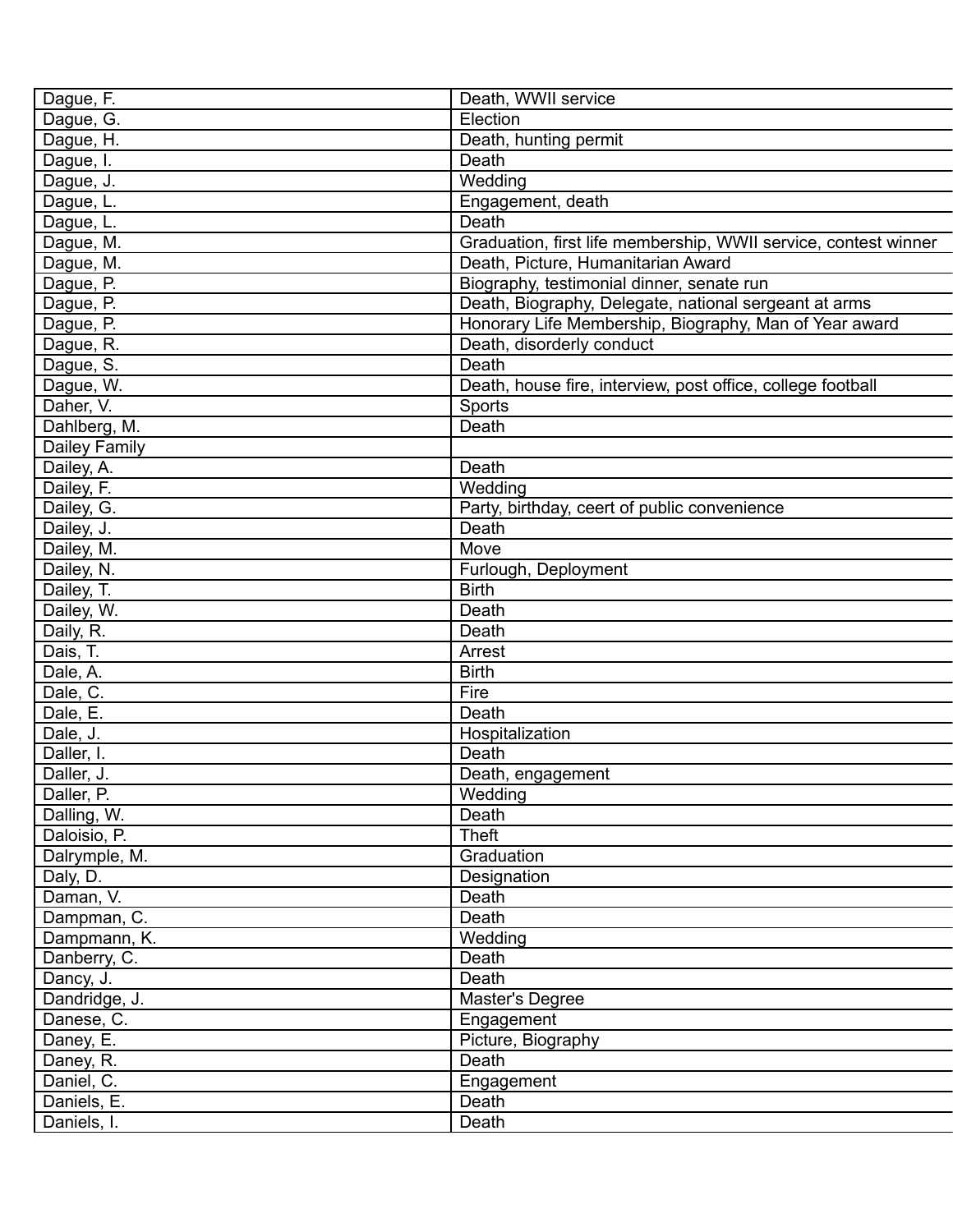| Dague, F. | Death, WWII service |
|---|---|
| Dague, G. | Election |
| Dague, H. | Death, hunting permit |
| Dague, I. | Death |
| Dague, J. | Wedding |
| Dague, L. | Engagement, death |
| Dague, L. | Death |
| Dague, M. | Graduation, first life membership, WWII service, contest winner |
| Dague, M. | Death, Picture, Humanitarian Award |
| Dague, P. | Biography, testimonial dinner, senate run |
| Dague, P. | Death, Biography, Delegate, national sergeant at arms |
| Dague, P. | Honorary Life Membership, Biography, Man of Year award |
| Dague, R. | Death, disorderly conduct |
| Dague, S. | Death |
| Dague, W. | Death, house fire, interview, post office, college football |
| Daher, V. | Sports |
| Dahlberg, M. | Death |
| Dailey Family | |
| Dailey, A. | Death |
| Dailey, F. | Wedding |
| Dailey, G. | Party, birthday, ceert of public convenience |
| Dailey, J. | Death |
| Dailey, M. | Move |
| Dailey, N. | Furlough, Deployment |
| Dailey, T. | Birth |
| Dailey, W. | Death |
| Daily, R. | Death |
| Dais, T. | Arrest |
| Dale, A. | Birth |
| Dale, C. | Fire |
| Dale, E. | Death |
| Dale, J. | Hospitalization |
| Daller, I. | Death |
| Daller, J. | Death, engagement |
| Daller, P. | Wedding |
| Dalling, W. | Death |
| Daloisio, P. | Theft |
| Dalrymple, M. | Graduation |
| Daly, D. | Designation |
| Daman, V. | Death |
| Dampman, C. | Death |
| Dampmann, K. | Wedding |
| Danberry, C. | Death |
| Dancy, J. | Death |
| Dandridge, J. | Master's Degree |
| Danese, C. | Engagement |
| Daney, E. | Picture, Biography |
| Daney, R. | Death |
| Daniel, C. | Engagement |
| Daniels, E. | Death |
| Daniels, I. | Death |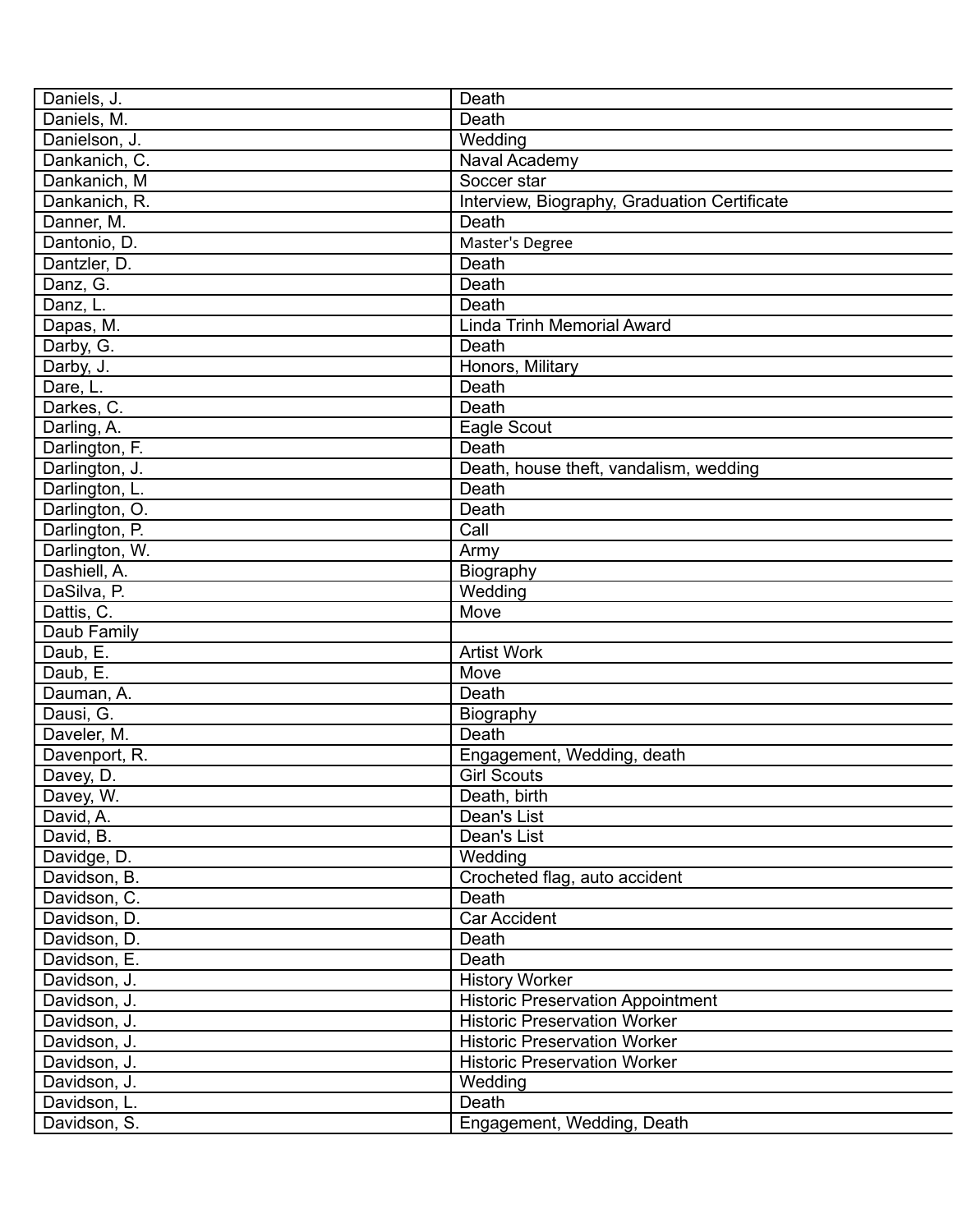| Daniels, J. | Death |
|---|---|
| Daniels, M. | Death |
| Danielson, J. | Wedding |
| Dankanich, C. | Naval Academy |
| Dankanich, M | Soccer star |
| Dankanich, R. | Interview, Biography, Graduation Certificate |
| Danner, M. | Death |
| Dantonio, D. | Master's Degree |
| Dantzler, D. | Death |
| Danz, G. | Death |
| Danz, L. | Death |
| Dapas, M. | Linda Trinh Memorial Award |
| Darby, G. | Death |
| Darby, J. | Honors, Military |
| Dare, L. | Death |
| Darkes, C. | Death |
| Darling, A. | Eagle Scout |
| Darlington, F. | Death |
| Darlington, J. | Death, house theft, vandalism, wedding |
| Darlington, L. | Death |
| Darlington, O. | Death |
| Darlington, P. | Call |
| Darlington, W. | Army |
| Dashiell, A. | Biography |
| DaSilva, P. | Wedding |
| Dattis, C. | Move |
| Daub Family | |
| Daub, E. | Artist Work |
| Daub, E. | Move |
| Dauman, A. | Death |
| Dausi, G. | Biography |
| Daveler, M. | Death |
| Davenport, R. | Engagement, Wedding, death |
| Davey, D. | Girl Scouts |
| Davey, W. | Death, birth |
| David, A. | Dean's List |
| David, B. | Dean's List |
| Davidge, D. | Wedding |
| Davidson, B. | Crocheted flag, auto accident |
| Davidson, C. | Death |
| Davidson, D. | Car Accident |
| Davidson, D. | Death |
| Davidson, E. | Death |
| Davidson, J. | History Worker |
| Davidson, J. | Historic Preservation Appointment |
| Davidson, J. | Historic Preservation Worker |
| Davidson, J. | Historic Preservation Worker |
| Davidson, J. | Historic Preservation Worker |
| Davidson, J. | Wedding |
| Davidson, L. | Death |
| Davidson, S. | Engagement, Wedding, Death |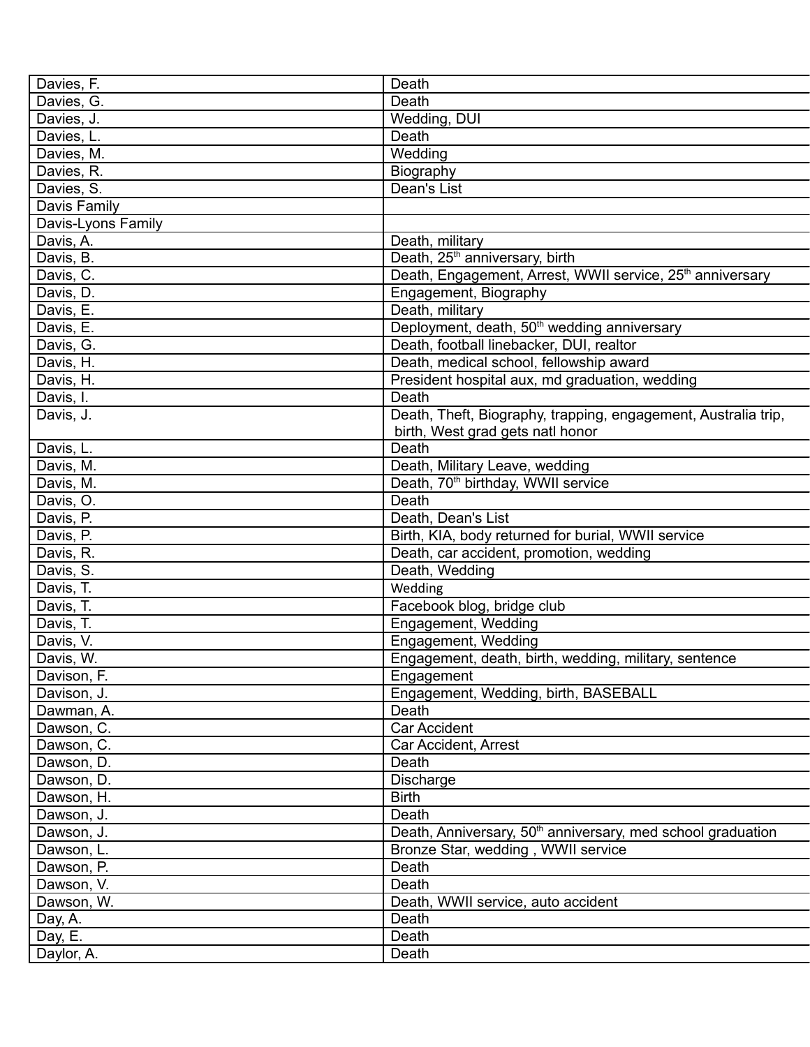| | |
|---|---|
| Davies, F. | Death |
| Davies, G. | Death |
| Davies, J. | Wedding, DUI |
| Davies, L. | Death |
| Davies, M. | Wedding |
| Davies, R. | Biography |
| Davies, S. | Dean's List |
| Davis Family | |
| Davis-Lyons Family | |
| Davis, A. | Death, military |
| Davis, B. | Death, 25th anniversary, birth |
| Davis, C. | Death, Engagement, Arrest, WWII service, 25th anniversary |
| Davis, D. | Engagement, Biography |
| Davis, E. | Death, military |
| Davis, E. | Deployment, death, 50th wedding anniversary |
| Davis, G. | Death, football linebacker, DUI, realtor |
| Davis, H. | Death, medical school, fellowship award |
| Davis, H. | President hospital aux, md graduation, wedding |
| Davis, I. | Death |
| Davis, J. | Death, Theft, Biography, trapping, engagement, Australia trip, birth, West grad gets natl honor |
| Davis, L. | Death |
| Davis, M. | Death, Military Leave, wedding |
| Davis, M. | Death, 70th birthday, WWII service |
| Davis, O. | Death |
| Davis, P. | Death, Dean's List |
| Davis, P. | Birth, KIA, body returned for burial, WWII service |
| Davis, R. | Death, car accident, promotion, wedding |
| Davis, S. | Death, Wedding |
| Davis, T. | Wedding |
| Davis, T. | Facebook blog, bridge club |
| Davis, T. | Engagement, Wedding |
| Davis, V. | Engagement, Wedding |
| Davis, W. | Engagement, death, birth, wedding, military, sentence |
| Davison, F. | Engagement |
| Davison, J. | Engagement, Wedding, birth, BASEBALL |
| Dawman, A. | Death |
| Dawson, C. | Car Accident |
| Dawson, C. | Car Accident, Arrest |
| Dawson, D. | Death |
| Dawson, D. | Discharge |
| Dawson, H. | Birth |
| Dawson, J. | Death |
| Dawson, J. | Death, Anniversary, 50th anniversary, med school graduation |
| Dawson, L. | Bronze Star, wedding , WWII service |
| Dawson, P. | Death |
| Dawson, V. | Death |
| Dawson, W. | Death, WWII service, auto accident |
| Day, A. | Death |
| Day, E. | Death |
| Daylor, A. | Death |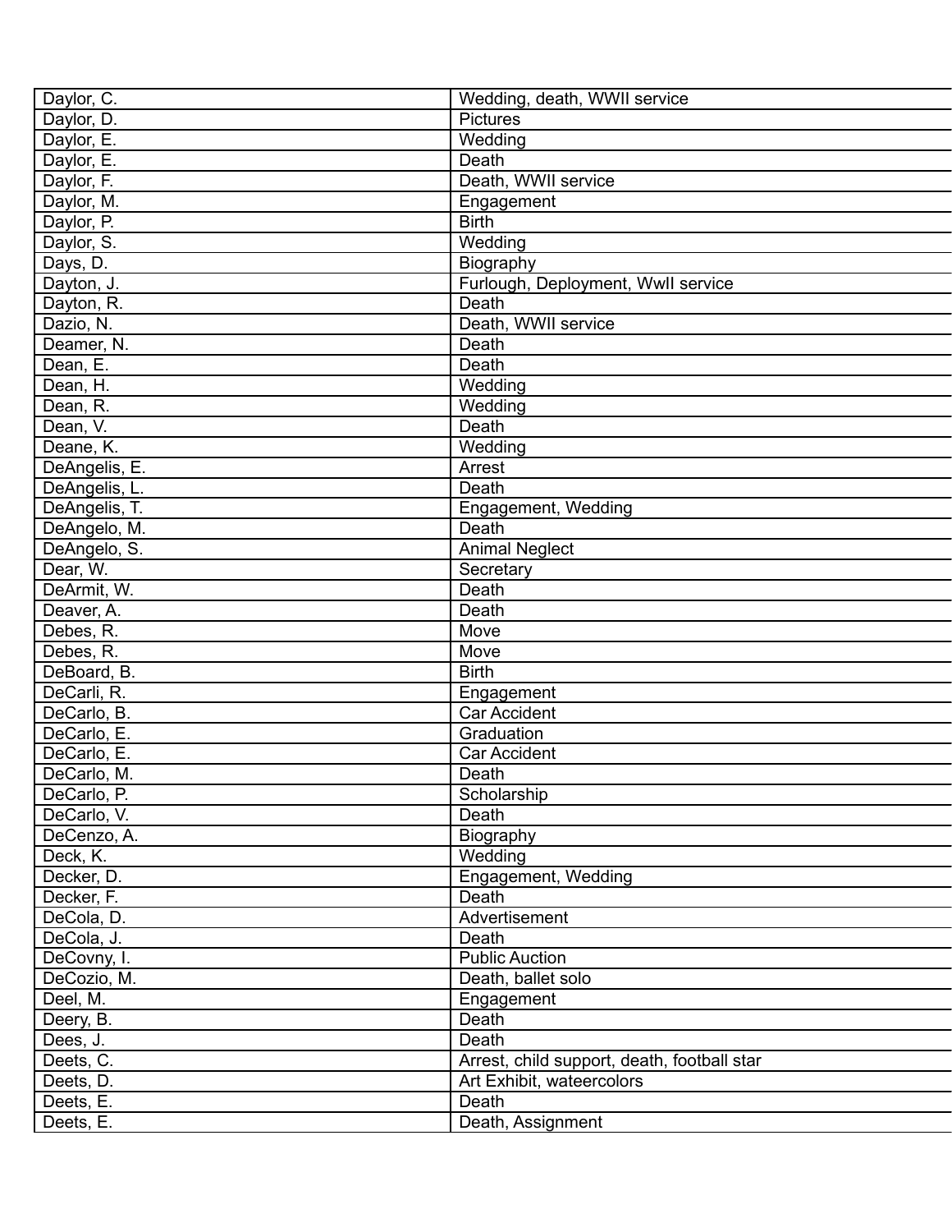| Daylor, C. | Wedding, death, WWII service |
|---|---|
| Daylor, D. | Pictures |
| Daylor, E. | Wedding |
| Daylor, E. | Death |
| Daylor, F. | Death, WWII service |
| Daylor, M. | Engagement |
| Daylor, P. | Birth |
| Daylor, S. | Wedding |
| Days, D. | Biography |
| Dayton, J. | Furlough, Deployment, WwII service |
| Dayton, R. | Death |
| Dazio, N. | Death, WWII service |
| Deamer, N. | Death |
| Dean, E. | Death |
| Dean, H. | Wedding |
| Dean, R. | Wedding |
| Dean, V. | Death |
| Deane, K. | Wedding |
| DeAngelis, E. | Arrest |
| DeAngelis, L. | Death |
| DeAngelis, T. | Engagement, Wedding |
| DeAngelo, M. | Death |
| DeAngelo, S. | Animal Neglect |
| Dear, W. | Secretary |
| DeArmit, W. | Death |
| Deaver, A. | Death |
| Debes, R. | Move |
| Debes, R. | Move |
| DeBoard, B. | Birth |
| DeCarli, R. | Engagement |
| DeCarlo, B. | Car Accident |
| DeCarlo, E. | Graduation |
| DeCarlo, E. | Car Accident |
| DeCarlo, M. | Death |
| DeCarlo, P. | Scholarship |
| DeCarlo, V. | Death |
| DeCenzo, A. | Biography |
| Deck, K. | Wedding |
| Decker, D. | Engagement, Wedding |
| Decker, F. | Death |
| DeCola, D. | Advertisement |
| DeCola, J. | Death |
| DeCovny, I. | Public Auction |
| DeCozio, M. | Death, ballet solo |
| Deel, M. | Engagement |
| Deery, B. | Death |
| Dees, J. | Death |
| Deets, C. | Arrest, child support, death, football star |
| Deets, D. | Art Exhibit, wateercolors |
| Deets, E. | Death |
| Deets, E. | Death, Assignment |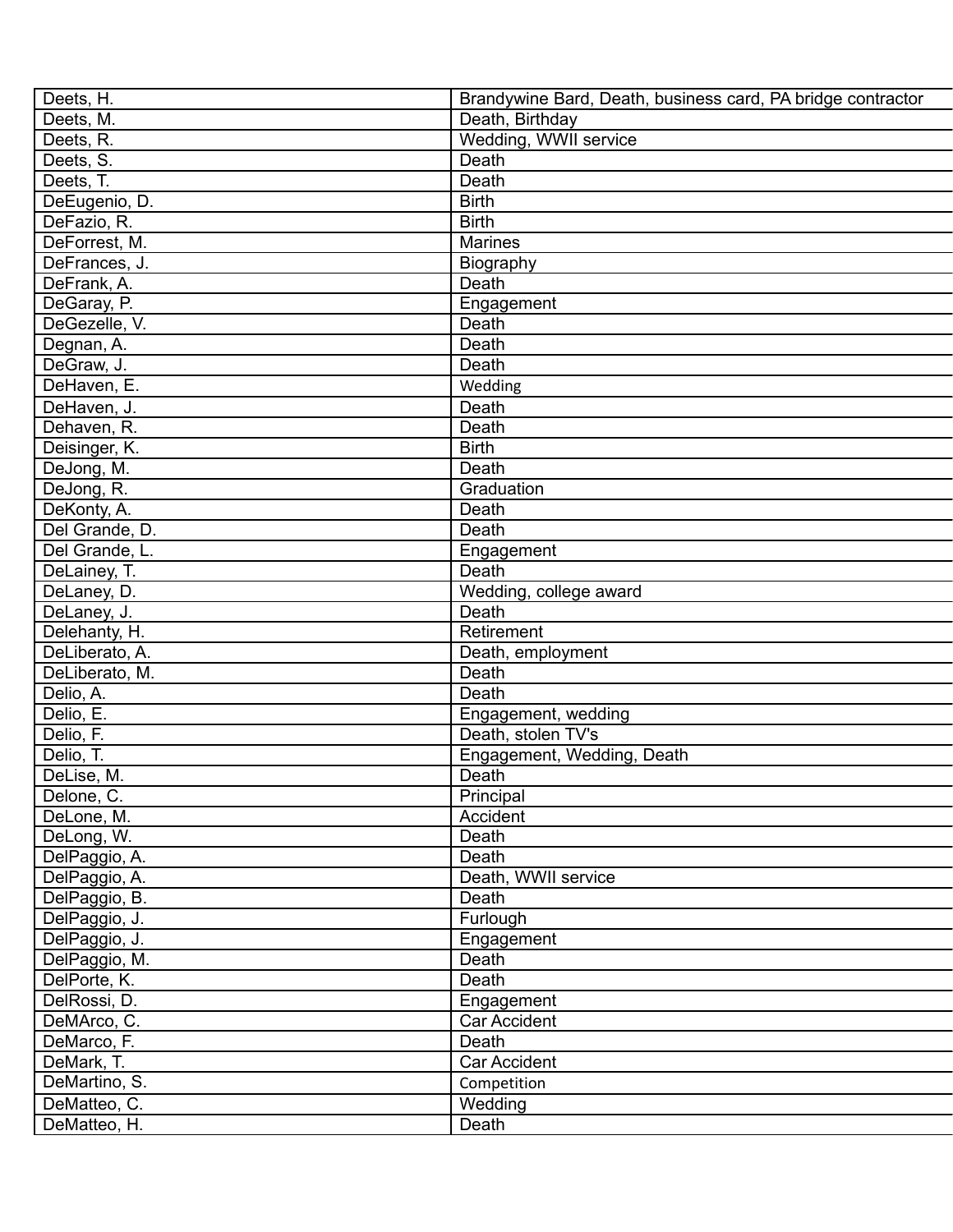| Deets, H. | Brandywine Bard, Death, business card, PA bridge contractor |
|---|---|
| Deets, M. | Death, Birthday |
| Deets, R. | Wedding, WWII service |
| Deets, S. | Death |
| Deets, T. | Death |
| DeEugenio, D. | Birth |
| DeFazio, R. | Birth |
| DeForrest, M. | Marines |
| DeFrances, J. | Biography |
| DeFrank, A. | Death |
| DeGaray, P. | Engagement |
| DeGezelle, V. | Death |
| Degnan, A. | Death |
| DeGraw, J. | Death |
| DeHaven, E. | Wedding |
| DeHaven, J. | Death |
| Dehaven, R. | Death |
| Deisinger, K. | Birth |
| DeJong, M. | Death |
| DeJong, R. | Graduation |
| DeKonty, A. | Death |
| Del Grande, D. | Death |
| Del Grande, L. | Engagement |
| DeLainey, T. | Death |
| DeLaney, D. | Wedding, college award |
| DeLaney, J. | Death |
| Delehanty, H. | Retirement |
| DeLiberato, A. | Death, employment |
| DeLiberato, M. | Death |
| Delio, A. | Death |
| Delio, E. | Engagement, wedding |
| Delio, F. | Death, stolen TV's |
| Delio, T. | Engagement, Wedding, Death |
| DeLise, M. | Death |
| Delone, C. | Principal |
| DeLone, M. | Accident |
| DeLong, W. | Death |
| DelPaggio, A. | Death |
| DelPaggio, A. | Death, WWII service |
| DelPaggio, B. | Death |
| DelPaggio, J. | Furlough |
| DelPaggio, J. | Engagement |
| DelPaggio, M. | Death |
| DelPorte, K. | Death |
| DelRossi, D. | Engagement |
| DeMArco, C. | Car Accident |
| DeMarco, F. | Death |
| DeMark, T. | Car Accident |
| DeMartino, S. | Competition |
| DeMatteo, C. | Wedding |
| DeMatteo, H. | Death |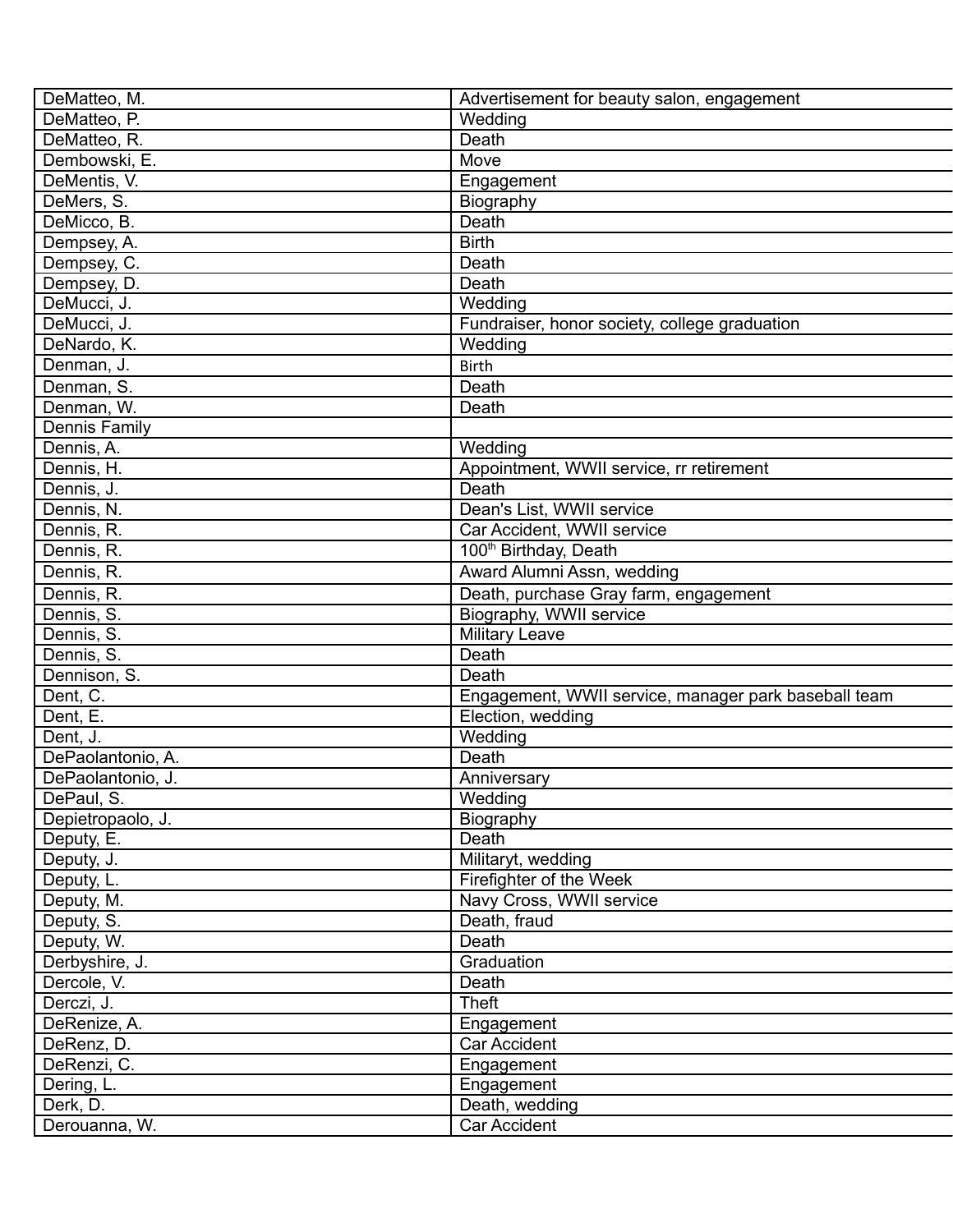| DeMatteo, M. | Advertisement for beauty salon, engagement |
|---|---|
| DeMatteo, P. | Wedding |
| DeMatteo, R. | Death |
| Dembowski, E. | Move |
| DeMentis, V. | Engagement |
| DeMers, S. | Biography |
| DeMicco, B. | Death |
| Dempsey, A. | Birth |
| Dempsey, C. | Death |
| Dempsey, D. | Death |
| DeMucci, J. | Wedding |
| DeMucci, J. | Fundraiser, honor society, college graduation |
| DeNardo, K. | Wedding |
| Denman, J. | Birth |
| Denman, S. | Death |
| Denman, W. | Death |
| Dennis Family | |
| Dennis, A. | Wedding |
| Dennis, H. | Appointment, WWII service, rr retirement |
| Dennis, J. | Death |
| Dennis, N. | Dean's List, WWII service |
| Dennis, R. | Car Accident, WWII service |
| Dennis, R. | 100th Birthday, Death |
| Dennis, R. | Award Alumni Assn, wedding |
| Dennis, R. | Death, purchase Gray farm, engagement |
| Dennis, S. | Biography, WWII service |
| Dennis, S. | Military Leave |
| Dennis, S. | Death |
| Dennison, S. | Death |
| Dent, C. | Engagement, WWII service, manager park baseball team |
| Dent, E. | Election, wedding |
| Dent, J. | Wedding |
| DePaolantonio, A. | Death |
| DePaolantonio, J. | Anniversary |
| DePaul, S. | Wedding |
| Depietropaolo, J. | Biography |
| Deputy, E. | Death |
| Deputy, J. | Militaryt, wedding |
| Deputy, L. | Firefighter of the Week |
| Deputy, M. | Navy Cross, WWII service |
| Deputy, S. | Death, fraud |
| Deputy, W. | Death |
| Derbyshire, J. | Graduation |
| Dercole, V. | Death |
| Derczi, J. | Theft |
| DeRenize, A. | Engagement |
| DeRenz, D. | Car Accident |
| DeRenzi, C. | Engagement |
| Dering, L. | Engagement |
| Derk, D. | Death, wedding |
| Derouanna, W. | Car Accident |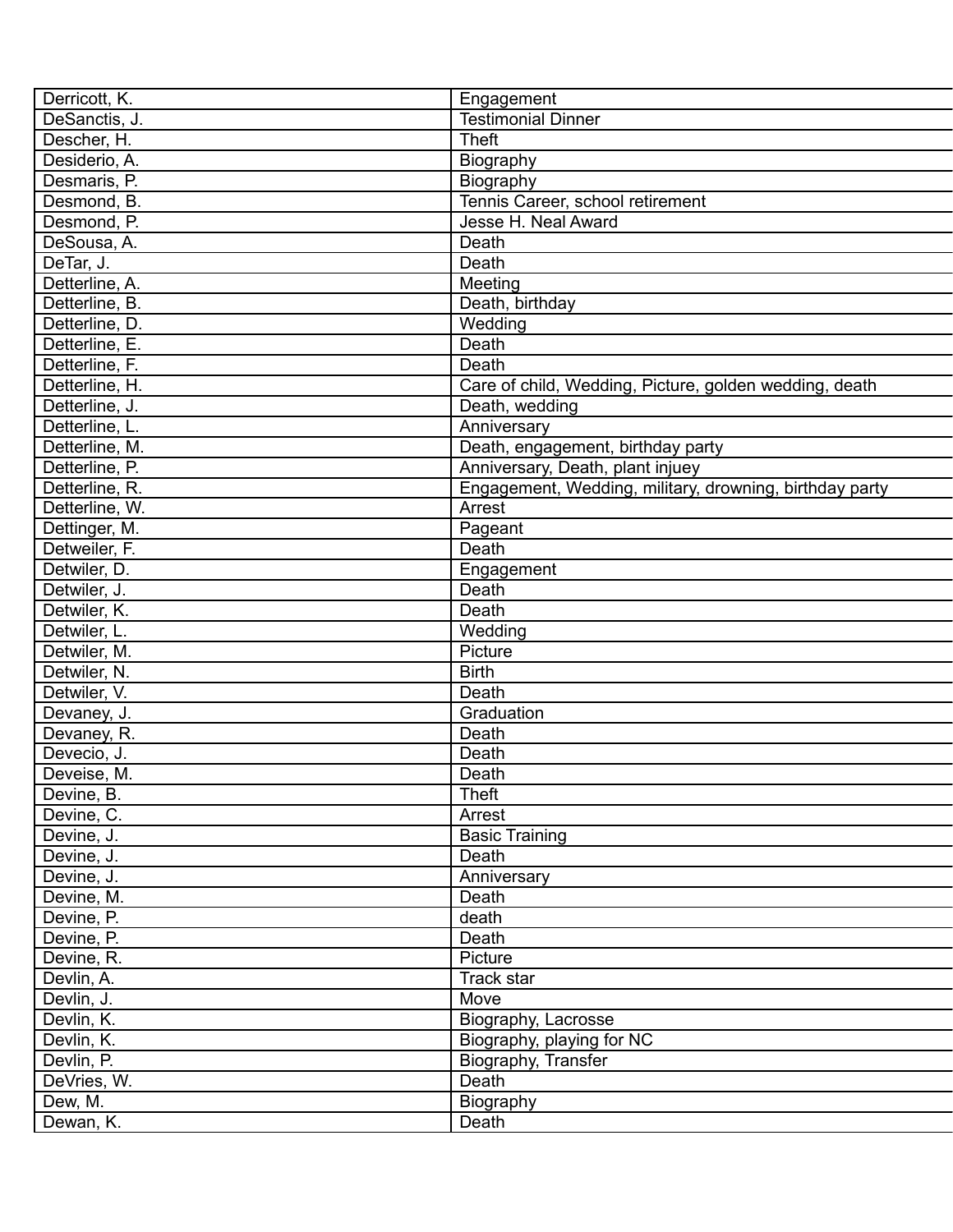| Derricott, K. | Engagement |
|---|---|
| DeSanctis, J. | Testimonial Dinner |
| Descher, H. | Theft |
| Desiderio, A. | Biography |
| Desmaris, P. | Biography |
| Desmond, B. | Tennis Career, school retirement |
| Desmond, P. | Jesse H. Neal Award |
| DeSousa, A. | Death |
| DeTar, J. | Death |
| Detterline, A. | Meeting |
| Detterline, B. | Death, birthday |
| Detterline, D. | Wedding |
| Detterline, E. | Death |
| Detterline, F. | Death |
| Detterline, H. | Care of child, Wedding, Picture, golden wedding, death |
| Detterline, J. | Death, wedding |
| Detterline, L. | Anniversary |
| Detterline, M. | Death, engagement, birthday party |
| Detterline, P. | Anniversary, Death, plant injuey |
| Detterline, R. | Engagement, Wedding, military, drowning, birthday party |
| Detterline, W. | Arrest |
| Dettinger, M. | Pageant |
| Detweiler, F. | Death |
| Detwiler, D. | Engagement |
| Detwiler, J. | Death |
| Detwiler, K. | Death |
| Detwiler, L. | Wedding |
| Detwiler, M. | Picture |
| Detwiler, N. | Birth |
| Detwiler, V. | Death |
| Devaney, J. | Graduation |
| Devaney, R. | Death |
| Devecio, J. | Death |
| Deveise, M. | Death |
| Devine, B. | Theft |
| Devine, C. | Arrest |
| Devine, J. | Basic Training |
| Devine, J. | Death |
| Devine, J. | Anniversary |
| Devine, M. | Death |
| Devine, P. | death |
| Devine, P. | Death |
| Devine, R. | Picture |
| Devlin, A. | Track star |
| Devlin, J. | Move |
| Devlin, K. | Biography, Lacrosse |
| Devlin, K. | Biography, playing for NC |
| Devlin, P. | Biography, Transfer |
| DeVries, W. | Death |
| Dew, M. | Biography |
| Dewan, K. | Death |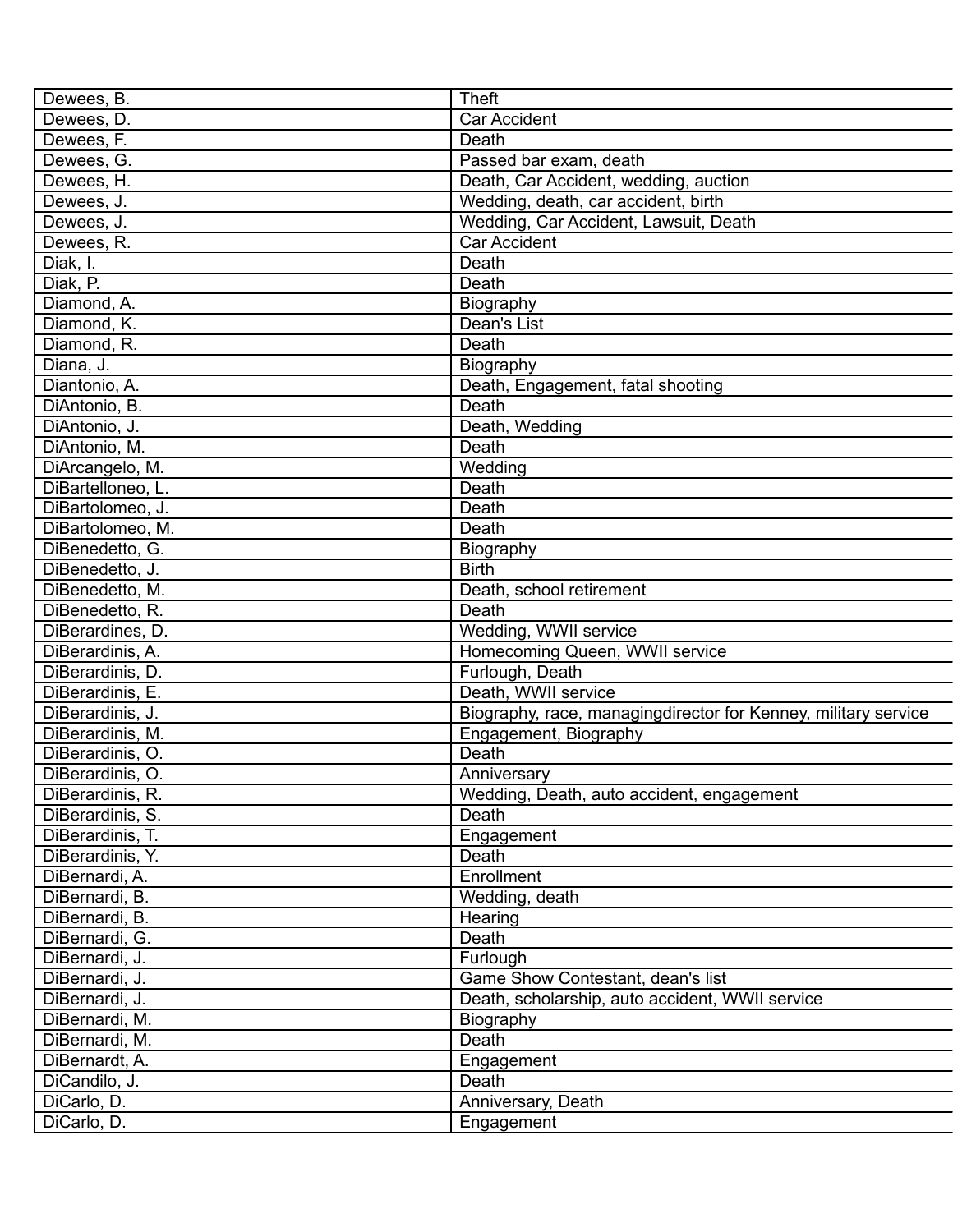| | |
|---|---|
| Dewees, B. | Theft |
| Dewees, D. | Car Accident |
| Dewees, F. | Death |
| Dewees, G. | Passed bar exam, death |
| Dewees, H. | Death, Car Accident, wedding, auction |
| Dewees, J. | Wedding, death, car accident, birth |
| Dewees, J. | Wedding, Car Accident, Lawsuit, Death |
| Dewees, R. | Car Accident |
| Diak, I. | Death |
| Diak, P. | Death |
| Diamond, A. | Biography |
| Diamond, K. | Dean's List |
| Diamond, R. | Death |
| Diana, J. | Biography |
| Diantonio, A. | Death, Engagement, fatal shooting |
| DiAntonio, B. | Death |
| DiAntonio, J. | Death, Wedding |
| DiAntonio, M. | Death |
| DiArcangelo, M. | Wedding |
| DiBartelloneo, L. | Death |
| DiBartolomeo, J. | Death |
| DiBartolomeo, M. | Death |
| DiBenedetto, G. | Biography |
| DiBenedetto, J. | Birth |
| DiBenedetto, M. | Death, school retirement |
| DiBenedetto, R. | Death |
| DiBerardines, D. | Wedding, WWII service |
| DiBerardinis, A. | Homecoming Queen, WWII service |
| DiBerardinis, D. | Furlough, Death |
| DiBerardinis, E. | Death, WWII service |
| DiBerardinis, J. | Biography, race, managingdirector for Kenney, military service |
| DiBerardinis, M. | Engagement, Biography |
| DiBerardinis, O. | Death |
| DiBerardinis, O. | Anniversary |
| DiBerardinis, R. | Wedding, Death, auto accident, engagement |
| DiBerardinis, S. | Death |
| DiBerardinis, T. | Engagement |
| DiBerardinis, Y. | Death |
| DiBernardi, A. | Enrollment |
| DiBernardi, B. | Wedding, death |
| DiBernardi, B. | Hearing |
| DiBernardi, G. | Death |
| DiBernardi, J. | Furlough |
| DiBernardi, J. | Game Show Contestant, dean's list |
| DiBernardi, J. | Death, scholarship, auto accident, WWII service |
| DiBernardi, M. | Biography |
| DiBernardi, M. | Death |
| DiBernardt, A. | Engagement |
| DiCandilo, J. | Death |
| DiCarlo, D. | Anniversary, Death |
| DiCarlo, D. | Engagement |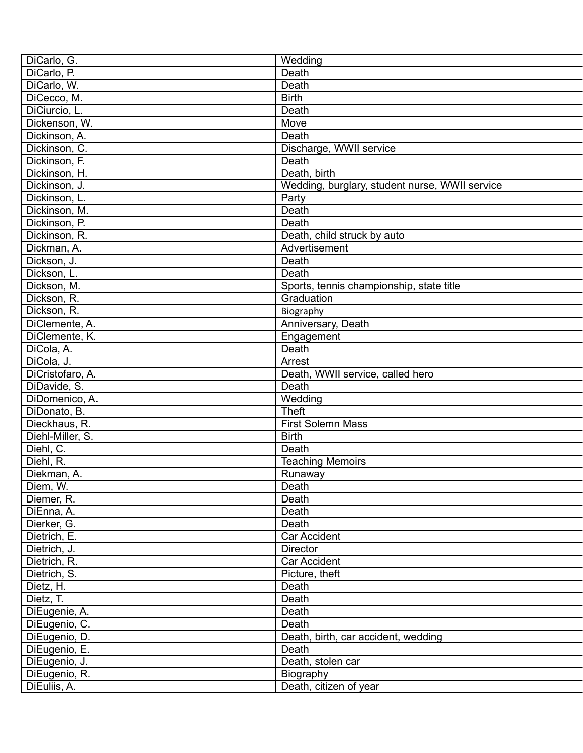| DiCarlo, G. | Wedding |
|---|---|
| DiCarlo, P. | Death |
| DiCarlo, W. | Death |
| DiCecco, M. | Birth |
| DiCiurcio, L. | Death |
| Dickenson, W. | Move |
| Dickinson, A. | Death |
| Dickinson, C. | Discharge, WWII service |
| Dickinson, F. | Death |
| Dickinson, H. | Death, birth |
| Dickinson, J. | Wedding, burglary, student nurse, WWII service |
| Dickinson, L. | Party |
| Dickinson, M. | Death |
| Dickinson, P. | Death |
| Dickinson, R. | Death, child struck by auto |
| Dickman, A. | Advertisement |
| Dickson, J. | Death |
| Dickson, L. | Death |
| Dickson, M. | Sports, tennis championship, state title |
| Dickson, R. | Graduation |
| Dickson, R. | Biography |
| DiClemente, A. | Anniversary, Death |
| DiClemente, K. | Engagement |
| DiCola, A. | Death |
| DiCola, J. | Arrest |
| DiCristofaro, A. | Death, WWII service, called hero |
| DiDavide, S. | Death |
| DiDomenico, A. | Wedding |
| DiDonato, B. | Theft |
| Dieckhaus, R. | First Solemn Mass |
| Diehl-Miller, S. | Birth |
| Diehl, C. | Death |
| Diehl, R. | Teaching Memoirs |
| Diekman, A. | Runaway |
| Diem, W. | Death |
| Diemer, R. | Death |
| DiEnna, A. | Death |
| Dierker, G. | Death |
| Dietrich, E. | Car Accident |
| Dietrich, J. | Director |
| Dietrich, R. | Car Accident |
| Dietrich, S. | Picture, theft |
| Dietz, H. | Death |
| Dietz, T. | Death |
| DiEugenie, A. | Death |
| DiEugenio, C. | Death |
| DiEugenio, D. | Death, birth, car accident, wedding |
| DiEugenio, E. | Death |
| DiEugenio, J. | Death, stolen car |
| DiEugenio, R. | Biography |
| DiEuliis, A. | Death, citizen of year |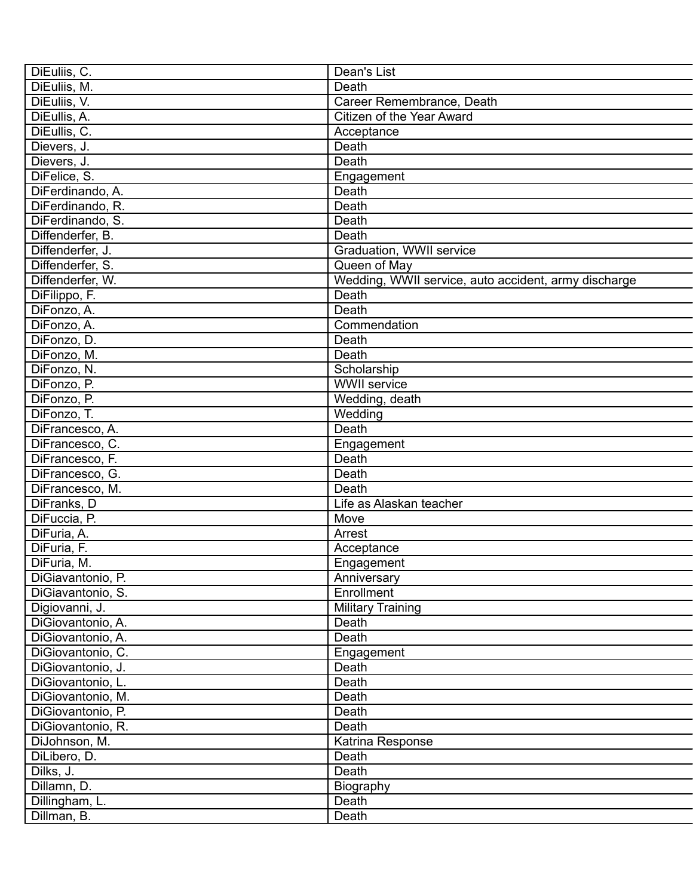| | |
|---|---|
| DiEuliis, C. | Dean's List |
| DiEuliis, M. | Death |
| DiEuliis, V. | Career Remembrance, Death |
| DiEullis, A. | Citizen of the Year Award |
| DiEullis, C. | Acceptance |
| Dievers, J. | Death |
| Dievers, J. | Death |
| DiFelice, S. | Engagement |
| DiFerdinando, A. | Death |
| DiFerdinando, R. | Death |
| DiFerdinando, S. | Death |
| Diffenderfer, B. | Death |
| Diffenderfer, J. | Graduation, WWII service |
| Diffenderfer, S. | Queen of May |
| Diffenderfer, W. | Wedding, WWII service, auto accident, army discharge |
| DiFilippo, F. | Death |
| DiFonzo, A. | Death |
| DiFonzo, A. | Commendation |
| DiFonzo, D. | Death |
| DiFonzo, M. | Death |
| DiFonzo, N. | Scholarship |
| DiFonzo, P. | WWII service |
| DiFonzo, P. | Wedding, death |
| DiFonzo, T. | Wedding |
| DiFrancesco, A. | Death |
| DiFrancesco, C. | Engagement |
| DiFrancesco, F. | Death |
| DiFrancesco, G. | Death |
| DiFrancesco, M. | Death |
| DiFranks, D | Life as Alaskan teacher |
| DiFuccia, P. | Move |
| DiFuria, A. | Arrest |
| DiFuria, F. | Acceptance |
| DiFuria, M. | Engagement |
| DiGiavantonio, P. | Anniversary |
| DiGiavantonio, S. | Enrollment |
| Digiovanni, J. | Military Training |
| DiGiovantonio, A. | Death |
| DiGiovantonio, A. | Death |
| DiGiovantonio, C. | Engagement |
| DiGiovantonio, J. | Death |
| DiGiovantonio, L. | Death |
| DiGiovantonio, M. | Death |
| DiGiovantonio, P. | Death |
| DiGiovantonio, R. | Death |
| DiJohnson, M. | Katrina Response |
| DiLibero, D. | Death |
| Dilks, J. | Death |
| Dillamn, D. | Biography |
| Dillingham, L. | Death |
| Dillman, B. | Death |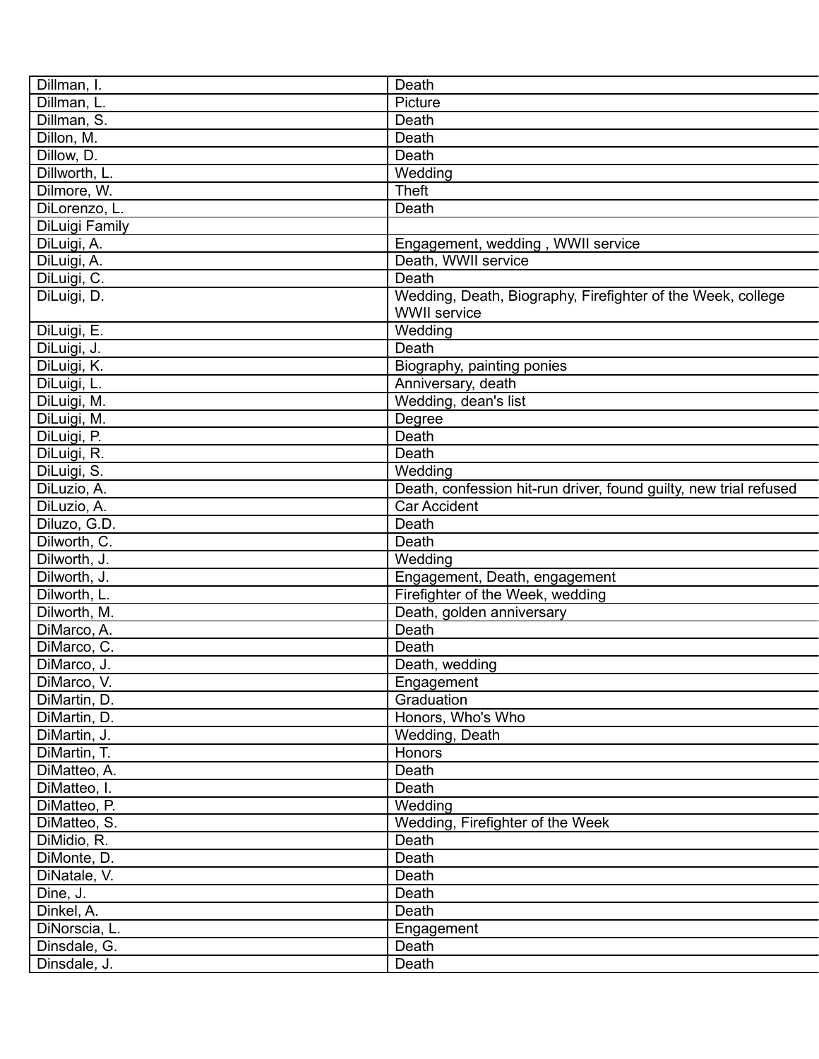| | |
|---|---|
| Dillman, I. | Death |
| Dillman, L. | Picture |
| Dillman, S. | Death |
| Dillon, M. | Death |
| Dillow, D. | Death |
| Dillworth, L. | Wedding |
| Dilmore, W. | Theft |
| DiLorenzo, L. | Death |
| DiLuigi Family | |
| DiLuigi, A. | Engagement, wedding , WWII service |
| DiLuigi, A. | Death, WWII service |
| DiLuigi, C. | Death |
| DiLuigi, D. | Wedding, Death, Biography, Firefighter of the Week, college WWII service |
| DiLuigi, E. | Wedding |
| DiLuigi, J. | Death |
| DiLuigi, K. | Biography, painting ponies |
| DiLuigi, L. | Anniversary, death |
| DiLuigi, M. | Wedding, dean's list |
| DiLuigi, M. | Degree |
| DiLuigi, P. | Death |
| DiLuigi, R. | Death |
| DiLuigi, S. | Wedding |
| DiLuzio, A. | Death, confession hit-run driver, found guilty, new trial refused |
| DiLuzio, A. | Car Accident |
| Diluzo, G.D. | Death |
| Dilworth, C. | Death |
| Dilworth, J. | Wedding |
| Dilworth, J. | Engagement, Death, engagement |
| Dilworth, L. | Firefighter of the Week, wedding |
| Dilworth, M. | Death, golden anniversary |
| DiMarco, A. | Death |
| DiMarco, C. | Death |
| DiMarco, J. | Death, wedding |
| DiMarco, V. | Engagement |
| DiMartin, D. | Graduation |
| DiMartin, D. | Honors, Who's Who |
| DiMartin, J. | Wedding, Death |
| DiMartin, T. | Honors |
| DiMatteo, A. | Death |
| DiMatteo, I. | Death |
| DiMatteo, P. | Wedding |
| DiMatteo, S. | Wedding, Firefighter of the Week |
| DiMidio, R. | Death |
| DiMonte, D. | Death |
| DiNatale, V. | Death |
| Dine, J. | Death |
| Dinkel, A. | Death |
| DiNorscia, L. | Engagement |
| Dinsdale, G. | Death |
| Dinsdale, J. | Death |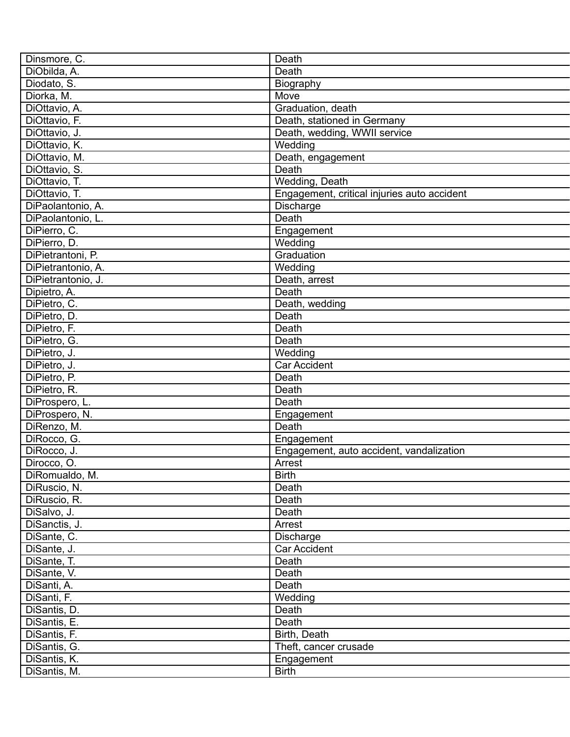| Dinsmore, C. | Death |
|---|---|
| DiObilda, A. | Death |
| Diodato, S. | Biography |
| Diorka, M. | Move |
| DiOttavio, A. | Graduation, death |
| DiOttavio, F. | Death, stationed in Germany |
| DiOttavio, J. | Death, wedding, WWII service |
| DiOttavio, K. | Wedding |
| DiOttavio, M. | Death, engagement |
| DiOttavio, S. | Death |
| DiOttavio, T. | Wedding, Death |
| DiOttavio, T. | Engagement, critical injuries auto accident |
| DiPaolantonio, A. | Discharge |
| DiPaolantonio, L. | Death |
| DiPierro, C. | Engagement |
| DiPierro, D. | Wedding |
| DiPietrantoni, P. | Graduation |
| DiPietrantonio, A. | Wedding |
| DiPietrantonio, J. | Death, arrest |
| Dipietro, A. | Death |
| DiPietro, C. | Death, wedding |
| DiPietro, D. | Death |
| DiPietro, F. | Death |
| DiPietro, G. | Death |
| DiPietro, J. | Wedding |
| DiPietro, J. | Car Accident |
| DiPietro, P. | Death |
| DiPietro, R. | Death |
| DiProspero, L. | Death |
| DiProspero, N. | Engagement |
| DiRenzo, M. | Death |
| DiRocco, G. | Engagement |
| DiRocco, J. | Engagement, auto accident, vandalization |
| Dirocco, O. | Arrest |
| DiRomualdo, M. | Birth |
| DiRuscio, N. | Death |
| DiRuscio, R. | Death |
| DiSalvo, J. | Death |
| DiSanctis, J. | Arrest |
| DiSante, C. | Discharge |
| DiSante, J. | Car Accident |
| DiSante, T. | Death |
| DiSante, V. | Death |
| DiSanti, A. | Death |
| DiSanti, F. | Wedding |
| DiSantis, D. | Death |
| DiSantis, E. | Death |
| DiSantis, F. | Birth, Death |
| DiSantis, G. | Theft, cancer crusade |
| DiSantis, K. | Engagement |
| DiSantis, M. | Birth |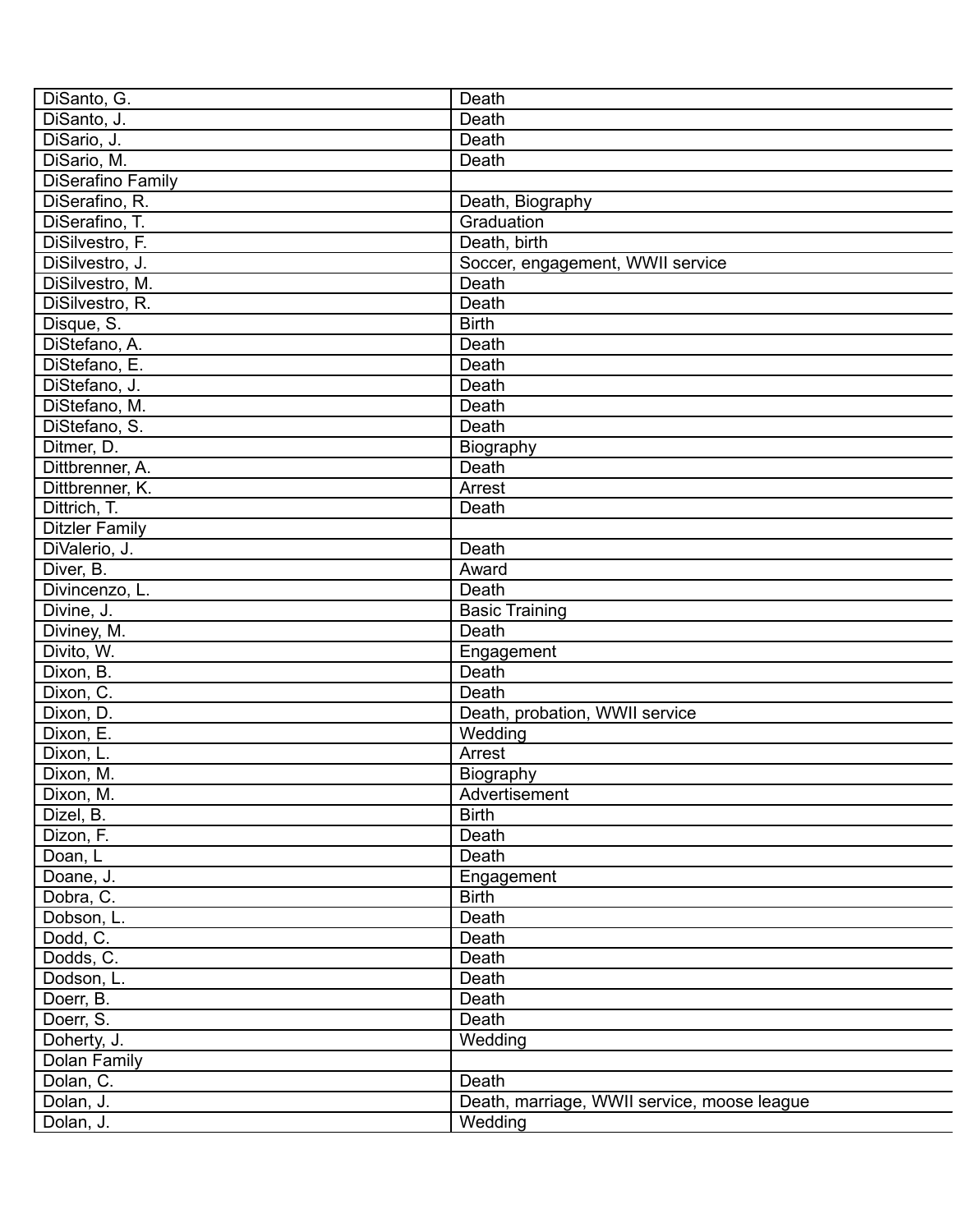| | |
|---|---|
| DiSanto, G. | Death |
| DiSanto, J. | Death |
| DiSario, J. | Death |
| DiSario, M. | Death |
| DiSerafino Family | |
| DiSerafino, R. | Death, Biography |
| DiSerafino, T. | Graduation |
| DiSilvestro, F. | Death, birth |
| DiSilvestro, J. | Soccer, engagement, WWII service |
| DiSilvestro, M. | Death |
| DiSilvestro, R. | Death |
| Disque, S. | Birth |
| DiStefano, A. | Death |
| DiStefano, E. | Death |
| DiStefano, J. | Death |
| DiStefano, M. | Death |
| DiStefano, S. | Death |
| Ditmer, D. | Biography |
| Dittbrenner, A. | Death |
| Dittbrenner, K. | Arrest |
| Dittrich, T. | Death |
| Ditzler Family | |
| DiValerio, J. | Death |
| Diver, B. | Award |
| Divincenzo, L. | Death |
| Divine, J. | Basic Training |
| Diviney, M. | Death |
| Divito, W. | Engagement |
| Dixon, B. | Death |
| Dixon, C. | Death |
| Dixon, D. | Death, probation, WWII service |
| Dixon, E. | Wedding |
| Dixon, L. | Arrest |
| Dixon, M. | Biography |
| Dixon, M. | Advertisement |
| Dizel, B. | Birth |
| Dizon, F. | Death |
| Doan, L | Death |
| Doane, J. | Engagement |
| Dobra, C. | Birth |
| Dobson, L. | Death |
| Dodd, C. | Death |
| Dodds, C. | Death |
| Dodson, L. | Death |
| Doerr, B. | Death |
| Doerr, S. | Death |
| Doherty, J. | Wedding |
| Dolan Family | |
| Dolan, C. | Death |
| Dolan, J. | Death, marriage, WWII service, moose league |
| Dolan, J. | Wedding |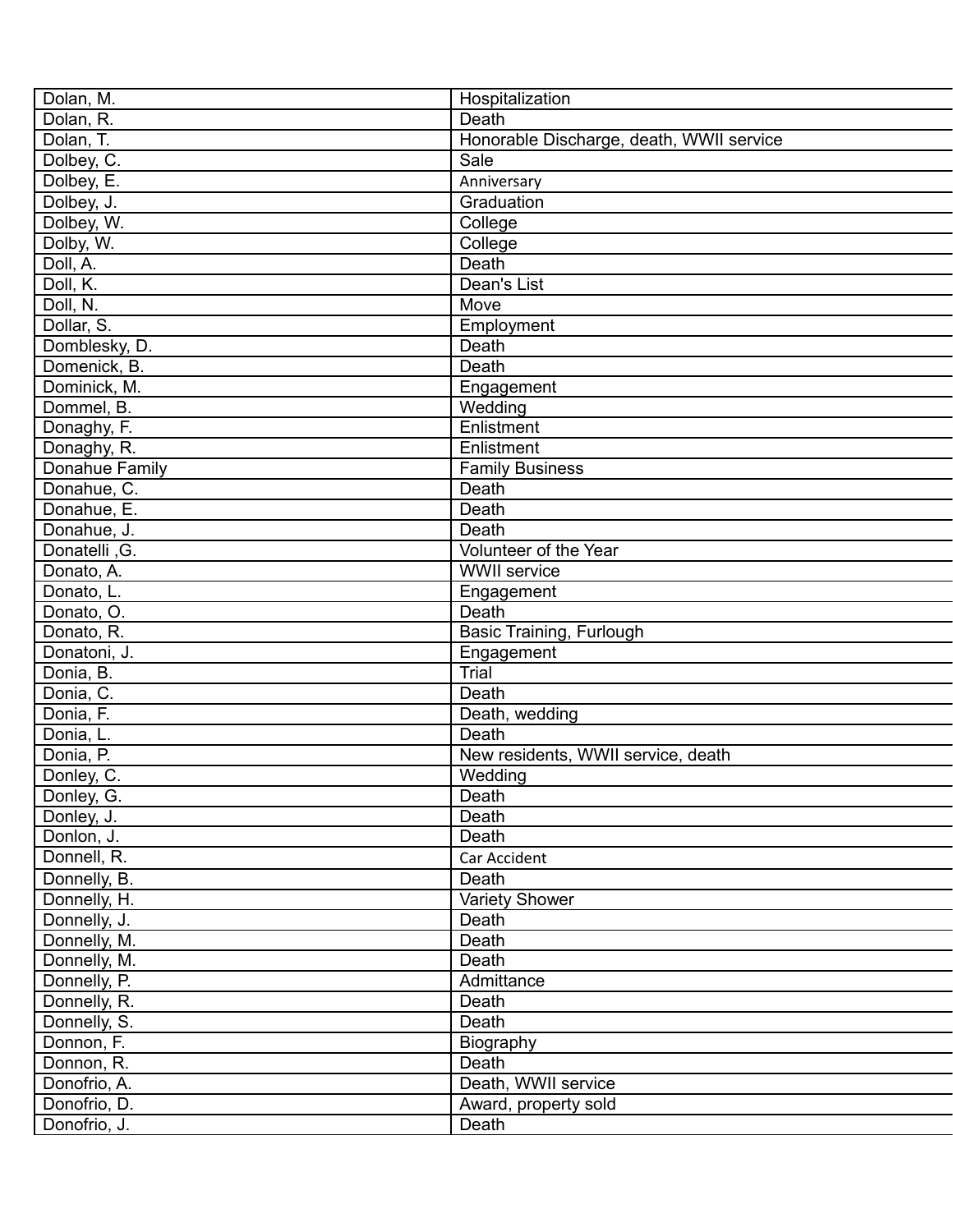| Dolan, M. | Hospitalization |
|---|---|
| Dolan, R. | Death |
| Dolan, T. | Honorable Discharge, death, WWII service |
| Dolbey, C. | Sale |
| Dolbey, E. | Anniversary |
| Dolbey, J. | Graduation |
| Dolbey, W. | College |
| Dolby, W. | College |
| Doll, A. | Death |
| Doll, K. | Dean's List |
| Doll, N. | Move |
| Dollar, S. | Employment |
| Domblesky, D. | Death |
| Domenick, B. | Death |
| Dominick, M. | Engagement |
| Dommel, B. | Wedding |
| Donaghy, F. | Enlistment |
| Donaghy, R. | Enlistment |
| Donahue Family | Family Business |
| Donahue, C. | Death |
| Donahue, E. | Death |
| Donahue, J. | Death |
| Donatelli ,G. | Volunteer of the Year |
| Donato, A. | WWII service |
| Donato, L. | Engagement |
| Donato, O. | Death |
| Donato, R. | Basic Training, Furlough |
| Donatoni, J. | Engagement |
| Donia, B. | Trial |
| Donia, C. | Death |
| Donia, F. | Death, wedding |
| Donia, L. | Death |
| Donia, P. | New residents, WWII service, death |
| Donley, C. | Wedding |
| Donley, G. | Death |
| Donley, J. | Death |
| Donlon, J. | Death |
| Donnell, R. | Car Accident |
| Donnelly, B. | Death |
| Donnelly, H. | Variety Shower |
| Donnelly, J. | Death |
| Donnelly, M. | Death |
| Donnelly, M. | Death |
| Donnelly, P. | Admittance |
| Donnelly, R. | Death |
| Donnelly, S. | Death |
| Donnon, F. | Biography |
| Donnon, R. | Death |
| Donofrio, A. | Death, WWII service |
| Donofrio, D. | Award, property sold |
| Donofrio, J. | Death |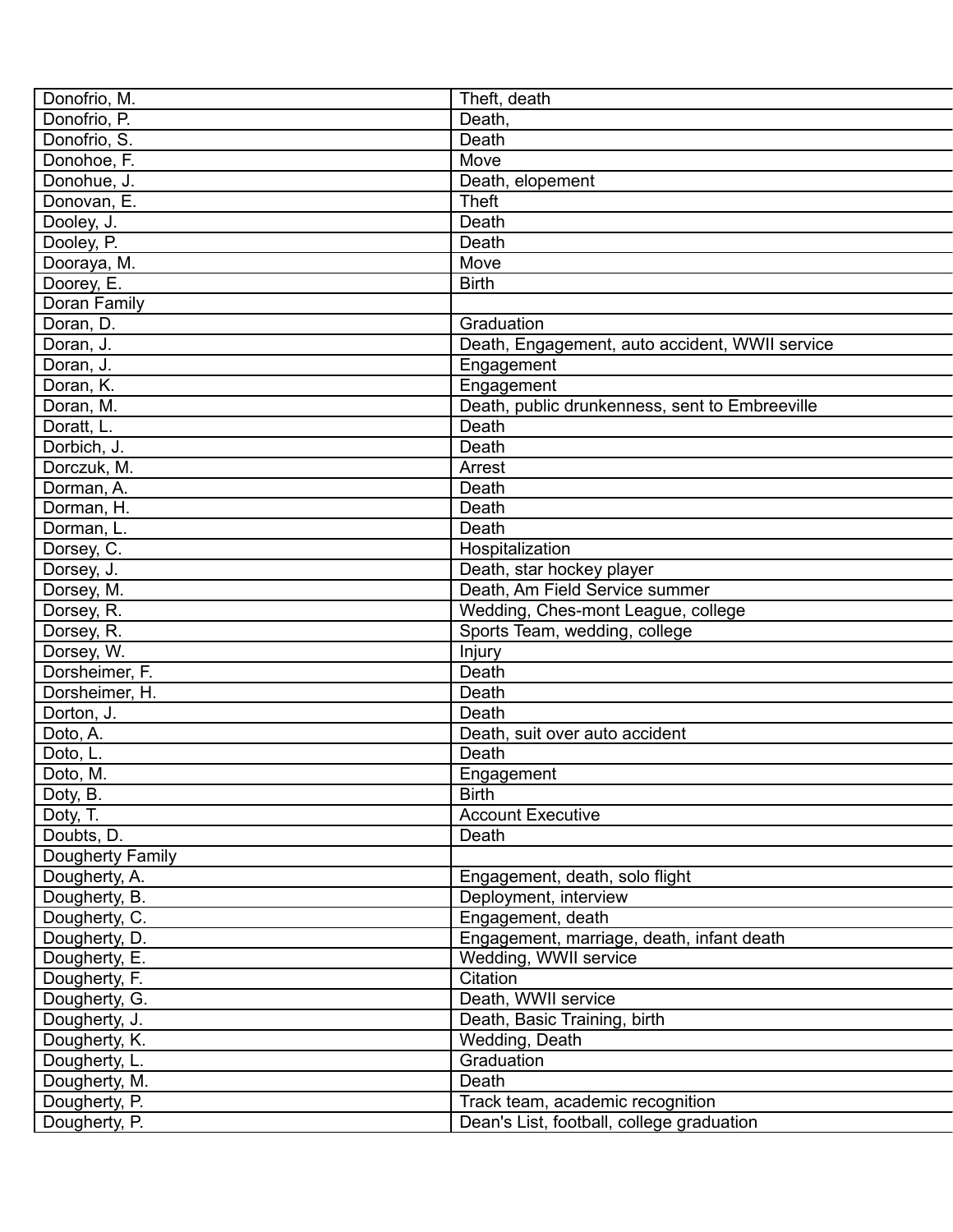| | |
|---|---|
| Donofrio, M. | Theft, death |
| Donofrio, P. | Death, |
| Donofrio, S. | Death |
| Donohoe, F. | Move |
| Donohue, J. | Death, elopement |
| Donovan, E. | Theft |
| Dooley, J. | Death |
| Dooley, P. | Death |
| Dooraya, M. | Move |
| Doorey, E. | Birth |
| Doran Family | |
| Doran, D. | Graduation |
| Doran, J. | Death, Engagement, auto accident, WWII service |
| Doran, J. | Engagement |
| Doran, K. | Engagement |
| Doran, M. | Death, public drunkenness, sent to Embreeville |
| Doratt, L. | Death |
| Dorbich, J. | Death |
| Dorczuk, M. | Arrest |
| Dorman, A. | Death |
| Dorman, H. | Death |
| Dorman, L. | Death |
| Dorsey, C. | Hospitalization |
| Dorsey, J. | Death, star hockey player |
| Dorsey, M. | Death, Am Field Service summer |
| Dorsey, R. | Wedding, Ches-mont League, college |
| Dorsey, R. | Sports Team, wedding, college |
| Dorsey, W. | Injury |
| Dorsheimer, F. | Death |
| Dorsheimer, H. | Death |
| Dorton, J. | Death |
| Doto, A. | Death, suit over auto accident |
| Doto, L. | Death |
| Doto, M. | Engagement |
| Doty, B. | Birth |
| Doty, T. | Account Executive |
| Doubts, D. | Death |
| Dougherty Family | |
| Dougherty, A. | Engagement, death, solo flight |
| Dougherty, B. | Deployment, interview |
| Dougherty, C. | Engagement, death |
| Dougherty, D. | Engagement, marriage, death, infant death |
| Dougherty, E. | Wedding, WWII service |
| Dougherty, F. | Citation |
| Dougherty, G. | Death, WWII service |
| Dougherty, J. | Death, Basic Training, birth |
| Dougherty, K. | Wedding, Death |
| Dougherty, L. | Graduation |
| Dougherty, M. | Death |
| Dougherty, P. | Track team, academic recognition |
| Dougherty, P. | Dean's List, football, college graduation |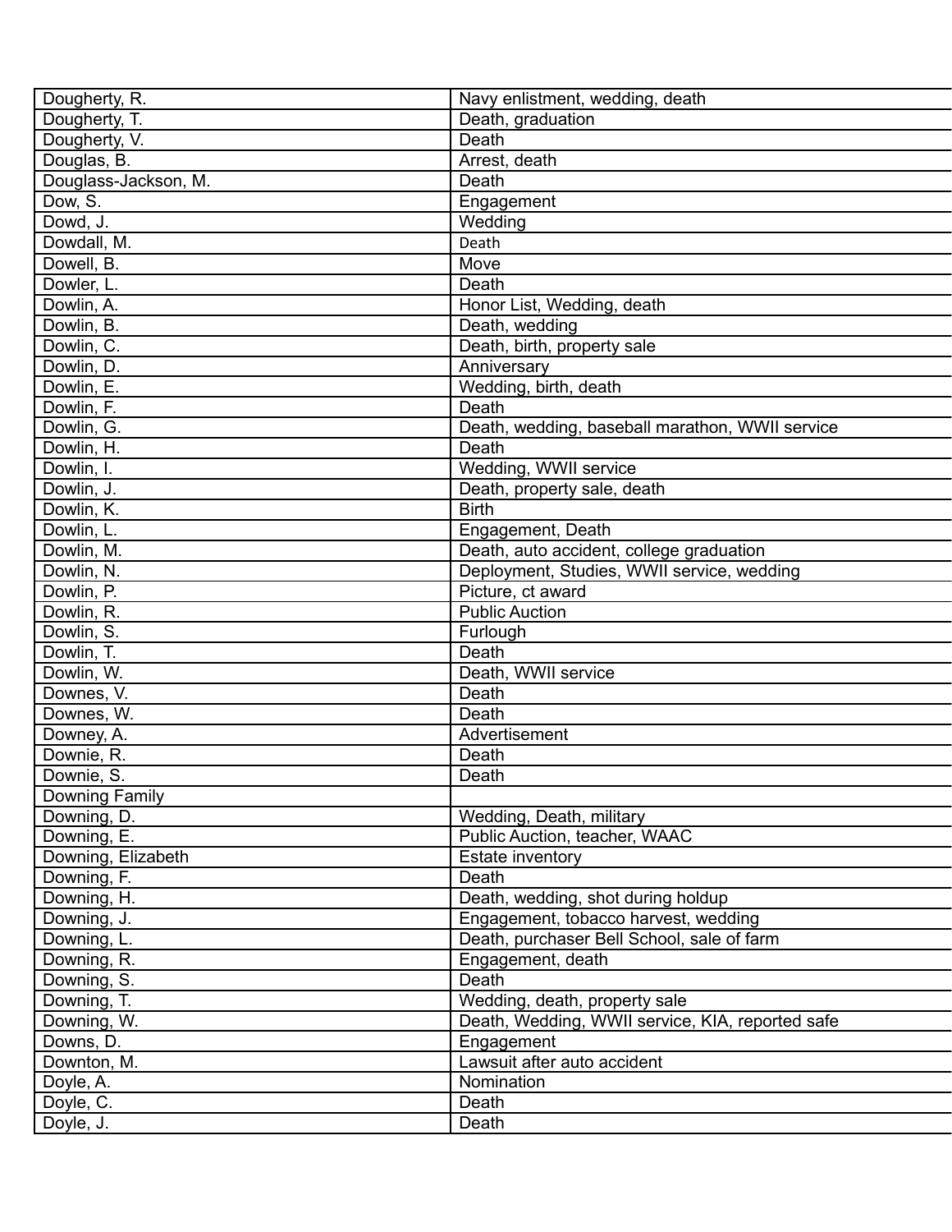| Dougherty, R. | Navy enlistment, wedding, death |
|---|---|
| Dougherty, T. | Death, graduation |
| Dougherty, V. | Death |
| Douglas, B. | Arrest, death |
| Douglass-Jackson, M. | Death |
| Dow, S. | Engagement |
| Dowd, J. | Wedding |
| Dowdall, M. | Death |
| Dowell, B. | Move |
| Dowler, L. | Death |
| Dowlin, A. | Honor List, Wedding, death |
| Dowlin, B. | Death, wedding |
| Dowlin, C. | Death, birth, property sale |
| Dowlin, D. | Anniversary |
| Dowlin, E. | Wedding, birth, death |
| Dowlin, F. | Death |
| Dowlin, G. | Death, wedding, baseball marathon, WWII service |
| Dowlin, H. | Death |
| Dowlin, I. | Wedding, WWII service |
| Dowlin, J. | Death, property sale, death |
| Dowlin, K. | Birth |
| Dowlin, L. | Engagement, Death |
| Dowlin, M. | Death, auto accident, college graduation |
| Dowlin, N. | Deployment, Studies, WWII service, wedding |
| Dowlin, P. | Picture, ct award |
| Dowlin, R. | Public Auction |
| Dowlin, S. | Furlough |
| Dowlin, T. | Death |
| Dowlin, W. | Death, WWII service |
| Downes, V. | Death |
| Downes, W. | Death |
| Downey, A. | Advertisement |
| Downie, R. | Death |
| Downie, S. | Death |
| Downing Family | |
| Downing, D. | Wedding, Death, military |
| Downing, E. | Public Auction, teacher, WAAC |
| Downing, Elizabeth | Estate inventory |
| Downing, F. | Death |
| Downing, H. | Death, wedding, shot during holdup |
| Downing, J. | Engagement, tobacco harvest, wedding |
| Downing, L. | Death, purchaser Bell School, sale of farm |
| Downing, R. | Engagement, death |
| Downing, S. | Death |
| Downing, T. | Wedding, death, property sale |
| Downing, W. | Death, Wedding, WWII service, KIA, reported safe |
| Downs, D. | Engagement |
| Downton, M. | Lawsuit after auto accident |
| Doyle, A. | Nomination |
| Doyle, C. | Death |
| Doyle, J. | Death |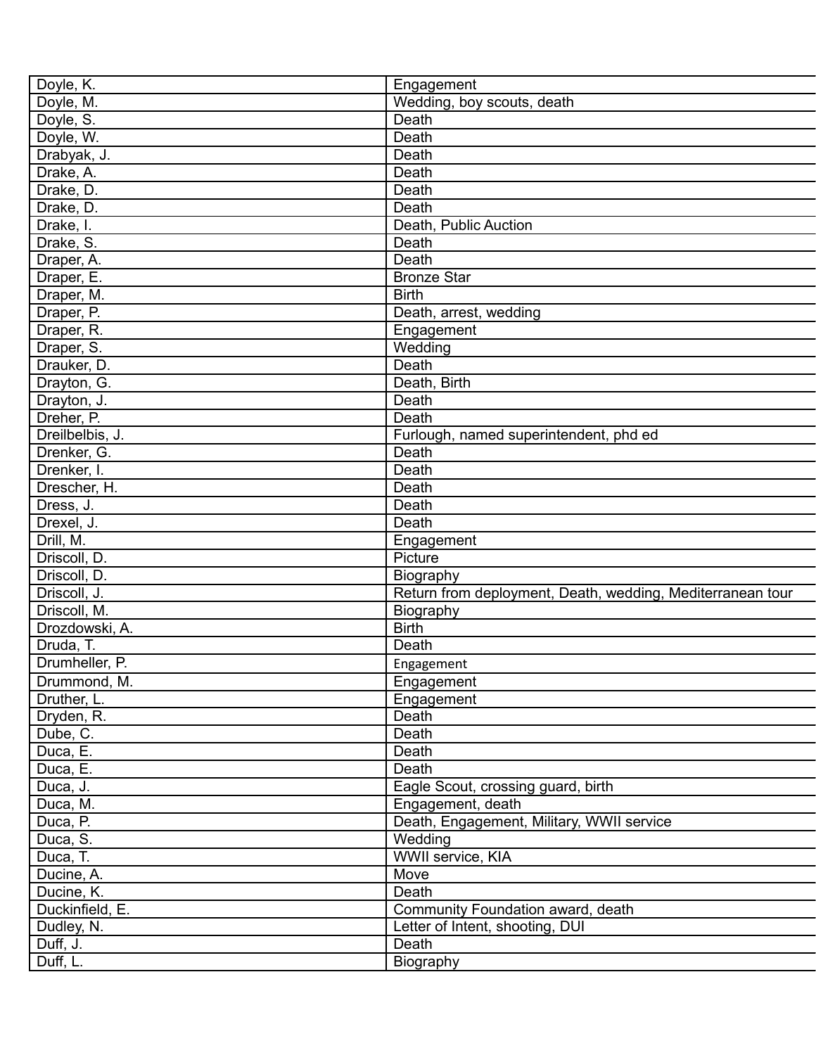| Doyle, K. | Engagement |
|---|---|
| Doyle, M. | Wedding, boy scouts, death |
| Doyle, S. | Death |
| Doyle, W. | Death |
| Drabyak, J. | Death |
| Drake, A. | Death |
| Drake, D. | Death |
| Drake, D. | Death |
| Drake, I. | Death, Public Auction |
| Drake, S. | Death |
| Draper, A. | Death |
| Draper, E. | Bronze Star |
| Draper, M. | Birth |
| Draper, P. | Death, arrest, wedding |
| Draper, R. | Engagement |
| Draper, S. | Wedding |
| Drauker, D. | Death |
| Drayton, G. | Death, Birth |
| Drayton, J. | Death |
| Dreher, P. | Death |
| Dreilbelbis, J. | Furlough, named superintendent, phd ed |
| Drenker, G. | Death |
| Drenker, I. | Death |
| Drescher, H. | Death |
| Dress, J. | Death |
| Drexel, J. | Death |
| Drill, M. | Engagement |
| Driscoll, D. | Picture |
| Driscoll, D. | Biography |
| Driscoll, J. | Return from deployment, Death, wedding, Mediterranean tour |
| Driscoll, M. | Biography |
| Drozdowski, A. | Birth |
| Druda, T. | Death |
| Drumheller, P. | Engagement |
| Drummond, M. | Engagement |
| Druther, L. | Engagement |
| Dryden, R. | Death |
| Dube, C. | Death |
| Duca, E. | Death |
| Duca, E. | Death |
| Duca, J. | Eagle Scout, crossing guard, birth |
| Duca, M. | Engagement, death |
| Duca, P. | Death, Engagement, Military, WWII service |
| Duca, S. | Wedding |
| Duca, T. | WWII service, KIA |
| Ducine, A. | Move |
| Ducine, K. | Death |
| Duckinfield, E. | Community Foundation award, death |
| Dudley, N. | Letter of Intent, shooting, DUI |
| Duff, J. | Death |
| Duff, L. | Biography |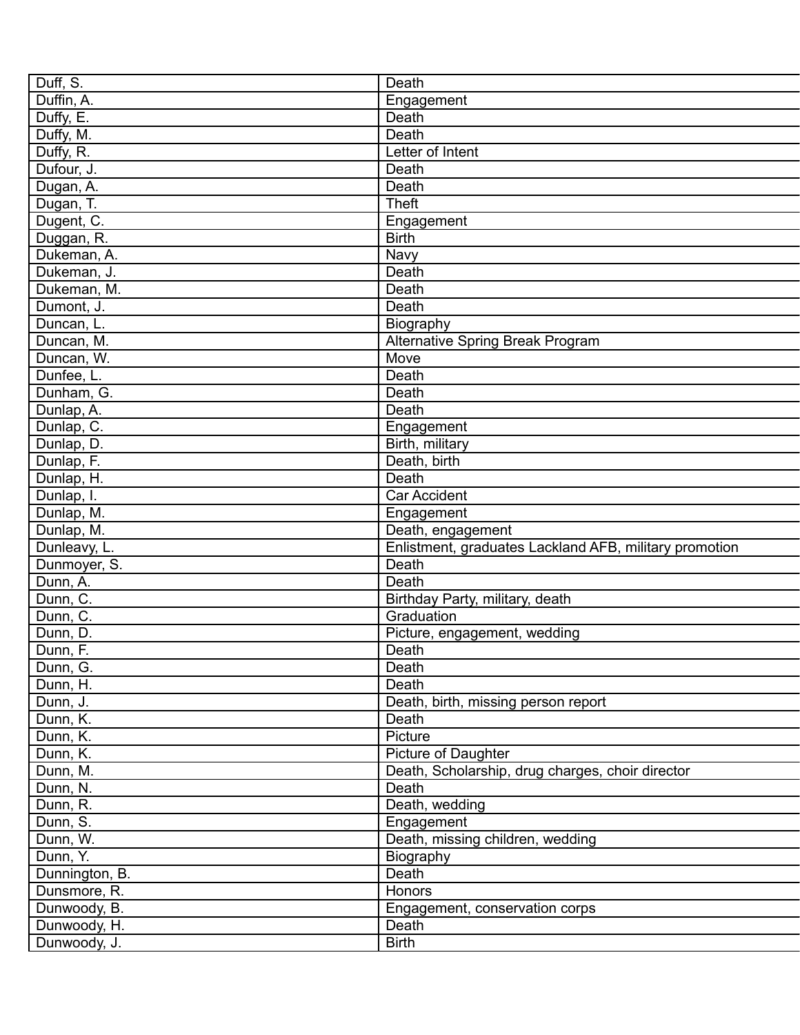| Duff, S. | Death |
|---|---|
| Duffin, A. | Engagement |
| Duffy, E. | Death |
| Duffy, M. | Death |
| Duffy, R. | Letter of Intent |
| Dufour, J. | Death |
| Dugan, A. | Death |
| Dugan, T. | Theft |
| Dugent, C. | Engagement |
| Duggan, R. | Birth |
| Dukeman, A. | Navy |
| Dukeman, J. | Death |
| Dukeman, M. | Death |
| Dumont, J. | Death |
| Duncan, L. | Biography |
| Duncan, M. | Alternative Spring Break Program |
| Duncan, W. | Move |
| Dunfee, L. | Death |
| Dunham, G. | Death |
| Dunlap, A. | Death |
| Dunlap, C. | Engagement |
| Dunlap, D. | Birth, military |
| Dunlap, F. | Death, birth |
| Dunlap, H. | Death |
| Dunlap, I. | Car Accident |
| Dunlap, M. | Engagement |
| Dunlap, M. | Death, engagement |
| Dunleavy, L. | Enlistment, graduates Lackland AFB, military promotion |
| Dunmoyer, S. | Death |
| Dunn, A. | Death |
| Dunn, C. | Birthday Party, military, death |
| Dunn, C. | Graduation |
| Dunn, D. | Picture, engagement, wedding |
| Dunn, F. | Death |
| Dunn, G. | Death |
| Dunn, H. | Death |
| Dunn, J. | Death, birth, missing person report |
| Dunn, K. | Death |
| Dunn, K. | Picture |
| Dunn, K. | Picture of Daughter |
| Dunn, M. | Death, Scholarship, drug charges, choir director |
| Dunn, N. | Death |
| Dunn, R. | Death, wedding |
| Dunn, S. | Engagement |
| Dunn, W. | Death, missing children, wedding |
| Dunn, Y. | Biography |
| Dunnington, B. | Death |
| Dunsmore, R. | Honors |
| Dunwoody, B. | Engagement, conservation corps |
| Dunwoody, H. | Death |
| Dunwoody, J. | Birth |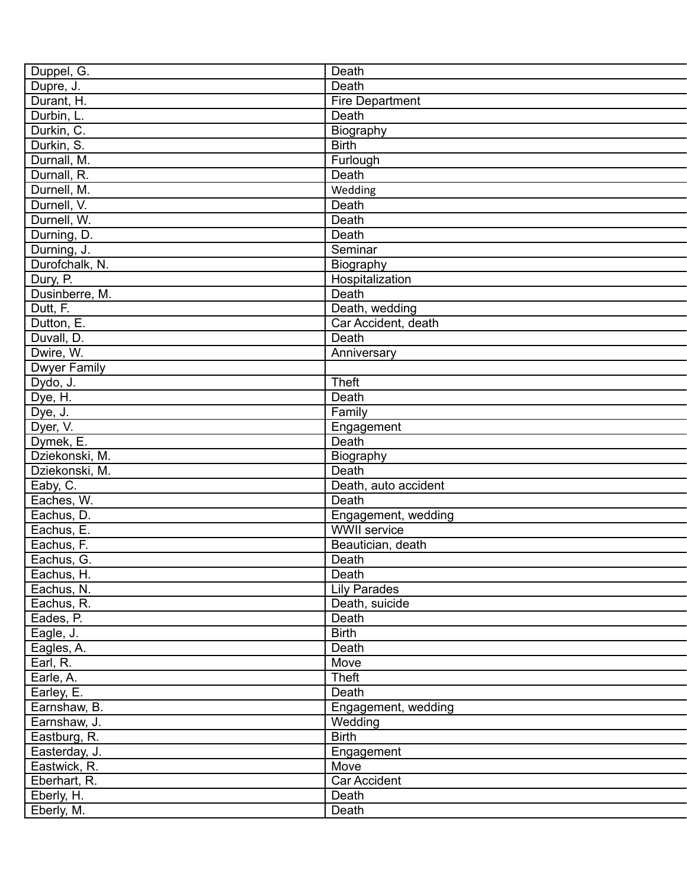| | |
|---|---|
| Duppel, G. | Death |
| Dupre, J. | Death |
| Durant, H. | Fire Department |
| Durbin, L. | Death |
| Durkin, C. | Biography |
| Durkin, S. | Birth |
| Durnall, M. | Furlough |
| Durnall, R. | Death |
| Durnell, M. | Wedding |
| Durnell, V. | Death |
| Durnell, W. | Death |
| Durning, D. | Death |
| Durning, J. | Seminar |
| Durofchalk, N. | Biography |
| Dury, P. | Hospitalization |
| Dusinberre, M. | Death |
| Dutt, F. | Death, wedding |
| Dutton, E. | Car Accident, death |
| Duvall, D. | Death |
| Dwire, W. | Anniversary |
| Dwyer Family | |
| Dydo, J. | Theft |
| Dye, H. | Death |
| Dye, J. | Family |
| Dyer, V. | Engagement |
| Dymek, E. | Death |
| Dziekonski, M. | Biography |
| Dziekonski, M. | Death |
| Eaby, C. | Death, auto accident |
| Eaches, W. | Death |
| Eachus, D. | Engagement, wedding |
| Eachus, E. | WWII service |
| Eachus, F. | Beautician, death |
| Eachus, G. | Death |
| Eachus, H. | Death |
| Eachus, N. | Lily Parades |
| Eachus, R. | Death, suicide |
| Eades, P. | Death |
| Eagle, J. | Birth |
| Eagles, A. | Death |
| Earl, R. | Move |
| Earle, A. | Theft |
| Earley, E. | Death |
| Earnshaw, B. | Engagement, wedding |
| Earnshaw, J. | Wedding |
| Eastburg, R. | Birth |
| Easterday, J. | Engagement |
| Eastwick, R. | Move |
| Eberhart, R. | Car Accident |
| Eberly, H. | Death |
| Eberly, M. | Death |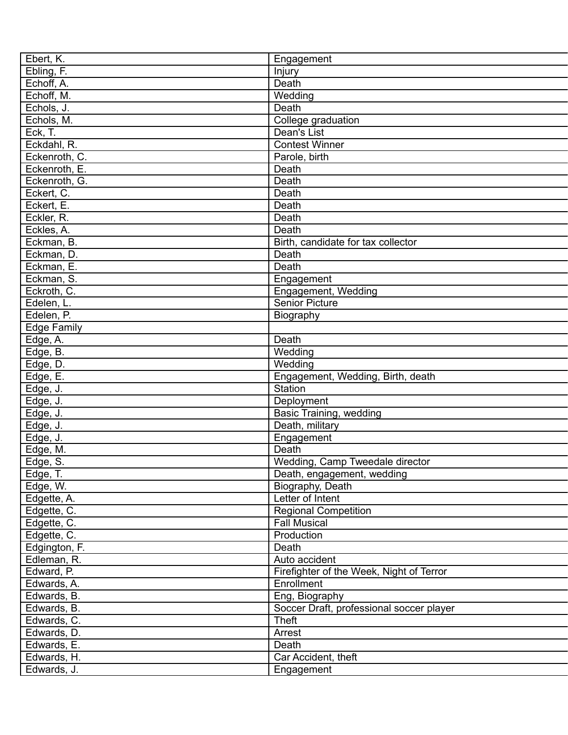| Ebert, K. | Engagement |
|---|---|
| Ebling, F. | Injury |
| Echoff, A. | Death |
| Echoff, M. | Wedding |
| Echols, J. | Death |
| Echols, M. | College graduation |
| Eck, T. | Dean's List |
| Eckdahl, R. | Contest Winner |
| Eckenroth, C. | Parole, birth |
| Eckenroth, E. | Death |
| Eckenroth, G. | Death |
| Eckert, C. | Death |
| Eckert, E. | Death |
| Eckler, R. | Death |
| Eckles, A. | Death |
| Eckman, B. | Birth, candidate for tax collector |
| Eckman, D. | Death |
| Eckman, E. | Death |
| Eckman, S. | Engagement |
| Eckroth, C. | Engagement, Wedding |
| Edelen, L. | Senior Picture |
| Edelen, P. | Biography |
| Edge Family | |
| Edge, A. | Death |
| Edge, B. | Wedding |
| Edge, D. | Wedding |
| Edge, E. | Engagement, Wedding, Birth, death |
| Edge, J. | Station |
| Edge, J. | Deployment |
| Edge, J. | Basic Training, wedding |
| Edge, J. | Death, military |
| Edge, J. | Engagement |
| Edge, M. | Death |
| Edge, S. | Wedding, Camp Tweedale director |
| Edge, T. | Death, engagement, wedding |
| Edge, W. | Biography, Death |
| Edgette, A. | Letter of Intent |
| Edgette, C. | Regional Competition |
| Edgette, C. | Fall Musical |
| Edgette, C. | Production |
| Edgington, F. | Death |
| Edleman, R. | Auto accident |
| Edward, P. | Firefighter of the Week, Night of Terror |
| Edwards, A. | Enrollment |
| Edwards, B. | Eng, Biography |
| Edwards, B. | Soccer Draft, professional soccer player |
| Edwards, C. | Theft |
| Edwards, D. | Arrest |
| Edwards, E. | Death |
| Edwards, H. | Car Accident, theft |
| Edwards, J. | Engagement |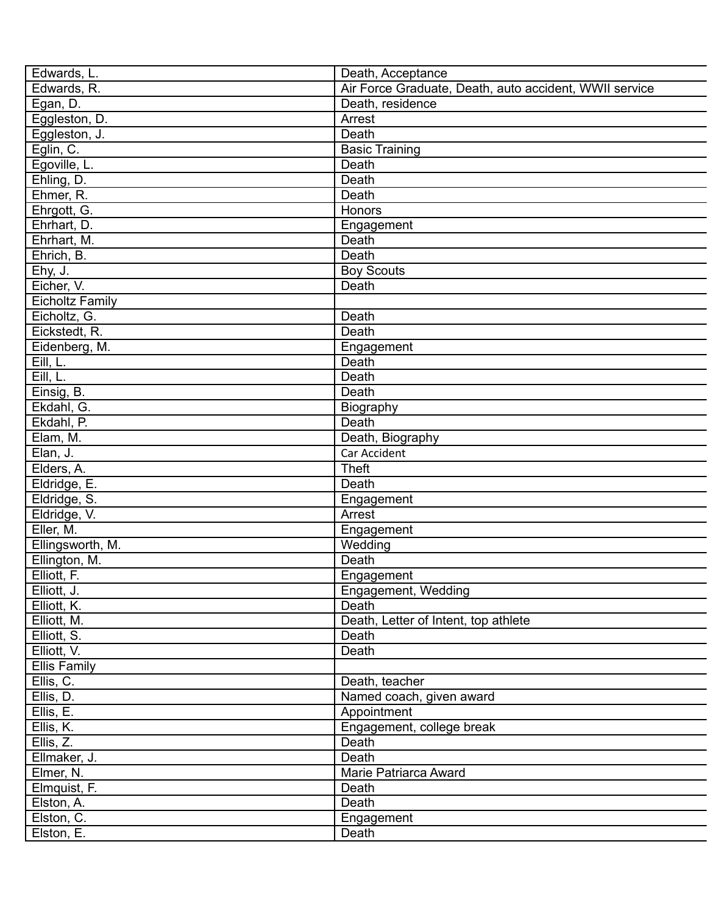| | |
|---|---|
| Edwards, L. | Death, Acceptance |
| Edwards, R. | Air Force Graduate, Death, auto accident, WWII service |
| Egan, D. | Death, residence |
| Eggleston, D. | Arrest |
| Eggleston, J. | Death |
| Eglin, C. | Basic Training |
| Egoville, L. | Death |
| Ehling, D. | Death |
| Ehmer, R. | Death |
| Ehrgott, G. | Honors |
| Ehrhart, D. | Engagement |
| Ehrhart, M. | Death |
| Ehrich, B. | Death |
| Ehy, J. | Boy Scouts |
| Eicher, V. | Death |
| Eicholtz Family | |
| Eicholtz, G. | Death |
| Eickstedt, R. | Death |
| Eidenberg, M. | Engagement |
| Eill, L. | Death |
| Eill, L. | Death |
| Einsig, B. | Death |
| Ekdahl, G. | Biography |
| Ekdahl, P. | Death |
| Elam, M. | Death, Biography |
| Elan, J. | Car Accident |
| Elders, A. | Theft |
| Eldridge, E. | Death |
| Eldridge, S. | Engagement |
| Eldridge, V. | Arrest |
| Eller, M. | Engagement |
| Ellingsworth, M. | Wedding |
| Ellington, M. | Death |
| Elliott, F. | Engagement |
| Elliott, J. | Engagement, Wedding |
| Elliott, K. | Death |
| Elliott, M. | Death, Letter of Intent, top athlete |
| Elliott, S. | Death |
| Elliott, V. | Death |
| Ellis Family | |
| Ellis, C. | Death, teacher |
| Ellis, D. | Named coach, given award |
| Ellis, E. | Appointment |
| Ellis, K. | Engagement, college break |
| Ellis, Z. | Death |
| Ellmaker, J. | Death |
| Elmer, N. | Marie Patriarca Award |
| Elmquist, F. | Death |
| Elston, A. | Death |
| Elston, C. | Engagement |
| Elston, E. | Death |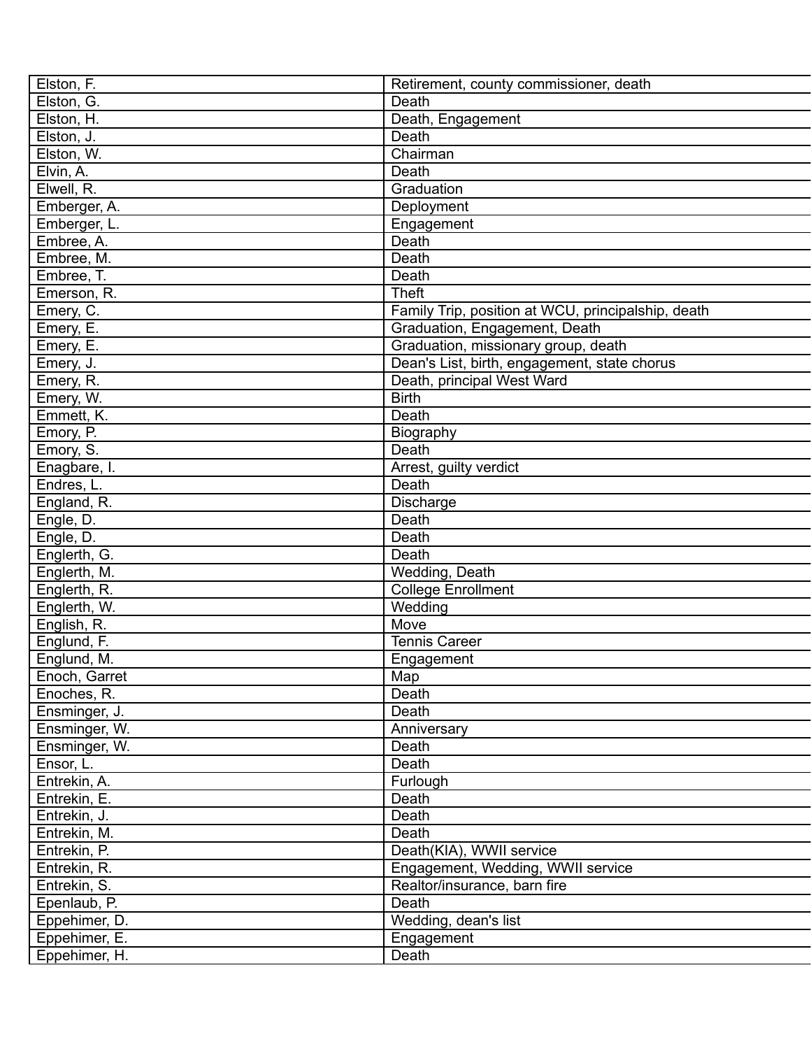| | |
|---|---|
| Elston, F. | Retirement, county commissioner, death |
| Elston, G. | Death |
| Elston, H. | Death, Engagement |
| Elston, J. | Death |
| Elston, W. | Chairman |
| Elvin, A. | Death |
| Elwell, R. | Graduation |
| Emberger, A. | Deployment |
| Emberger, L. | Engagement |
| Embree, A. | Death |
| Embree, M. | Death |
| Embree, T. | Death |
| Emerson, R. | Theft |
| Emery, C. | Family Trip, position at WCU, principalship, death |
| Emery, E. | Graduation, Engagement, Death |
| Emery, E. | Graduation, missionary group, death |
| Emery, J. | Dean's List, birth, engagement, state chorus |
| Emery, R. | Death, principal West Ward |
| Emery, W. | Birth |
| Emmett, K. | Death |
| Emory, P. | Biography |
| Emory, S. | Death |
| Enagbare, I. | Arrest, guilty verdict |
| Endres, L. | Death |
| England, R. | Discharge |
| Engle, D. | Death |
| Engle, D. | Death |
| Englerth, G. | Death |
| Englerth, M. | Wedding, Death |
| Englerth, R. | College Enrollment |
| Englerth, W. | Wedding |
| English, R. | Move |
| Englund, F. | Tennis Career |
| Englund, M. | Engagement |
| Enoch, Garret | Map |
| Enoches, R. | Death |
| Ensminger, J. | Death |
| Ensminger, W. | Anniversary |
| Ensminger, W. | Death |
| Ensor, L. | Death |
| Entrekin, A. | Furlough |
| Entrekin, E. | Death |
| Entrekin, J. | Death |
| Entrekin, M. | Death |
| Entrekin, P. | Death(KIA), WWII service |
| Entrekin, R. | Engagement, Wedding, WWII service |
| Entrekin, S. | Realtor/insurance, barn fire |
| Epenlaub, P. | Death |
| Eppehimer, D. | Wedding, dean's list |
| Eppehimer, E. | Engagement |
| Eppehimer, H. | Death |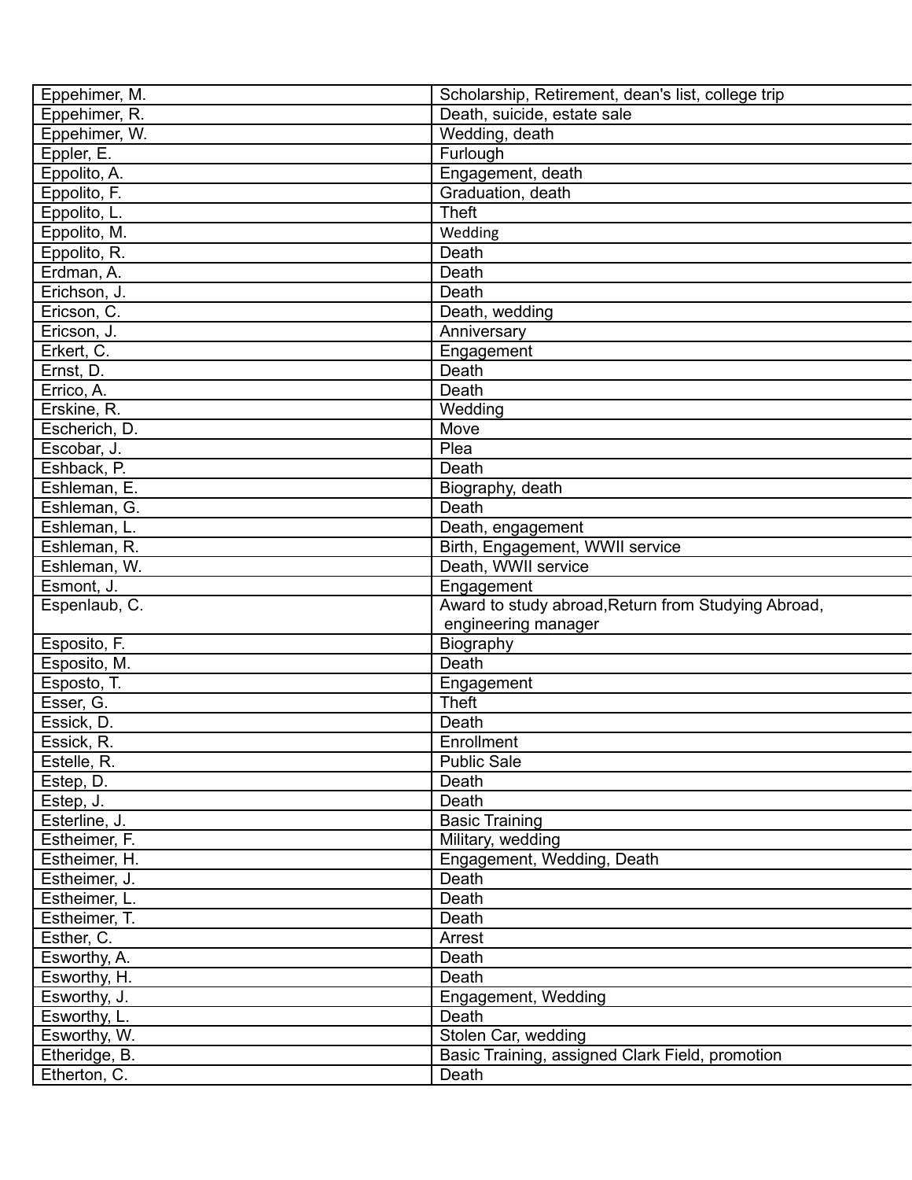| | |
|---|---|
| Eppehimer, M. | Scholarship, Retirement, dean's list, college trip |
| Eppehimer, R. | Death, suicide, estate sale |
| Eppehimer, W. | Wedding, death |
| Eppler, E. | Furlough |
| Eppolito, A. | Engagement, death |
| Eppolito, F. | Graduation, death |
| Eppolito, L. | Theft |
| Eppolito, M. | Wedding |
| Eppolito, R. | Death |
| Erdman, A. | Death |
| Erichson, J. | Death |
| Ericson, C. | Death, wedding |
| Ericson, J. | Anniversary |
| Erkert, C. | Engagement |
| Ernst, D. | Death |
| Errico, A. | Death |
| Erskine, R. | Wedding |
| Escherich, D. | Move |
| Escobar, J. | Plea |
| Eshback, P. | Death |
| Eshleman, E. | Biography, death |
| Eshleman, G. | Death |
| Eshleman, L. | Death, engagement |
| Eshleman, R. | Birth, Engagement, WWII service |
| Eshleman, W. | Death, WWII service |
| Esmont, J. | Engagement |
| Espenlaub, C. | Award to study abroad,Return from Studying Abroad, engineering manager |
| Esposito, F. | Biography |
| Esposito, M. | Death |
| Esposto, T. | Engagement |
| Esser, G. | Theft |
| Essick, D. | Death |
| Essick, R. | Enrollment |
| Estelle, R. | Public Sale |
| Estep, D. | Death |
| Estep, J. | Death |
| Esterline, J. | Basic Training |
| Estheimer, F. | Military, wedding |
| Estheimer, H. | Engagement, Wedding, Death |
| Estheimer, J. | Death |
| Estheimer, L. | Death |
| Estheimer, T. | Death |
| Esther, C. | Arrest |
| Esworthy, A. | Death |
| Esworthy, H. | Death |
| Esworthy, J. | Engagement, Wedding |
| Esworthy, L. | Death |
| Esworthy, W. | Stolen Car, wedding |
| Etheridge, B. | Basic Training, assigned Clark Field, promotion |
| Etherton, C. | Death |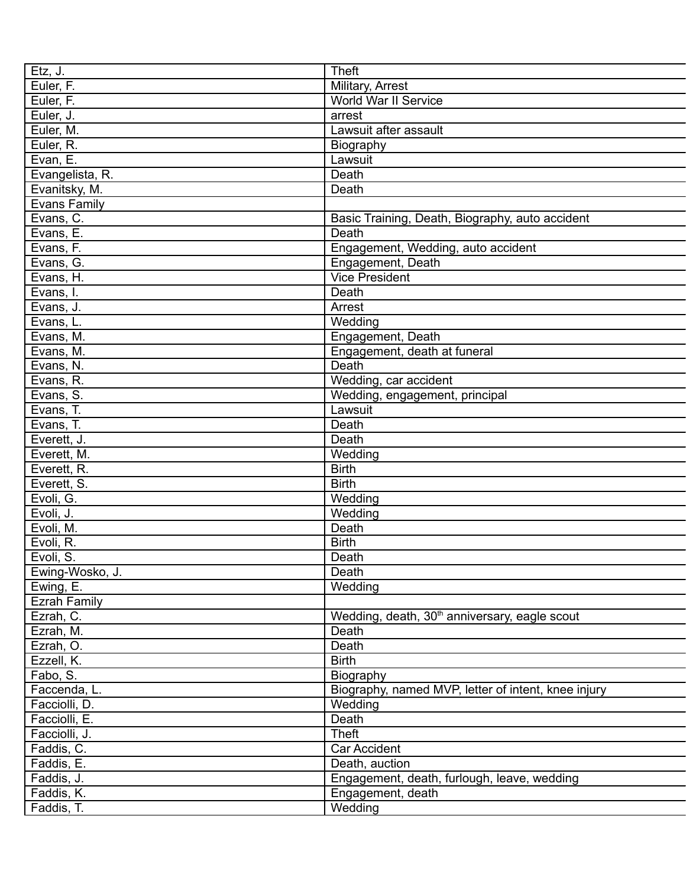| | |
|---|---|
| Etz, J. | Theft |
| Euler, F. | Military, Arrest |
| Euler, F. | World War II Service |
| Euler, J. | arrest |
| Euler, M. | Lawsuit after assault |
| Euler, R. | Biography |
| Evan, E. | Lawsuit |
| Evangelista, R. | Death |
| Evanitsky, M. | Death |
| Evans Family | |
| Evans, C. | Basic Training, Death, Biography, auto accident |
| Evans, E. | Death |
| Evans, F. | Engagement, Wedding, auto accident |
| Evans, G. | Engagement, Death |
| Evans, H. | Vice President |
| Evans, I. | Death |
| Evans, J. | Arrest |
| Evans, L. | Wedding |
| Evans, M. | Engagement, Death |
| Evans, M. | Engagement, death at funeral |
| Evans, N. | Death |
| Evans, R. | Wedding, car accident |
| Evans, S. | Wedding, engagement, principal |
| Evans, T. | Lawsuit |
| Evans, T. | Death |
| Everett, J. | Death |
| Everett, M. | Wedding |
| Everett, R. | Birth |
| Everett, S. | Birth |
| Evoli, G. | Wedding |
| Evoli, J. | Wedding |
| Evoli, M. | Death |
| Evoli, R. | Birth |
| Evoli, S. | Death |
| Ewing-Wosko, J. | Death |
| Ewing, E. | Wedding |
| Ezrah Family | |
| Ezrah, C. | Wedding, death, 30th anniversary, eagle scout |
| Ezrah, M. | Death |
| Ezrah, O. | Death |
| Ezzell, K. | Birth |
| Fabo, S. | Biography |
| Faccenda, L. | Biography, named MVP, letter of intent, knee injury |
| Facciolli, D. | Wedding |
| Facciolli, E. | Death |
| Facciolli, J. | Theft |
| Faddis, C. | Car Accident |
| Faddis, E. | Death, auction |
| Faddis, J. | Engagement, death, furlough, leave, wedding |
| Faddis, K. | Engagement, death |
| Faddis, T. | Wedding |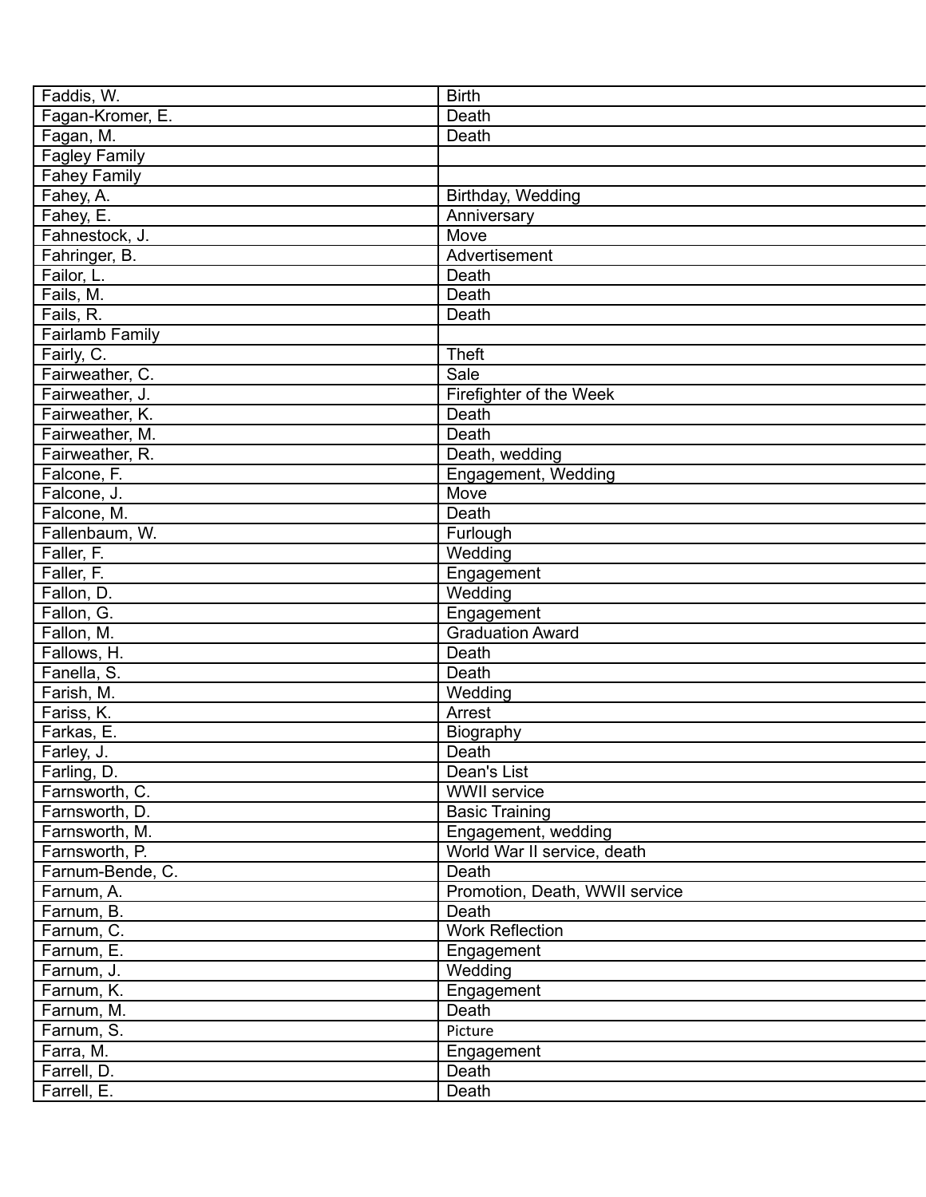| | |
|---|---|
| Faddis, W. | Birth |
| Fagan-Kromer, E. | Death |
| Fagan, M. | Death |
| Fagley Family | |
| Fahey Family | |
| Fahey, A. | Birthday, Wedding |
| Fahey, E. | Anniversary |
| Fahnestock, J. | Move |
| Fahringer, B. | Advertisement |
| Failor, L. | Death |
| Fails, M. | Death |
| Fails, R. | Death |
| Fairlamb Family | |
| Fairly, C. | Theft |
| Fairweather, C. | Sale |
| Fairweather, J. | Firefighter of the Week |
| Fairweather, K. | Death |
| Fairweather, M. | Death |
| Fairweather, R. | Death, wedding |
| Falcone, F. | Engagement, Wedding |
| Falcone, J. | Move |
| Falcone, M. | Death |
| Fallenbaum, W. | Furlough |
| Faller, F. | Wedding |
| Faller, F. | Engagement |
| Fallon, D. | Wedding |
| Fallon, G. | Engagement |
| Fallon, M. | Graduation Award |
| Fallows, H. | Death |
| Fanella, S. | Death |
| Farish, M. | Wedding |
| Fariss, K. | Arrest |
| Farkas, E. | Biography |
| Farley, J. | Death |
| Farling, D. | Dean's List |
| Farnsworth, C. | WWII service |
| Farnsworth, D. | Basic Training |
| Farnsworth, M. | Engagement, wedding |
| Farnsworth, P. | World War II service, death |
| Farnum-Bende, C. | Death |
| Farnum, A. | Promotion, Death, WWII service |
| Farnum, B. | Death |
| Farnum, C. | Work Reflection |
| Farnum, E. | Engagement |
| Farnum, J. | Wedding |
| Farnum, K. | Engagement |
| Farnum, M. | Death |
| Farnum, S. | Picture |
| Farra, M. | Engagement |
| Farrell, D. | Death |
| Farrell, E. | Death |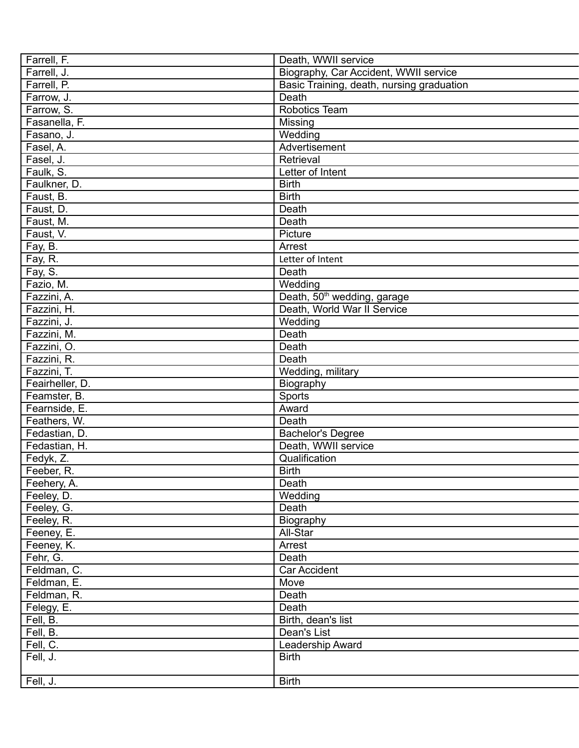| Farrell, F. | Death, WWII service |
|---|---|
| Farrell, J. | Biography, Car Accident, WWII service |
| Farrell, P. | Basic Training, death, nursing graduation |
| Farrow, J. | Death |
| Farrow, S. | Robotics Team |
| Fasanella, F. | Missing |
| Fasano, J. | Wedding |
| Fasel, A. | Advertisement |
| Fasel, J. | Retrieval |
| Faulk, S. | Letter of Intent |
| Faulkner, D. | Birth |
| Faust, B. | Birth |
| Faust, D. | Death |
| Faust, M. | Death |
| Faust, V. | Picture |
| Fay, B. | Arrest |
| Fay, R. | Letter of Intent |
| Fay, S. | Death |
| Fazio, M. | Wedding |
| Fazzini, A. | Death, 50th wedding, garage |
| Fazzini, H. | Death, World War II Service |
| Fazzini, J. | Wedding |
| Fazzini, M. | Death |
| Fazzini, O. | Death |
| Fazzini, R. | Death |
| Fazzini, T. | Wedding, military |
| Feairheller, D. | Biography |
| Feamster, B. | Sports |
| Fearnside, E. | Award |
| Feathers, W. | Death |
| Fedastian, D. | Bachelor's Degree |
| Fedastian, H. | Death, WWII service |
| Fedyk, Z. | Qualification |
| Feeber, R. | Birth |
| Feehery, A. | Death |
| Feeley, D. | Wedding |
| Feeley, G. | Death |
| Feeley, R. | Biography |
| Feeney, E. | All-Star |
| Feeney, K. | Arrest |
| Fehr, G. | Death |
| Feldman, C. | Car Accident |
| Feldman, E. | Move |
| Feldman, R. | Death |
| Felegy, E. | Death |
| Fell, B. | Birth, dean's list |
| Fell, B. | Dean's List |
| Fell, C. | Leadership Award |
| Fell, J. | Birth |
| Fell, J. | Birth |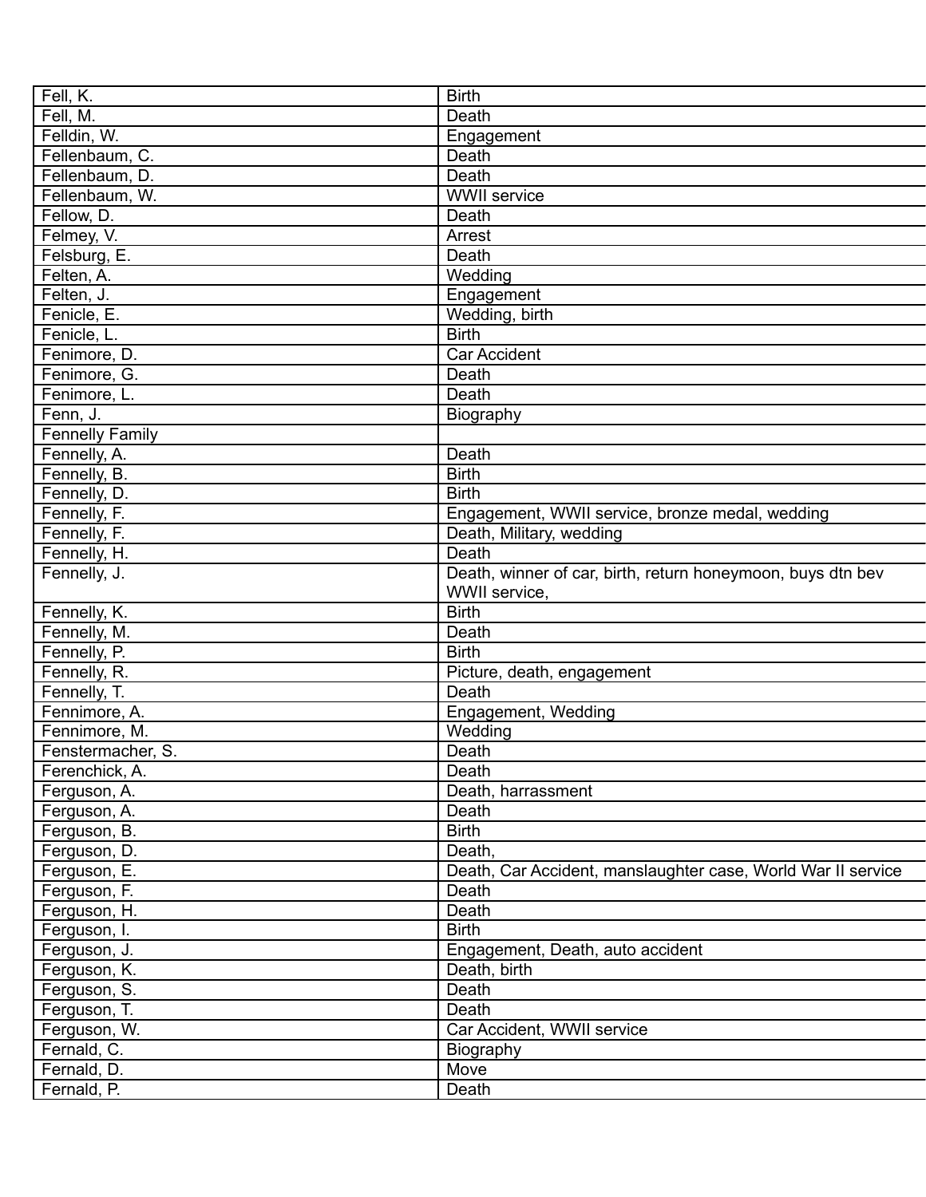| Fell, K. | Birth |
|---|---|
| Fell, M. | Death |
| Felldin, W. | Engagement |
| Fellenbaum, C. | Death |
| Fellenbaum, D. | Death |
| Fellenbaum, W. | WWII service |
| Fellow, D. | Death |
| Felmey, V. | Arrest |
| Felsburg, E. | Death |
| Felten, A. | Wedding |
| Felten, J. | Engagement |
| Fenicle, E. | Wedding, birth |
| Fenicle, L. | Birth |
| Fenimore, D. | Car Accident |
| Fenimore, G. | Death |
| Fenimore, L. | Death |
| Fenn, J. | Biography |
| Fennelly Family | |
| Fennelly, A. | Death |
| Fennelly, B. | Birth |
| Fennelly, D. | Birth |
| Fennelly, F. | Engagement, WWII service, bronze medal, wedding |
| Fennelly, F. | Death, Military, wedding |
| Fennelly, H. | Death |
| Fennelly, J. | Death, winner of car, birth, return honeymoon, buys dtn bev WWII service, |
| Fennelly, K. | Birth |
| Fennelly, M. | Death |
| Fennelly, P. | Birth |
| Fennelly, R. | Picture, death, engagement |
| Fennelly, T. | Death |
| Fennimore, A. | Engagement, Wedding |
| Fennimore, M. | Wedding |
| Fenstermacher, S. | Death |
| Ferenchick, A. | Death |
| Ferguson, A. | Death, harrassment |
| Ferguson, A. | Death |
| Ferguson, B. | Birth |
| Ferguson, D. | Death, |
| Ferguson, E. | Death, Car Accident, manslaughter case, World War II service |
| Ferguson, F. | Death |
| Ferguson, H. | Death |
| Ferguson, I. | Birth |
| Ferguson, J. | Engagement, Death, auto accident |
| Ferguson, K. | Death, birth |
| Ferguson, S. | Death |
| Ferguson, T. | Death |
| Ferguson, W. | Car Accident, WWII service |
| Fernald, C. | Biography |
| Fernald, D. | Move |
| Fernald, P. | Death |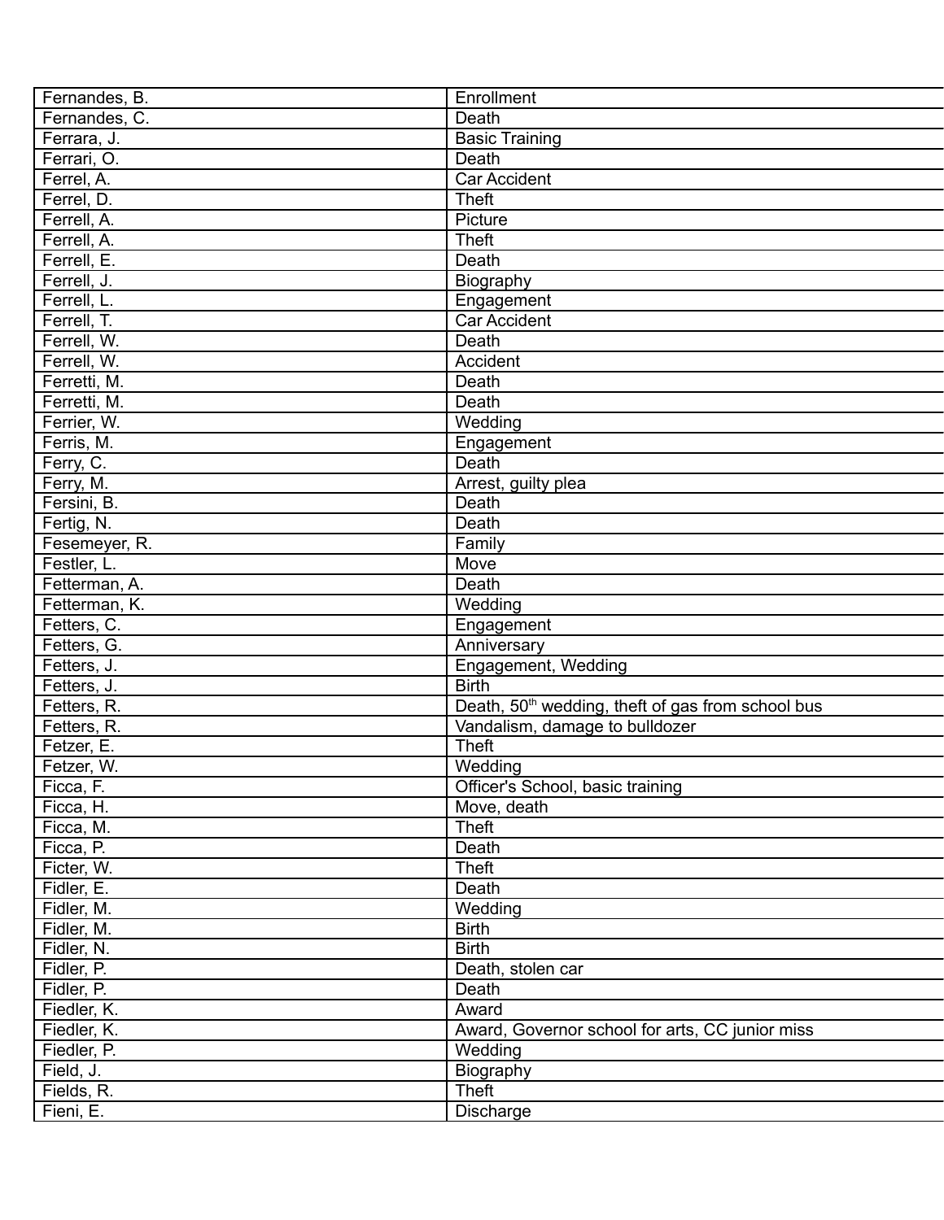| Fernandes, B. | Enrollment |
|---|---|
| Fernandes, C. | Death |
| Ferrara, J. | Basic Training |
| Ferrari, O. | Death |
| Ferrel, A. | Car Accident |
| Ferrel, D. | Theft |
| Ferrell, A. | Picture |
| Ferrell, A. | Theft |
| Ferrell, E. | Death |
| Ferrell, J. | Biography |
| Ferrell, L. | Engagement |
| Ferrell, T. | Car Accident |
| Ferrell, W. | Death |
| Ferrell, W. | Accident |
| Ferretti, M. | Death |
| Ferretti, M. | Death |
| Ferrier, W. | Wedding |
| Ferris, M. | Engagement |
| Ferry, C. | Death |
| Ferry, M. | Arrest, guilty plea |
| Fersini, B. | Death |
| Fertig, N. | Death |
| Fesemeyer, R. | Family |
| Festler, L. | Move |
| Fetterman, A. | Death |
| Fetterman, K. | Wedding |
| Fetters, C. | Engagement |
| Fetters, G. | Anniversary |
| Fetters, J. | Engagement, Wedding |
| Fetters, J. | Birth |
| Fetters, R. | Death, 50th wedding, theft of gas from school bus |
| Fetters, R. | Vandalism, damage to bulldozer |
| Fetzer, E. | Theft |
| Fetzer, W. | Wedding |
| Ficca, F. | Officer's School, basic training |
| Ficca, H. | Move, death |
| Ficca, M. | Theft |
| Ficca, P. | Death |
| Ficter, W. | Theft |
| Fidler, E. | Death |
| Fidler, M. | Wedding |
| Fidler, M. | Birth |
| Fidler, N. | Birth |
| Fidler, P. | Death, stolen car |
| Fidler, P. | Death |
| Fiedler, K. | Award |
| Fiedler, K. | Award, Governor school for arts, CC junior miss |
| Fiedler, P. | Wedding |
| Field, J. | Biography |
| Fields, R. | Theft |
| Fieni, E. | Discharge |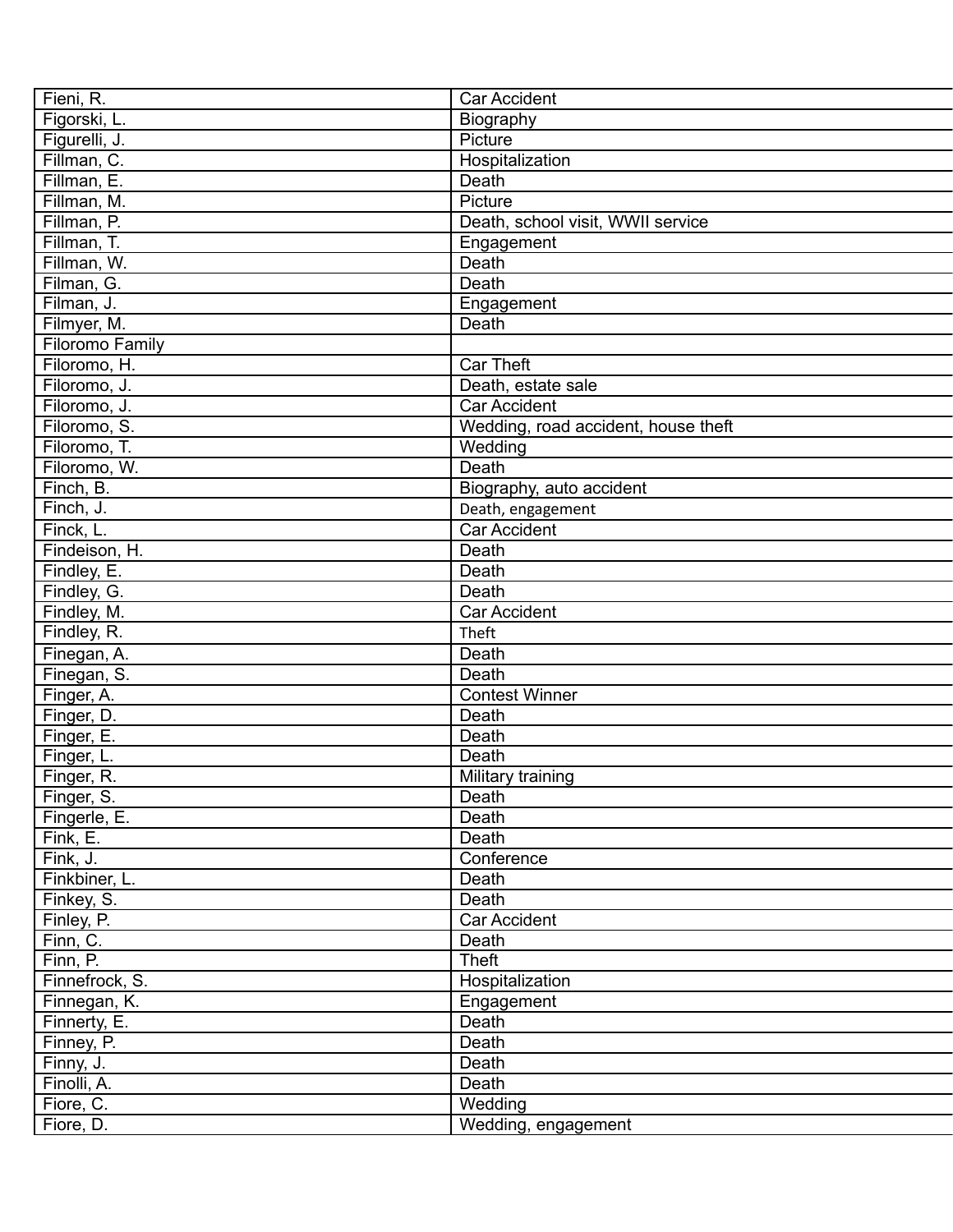| | |
|---|---|
| Fieni, R. | Car Accident |
| Figorski, L. | Biography |
| Figurelli, J. | Picture |
| Fillman, C. | Hospitalization |
| Fillman, E. | Death |
| Fillman, M. | Picture |
| Fillman, P. | Death, school visit, WWII service |
| Fillman, T. | Engagement |
| Fillman, W. | Death |
| Filman, G. | Death |
| Filman, J. | Engagement |
| Filmyer, M. | Death |
| Filoromo Family | |
| Filoromo, H. | Car Theft |
| Filoromo, J. | Death, estate sale |
| Filoromo, J. | Car Accident |
| Filoromo, S. | Wedding, road accident, house theft |
| Filoromo, T. | Wedding |
| Filoromo, W. | Death |
| Finch, B. | Biography, auto accident |
| Finch, J. | Death, engagement |
| Finck, L. | Car Accident |
| Findeison, H. | Death |
| Findley, E. | Death |
| Findley, G. | Death |
| Findley, M. | Car Accident |
| Findley, R. | Theft |
| Finegan, A. | Death |
| Finegan, S. | Death |
| Finger, A. | Contest Winner |
| Finger, D. | Death |
| Finger, E. | Death |
| Finger, L. | Death |
| Finger, R. | Military training |
| Finger, S. | Death |
| Fingerle, E. | Death |
| Fink, E. | Death |
| Fink, J. | Conference |
| Finkbiner, L. | Death |
| Finkey, S. | Death |
| Finley, P. | Car Accident |
| Finn, C. | Death |
| Finn, P. | Theft |
| Finnefrock, S. | Hospitalization |
| Finnegan, K. | Engagement |
| Finnerty, E. | Death |
| Finney, P. | Death |
| Finny, J. | Death |
| Finolli, A. | Death |
| Fiore, C. | Wedding |
| Fiore, D. | Wedding, engagement |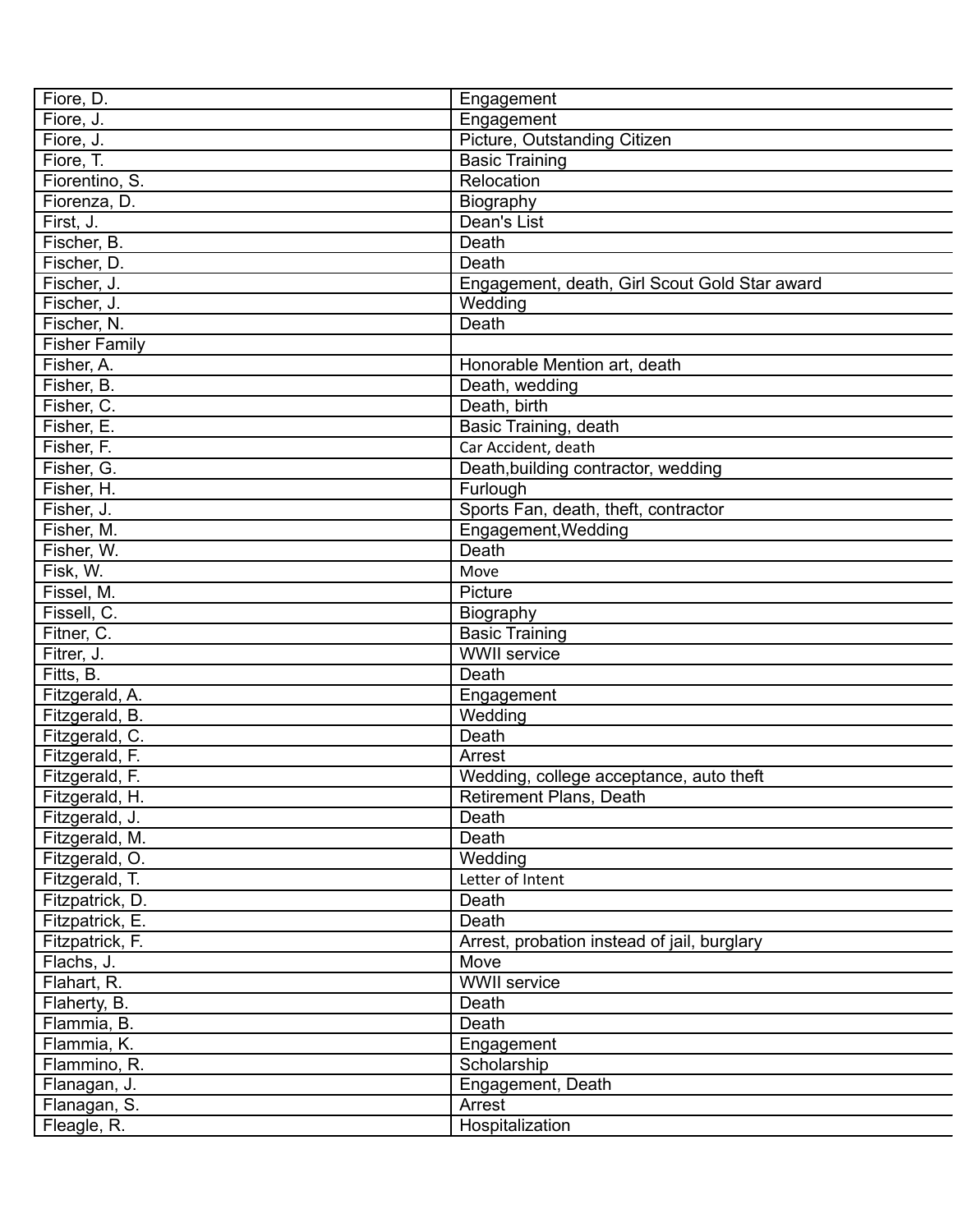| Fiore, D. | Engagement |
|---|---|
| Fiore, J. | Engagement |
| Fiore, J. | Picture, Outstanding Citizen |
| Fiore, T. | Basic Training |
| Fiorentino, S. | Relocation |
| Fiorenza, D. | Biography |
| First, J. | Dean's List |
| Fischer, B. | Death |
| Fischer, D. | Death |
| Fischer, J. | Engagement, death, Girl Scout Gold Star award |
| Fischer, J. | Wedding |
| Fischer, N. | Death |
| Fisher Family | |
| Fisher, A. | Honorable Mention art, death |
| Fisher, B. | Death, wedding |
| Fisher, C. | Death, birth |
| Fisher, E. | Basic Training, death |
| Fisher, F. | Car Accident, death |
| Fisher, G. | Death,building contractor, wedding |
| Fisher, H. | Furlough |
| Fisher, J. | Sports Fan, death, theft, contractor |
| Fisher, M. | Engagement,Wedding |
| Fisher, W. | Death |
| Fisk, W. | Move |
| Fissel, M. | Picture |
| Fissell, C. | Biography |
| Fitner, C. | Basic Training |
| Fitrer, J. | WWII service |
| Fitts, B. | Death |
| Fitzgerald, A. | Engagement |
| Fitzgerald, B. | Wedding |
| Fitzgerald, C. | Death |
| Fitzgerald, F. | Arrest |
| Fitzgerald, F. | Wedding, college acceptance, auto theft |
| Fitzgerald, H. | Retirement Plans, Death |
| Fitzgerald, J. | Death |
| Fitzgerald, M. | Death |
| Fitzgerald, O. | Wedding |
| Fitzgerald, T. | Letter of Intent |
| Fitzpatrick, D. | Death |
| Fitzpatrick, E. | Death |
| Fitzpatrick, F. | Arrest, probation instead of jail, burglary |
| Flachs, J. | Move |
| Flahart, R. | WWII service |
| Flaherty, B. | Death |
| Flammia, B. | Death |
| Flammia, K. | Engagement |
| Flammino, R. | Scholarship |
| Flanagan, J. | Engagement, Death |
| Flanagan, S. | Arrest |
| Fleagle, R. | Hospitalization |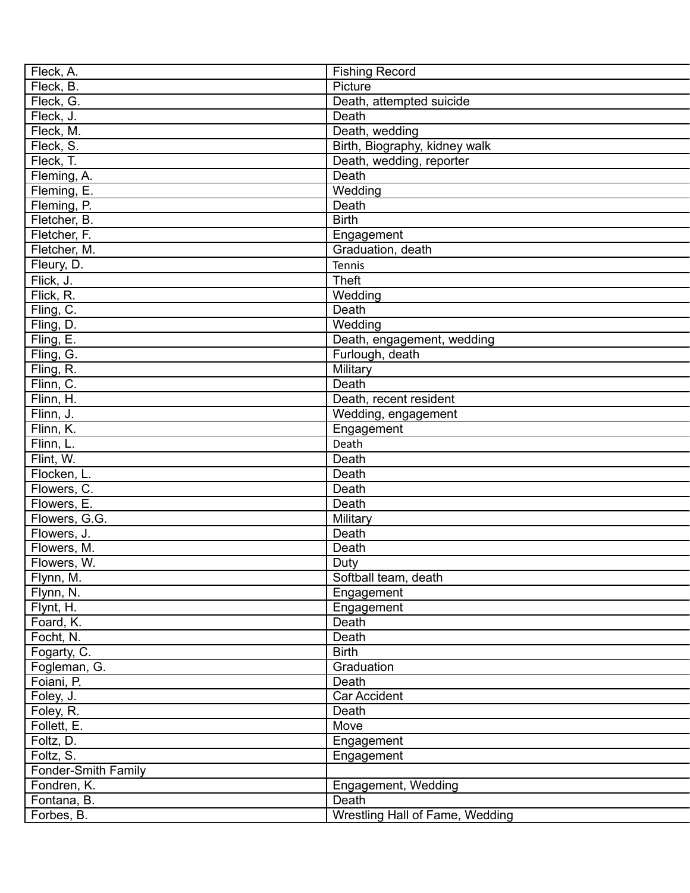| Fleck, A. | Fishing Record |
|---|---|
| Fleck, B. | Picture |
| Fleck, G. | Death, attempted suicide |
| Fleck, J. | Death |
| Fleck, M. | Death, wedding |
| Fleck, S. | Birth, Biography, kidney walk |
| Fleck, T. | Death, wedding, reporter |
| Fleming, A. | Death |
| Fleming, E. | Wedding |
| Fleming, P. | Death |
| Fletcher, B. | Birth |
| Fletcher, F. | Engagement |
| Fletcher, M. | Graduation, death |
| Fleury, D. | Tennis |
| Flick, J. | Theft |
| Flick, R. | Wedding |
| Fling, C. | Death |
| Fling, D. | Wedding |
| Fling, E. | Death, engagement, wedding |
| Fling, G. | Furlough, death |
| Fling, R. | Military |
| Flinn, C. | Death |
| Flinn, H. | Death, recent resident |
| Flinn, J. | Wedding, engagement |
| Flinn, K. | Engagement |
| Flinn, L. | Death |
| Flint, W. | Death |
| Flocken, L. | Death |
| Flowers, C. | Death |
| Flowers, E. | Death |
| Flowers, G.G. | Military |
| Flowers, J. | Death |
| Flowers, M. | Death |
| Flowers, W. | Duty |
| Flynn, M. | Softball team, death |
| Flynn, N. | Engagement |
| Flynt, H. | Engagement |
| Foard, K. | Death |
| Focht, N. | Death |
| Fogarty, C. | Birth |
| Fogleman, G. | Graduation |
| Foiani, P. | Death |
| Foley, J. | Car Accident |
| Foley, R. | Death |
| Follett, E. | Move |
| Foltz, D. | Engagement |
| Foltz, S. | Engagement |
| Fonder-Smith Family | |
| Fondren, K. | Engagement, Wedding |
| Fontana, B. | Death |
| Forbes, B. | Wrestling Hall of Fame, Wedding |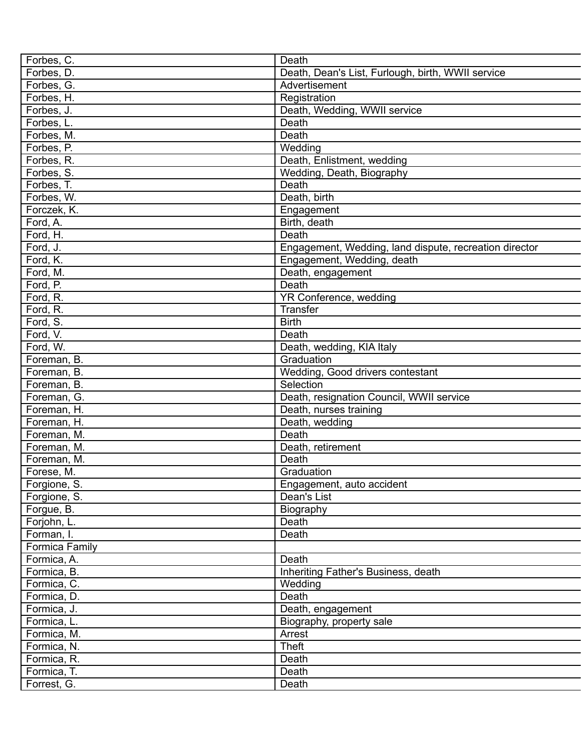| Forbes, C. | Death |
|---|---|
| Forbes, D. | Death, Dean's List, Furlough, birth, WWII service |
| Forbes, G. | Advertisement |
| Forbes, H. | Registration |
| Forbes, J. | Death, Wedding, WWII service |
| Forbes, L. | Death |
| Forbes, M. | Death |
| Forbes, P. | Wedding |
| Forbes, R. | Death, Enlistment, wedding |
| Forbes, S. | Wedding, Death, Biography |
| Forbes, T. | Death |
| Forbes, W. | Death, birth |
| Forczek, K. | Engagement |
| Ford, A. | Birth, death |
| Ford, H. | Death |
| Ford, J. | Engagement, Wedding, land dispute, recreation director |
| Ford, K. | Engagement, Wedding, death |
| Ford, M. | Death, engagement |
| Ford, P. | Death |
| Ford, R. | YR Conference, wedding |
| Ford, R. | Transfer |
| Ford, S. | Birth |
| Ford, V. | Death |
| Ford, W. | Death, wedding, KIA Italy |
| Foreman, B. | Graduation |
| Foreman, B. | Wedding, Good drivers contestant |
| Foreman, B. | Selection |
| Foreman, G. | Death, resignation Council, WWII service |
| Foreman, H. | Death, nurses training |
| Foreman, H. | Death, wedding |
| Foreman, M. | Death |
| Foreman, M. | Death, retirement |
| Foreman, M. | Death |
| Forese, M. | Graduation |
| Forgione, S. | Engagement, auto accident |
| Forgione, S. | Dean's List |
| Forgue, B. | Biography |
| Forjohn, L. | Death |
| Forman, I. | Death |
| Formica Family | |
| Formica, A. | Death |
| Formica, B. | Inheriting Father's Business, death |
| Formica, C. | Wedding |
| Formica, D. | Death |
| Formica, J. | Death, engagement |
| Formica, L. | Biography, property sale |
| Formica, M. | Arrest |
| Formica, N. | Theft |
| Formica, R. | Death |
| Formica, T. | Death |
| Forrest, G. | Death |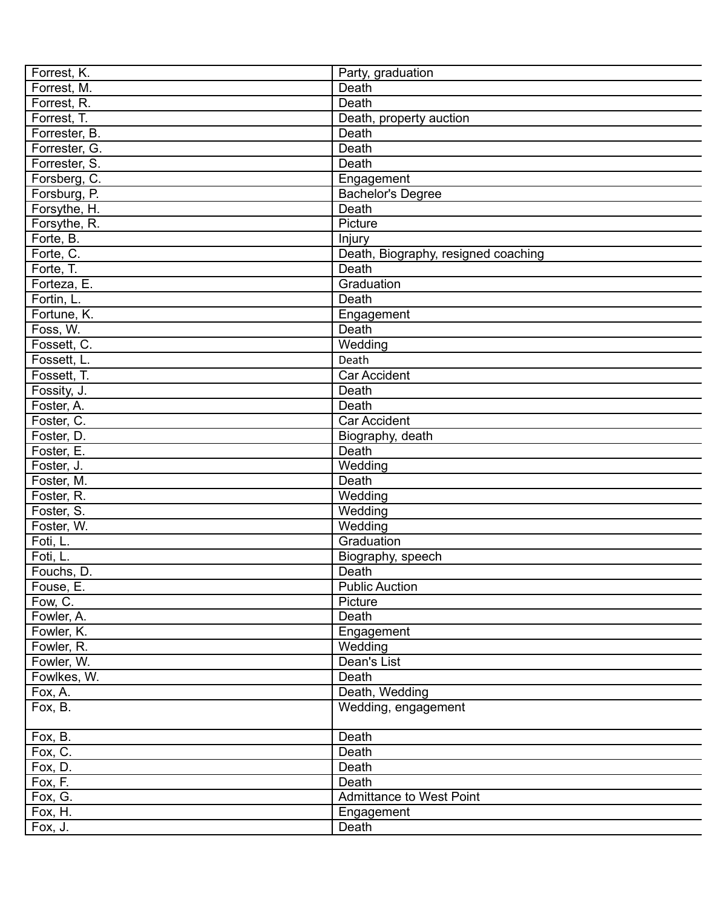| Forrest, K. | Party, graduation |
|---|---|
| Forrest, M. | Death |
| Forrest, R. | Death |
| Forrest, T. | Death, property auction |
| Forrester, B. | Death |
| Forrester, G. | Death |
| Forrester, S. | Death |
| Forsberg, C. | Engagement |
| Forsburg, P. | Bachelor's Degree |
| Forsythe, H. | Death |
| Forsythe, R. | Picture |
| Forte, B. | Injury |
| Forte, C. | Death, Biography, resigned coaching |
| Forte, T. | Death |
| Forteza, E. | Graduation |
| Fortin, L. | Death |
| Fortune, K. | Engagement |
| Foss, W. | Death |
| Fossett, C. | Wedding |
| Fossett, L. | Death |
| Fossett, T. | Car Accident |
| Fossity, J. | Death |
| Foster, A. | Death |
| Foster, C. | Car Accident |
| Foster, D. | Biography, death |
| Foster, E. | Death |
| Foster, J. | Wedding |
| Foster, M. | Death |
| Foster, R. | Wedding |
| Foster, S. | Wedding |
| Foster, W. | Wedding |
| Foti, L. | Graduation |
| Foti, L. | Biography, speech |
| Fouchs, D. | Death |
| Fouse, E. | Public Auction |
| Fow, C. | Picture |
| Fowler, A. | Death |
| Fowler, K. | Engagement |
| Fowler, R. | Wedding |
| Fowler, W. | Dean's List |
| Fowlkes, W. | Death |
| Fox, A. | Death, Wedding |
| Fox, B. | Wedding, engagement |
| Fox, B. | Death |
| Fox, C. | Death |
| Fox, D. | Death |
| Fox, F. | Death |
| Fox, G. | Admittance to West Point |
| Fox, H. | Engagement |
| Fox, J. | Death |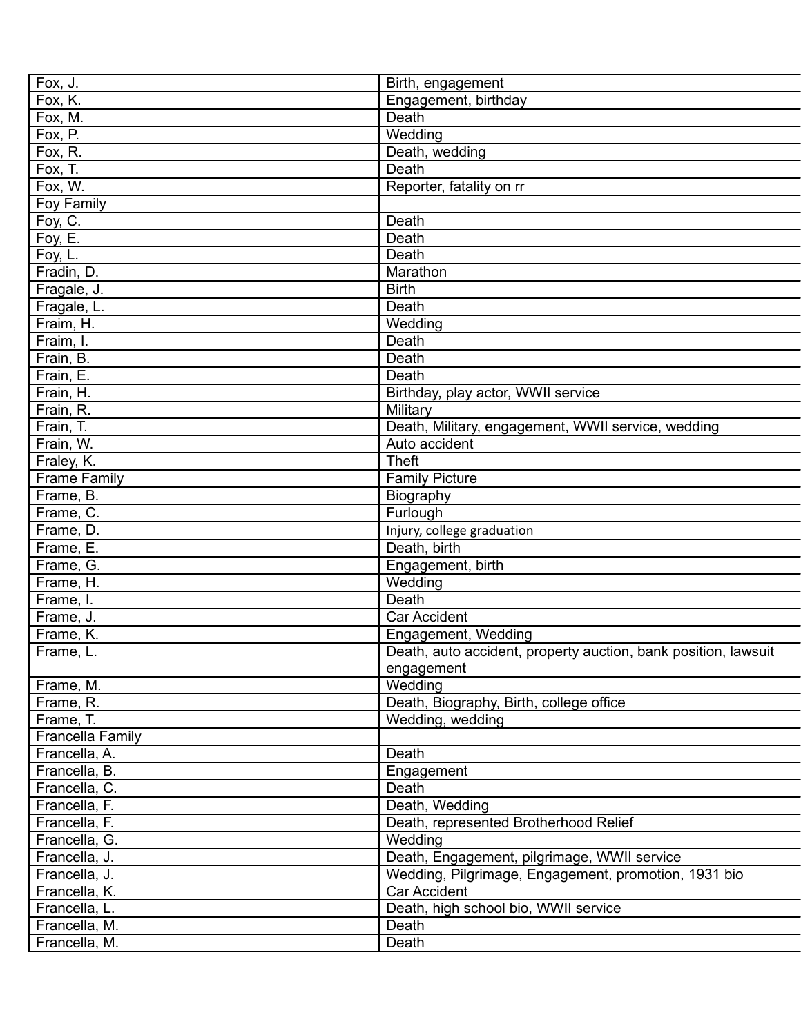| Fox, J. | Birth, engagement |
|---|---|
| Fox, K. | Engagement, birthday |
| Fox, M. | Death |
| Fox, P. | Wedding |
| Fox, R. | Death, wedding |
| Fox, T. | Death |
| Fox, W. | Reporter, fatality on rr |
| Foy Family | |
| Foy, C. | Death |
| Foy, E. | Death |
| Foy, L. | Death |
| Fradin, D. | Marathon |
| Fragale, J. | Birth |
| Fragale, L. | Death |
| Fraim, H. | Wedding |
| Fraim, I. | Death |
| Frain, B. | Death |
| Frain, E. | Death |
| Frain, H. | Birthday, play actor, WWII service |
| Frain, R. | Military |
| Frain, T. | Death, Military, engagement, WWII service, wedding |
| Frain, W. | Auto accident |
| Fraley, K. | Theft |
| Frame Family | Family Picture |
| Frame, B. | Biography |
| Frame, C. | Furlough |
| Frame, D. | Injury, college graduation |
| Frame, E. | Death, birth |
| Frame, G. | Engagement, birth |
| Frame, H. | Wedding |
| Frame, I. | Death |
| Frame, J. | Car Accident |
| Frame, K. | Engagement, Wedding |
| Frame, L. | Death, auto accident, property auction, bank position, lawsuit engagement |
| Frame, M. | Wedding |
| Frame, R. | Death, Biography, Birth, college office |
| Frame, T. | Wedding, wedding |
| Francella Family | |
| Francella, A. | Death |
| Francella, B. | Engagement |
| Francella, C. | Death |
| Francella, F. | Death, Wedding |
| Francella, F. | Death, represented Brotherhood Relief |
| Francella, G. | Wedding |
| Francella, J. | Death, Engagement, pilgrimage, WWII service |
| Francella, J. | Wedding, Pilgrimage, Engagement, promotion, 1931 bio |
| Francella, K. | Car Accident |
| Francella, L. | Death, high school bio, WWII service |
| Francella, M. | Death |
| Francella, M. | Death |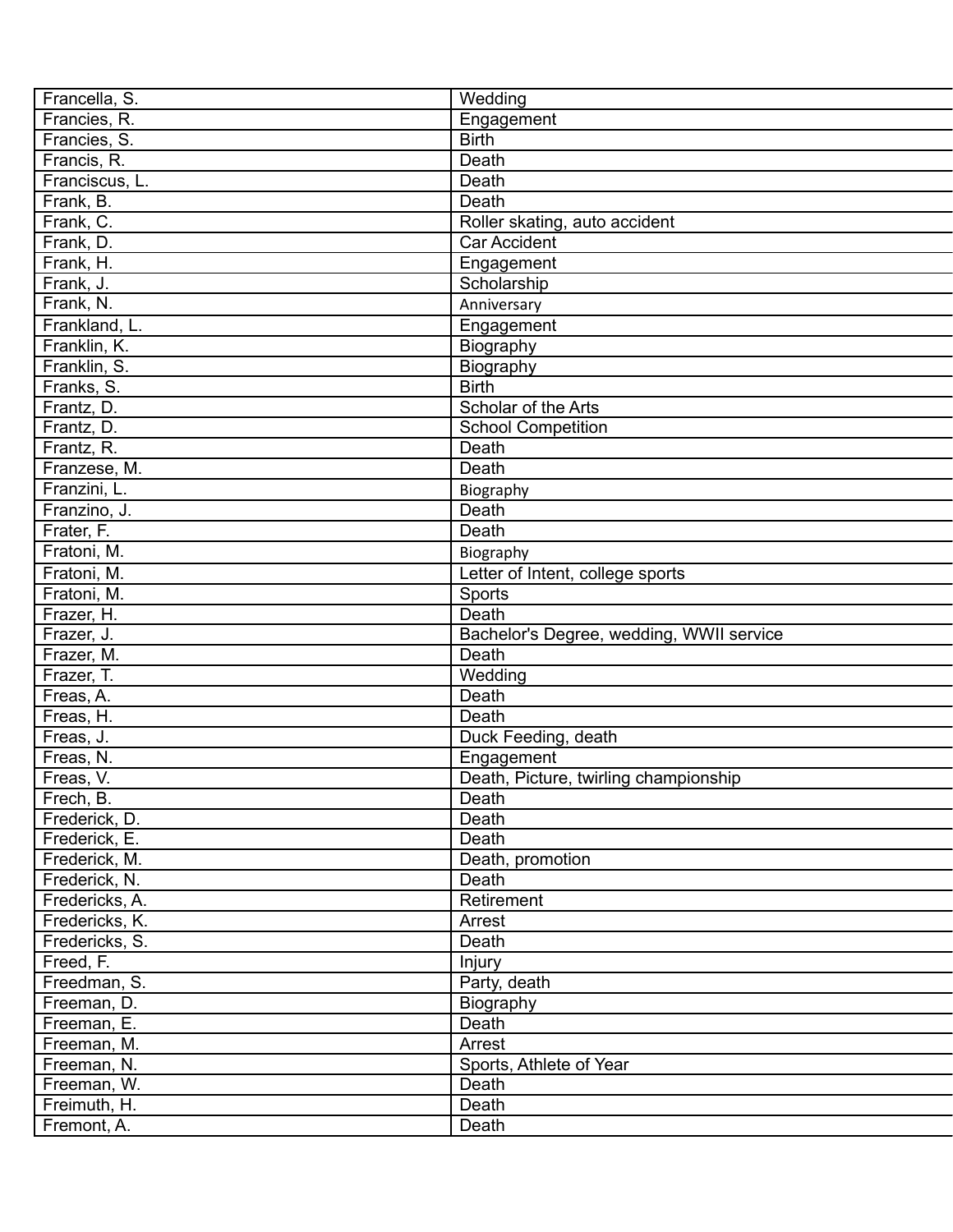| Francella, S. | Wedding |
|---|---|
| Francies, R. | Engagement |
| Francies, S. | Birth |
| Francis, R. | Death |
| Franciscus, L. | Death |
| Frank, B. | Death |
| Frank, C. | Roller skating, auto accident |
| Frank, D. | Car Accident |
| Frank, H. | Engagement |
| Frank, J. | Scholarship |
| Frank, N. | Anniversary |
| Frankland, L. | Engagement |
| Franklin, K. | Biography |
| Franklin, S. | Biography |
| Franks, S. | Birth |
| Frantz, D. | Scholar of the Arts |
| Frantz, D. | School Competition |
| Frantz, R. | Death |
| Franzese, M. | Death |
| Franzini, L. | Biography |
| Franzino, J. | Death |
| Frater, F. | Death |
| Fratoni, M. | Biography |
| Fratoni, M. | Letter of Intent, college sports |
| Fratoni, M. | Sports |
| Frazer, H. | Death |
| Frazer, J. | Bachelor's Degree, wedding, WWII service |
| Frazer, M. | Death |
| Frazer, T. | Wedding |
| Freas, A. | Death |
| Freas, H. | Death |
| Freas, J. | Duck Feeding, death |
| Freas, N. | Engagement |
| Freas, V. | Death, Picture, twirling championship |
| Frech, B. | Death |
| Frederick, D. | Death |
| Frederick, E. | Death |
| Frederick, M. | Death, promotion |
| Frederick, N. | Death |
| Fredericks, A. | Retirement |
| Fredericks, K. | Arrest |
| Fredericks, S. | Death |
| Freed, F. | Injury |
| Freedman, S. | Party, death |
| Freeman, D. | Biography |
| Freeman, E. | Death |
| Freeman, M. | Arrest |
| Freeman, N. | Sports, Athlete of Year |
| Freeman, W. | Death |
| Freimuth, H. | Death |
| Fremont, A. | Death |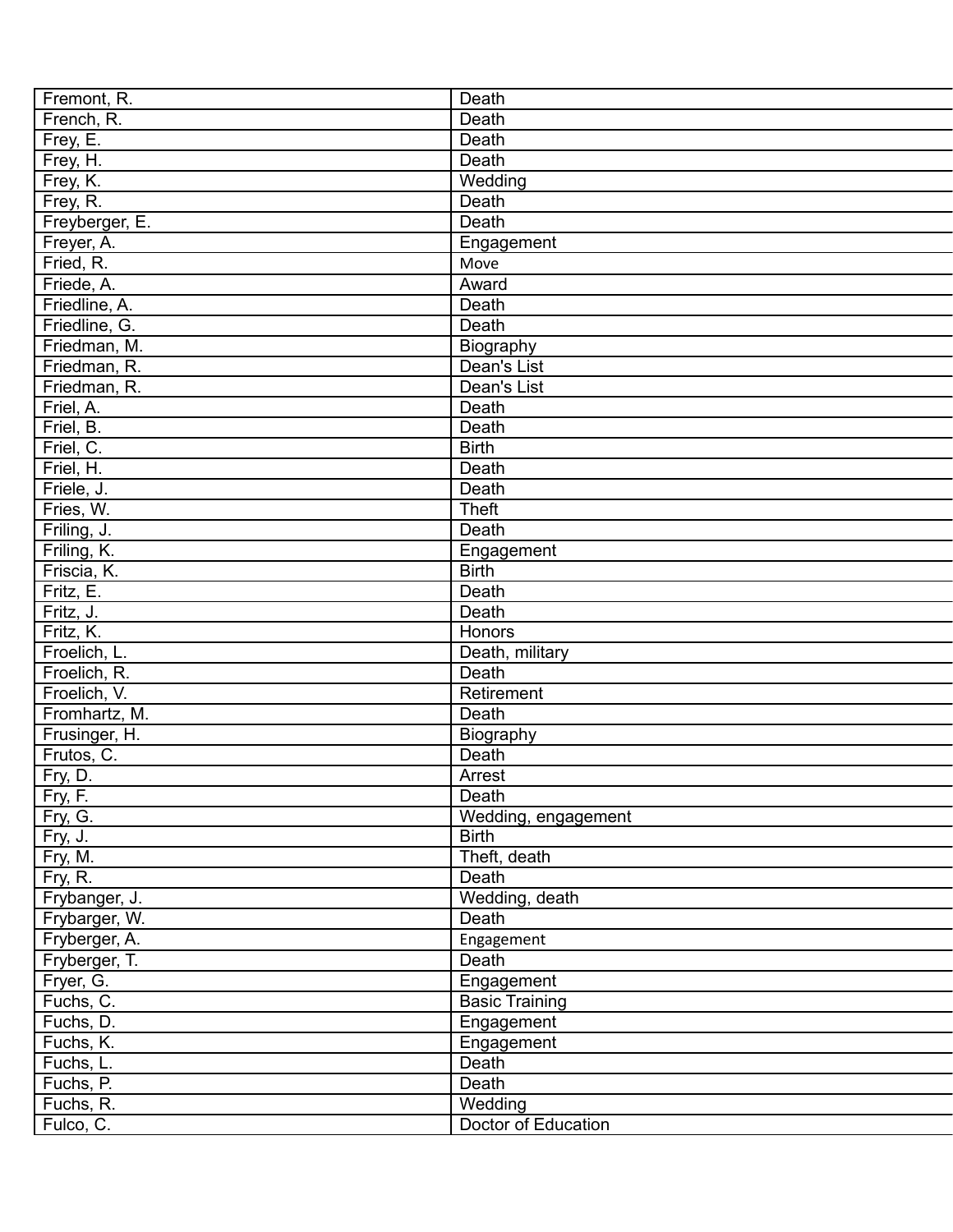| Fremont, R. | Death |
|---|---|
| French, R. | Death |
| Frey, E. | Death |
| Frey, H. | Death |
| Frey, K. | Wedding |
| Frey, R. | Death |
| Freyberger, E. | Death |
| Freyer, A. | Engagement |
| Fried, R. | Move |
| Friede, A. | Award |
| Friedline, A. | Death |
| Friedline, G. | Death |
| Friedman, M. | Biography |
| Friedman, R. | Dean's List |
| Friedman, R. | Dean's List |
| Friel, A. | Death |
| Friel, B. | Death |
| Friel, C. | Birth |
| Friel, H. | Death |
| Friele, J. | Death |
| Fries, W. | Theft |
| Friling, J. | Death |
| Friling, K. | Engagement |
| Friscia, K. | Birth |
| Fritz, E. | Death |
| Fritz, J. | Death |
| Fritz, K. | Honors |
| Froelich, L. | Death, military |
| Froelich, R. | Death |
| Froelich, V. | Retirement |
| Fromhartz, M. | Death |
| Frusinger, H. | Biography |
| Frutos, C. | Death |
| Fry, D. | Arrest |
| Fry, F. | Death |
| Fry, G. | Wedding, engagement |
| Fry, J. | Birth |
| Fry, M. | Theft, death |
| Fry, R. | Death |
| Frybanger, J. | Wedding, death |
| Frybarger, W. | Death |
| Fryberger, A. | Engagement |
| Fryberger, T. | Death |
| Fryer, G. | Engagement |
| Fuchs, C. | Basic Training |
| Fuchs, D. | Engagement |
| Fuchs, K. | Engagement |
| Fuchs, L. | Death |
| Fuchs, P. | Death |
| Fuchs, R. | Wedding |
| Fulco, C. | Doctor of Education |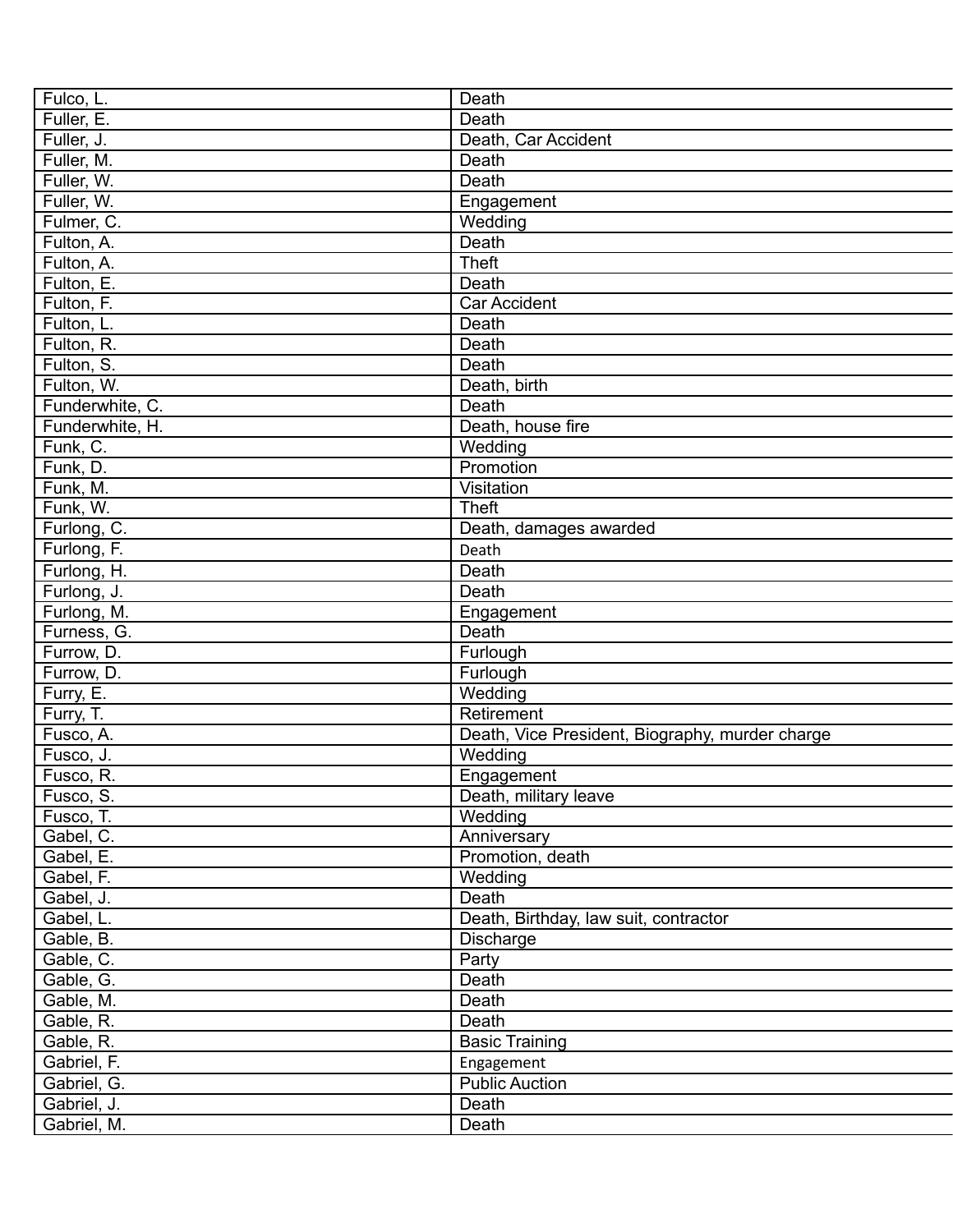| Fulco, L. | Death |
|---|---|
| Fuller, E. | Death |
| Fuller, J. | Death, Car Accident |
| Fuller, M. | Death |
| Fuller, W. | Death |
| Fuller, W. | Engagement |
| Fulmer, C. | Wedding |
| Fulton, A. | Death |
| Fulton, A. | Theft |
| Fulton, E. | Death |
| Fulton, F. | Car Accident |
| Fulton, L. | Death |
| Fulton, R. | Death |
| Fulton, S. | Death |
| Fulton, W. | Death, birth |
| Funderwhite, C. | Death |
| Funderwhite, H. | Death, house fire |
| Funk, C. | Wedding |
| Funk, D. | Promotion |
| Funk, M. | Visitation |
| Funk, W. | Theft |
| Furlong, C. | Death, damages awarded |
| Furlong, F. | Death |
| Furlong, H. | Death |
| Furlong, J. | Death |
| Furlong, M. | Engagement |
| Furness, G. | Death |
| Furrow, D. | Furlough |
| Furrow, D. | Furlough |
| Furry, E. | Wedding |
| Furry, T. | Retirement |
| Fusco, A. | Death, Vice President, Biography, murder charge |
| Fusco, J. | Wedding |
| Fusco, R. | Engagement |
| Fusco, S. | Death, military leave |
| Fusco, T. | Wedding |
| Gabel, C. | Anniversary |
| Gabel, E. | Promotion, death |
| Gabel, F. | Wedding |
| Gabel, J. | Death |
| Gabel, L. | Death, Birthday, law suit, contractor |
| Gable, B. | Discharge |
| Gable, C. | Party |
| Gable, G. | Death |
| Gable, M. | Death |
| Gable, R. | Death |
| Gable, R. | Basic Training |
| Gabriel, F. | Engagement |
| Gabriel, G. | Public Auction |
| Gabriel, J. | Death |
| Gabriel, M. | Death |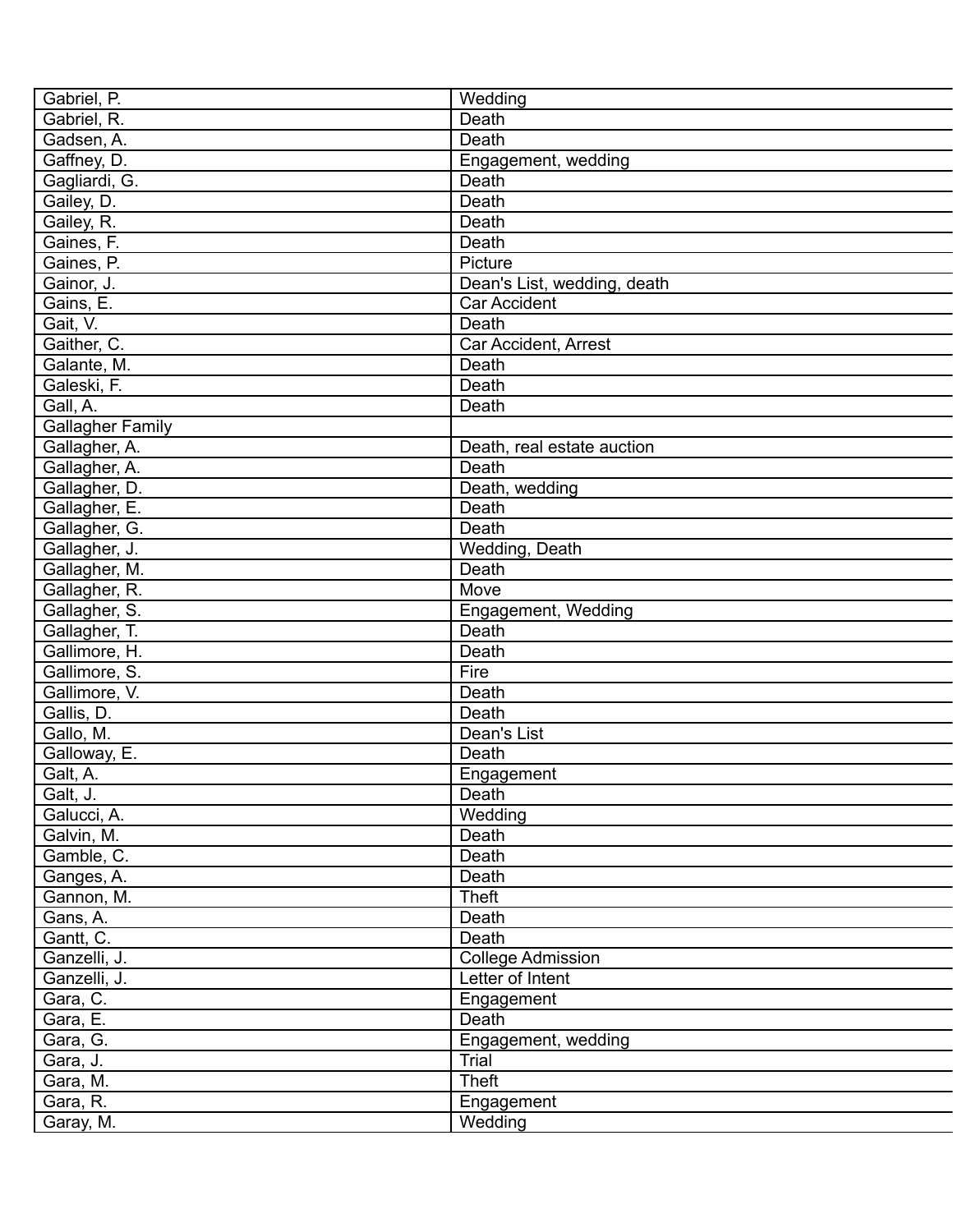| | |
|---|---|
| Gabriel, P. | Wedding |
| Gabriel, R. | Death |
| Gadsen, A. | Death |
| Gaffney, D. | Engagement, wedding |
| Gagliardi, G. | Death |
| Gailey, D. | Death |
| Gailey, R. | Death |
| Gaines, F. | Death |
| Gaines, P. | Picture |
| Gainor, J. | Dean's List, wedding, death |
| Gains, E. | Car Accident |
| Gait, V. | Death |
| Gaither, C. | Car Accident, Arrest |
| Galante, M. | Death |
| Galeski, F. | Death |
| Gall, A. | Death |
| Gallagher Family | |
| Gallagher, A. | Death, real estate auction |
| Gallagher, A. | Death |
| Gallagher, D. | Death, wedding |
| Gallagher, E. | Death |
| Gallagher, G. | Death |
| Gallagher, J. | Wedding, Death |
| Gallagher, M. | Death |
| Gallagher, R. | Move |
| Gallagher, S. | Engagement, Wedding |
| Gallagher, T. | Death |
| Gallimore, H. | Death |
| Gallimore, S. | Fire |
| Gallimore, V. | Death |
| Gallis, D. | Death |
| Gallo, M. | Dean's List |
| Galloway, E. | Death |
| Galt, A. | Engagement |
| Galt, J. | Death |
| Galucci, A. | Wedding |
| Galvin, M. | Death |
| Gamble, C. | Death |
| Ganges, A. | Death |
| Gannon, M. | Theft |
| Gans, A. | Death |
| Gantt, C. | Death |
| Ganzelli, J. | College Admission |
| Ganzelli, J. | Letter of Intent |
| Gara, C. | Engagement |
| Gara, E. | Death |
| Gara, G. | Engagement, wedding |
| Gara, J. | Trial |
| Gara, M. | Theft |
| Gara, R. | Engagement |
| Garay, M. | Wedding |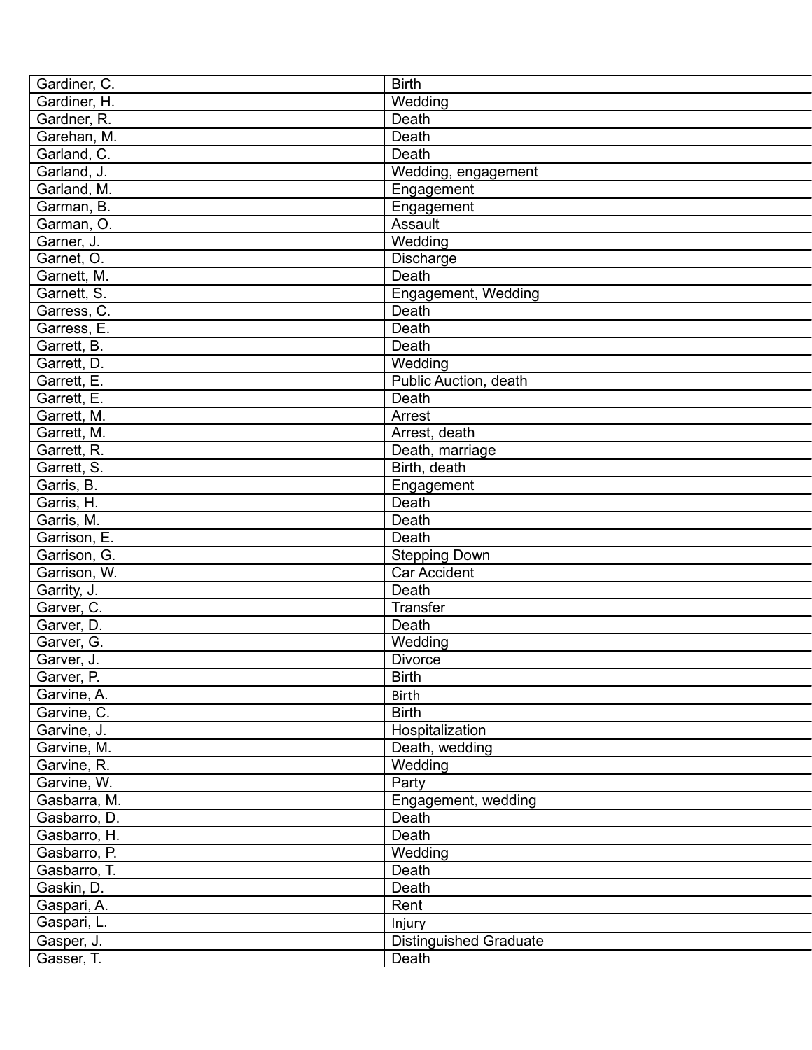| | |
|---|---|
| Gardiner, C. | Birth |
| Gardiner, H. | Wedding |
| Gardner, R. | Death |
| Garehan, M. | Death |
| Garland, C. | Death |
| Garland, J. | Wedding, engagement |
| Garland, M. | Engagement |
| Garman, B. | Engagement |
| Garman, O. | Assault |
| Garner, J. | Wedding |
| Garnet, O. | Discharge |
| Garnett, M. | Death |
| Garnett, S. | Engagement, Wedding |
| Garress, C. | Death |
| Garress, E. | Death |
| Garrett, B. | Death |
| Garrett, D. | Wedding |
| Garrett, E. | Public Auction, death |
| Garrett, E. | Death |
| Garrett, M. | Arrest |
| Garrett, M. | Arrest, death |
| Garrett, R. | Death, marriage |
| Garrett, S. | Birth, death |
| Garris, B. | Engagement |
| Garris, H. | Death |
| Garris, M. | Death |
| Garrison, E. | Death |
| Garrison, G. | Stepping Down |
| Garrison, W. | Car Accident |
| Garrity, J. | Death |
| Garver, C. | Transfer |
| Garver, D. | Death |
| Garver, G. | Wedding |
| Garver, J. | Divorce |
| Garver, P. | Birth |
| Garvine, A. | Birth |
| Garvine, C. | Birth |
| Garvine, J. | Hospitalization |
| Garvine, M. | Death, wedding |
| Garvine, R. | Wedding |
| Garvine, W. | Party |
| Gasbarra, M. | Engagement, wedding |
| Gasbarro, D. | Death |
| Gasbarro, H. | Death |
| Gasbarro, P. | Wedding |
| Gasbarro, T. | Death |
| Gaskin, D. | Death |
| Gaspari, A. | Rent |
| Gaspari, L. | Injury |
| Gasper, J. | Distinguished Graduate |
| Gasser, T. | Death |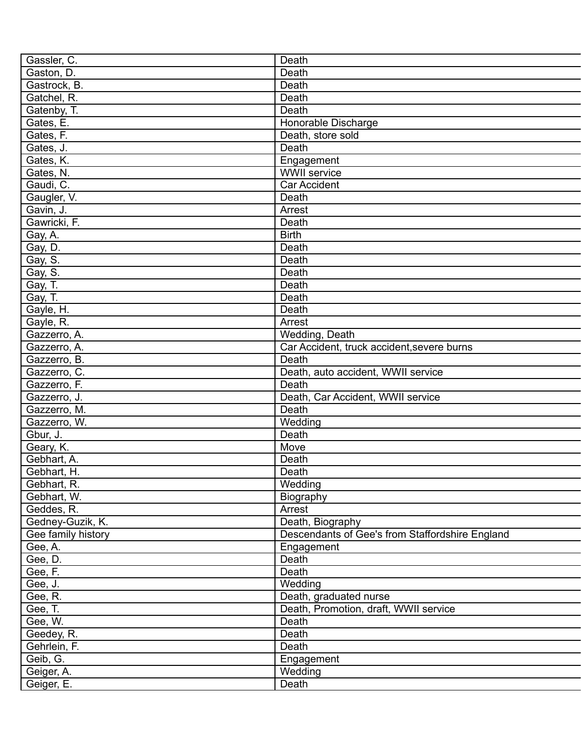| Gassler, C. | Death |
|---|---|
| Gaston, D. | Death |
| Gastrock, B. | Death |
| Gatchel, R. | Death |
| Gatenby, T. | Death |
| Gates, E. | Honorable Discharge |
| Gates, F. | Death, store sold |
| Gates, J. | Death |
| Gates, K. | Engagement |
| Gates, N. | WWII service |
| Gaudi, C. | Car Accident |
| Gaugler, V. | Death |
| Gavin, J. | Arrest |
| Gawricki, F. | Death |
| Gay, A. | Birth |
| Gay, D. | Death |
| Gay, S. | Death |
| Gay, S. | Death |
| Gay, T. | Death |
| Gay, T. | Death |
| Gayle, H. | Death |
| Gayle, R. | Arrest |
| Gazzerro, A. | Wedding, Death |
| Gazzerro, A. | Car Accident, truck accident,severe burns |
| Gazzerro, B. | Death |
| Gazzerro, C. | Death, auto accident, WWII service |
| Gazzerro, F. | Death |
| Gazzerro, J. | Death, Car Accident, WWII service |
| Gazzerro, M. | Death |
| Gazzerro, W. | Wedding |
| Gbur, J. | Death |
| Geary, K. | Move |
| Gebhart, A. | Death |
| Gebhart, H. | Death |
| Gebhart, R. | Wedding |
| Gebhart, W. | Biography |
| Geddes, R. | Arrest |
| Gedney-Guzik, K. | Death, Biography |
| Gee family history | Descendants of Gee's from Staffordshire England |
| Gee, A. | Engagement |
| Gee, D. | Death |
| Gee, F. | Death |
| Gee, J. | Wedding |
| Gee, R. | Death, graduated nurse |
| Gee, T. | Death, Promotion, draft, WWII service |
| Gee, W. | Death |
| Geedey, R. | Death |
| Gehrlein, F. | Death |
| Geib, G. | Engagement |
| Geiger, A. | Wedding |
| Geiger, E. | Death |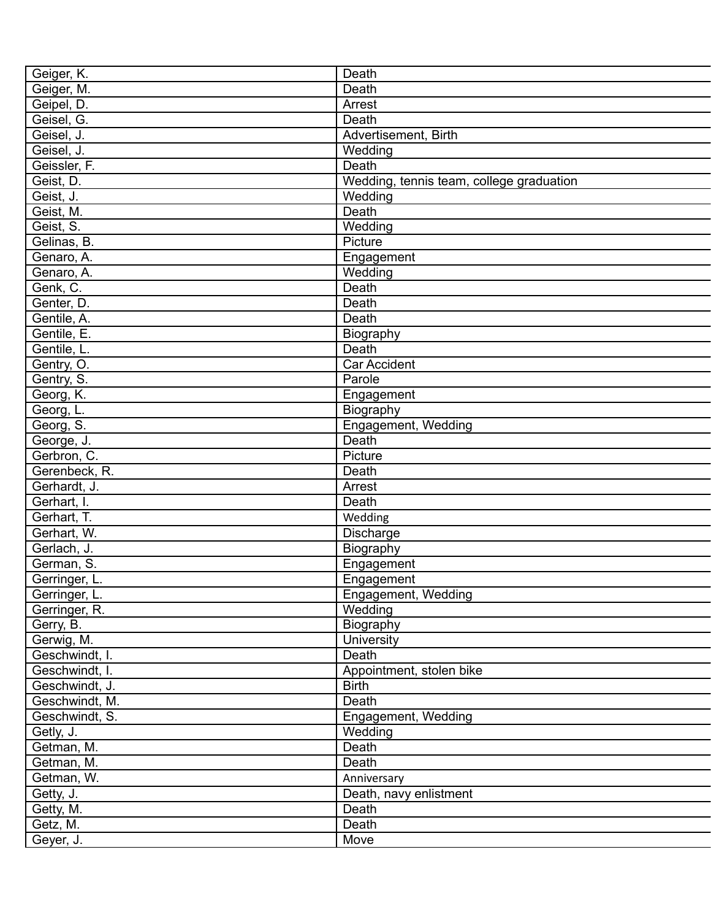| Geiger, K. | Death |
|---|---|
| Geiger, M. | Death |
| Geipel, D. | Arrest |
| Geisel, G. | Death |
| Geisel, J. | Advertisement, Birth |
| Geisel, J. | Wedding |
| Geissler, F. | Death |
| Geist, D. | Wedding, tennis team, college graduation |
| Geist, J. | Wedding |
| Geist, M. | Death |
| Geist, S. | Wedding |
| Gelinas, B. | Picture |
| Genaro, A. | Engagement |
| Genaro, A. | Wedding |
| Genk, C. | Death |
| Genter, D. | Death |
| Gentile, A. | Death |
| Gentile, E. | Biography |
| Gentile, L. | Death |
| Gentry, O. | Car Accident |
| Gentry, S. | Parole |
| Georg, K. | Engagement |
| Georg, L. | Biography |
| Georg, S. | Engagement, Wedding |
| George, J. | Death |
| Gerbron, C. | Picture |
| Gerenbeck, R. | Death |
| Gerhardt, J. | Arrest |
| Gerhart, I. | Death |
| Gerhart, T. | Wedding |
| Gerhart, W. | Discharge |
| Gerlach, J. | Biography |
| German, S. | Engagement |
| Gerringer, L. | Engagement |
| Gerringer, L. | Engagement, Wedding |
| Gerringer, R. | Wedding |
| Gerry, B. | Biography |
| Gerwig, M. | University |
| Geschwindt, I. | Death |
| Geschwindt, I. | Appointment, stolen bike |
| Geschwindt, J. | Birth |
| Geschwindt, M. | Death |
| Geschwindt, S. | Engagement, Wedding |
| Getly, J. | Wedding |
| Getman, M. | Death |
| Getman, M. | Death |
| Getman, W. | Anniversary |
| Getty, J. | Death, navy enlistment |
| Getty, M. | Death |
| Getz, M. | Death |
| Geyer, J. | Move |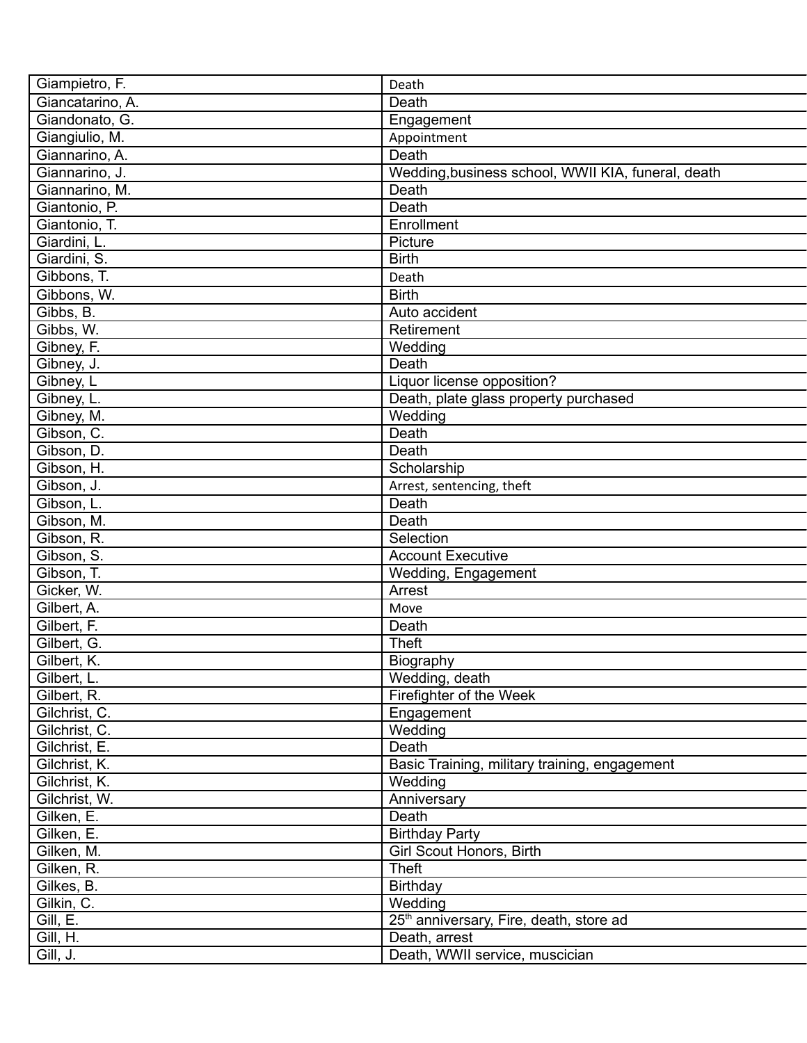| | |
|---|---|
| Giampietro, F. | Death |
| Giancatarino, A. | Death |
| Giandonato, G. | Engagement |
| Giangiulio, M. | Appointment |
| Giannarino, A. | Death |
| Giannarino, J. | Wedding,business school, WWII KIA, funeral, death |
| Giannarino, M. | Death |
| Giantonio, P. | Death |
| Giantonio, T. | Enrollment |
| Giardini, L. | Picture |
| Giardini, S. | Birth |
| Gibbons, T. | Death |
| Gibbons, W. | Birth |
| Gibbs, B. | Auto accident |
| Gibbs, W. | Retirement |
| Gibney, F. | Wedding |
| Gibney, J. | Death |
| Gibney, L | Liquor license opposition? |
| Gibney, L. | Death, plate glass property purchased |
| Gibney, M. | Wedding |
| Gibson, C. | Death |
| Gibson, D. | Death |
| Gibson, H. | Scholarship |
| Gibson, J. | Arrest, sentencing, theft |
| Gibson, L. | Death |
| Gibson, M. | Death |
| Gibson, R. | Selection |
| Gibson, S. | Account Executive |
| Gibson, T. | Wedding, Engagement |
| Gicker, W. | Arrest |
| Gilbert, A. | Move |
| Gilbert, F. | Death |
| Gilbert, G. | Theft |
| Gilbert, K. | Biography |
| Gilbert, L. | Wedding, death |
| Gilbert, R. | Firefighter of the Week |
| Gilchrist, C. | Engagement |
| Gilchrist, C. | Wedding |
| Gilchrist, E. | Death |
| Gilchrist, K. | Basic Training, military training, engagement |
| Gilchrist, K. | Wedding |
| Gilchrist, W. | Anniversary |
| Gilken, E. | Death |
| Gilken, E. | Birthday Party |
| Gilken, M. | Girl Scout Honors, Birth |
| Gilken, R. | Theft |
| Gilkes, B. | Birthday |
| Gilkin, C. | Wedding |
| Gill, E. | 25th anniversary, Fire, death, store ad |
| Gill, H. | Death, arrest |
| Gill, J. | Death, WWII service, muscician |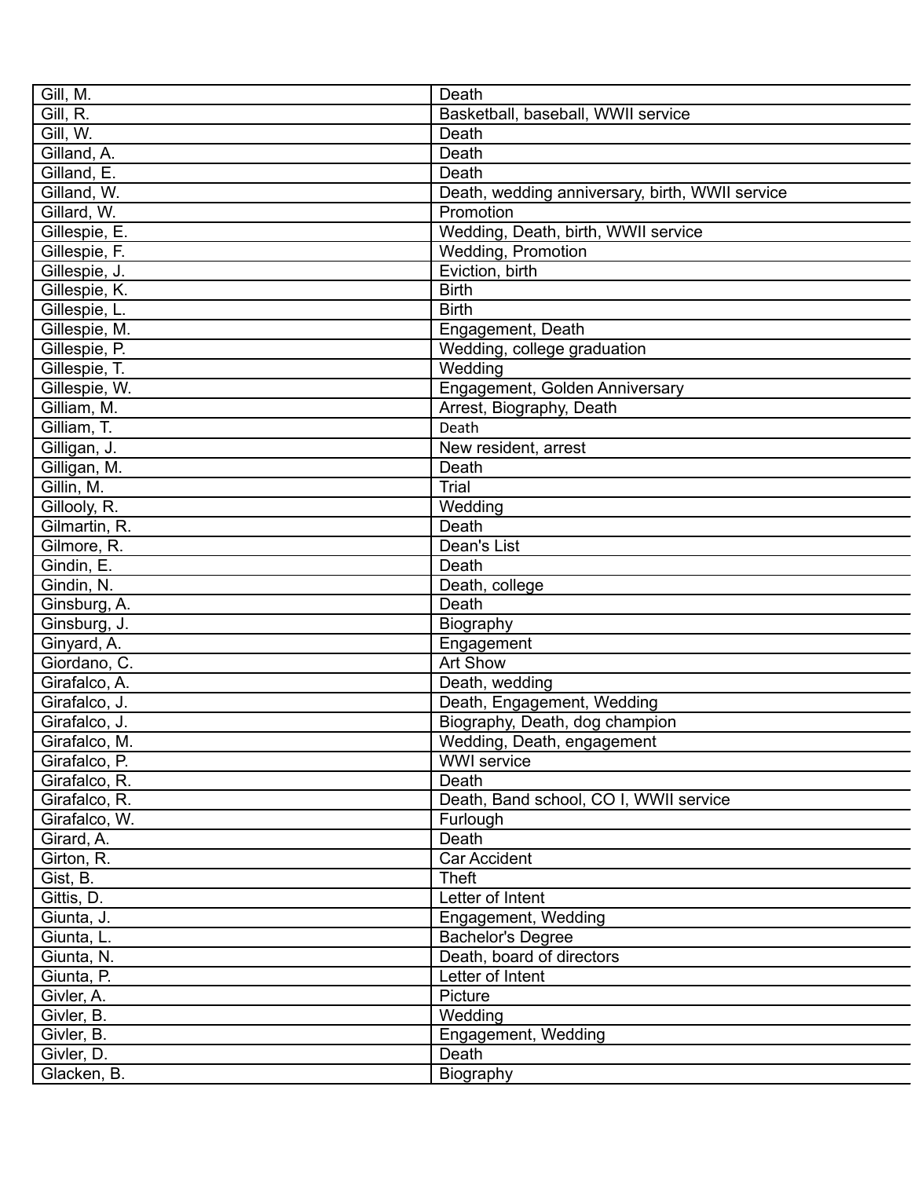| | |
|---|---|
| Gill, M. | Death |
| Gill, R. | Basketball, baseball, WWII service |
| Gill, W. | Death |
| Gilland, A. | Death |
| Gilland, E. | Death |
| Gilland, W. | Death, wedding anniversary, birth, WWII service |
| Gillard, W. | Promotion |
| Gillespie, E. | Wedding, Death, birth, WWII service |
| Gillespie, F. | Wedding, Promotion |
| Gillespie, J. | Eviction, birth |
| Gillespie, K. | Birth |
| Gillespie, L. | Birth |
| Gillespie, M. | Engagement, Death |
| Gillespie, P. | Wedding, college graduation |
| Gillespie, T. | Wedding |
| Gillespie, W. | Engagement, Golden Anniversary |
| Gilliam, M. | Arrest, Biography, Death |
| Gilliam, T. | Death |
| Gilligan, J. | New resident, arrest |
| Gilligan, M. | Death |
| Gillin, M. | Trial |
| Gillooly, R. | Wedding |
| Gilmartin, R. | Death |
| Gilmore, R. | Dean's List |
| Gindin, E. | Death |
| Gindin, N. | Death, college |
| Ginsburg, A. | Death |
| Ginsburg, J. | Biography |
| Ginyard, A. | Engagement |
| Giordano, C. | Art Show |
| Girafalco, A. | Death, wedding |
| Girafalco, J. | Death, Engagement, Wedding |
| Girafalco, J. | Biography, Death, dog champion |
| Girafalco, M. | Wedding, Death, engagement |
| Girafalco, P. | WWI service |
| Girafalco, R. | Death |
| Girafalco, R. | Death, Band school, CO I, WWII service |
| Girafalco, W. | Furlough |
| Girard, A. | Death |
| Girton, R. | Car Accident |
| Gist, B. | Theft |
| Gittis, D. | Letter of Intent |
| Giunta, J. | Engagement, Wedding |
| Giunta, L. | Bachelor's Degree |
| Giunta, N. | Death, board of directors |
| Giunta, P. | Letter of Intent |
| Givler, A. | Picture |
| Givler, B. | Wedding |
| Givler, B. | Engagement, Wedding |
| Givler, D. | Death |
| Glacken, B. | Biography |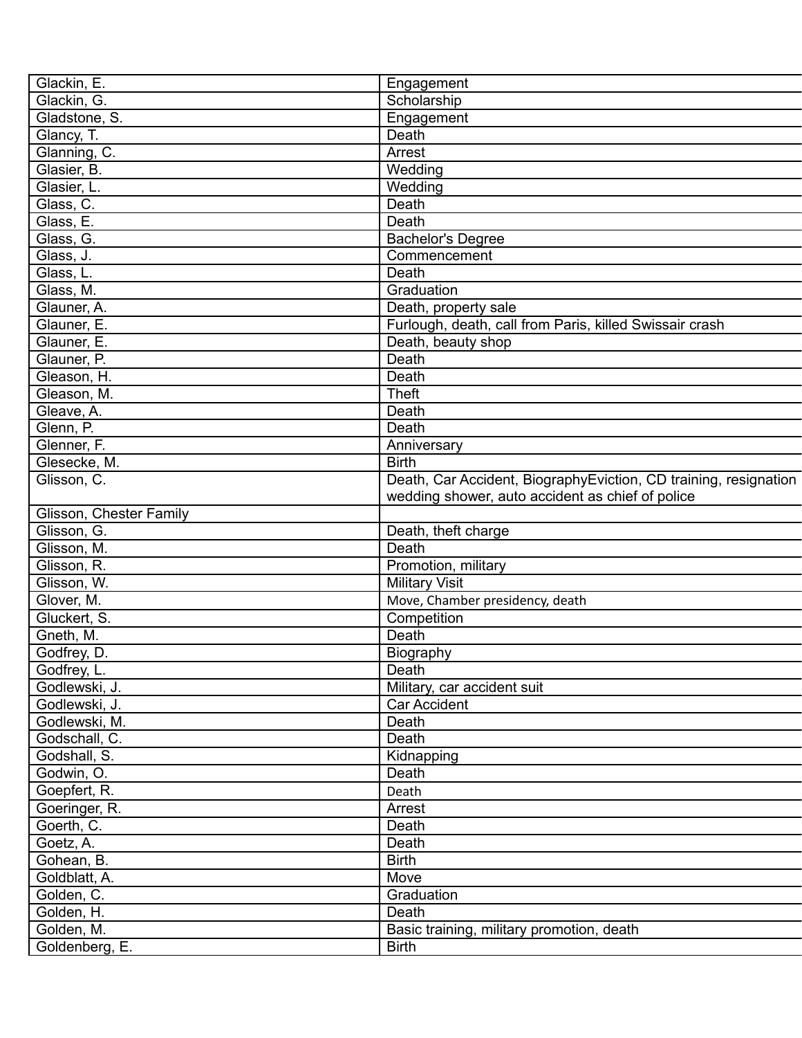| | |
|---|---|
| Glackin, E. | Engagement |
| Glackin, G. | Scholarship |
| Gladstone, S. | Engagement |
| Glancy, T. | Death |
| Glanning, C. | Arrest |
| Glasier, B. | Wedding |
| Glasier, L. | Wedding |
| Glass, C. | Death |
| Glass, E. | Death |
| Glass, G. | Bachelor's Degree |
| Glass, J. | Commencement |
| Glass, L. | Death |
| Glass, M. | Graduation |
| Glauner, A. | Death, property sale |
| Glauner, E. | Furlough, death, call from Paris, killed Swissair crash |
| Glauner, E. | Death, beauty shop |
| Glauner, P. | Death |
| Gleason, H. | Death |
| Gleason, M. | Theft |
| Gleave, A. | Death |
| Glenn, P. | Death |
| Glenner, F. | Anniversary |
| Glesecke, M. | Birth |
| Glisson, C. | Death, Car Accident, BiographyEviction, CD training, resignation wedding shower, auto accident as chief of police |
| Glisson, Chester Family | |
| Glisson, G. | Death, theft charge |
| Glisson, M. | Death |
| Glisson, R. | Promotion, military |
| Glisson, W. | Military Visit |
| Glover, M. | Move, Chamber presidency, death |
| Gluckert, S. | Competition |
| Gneth, M. | Death |
| Godfrey, D. | Biography |
| Godfrey, L. | Death |
| Godlewski, J. | Military, car accident suit |
| Godlewski, J. | Car Accident |
| Godlewski, M. | Death |
| Godschall, C. | Death |
| Godshall, S. | Kidnapping |
| Godwin, O. | Death |
| Goepfert, R. | Death |
| Goeringer, R. | Arrest |
| Goerth, C. | Death |
| Goetz, A. | Death |
| Gohean, B. | Birth |
| Goldblatt, A. | Move |
| Golden, C. | Graduation |
| Golden, H. | Death |
| Golden, M. | Basic training, military promotion, death |
| Goldenberg, E. | Birth |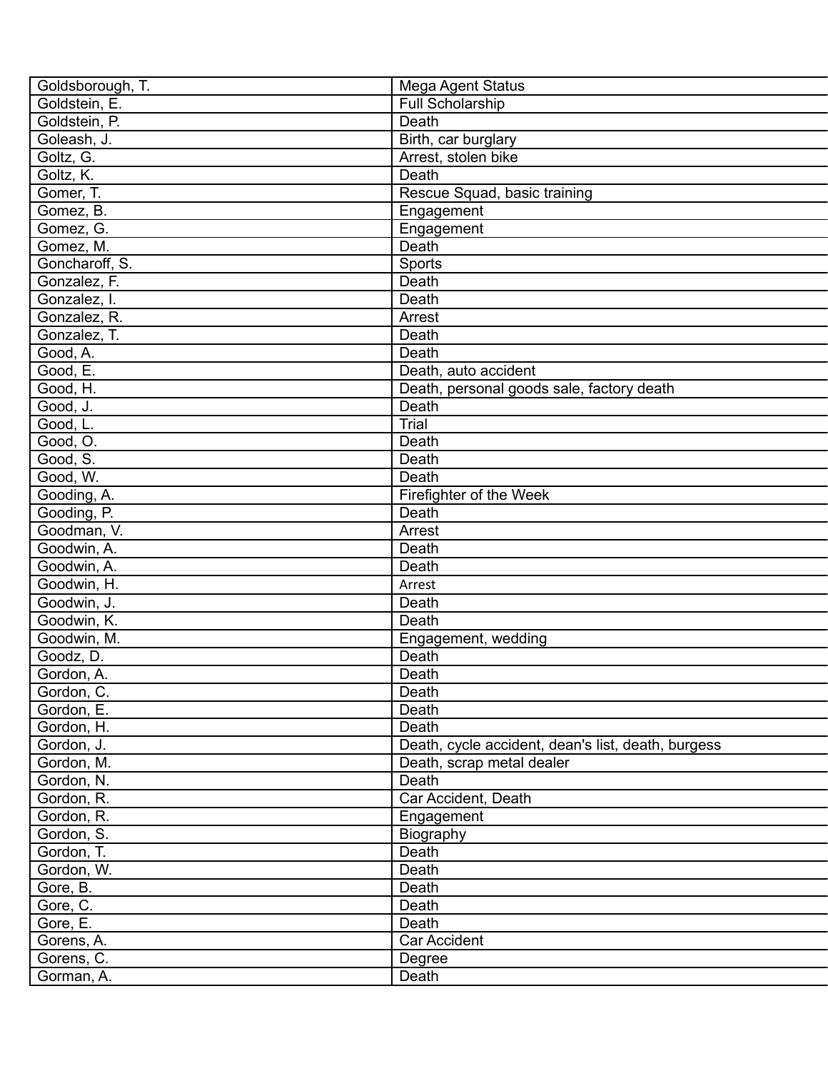| Goldsborough, T. | Mega Agent Status |
|---|---|
| Goldstein, E. | Full Scholarship |
| Goldstein, P. | Death |
| Goleash, J. | Birth, car burglary |
| Goltz, G. | Arrest, stolen bike |
| Goltz, K. | Death |
| Gomer, T. | Rescue Squad, basic training |
| Gomez, B. | Engagement |
| Gomez, G. | Engagement |
| Gomez, M. | Death |
| Goncharoff, S. | Sports |
| Gonzalez, F. | Death |
| Gonzalez, I. | Death |
| Gonzalez, R. | Arrest |
| Gonzalez, T. | Death |
| Good, A. | Death |
| Good, E. | Death, auto accident |
| Good, H. | Death, personal goods sale, factory death |
| Good, J. | Death |
| Good, L. | Trial |
| Good, O. | Death |
| Good, S. | Death |
| Good, W. | Death |
| Gooding, A. | Firefighter of the Week |
| Gooding, P. | Death |
| Goodman, V. | Arrest |
| Goodwin, A. | Death |
| Goodwin, A. | Death |
| Goodwin, H. | Arrest |
| Goodwin, J. | Death |
| Goodwin, K. | Death |
| Goodwin, M. | Engagement, wedding |
| Goodz, D. | Death |
| Gordon, A. | Death |
| Gordon, C. | Death |
| Gordon, E. | Death |
| Gordon, H. | Death |
| Gordon, J. | Death, cycle accident, dean's list, death, burgess |
| Gordon, M. | Death, scrap metal dealer |
| Gordon, N. | Death |
| Gordon, R. | Car Accident, Death |
| Gordon, R. | Engagement |
| Gordon, S. | Biography |
| Gordon, T. | Death |
| Gordon, W. | Death |
| Gore, B. | Death |
| Gore, C. | Death |
| Gore, E. | Death |
| Gorens, A. | Car Accident |
| Gorens, C. | Degree |
| Gorman, A. | Death |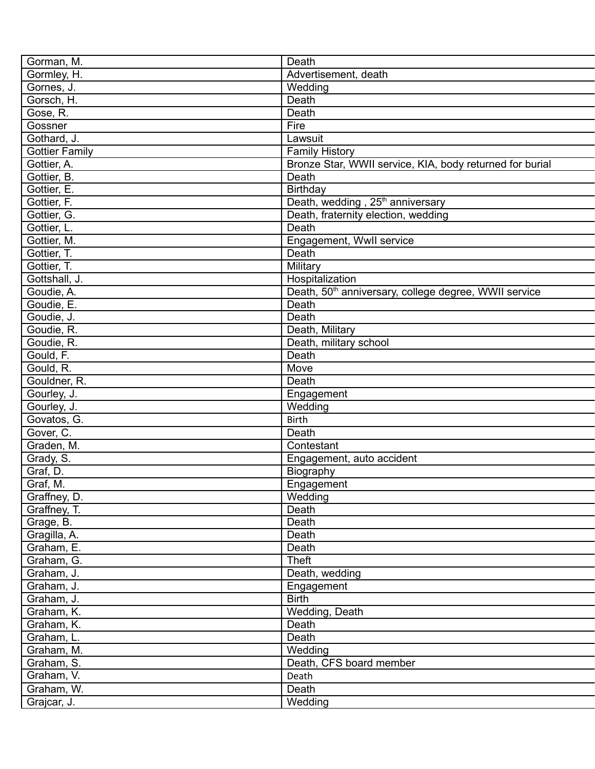| Gorman, M. | Death |
|---|---|
| Gormley, H. | Advertisement, death |
| Gornes, J. | Wedding |
| Gorsch, H. | Death |
| Gose, R. | Death |
| Gossner | Fire |
| Gothard, J. | Lawsuit |
| Gottier Family | Family History |
| Gottier, A. | Bronze Star, WWII service, KIA, body returned for burial |
| Gottier, B. | Death |
| Gottier, E. | Birthday |
| Gottier, F. | Death, wedding , 25th anniversary |
| Gottier, G. | Death, fraternity election, wedding |
| Gottier, L. | Death |
| Gottier, M. | Engagement, WwII service |
| Gottier, T. | Death |
| Gottier, T. | Military |
| Gottshall, J. | Hospitalization |
| Goudie, A. | Death, 50th anniversary, college degree, WWII service |
| Goudie, E. | Death |
| Goudie, J. | Death |
| Goudie, R. | Death, Military |
| Goudie, R. | Death, military school |
| Gould, F. | Death |
| Gould, R. | Move |
| Gouldner, R. | Death |
| Gourley, J. | Engagement |
| Gourley, J. | Wedding |
| Govatos, G. | Birth |
| Gover, C. | Death |
| Graden, M. | Contestant |
| Grady, S. | Engagement, auto accident |
| Graf, D. | Biography |
| Graf, M. | Engagement |
| Graffney, D. | Wedding |
| Graffney, T. | Death |
| Grage, B. | Death |
| Gragilla, A. | Death |
| Graham, E. | Death |
| Graham, G. | Theft |
| Graham, J. | Death, wedding |
| Graham, J. | Engagement |
| Graham, J. | Birth |
| Graham, K. | Wedding, Death |
| Graham, K. | Death |
| Graham, L. | Death |
| Graham, M. | Wedding |
| Graham, S. | Death, CFS board member |
| Graham, V. | Death |
| Graham, W. | Death |
| Grajcar, J. | Wedding |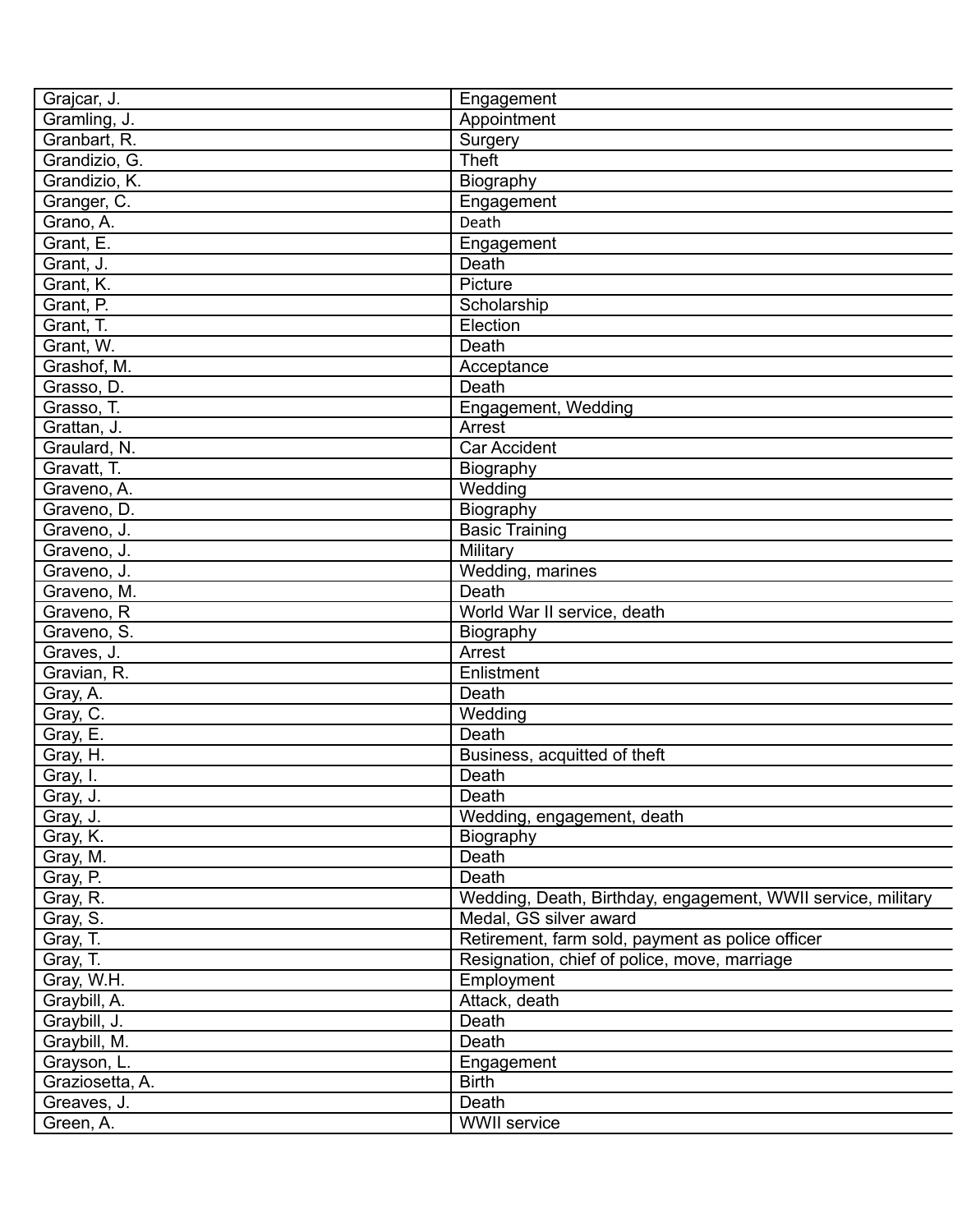| Grajcar, J. | Engagement |
|---|---|
| Gramling, J. | Appointment |
| Granbart, R. | Surgery |
| Grandizio, G. | Theft |
| Grandizio, K. | Biography |
| Granger, C. | Engagement |
| Grano, A. | Death |
| Grant, E. | Engagement |
| Grant, J. | Death |
| Grant, K. | Picture |
| Grant, P. | Scholarship |
| Grant, T. | Election |
| Grant, W. | Death |
| Grashof, M. | Acceptance |
| Grasso, D. | Death |
| Grasso, T. | Engagement, Wedding |
| Grattan, J. | Arrest |
| Graulard, N. | Car Accident |
| Gravatt, T. | Biography |
| Graveno, A. | Wedding |
| Graveno, D. | Biography |
| Graveno, J. | Basic Training |
| Graveno, J. | Military |
| Graveno, J. | Wedding, marines |
| Graveno, M. | Death |
| Graveno, R | World War II service, death |
| Graveno, S. | Biography |
| Graves, J. | Arrest |
| Gravian, R. | Enlistment |
| Gray, A. | Death |
| Gray, C. | Wedding |
| Gray, E. | Death |
| Gray, H. | Business, acquitted of theft |
| Gray, I. | Death |
| Gray, J. | Death |
| Gray, J. | Wedding, engagement, death |
| Gray, K. | Biography |
| Gray, M. | Death |
| Gray, P. | Death |
| Gray, R. | Wedding, Death, Birthday, engagement, WWII service, military |
| Gray, S. | Medal, GS silver award |
| Gray, T. | Retirement, farm sold, payment as police officer |
| Gray, T. | Resignation, chief of police, move, marriage |
| Gray, W.H. | Employment |
| Graybill, A. | Attack, death |
| Graybill, J. | Death |
| Graybill, M. | Death |
| Grayson, L. | Engagement |
| Graziosetta, A. | Birth |
| Greaves, J. | Death |
| Green, A. | WWII service |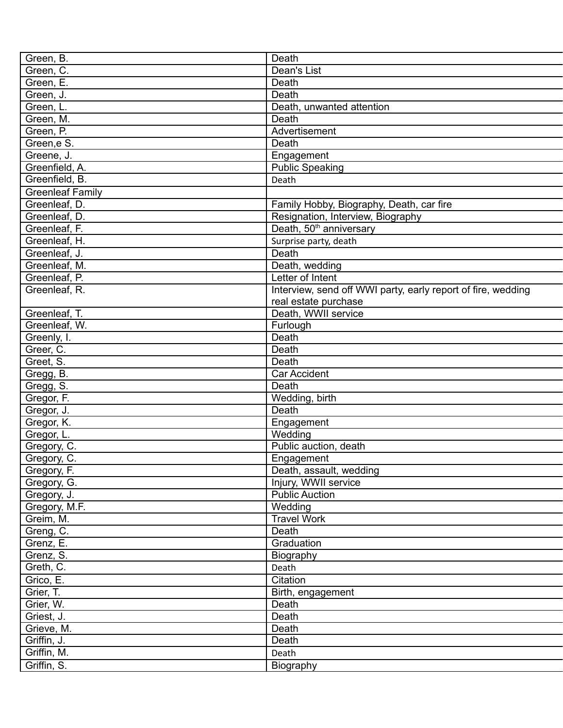| Green, B. | Death |
|---|---|
| Green, C. | Dean's List |
| Green, E. | Death |
| Green, J. | Death |
| Green, L. | Death, unwanted attention |
| Green, M. | Death |
| Green, P. | Advertisement |
| Green,e S. | Death |
| Greene, J. | Engagement |
| Greenfield, A. | Public Speaking |
| Greenfield, B. | Death |
| Greenleaf Family | |
| Greenleaf, D. | Family Hobby, Biography, Death, car fire |
| Greenleaf, D. | Resignation, Interview, Biography |
| Greenleaf, F. | Death, 50th anniversary |
| Greenleaf, H. | Surprise party, death |
| Greenleaf, J. | Death |
| Greenleaf, M. | Death, wedding |
| Greenleaf, P. | Letter of Intent |
| Greenleaf, R. | Interview, send off WWI party, early report of fire, wedding real estate purchase |
| Greenleaf, T. | Death, WWII service |
| Greenleaf, W. | Furlough |
| Greenly, I. | Death |
| Greer, C. | Death |
| Greet, S. | Death |
| Gregg, B. | Car Accident |
| Gregg, S. | Death |
| Gregor, F. | Wedding, birth |
| Gregor, J. | Death |
| Gregor, K. | Engagement |
| Gregor, L. | Wedding |
| Gregory, C. | Public auction, death |
| Gregory, C. | Engagement |
| Gregory, F. | Death, assault, wedding |
| Gregory, G. | Injury, WWII service |
| Gregory, J. | Public Auction |
| Gregory, M.F. | Wedding |
| Greim, M. | Travel Work |
| Greng, C. | Death |
| Grenz, E. | Graduation |
| Grenz, S. | Biography |
| Greth, C. | Death |
| Grico, E. | Citation |
| Grier, T. | Birth, engagement |
| Grier, W. | Death |
| Griest, J. | Death |
| Grieve, M. | Death |
| Griffin, J. | Death |
| Griffin, M. | Death |
| Griffin, S. | Biography |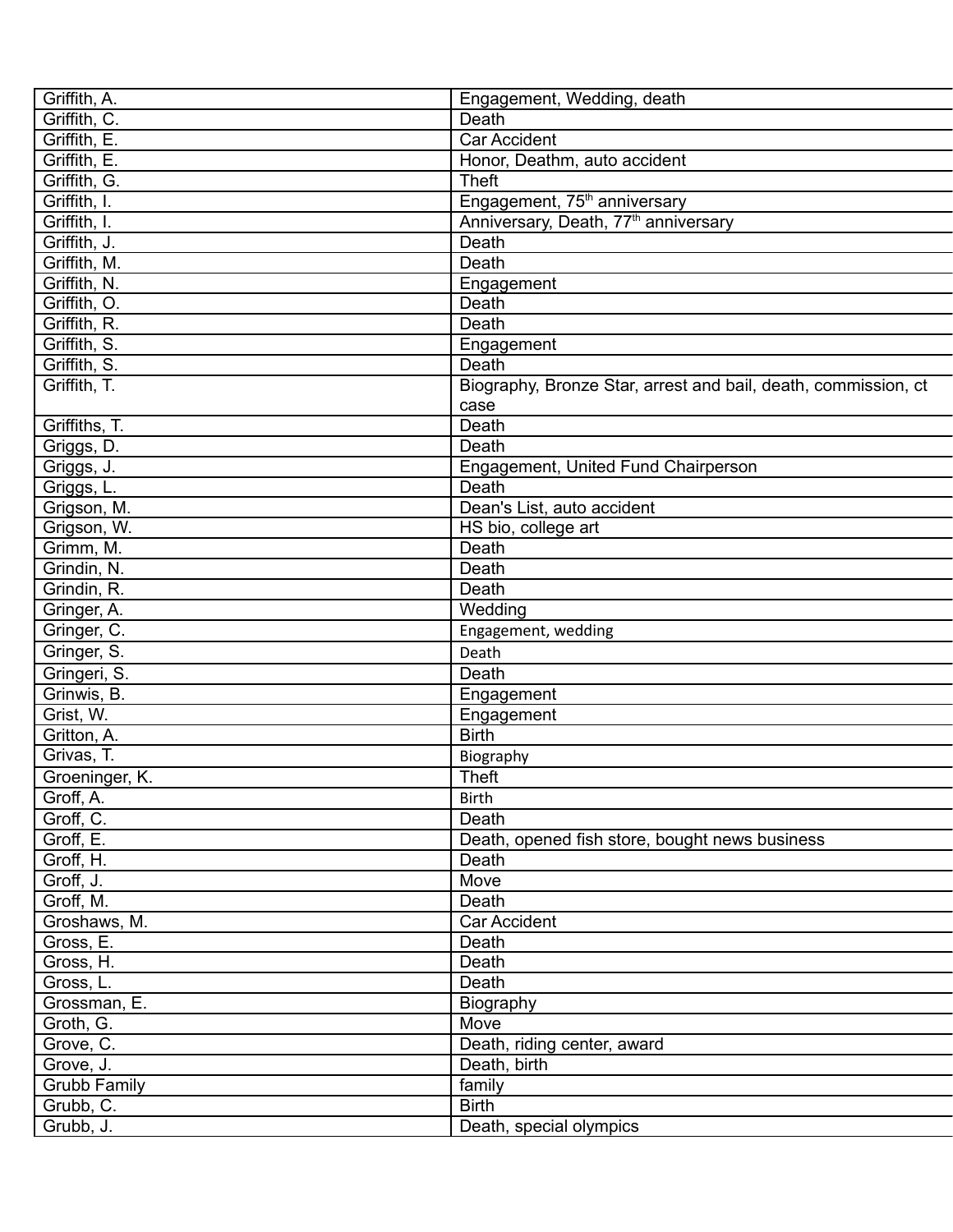| Griffith, A. | Engagement, Wedding, death |
|---|---|
| Griffith, C. | Death |
| Griffith, E. | Car Accident |
| Griffith, E. | Honor, Deathm, auto accident |
| Griffith, G. | Theft |
| Griffith, I. | Engagement, 75th anniversary |
| Griffith, I. | Anniversary, Death, 77th anniversary |
| Griffith, J. | Death |
| Griffith, M. | Death |
| Griffith, N. | Engagement |
| Griffith, O. | Death |
| Griffith, R. | Death |
| Griffith, S. | Engagement |
| Griffith, S. | Death |
| Griffith, T. | Biography, Bronze Star, arrest and bail, death, commission, ct case |
| Griffiths, T. | Death |
| Griggs, D. | Death |
| Griggs, J. | Engagement, United Fund Chairperson |
| Griggs, L. | Death |
| Grigson, M. | Dean's List, auto accident |
| Grigson, W. | HS bio, college art |
| Grimm, M. | Death |
| Grindin, N. | Death |
| Grindin, R. | Death |
| Gringer, A. | Wedding |
| Gringer, C. | Engagement, wedding |
| Gringer, S. | Death |
| Gringeri, S. | Death |
| Grinwis, B. | Engagement |
| Grist, W. | Engagement |
| Gritton, A. | Birth |
| Grivas, T. | Biography |
| Groeninger, K. | Theft |
| Groff, A. | Birth |
| Groff, C. | Death |
| Groff, E. | Death, opened fish store, bought news business |
| Groff, H. | Death |
| Groff, J. | Move |
| Groff, M. | Death |
| Groshaws, M. | Car Accident |
| Gross, E. | Death |
| Gross, H. | Death |
| Gross, L. | Death |
| Grossman, E. | Biography |
| Groth, G. | Move |
| Grove, C. | Death, riding center, award |
| Grove, J. | Death, birth |
| Grubb Family | family |
| Grubb, C. | Birth |
| Grubb, J. | Death, special olympics |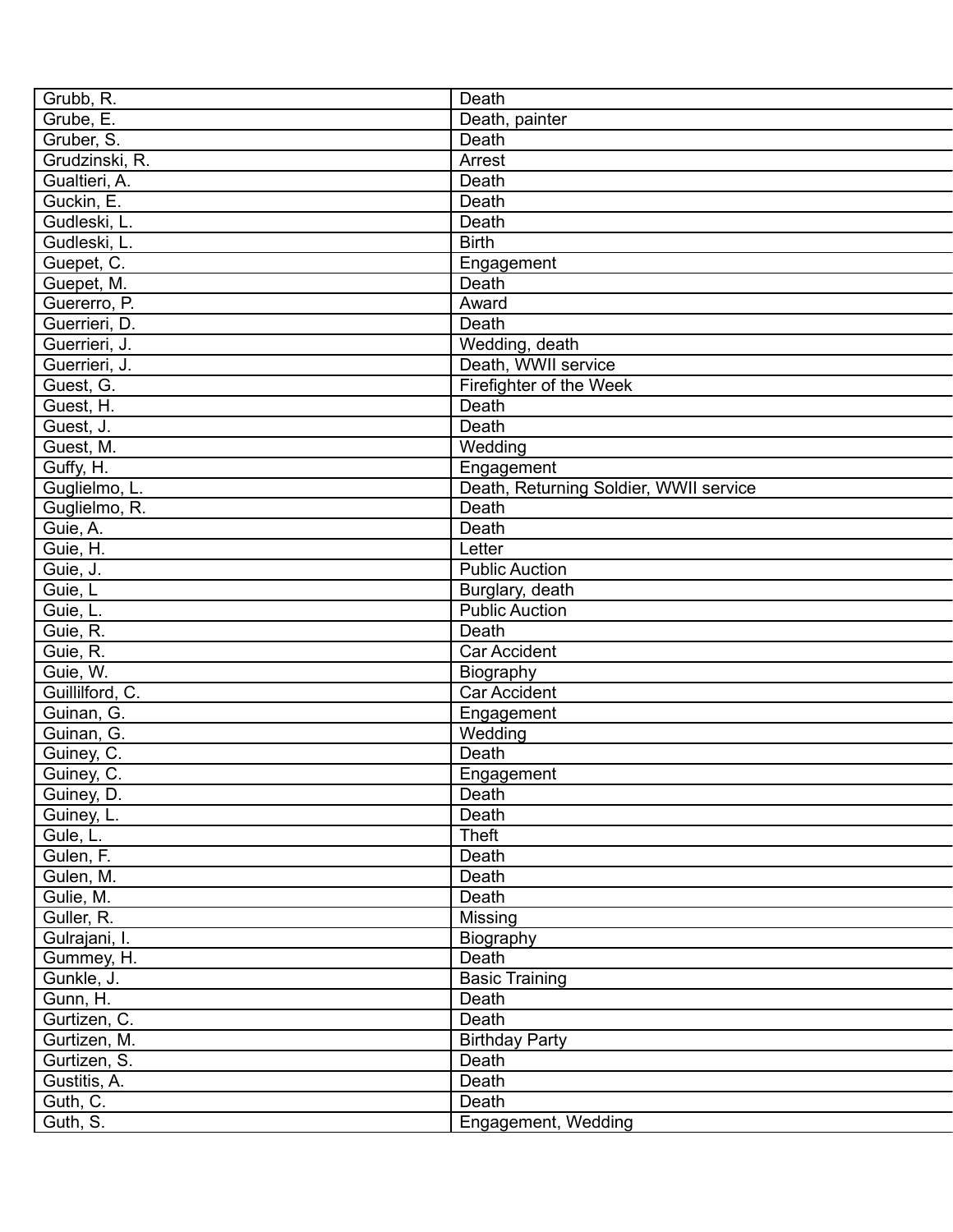| | |
|---|---|
| Grubb, R. | Death |
| Grube, E. | Death, painter |
| Gruber, S. | Death |
| Grudzinski, R. | Arrest |
| Gualtieri, A. | Death |
| Guckin, E. | Death |
| Gudleski, L. | Death |
| Gudleski, L. | Birth |
| Guepet, C. | Engagement |
| Guepet, M. | Death |
| Guererro, P. | Award |
| Guerrieri, D. | Death |
| Guerrieri, J. | Wedding, death |
| Guerrieri, J. | Death, WWII service |
| Guest, G. | Firefighter of the Week |
| Guest, H. | Death |
| Guest, J. | Death |
| Guest, M. | Wedding |
| Guffy, H. | Engagement |
| Guglielmo, L. | Death, Returning Soldier, WWII service |
| Guglielmo, R. | Death |
| Guie, A. | Death |
| Guie, H. | Letter |
| Guie, J. | Public Auction |
| Guie, L | Burglary, death |
| Guie, L. | Public Auction |
| Guie, R. | Death |
| Guie, R. | Car Accident |
| Guie, W. | Biography |
| Guillilford, C. | Car Accident |
| Guinan, G. | Engagement |
| Guinan, G. | Wedding |
| Guiney, C. | Death |
| Guiney, C. | Engagement |
| Guiney, D. | Death |
| Guiney, L. | Death |
| Gule, L. | Theft |
| Gulen, F. | Death |
| Gulen, M. | Death |
| Gulie, M. | Death |
| Guller, R. | Missing |
| Gulrajani, I. | Biography |
| Gummey, H. | Death |
| Gunkle, J. | Basic Training |
| Gunn, H. | Death |
| Gurtizen, C. | Death |
| Gurtizen, M. | Birthday Party |
| Gurtizen, S. | Death |
| Gustitis, A. | Death |
| Guth, C. | Death |
| Guth, S. | Engagement, Wedding |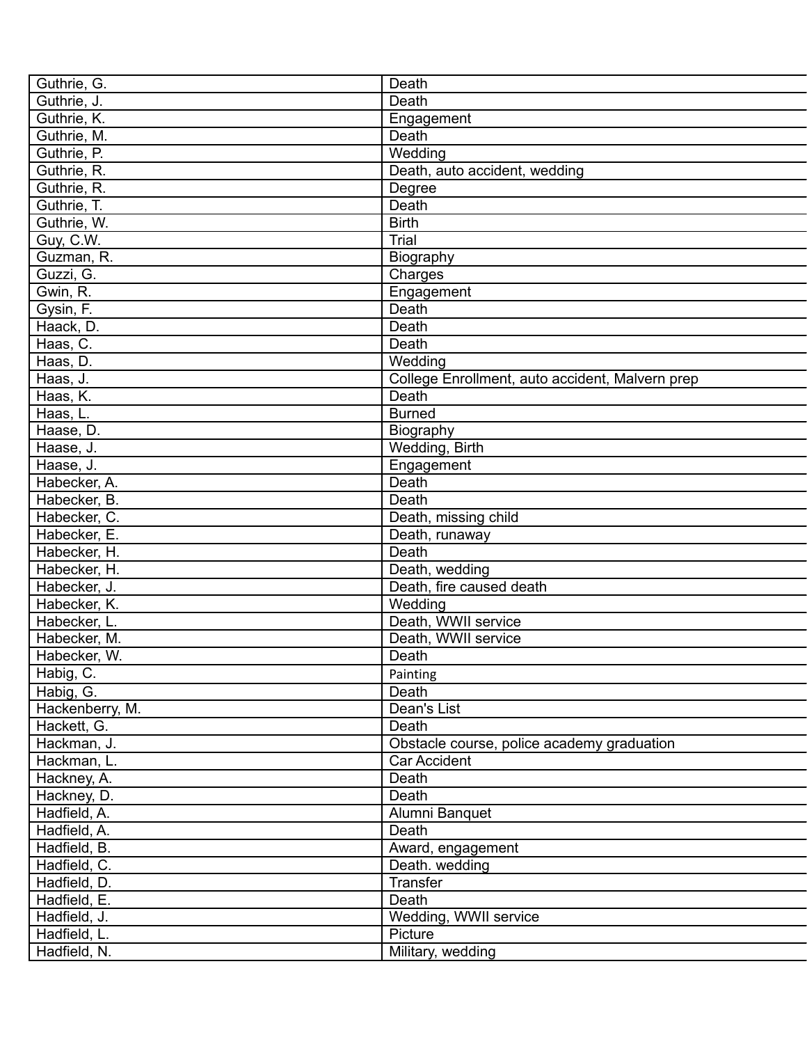| Guthrie, G. | Death |
|---|---|
| Guthrie, J. | Death |
| Guthrie, K. | Engagement |
| Guthrie, M. | Death |
| Guthrie, P. | Wedding |
| Guthrie, R. | Death, auto accident, wedding |
| Guthrie, R. | Degree |
| Guthrie, T. | Death |
| Guthrie, W. | Birth |
| Guy, C.W. | Trial |
| Guzman, R. | Biography |
| Guzzi, G. | Charges |
| Gwin, R. | Engagement |
| Gysin, F. | Death |
| Haack, D. | Death |
| Haas, C. | Death |
| Haas, D. | Wedding |
| Haas, J. | College Enrollment, auto accident, Malvern prep |
| Haas, K. | Death |
| Haas, L. | Burned |
| Haase, D. | Biography |
| Haase, J. | Wedding, Birth |
| Haase, J. | Engagement |
| Habecker, A. | Death |
| Habecker, B. | Death |
| Habecker, C. | Death, missing child |
| Habecker, E. | Death, runaway |
| Habecker, H. | Death |
| Habecker, H. | Death, wedding |
| Habecker, J. | Death, fire caused death |
| Habecker, K. | Wedding |
| Habecker, L. | Death, WWII service |
| Habecker, M. | Death, WWII service |
| Habecker, W. | Death |
| Habig, C. | Painting |
| Habig, G. | Death |
| Hackenberry, M. | Dean's List |
| Hackett, G. | Death |
| Hackman, J. | Obstacle course, police academy graduation |
| Hackman, L. | Car Accident |
| Hackney, A. | Death |
| Hackney, D. | Death |
| Hadfield, A. | Alumni Banquet |
| Hadfield, A. | Death |
| Hadfield, B. | Award, engagement |
| Hadfield, C. | Death. wedding |
| Hadfield, D. | Transfer |
| Hadfield, E. | Death |
| Hadfield, J. | Wedding, WWII service |
| Hadfield, L. | Picture |
| Hadfield, N. | Military, wedding |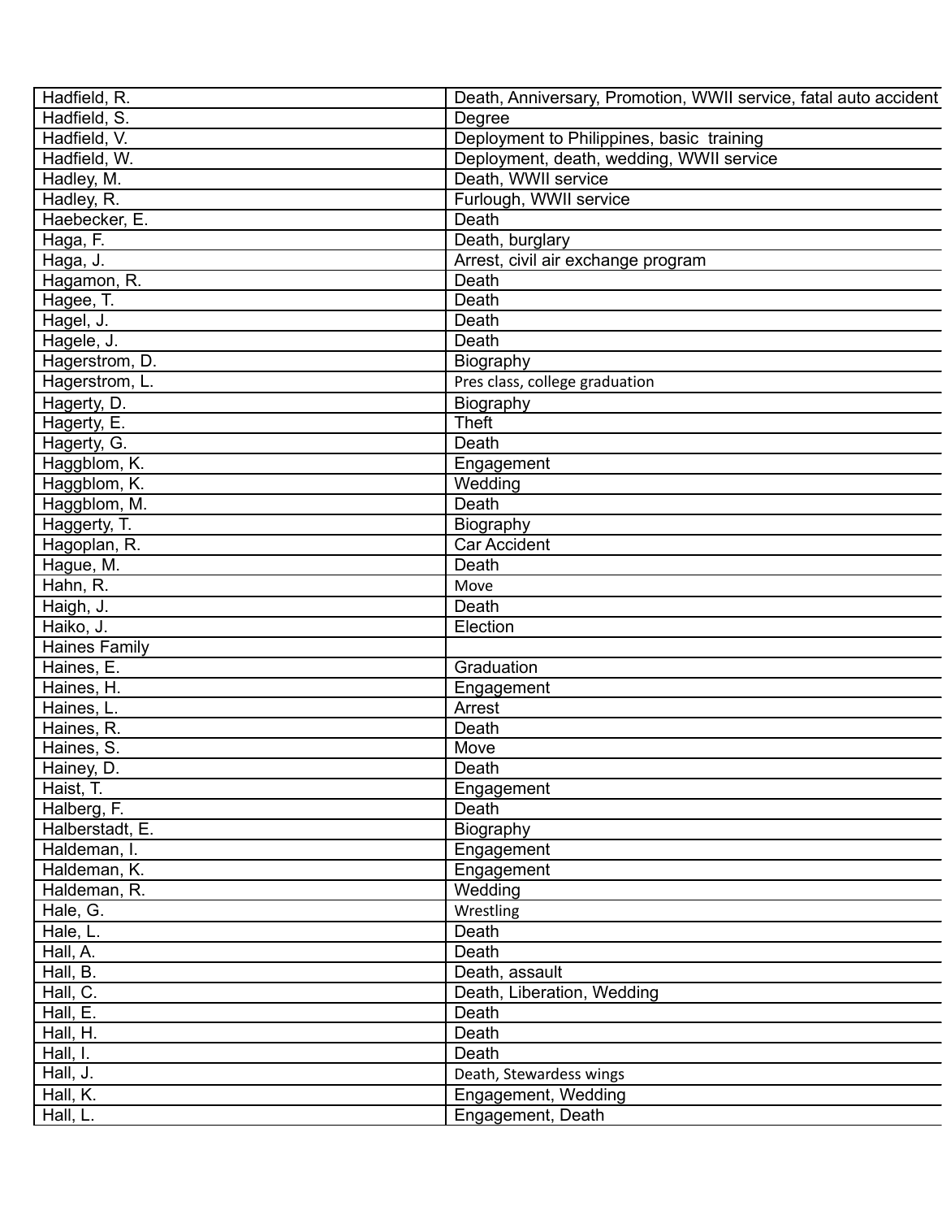| | |
|---|---|
| Hadfield, R. | Death, Anniversary, Promotion, WWII service, fatal auto accident |
| Hadfield, S. | Degree |
| Hadfield, V. | Deployment to Philippines, basic training |
| Hadfield, W. | Deployment, death, wedding, WWII service |
| Hadley, M. | Death, WWII service |
| Hadley, R. | Furlough, WWII service |
| Haebecker, E. | Death |
| Haga, F. | Death, burglary |
| Haga, J. | Arrest, civil air exchange program |
| Hagamon, R. | Death |
| Hagee, T. | Death |
| Hagel, J. | Death |
| Hagele, J. | Death |
| Hagerstrom, D. | Biography |
| Hagerstrom, L. | Pres class, college graduation |
| Hagerty, D. | Biography |
| Hagerty, E. | Theft |
| Hagerty, G. | Death |
| Haggblom, K. | Engagement |
| Haggblom, K. | Wedding |
| Haggblom, M. | Death |
| Haggerty, T. | Biography |
| Hagoplan, R. | Car Accident |
| Hague, M. | Death |
| Hahn, R. | Move |
| Haigh, J. | Death |
| Haiko, J. | Election |
| Haines Family | |
| Haines, E. | Graduation |
| Haines, H. | Engagement |
| Haines, L. | Arrest |
| Haines, R. | Death |
| Haines, S. | Move |
| Hainey, D. | Death |
| Haist, T. | Engagement |
| Halberg, F. | Death |
| Halberstadt, E. | Biography |
| Haldeman, I. | Engagement |
| Haldeman, K. | Engagement |
| Haldeman, R. | Wedding |
| Hale, G. | Wrestling |
| Hale, L. | Death |
| Hall, A. | Death |
| Hall, B. | Death, assault |
| Hall, C. | Death, Liberation, Wedding |
| Hall, E. | Death |
| Hall, H. | Death |
| Hall, I. | Death |
| Hall, J. | Death, Stewardess wings |
| Hall, K. | Engagement, Wedding |
| Hall, L. | Engagement, Death |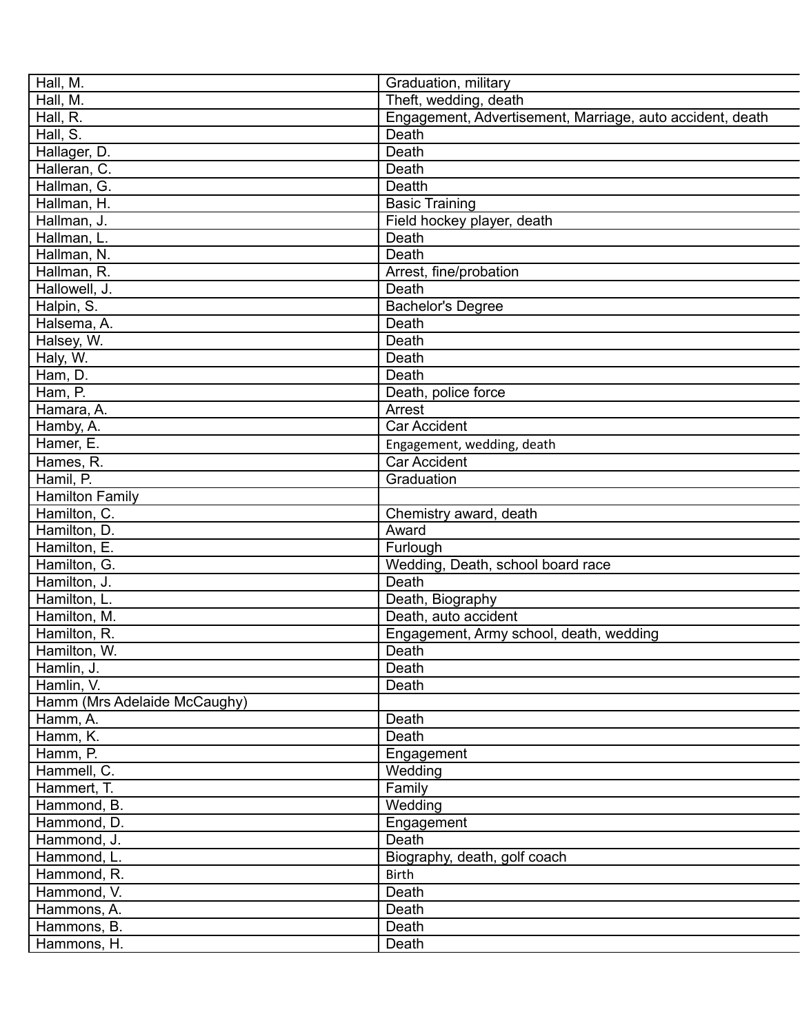| Hall, M. | Graduation, military |
|---|---|
| Hall, M. | Theft, wedding, death |
| Hall, R. | Engagement, Advertisement, Marriage, auto accident, death |
| Hall, S. | Death |
| Hallager, D. | Death |
| Halleran, C. | Death |
| Hallman, G. | Deatth |
| Hallman, H. | Basic Training |
| Hallman, J. | Field hockey player, death |
| Hallman, L. | Death |
| Hallman, N. | Death |
| Hallman, R. | Arrest, fine/probation |
| Hallowell, J. | Death |
| Halpin, S. | Bachelor's Degree |
| Halsema, A. | Death |
| Halsey, W. | Death |
| Haly, W. | Death |
| Ham, D. | Death |
| Ham, P. | Death, police force |
| Hamara, A. | Arrest |
| Hamby, A. | Car Accident |
| Hamer, E. | Engagement, wedding, death |
| Hames, R. | Car Accident |
| Hamil, P. | Graduation |
| Hamilton Family | |
| Hamilton, C. | Chemistry award, death |
| Hamilton, D. | Award |
| Hamilton, E. | Furlough |
| Hamilton, G. | Wedding, Death, school board race |
| Hamilton, J. | Death |
| Hamilton, L. | Death, Biography |
| Hamilton, M. | Death, auto accident |
| Hamilton, R. | Engagement, Army school, death, wedding |
| Hamilton, W. | Death |
| Hamlin, J. | Death |
| Hamlin, V. | Death |
| Hamm (Mrs Adelaide McCaughy) | |
| Hamm, A. | Death |
| Hamm, K. | Death |
| Hamm, P. | Engagement |
| Hammell, C. | Wedding |
| Hammert, T. | Family |
| Hammond, B. | Wedding |
| Hammond, D. | Engagement |
| Hammond, J. | Death |
| Hammond, L. | Biography, death, golf coach |
| Hammond, R. | Birth |
| Hammond, V. | Death |
| Hammons, A. | Death |
| Hammons, B. | Death |
| Hammons, H. | Death |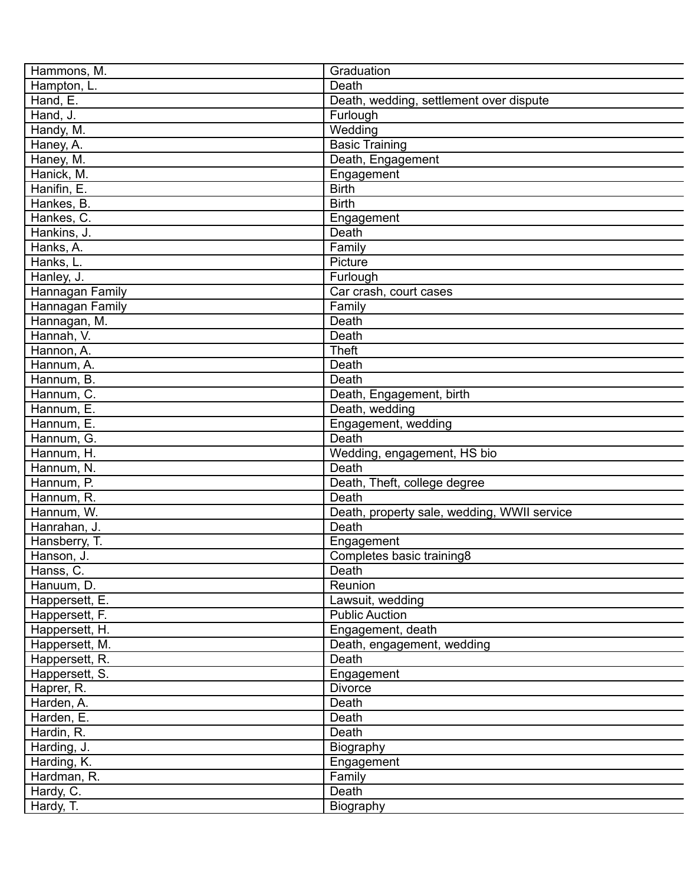| | |
|---|---|
| Hammons, M. | Graduation |
| Hampton, L. | Death |
| Hand, E. | Death, wedding, settlement over dispute |
| Hand, J. | Furlough |
| Handy, M. | Wedding |
| Haney, A. | Basic Training |
| Haney, M. | Death, Engagement |
| Hanick, M. | Engagement |
| Hanifin, E. | Birth |
| Hankes, B. | Birth |
| Hankes, C. | Engagement |
| Hankins, J. | Death |
| Hanks, A. | Family |
| Hanks, L. | Picture |
| Hanley, J. | Furlough |
| Hannagan Family | Car crash, court cases |
| Hannagan Family | Family |
| Hannagan, M. | Death |
| Hannah, V. | Death |
| Hannon, A. | Theft |
| Hannum, A. | Death |
| Hannum, B. | Death |
| Hannum, C. | Death, Engagement, birth |
| Hannum, E. | Death, wedding |
| Hannum, E. | Engagement, wedding |
| Hannum, G. | Death |
| Hannum, H. | Wedding, engagement, HS bio |
| Hannum, N. | Death |
| Hannum, P. | Death, Theft, college degree |
| Hannum, R. | Death |
| Hannum, W. | Death, property sale, wedding, WWII service |
| Hanrahan, J. | Death |
| Hansberry, T. | Engagement |
| Hanson, J. | Completes basic training8 |
| Hanss, C. | Death |
| Hanuum, D. | Reunion |
| Happersett, E. | Lawsuit, wedding |
| Happersett, F. | Public Auction |
| Happersett, H. | Engagement, death |
| Happersett, M. | Death, engagement, wedding |
| Happersett, R. | Death |
| Happersett, S. | Engagement |
| Haprer, R. | Divorce |
| Harden, A. | Death |
| Harden, E. | Death |
| Hardin, R. | Death |
| Harding, J. | Biography |
| Harding, K. | Engagement |
| Hardman, R. | Family |
| Hardy, C. | Death |
| Hardy, T. | Biography |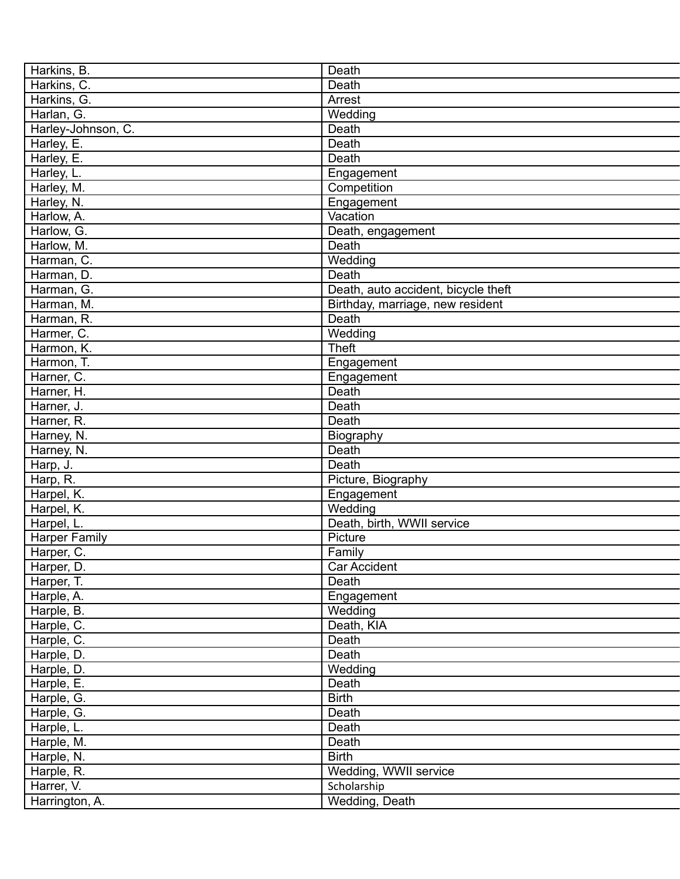| | |
|---|---|
| Harkins, B. | Death |
| Harkins, C. | Death |
| Harkins, G. | Arrest |
| Harlan, G. | Wedding |
| Harley-Johnson, C. | Death |
| Harley, E. | Death |
| Harley, E. | Death |
| Harley, L. | Engagement |
| Harley, M. | Competition |
| Harley, N. | Engagement |
| Harlow, A. | Vacation |
| Harlow, G. | Death, engagement |
| Harlow, M. | Death |
| Harman, C. | Wedding |
| Harman, D. | Death |
| Harman, G. | Death, auto accident, bicycle theft |
| Harman, M. | Birthday, marriage, new resident |
| Harman, R. | Death |
| Harmer, C. | Wedding |
| Harmon, K. | Theft |
| Harmon, T. | Engagement |
| Harner, C. | Engagement |
| Harner, H. | Death |
| Harner, J. | Death |
| Harner, R. | Death |
| Harney, N. | Biography |
| Harney, N. | Death |
| Harp, J. | Death |
| Harp, R. | Picture, Biography |
| Harpel, K. | Engagement |
| Harpel, K. | Wedding |
| Harpel, L. | Death, birth, WWII service |
| Harper Family | Picture |
| Harper, C. | Family |
| Harper, D. | Car Accident |
| Harper, T. | Death |
| Harple, A. | Engagement |
| Harple, B. | Wedding |
| Harple, C. | Death, KIA |
| Harple, C. | Death |
| Harple, D. | Death |
| Harple, D. | Wedding |
| Harple, E. | Death |
| Harple, G. | Birth |
| Harple, G. | Death |
| Harple, L. | Death |
| Harple, M. | Death |
| Harple, N. | Birth |
| Harple, R. | Wedding, WWII service |
| Harrer, V. | Scholarship |
| Harrington, A. | Wedding, Death |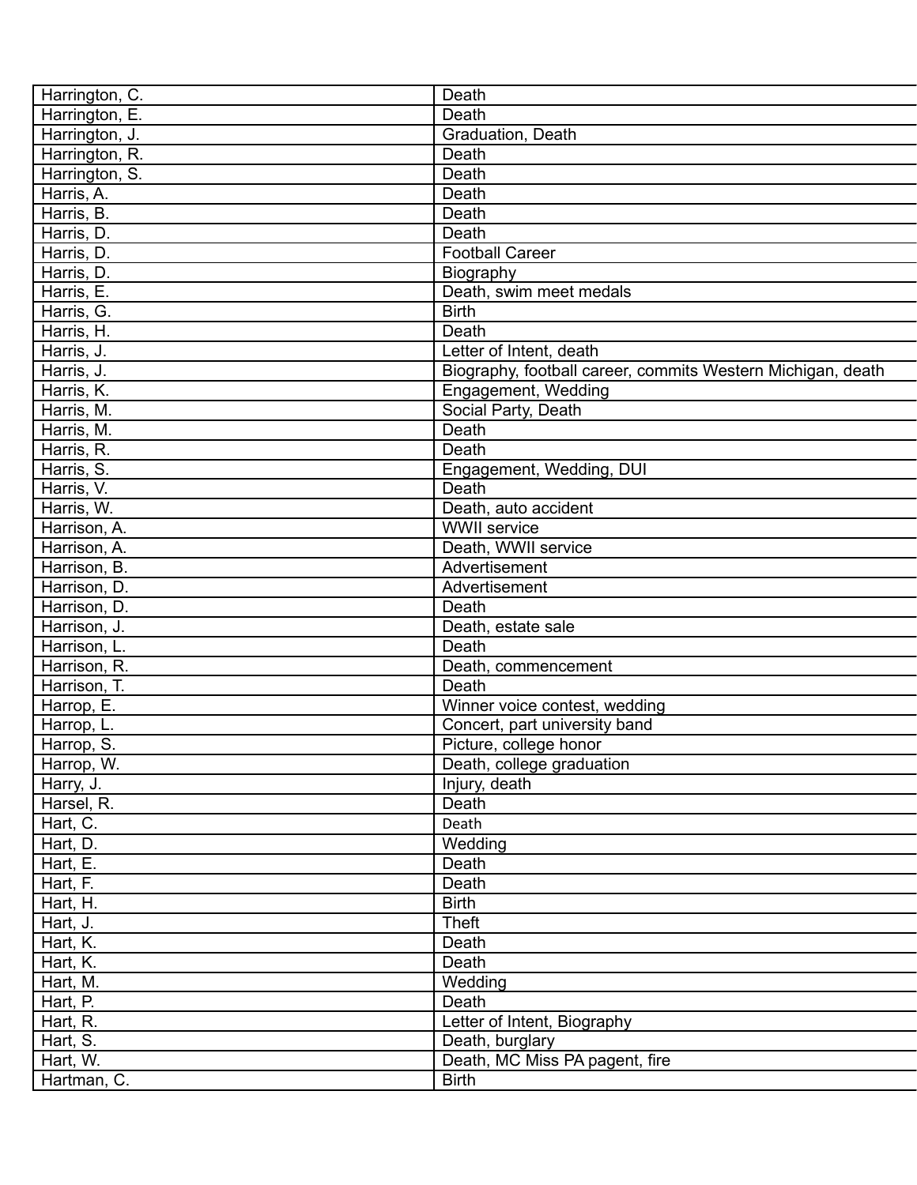| Harrington, C. | Death |
|---|---|
| Harrington, E. | Death |
| Harrington, J. | Graduation, Death |
| Harrington, R. | Death |
| Harrington, S. | Death |
| Harris, A. | Death |
| Harris, B. | Death |
| Harris, D. | Death |
| Harris, D. | Football Career |
| Harris, D. | Biography |
| Harris, E. | Death, swim meet medals |
| Harris, G. | Birth |
| Harris, H. | Death |
| Harris, J. | Letter of Intent, death |
| Harris, J. | Biography, football career, commits Western Michigan, death |
| Harris, K. | Engagement, Wedding |
| Harris, M. | Social Party, Death |
| Harris, M. | Death |
| Harris, R. | Death |
| Harris, S. | Engagement, Wedding, DUI |
| Harris, V. | Death |
| Harris, W. | Death, auto accident |
| Harrison, A. | WWII service |
| Harrison, A. | Death, WWII service |
| Harrison, B. | Advertisement |
| Harrison, D. | Advertisement |
| Harrison, D. | Death |
| Harrison, J. | Death, estate sale |
| Harrison, L. | Death |
| Harrison, R. | Death, commencement |
| Harrison, T. | Death |
| Harrop, E. | Winner voice contest, wedding |
| Harrop, L. | Concert, part university band |
| Harrop, S. | Picture, college honor |
| Harrop, W. | Death, college graduation |
| Harry, J. | Injury, death |
| Harsel, R. | Death |
| Hart, C. | Death |
| Hart, D. | Wedding |
| Hart, E. | Death |
| Hart, F. | Death |
| Hart, H. | Birth |
| Hart, J. | Theft |
| Hart, K. | Death |
| Hart, K. | Death |
| Hart, M. | Wedding |
| Hart, P. | Death |
| Hart, R. | Letter of Intent, Biography |
| Hart, S. | Death, burglary |
| Hart, W. | Death, MC Miss PA pagent, fire |
| Hartman, C. | Birth |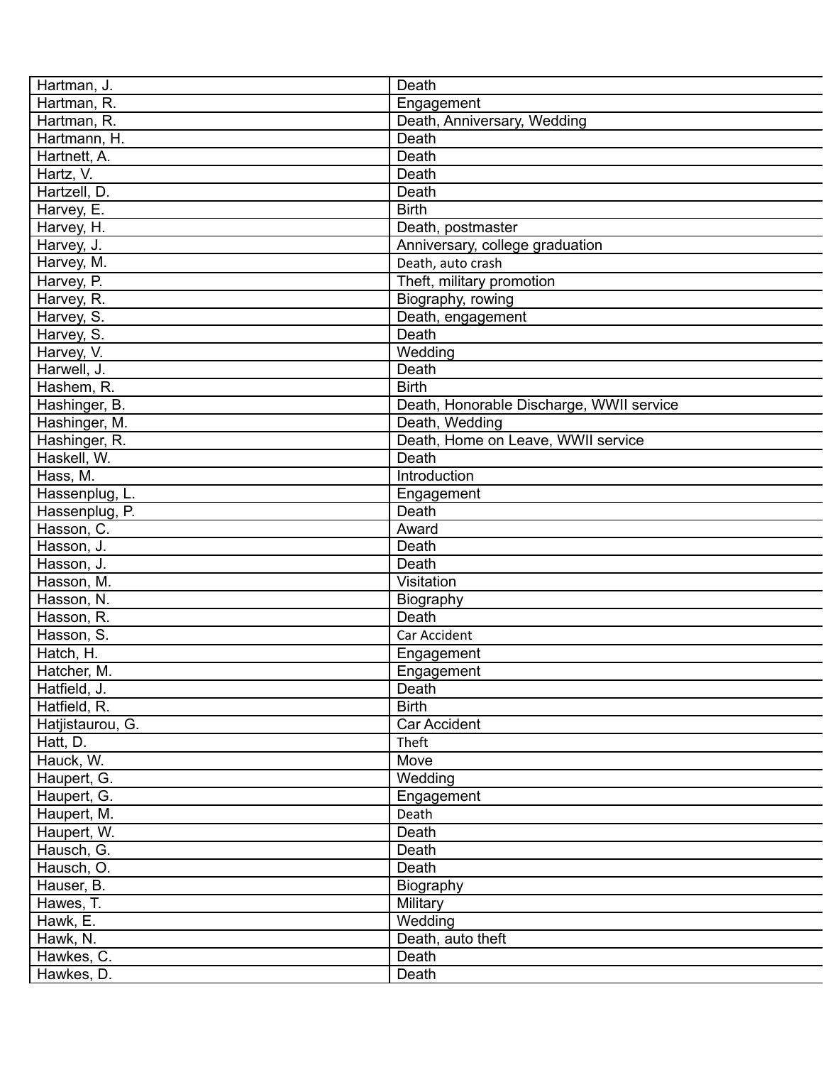| Hartman, J. | Death |
|---|---|
| Hartman, R. | Engagement |
| Hartman, R. | Death, Anniversary, Wedding |
| Hartmann, H. | Death |
| Hartnett, A. | Death |
| Hartz, V. | Death |
| Hartzell, D. | Death |
| Harvey, E. | Birth |
| Harvey, H. | Death, postmaster |
| Harvey, J. | Anniversary, college graduation |
| Harvey, M. | Death, auto crash |
| Harvey, P. | Theft, military promotion |
| Harvey, R. | Biography, rowing |
| Harvey, S. | Death, engagement |
| Harvey, S. | Death |
| Harvey, V. | Wedding |
| Harwell, J. | Death |
| Hashem, R. | Birth |
| Hashinger, B. | Death, Honorable Discharge, WWII service |
| Hashinger, M. | Death, Wedding |
| Hashinger, R. | Death, Home on Leave, WWII service |
| Haskell, W. | Death |
| Hass, M. | Introduction |
| Hassenplug, L. | Engagement |
| Hassenplug, P. | Death |
| Hasson, C. | Award |
| Hasson, J. | Death |
| Hasson, J. | Death |
| Hasson, M. | Visitation |
| Hasson, N. | Biography |
| Hasson, R. | Death |
| Hasson, S. | Car Accident |
| Hatch, H. | Engagement |
| Hatcher, M. | Engagement |
| Hatfield, J. | Death |
| Hatfield, R. | Birth |
| Hatjistaurou, G. | Car Accident |
| Hatt, D. | Theft |
| Hauck, W. | Move |
| Haupert, G. | Wedding |
| Haupert, G. | Engagement |
| Haupert, M. | Death |
| Haupert, W. | Death |
| Hausch, G. | Death |
| Hausch, O. | Death |
| Hauser, B. | Biography |
| Hawes, T. | Military |
| Hawk, E. | Wedding |
| Hawk, N. | Death, auto theft |
| Hawkes, C. | Death |
| Hawkes, D. | Death |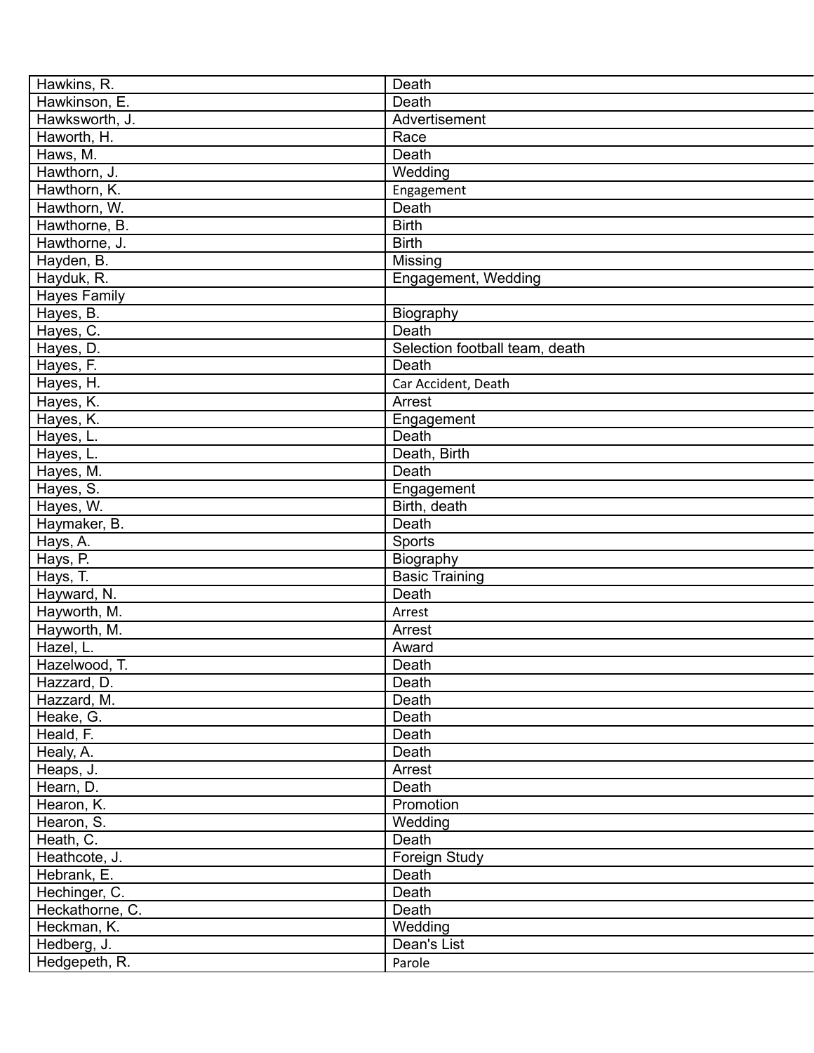| Hawkins, R. | Death |
|---|---|
| Hawkinson, E. | Death |
| Hawksworth, J. | Advertisement |
| Haworth, H. | Race |
| Haws, M. | Death |
| Hawthorn, J. | Wedding |
| Hawthorn, K. | Engagement |
| Hawthorn, W. | Death |
| Hawthorne, B. | Birth |
| Hawthorne, J. | Birth |
| Hayden, B. | Missing |
| Hayduk, R. | Engagement, Wedding |
| Hayes Family | |
| Hayes, B. | Biography |
| Hayes, C. | Death |
| Hayes, D. | Selection football team, death |
| Hayes, F. | Death |
| Hayes, H. | Car Accident, Death |
| Hayes, K. | Arrest |
| Hayes, K. | Engagement |
| Hayes, L. | Death |
| Hayes, L. | Death, Birth |
| Hayes, M. | Death |
| Hayes, S. | Engagement |
| Hayes, W. | Birth, death |
| Haymaker, B. | Death |
| Hays, A. | Sports |
| Hays, P. | Biography |
| Hays, T. | Basic Training |
| Hayward, N. | Death |
| Hayworth, M. | Arrest |
| Hayworth, M. | Arrest |
| Hazel, L. | Award |
| Hazelwood, T. | Death |
| Hazzard, D. | Death |
| Hazzard, M. | Death |
| Heake, G. | Death |
| Heald, F. | Death |
| Healy, A. | Death |
| Heaps, J. | Arrest |
| Hearn, D. | Death |
| Hearon, K. | Promotion |
| Hearon, S. | Wedding |
| Heath, C. | Death |
| Heathcote, J. | Foreign Study |
| Hebrank, E. | Death |
| Hechinger, C. | Death |
| Heckathorne, C. | Death |
| Heckman, K. | Wedding |
| Hedberg, J. | Dean's List |
| Hedgepeth, R. | Parole |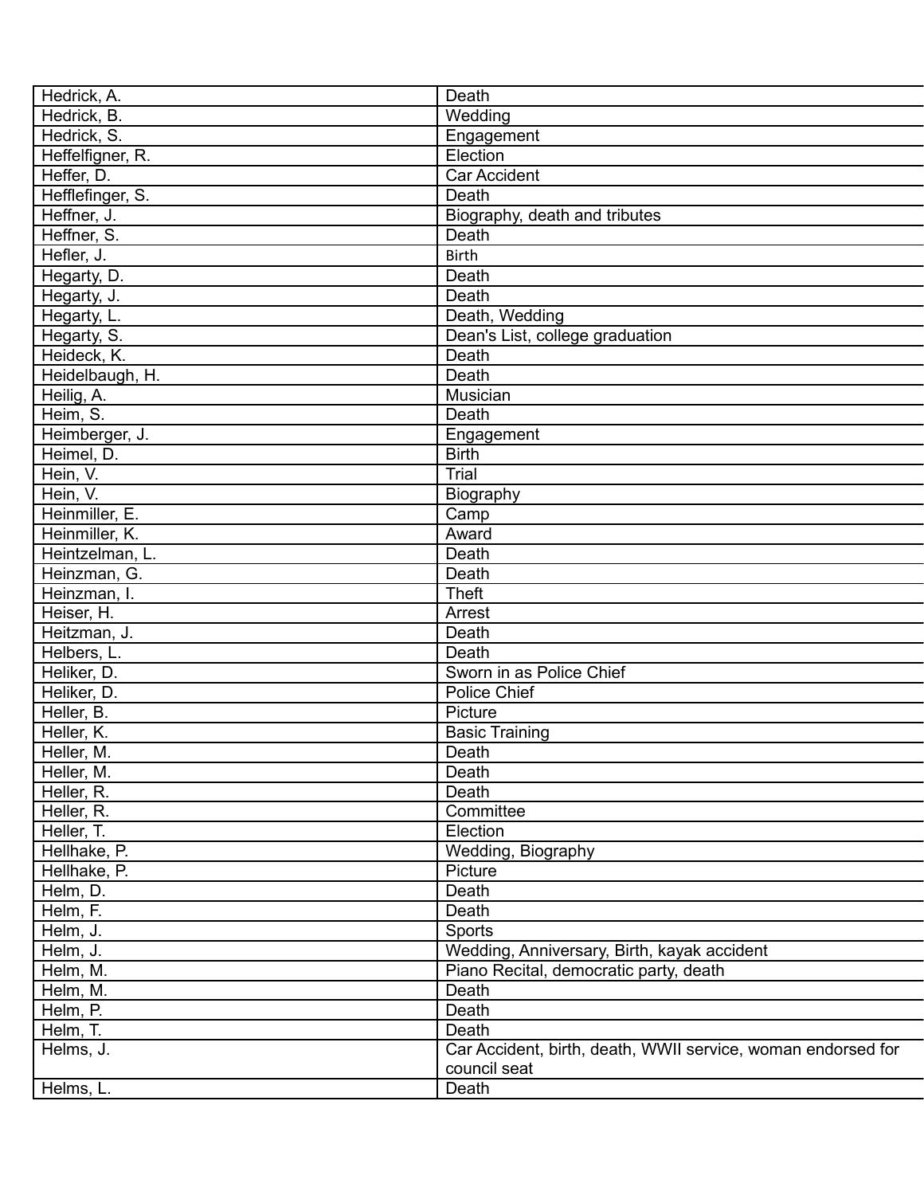| | |
|---|---|
| Hedrick, A. | Death |
| Hedrick, B. | Wedding |
| Hedrick, S. | Engagement |
| Heffelfigner, R. | Election |
| Heffer, D. | Car Accident |
| Hefflefinger, S. | Death |
| Heffner, J. | Biography, death and tributes |
| Heffner, S. | Death |
| Hefler, J. | Birth |
| Hegarty, D. | Death |
| Hegarty, J. | Death |
| Hegarty, L. | Death, Wedding |
| Hegarty, S. | Dean's List, college graduation |
| Heideck, K. | Death |
| Heidelbaugh, H. | Death |
| Heilig, A. | Musician |
| Heim, S. | Death |
| Heimberger, J. | Engagement |
| Heimel, D. | Birth |
| Hein, V. | Trial |
| Hein, V. | Biography |
| Heinmiller, E. | Camp |
| Heinmiller, K. | Award |
| Heintzelman, L. | Death |
| Heinzman, G. | Death |
| Heinzman, I. | Theft |
| Heiser, H. | Arrest |
| Heitzman, J. | Death |
| Helbers, L. | Death |
| Heliker, D. | Sworn in as Police Chief |
| Heliker, D. | Police Chief |
| Heller, B. | Picture |
| Heller, K. | Basic Training |
| Heller, M. | Death |
| Heller, M. | Death |
| Heller, R. | Death |
| Heller, R. | Committee |
| Heller, T. | Election |
| Hellhake, P. | Wedding, Biography |
| Hellhake, P. | Picture |
| Helm, D. | Death |
| Helm, F. | Death |
| Helm, J. | Sports |
| Helm, J. | Wedding, Anniversary, Birth, kayak accident |
| Helm, M. | Piano Recital, democratic party, death |
| Helm, M. | Death |
| Helm, P. | Death |
| Helm, T. | Death |
| Helms, J. | Car Accident, birth, death, WWII service, woman endorsed for council seat |
| Helms, L. | Death |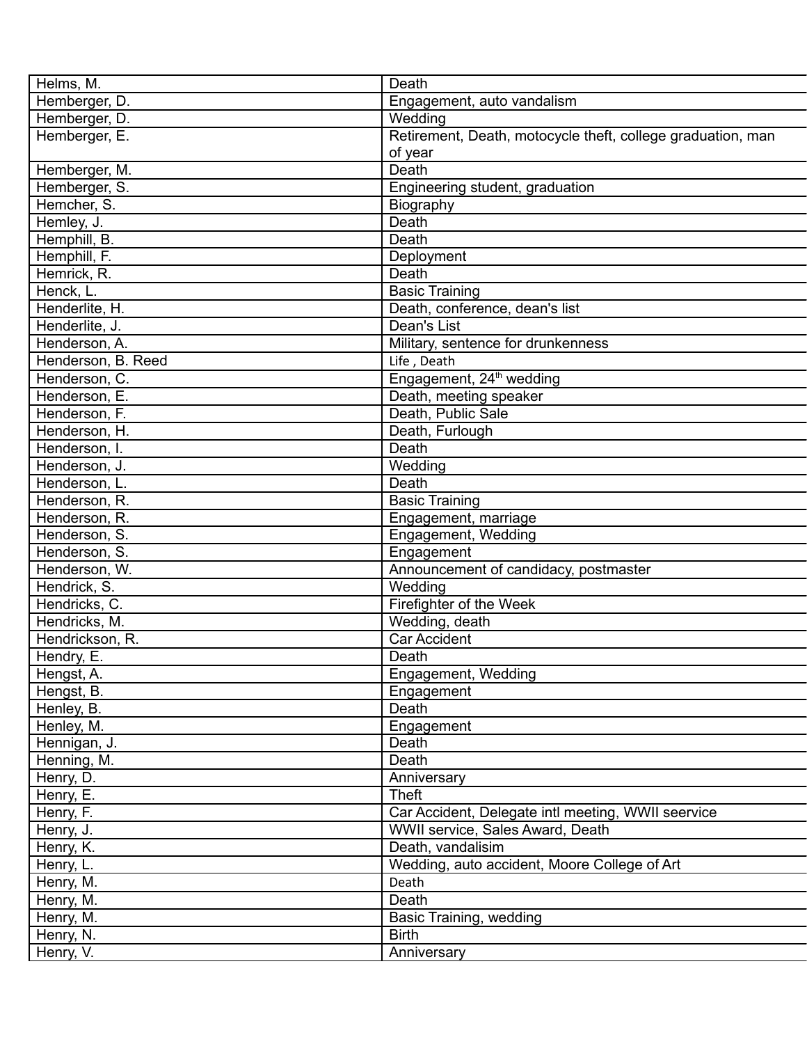| | |
|---|---|
| Helms, M. | Death |
| Hemberger, D. | Engagement, auto vandalism |
| Hemberger, D. | Wedding |
| Hemberger, E. | Retirement, Death, motocycle theft, college graduation, man of year |
| Hemberger, M. | Death |
| Hemberger, S. | Engineering student, graduation |
| Hemcher, S. | Biography |
| Hemley, J. | Death |
| Hemphill, B. | Death |
| Hemphill, F. | Deployment |
| Hemrick, R. | Death |
| Henck, L. | Basic Training |
| Henderlite, H. | Death, conference, dean's list |
| Henderlite, J. | Dean's List |
| Henderson, A. | Military, sentence for drunkenness |
| Henderson, B. Reed | Life , Death |
| Henderson, C. | Engagement, 24th wedding |
| Henderson, E. | Death, meeting speaker |
| Henderson, F. | Death, Public Sale |
| Henderson, H. | Death, Furlough |
| Henderson, I. | Death |
| Henderson, J. | Wedding |
| Henderson, L. | Death |
| Henderson, R. | Basic Training |
| Henderson, R. | Engagement, marriage |
| Henderson, S. | Engagement, Wedding |
| Henderson, S. | Engagement |
| Henderson, W. | Announcement of candidacy, postmaster |
| Hendrick, S. | Wedding |
| Hendricks, C. | Firefighter of the Week |
| Hendricks, M. | Wedding, death |
| Hendrickson, R. | Car Accident |
| Hendry, E. | Death |
| Hengst, A. | Engagement, Wedding |
| Hengst, B. | Engagement |
| Henley, B. | Death |
| Henley, M. | Engagement |
| Hennigan, J. | Death |
| Henning, M. | Death |
| Henry, D. | Anniversary |
| Henry, E. | Theft |
| Henry, F. | Car Accident, Delegate intl meeting, WWII seervice |
| Henry, J. | WWII service, Sales Award, Death |
| Henry, K. | Death, vandalisim |
| Henry, L. | Wedding, auto accident, Moore College of Art |
| Henry, M. | Death |
| Henry, M. | Death |
| Henry, M. | Basic Training, wedding |
| Henry, N. | Birth |
| Henry, V. | Anniversary |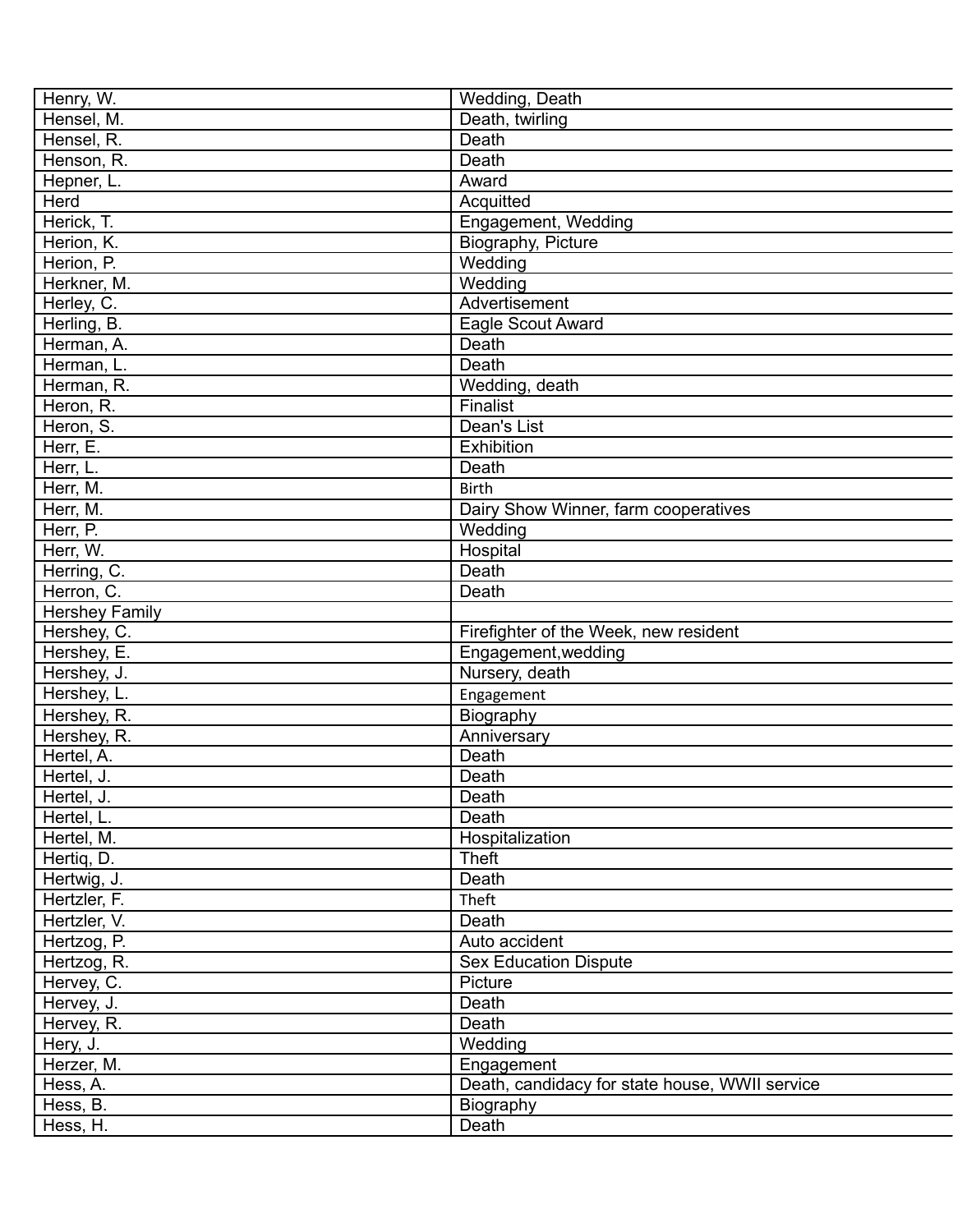| | |
|---|---|
| Henry, W. | Wedding, Death |
| Hensel, M. | Death, twirling |
| Hensel, R. | Death |
| Henson, R. | Death |
| Hepner, L. | Award |
| Herd | Acquitted |
| Herick, T. | Engagement, Wedding |
| Herion, K. | Biography, Picture |
| Herion, P. | Wedding |
| Herkner, M. | Wedding |
| Herley, C. | Advertisement |
| Herling, B. | Eagle Scout Award |
| Herman, A. | Death |
| Herman, L. | Death |
| Herman, R. | Wedding, death |
| Heron, R. | Finalist |
| Heron, S. | Dean's List |
| Herr, E. | Exhibition |
| Herr, L. | Death |
| Herr, M. | Birth |
| Herr, M. | Dairy Show Winner, farm cooperatives |
| Herr, P. | Wedding |
| Herr, W. | Hospital |
| Herring, C. | Death |
| Herron, C. | Death |
| Hershey Family | |
| Hershey, C. | Firefighter of the Week, new resident |
| Hershey, E. | Engagement,wedding |
| Hershey, J. | Nursery, death |
| Hershey, L. | Engagement |
| Hershey, R. | Biography |
| Hershey, R. | Anniversary |
| Hertel, A. | Death |
| Hertel, J. | Death |
| Hertel, J. | Death |
| Hertel, L. | Death |
| Hertel, M. | Hospitalization |
| Hertiq, D. | Theft |
| Hertwig, J. | Death |
| Hertzler, F. | Theft |
| Hertzler, V. | Death |
| Hertzog, P. | Auto accident |
| Hertzog, R. | Sex Education Dispute |
| Hervey, C. | Picture |
| Hervey, J. | Death |
| Hervey, R. | Death |
| Hery, J. | Wedding |
| Herzer, M. | Engagement |
| Hess, A. | Death, candidacy for state house, WWII service |
| Hess, B. | Biography |
| Hess, H. | Death |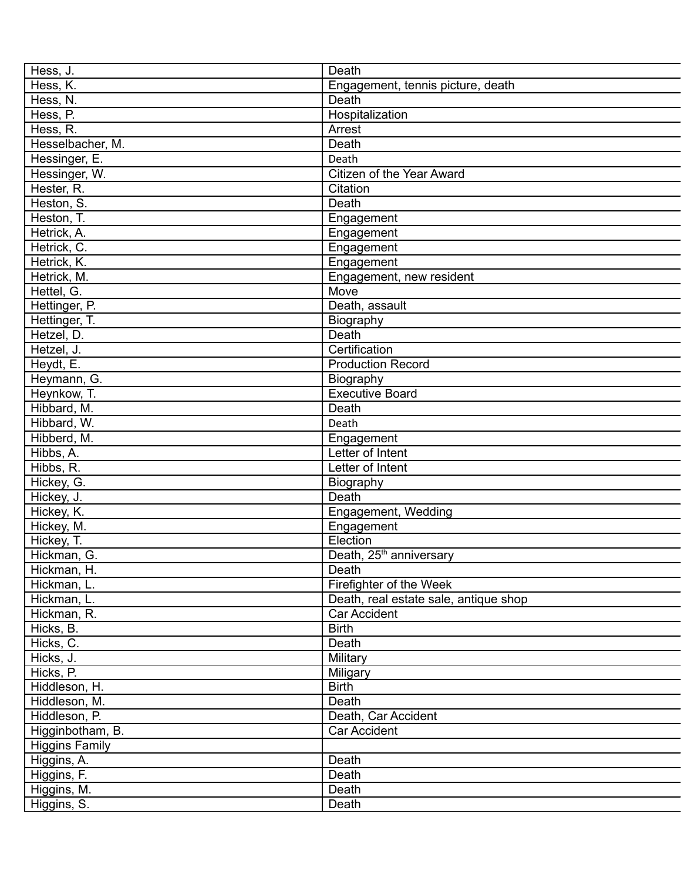| Hess, J. | Death |
|---|---|
| Hess, K. | Engagement, tennis picture, death |
| Hess, N. | Death |
| Hess, P. | Hospitalization |
| Hess, R. | Arrest |
| Hesselbacher, M. | Death |
| Hessinger, E. | Death |
| Hessinger, W. | Citizen of the Year Award |
| Hester, R. | Citation |
| Heston, S. | Death |
| Heston, T. | Engagement |
| Hetrick, A. | Engagement |
| Hetrick, C. | Engagement |
| Hetrick, K. | Engagement |
| Hetrick, M. | Engagement, new resident |
| Hettel, G. | Move |
| Hettinger, P. | Death, assault |
| Hettinger, T. | Biography |
| Hetzel, D. | Death |
| Hetzel, J. | Certification |
| Heydt, E. | Production Record |
| Heymann, G. | Biography |
| Heynkow, T. | Executive Board |
| Hibbard, M. | Death |
| Hibbard, W. | Death |
| Hibberd, M. | Engagement |
| Hibbs, A. | Letter of Intent |
| Hibbs, R. | Letter of Intent |
| Hickey, G. | Biography |
| Hickey, J. | Death |
| Hickey, K. | Engagement, Wedding |
| Hickey, M. | Engagement |
| Hickey, T. | Election |
| Hickman, G. | Death, 25th anniversary |
| Hickman, H. | Death |
| Hickman, L. | Firefighter of the Week |
| Hickman, L. | Death, real estate sale, antique shop |
| Hickman, R. | Car Accident |
| Hicks, B. | Birth |
| Hicks, C. | Death |
| Hicks, J. | Military |
| Hicks, P. | Miligary |
| Hiddleson, H. | Birth |
| Hiddleson, M. | Death |
| Hiddleson, P. | Death, Car Accident |
| Higginbotham, B. | Car Accident |
| Higgins Family | |
| Higgins, A. | Death |
| Higgins, F. | Death |
| Higgins, M. | Death |
| Higgins, S. | Death |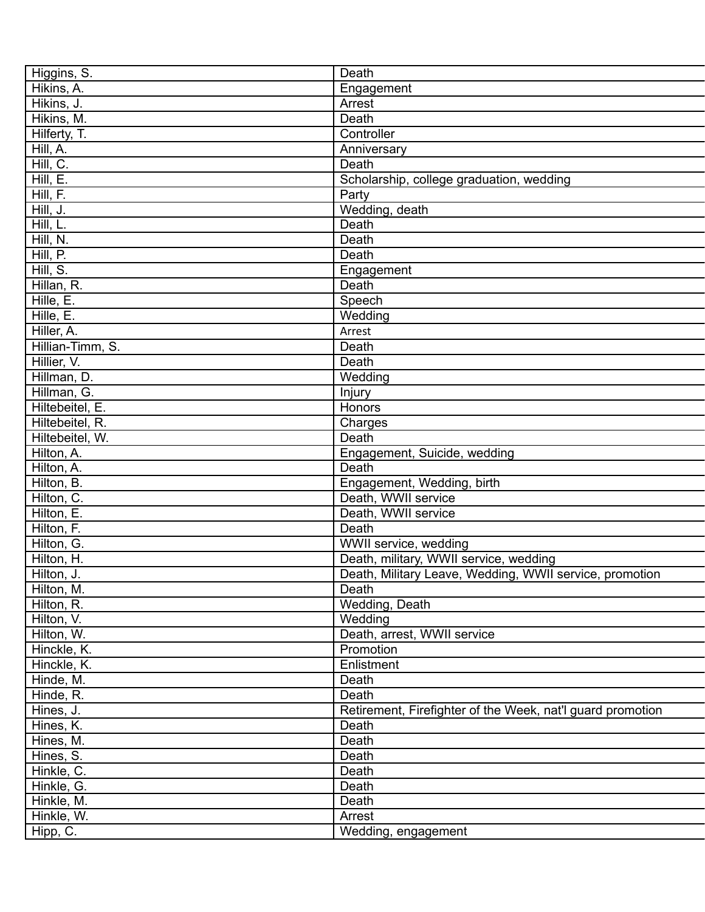| Higgins, S. | Death |
|---|---|
| Hikins, A. | Engagement |
| Hikins, J. | Arrest |
| Hikins, M. | Death |
| Hilferty, T. | Controller |
| Hill, A. | Anniversary |
| Hill, C. | Death |
| Hill, E. | Scholarship, college graduation, wedding |
| Hill, F. | Party |
| Hill, J. | Wedding, death |
| Hill, L. | Death |
| Hill, N. | Death |
| Hill, P. | Death |
| Hill, S. | Engagement |
| Hillan, R. | Death |
| Hille, E. | Speech |
| Hille, E. | Wedding |
| Hiller, A. | Arrest |
| Hillian-Timm, S. | Death |
| Hillier, V. | Death |
| Hillman, D. | Wedding |
| Hillman, G. | Injury |
| Hiltebeitel, E. | Honors |
| Hiltebeitel, R. | Charges |
| Hiltebeitel, W. | Death |
| Hilton, A. | Engagement, Suicide, wedding |
| Hilton, A. | Death |
| Hilton, B. | Engagement, Wedding, birth |
| Hilton, C. | Death, WWII service |
| Hilton, E. | Death, WWII service |
| Hilton, F. | Death |
| Hilton, G. | WWII service, wedding |
| Hilton, H. | Death, military, WWII service, wedding |
| Hilton, J. | Death, Military Leave, Wedding, WWII service, promotion |
| Hilton, M. | Death |
| Hilton, R. | Wedding, Death |
| Hilton, V. | Wedding |
| Hilton, W. | Death, arrest, WWII service |
| Hinckle, K. | Promotion |
| Hinckle, K. | Enlistment |
| Hinde, M. | Death |
| Hinde, R. | Death |
| Hines, J. | Retirement, Firefighter of the Week, nat'l guard promotion |
| Hines, K. | Death |
| Hines, M. | Death |
| Hines, S. | Death |
| Hinkle, C. | Death |
| Hinkle, G. | Death |
| Hinkle, M. | Death |
| Hinkle, W. | Arrest |
| Hipp, C. | Wedding, engagement |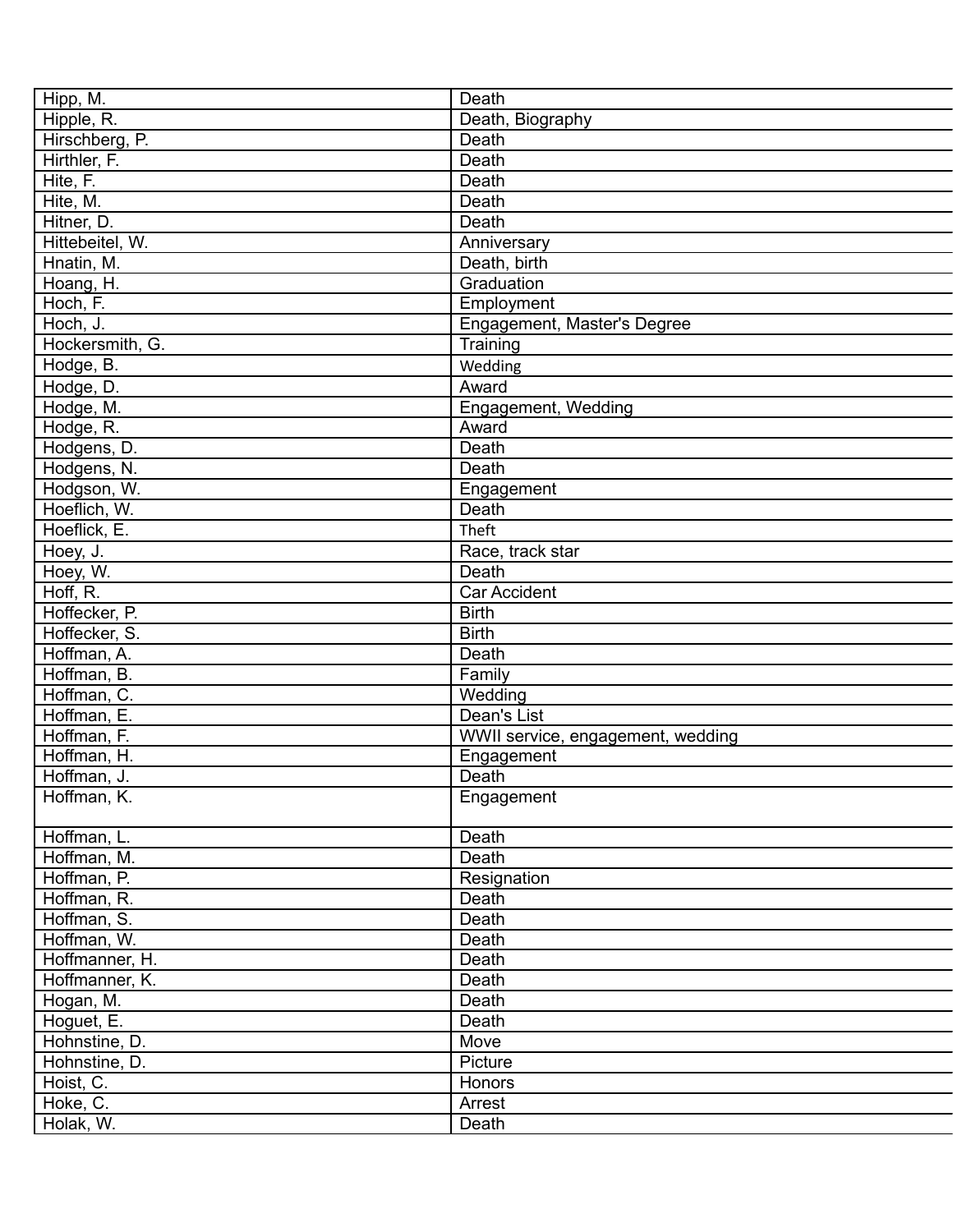| Hipp, M. | Death |
|---|---|
| Hipple, R. | Death, Biography |
| Hirschberg, P. | Death |
| Hirthler, F. | Death |
| Hite, F. | Death |
| Hite, M. | Death |
| Hitner, D. | Death |
| Hittebeitel, W. | Anniversary |
| Hnatin, M. | Death, birth |
| Hoang, H. | Graduation |
| Hoch, F. | Employment |
| Hoch, J. | Engagement, Master's Degree |
| Hockersmith, G. | Training |
| Hodge, B. | Wedding |
| Hodge, D. | Award |
| Hodge, M. | Engagement, Wedding |
| Hodge, R. | Award |
| Hodgens, D. | Death |
| Hodgens, N. | Death |
| Hodgson, W. | Engagement |
| Hoeflich, W. | Death |
| Hoeflick, E. | Theft |
| Hoey, J. | Race, track star |
| Hoey, W. | Death |
| Hoff, R. | Car Accident |
| Hoffecker, P. | Birth |
| Hoffecker, S. | Birth |
| Hoffman, A. | Death |
| Hoffman, B. | Family |
| Hoffman, C. | Wedding |
| Hoffman, E. | Dean's List |
| Hoffman, F. | WWII service, engagement, wedding |
| Hoffman, H. | Engagement |
| Hoffman, J. | Death |
| Hoffman, K. | Engagement |
| Hoffman, L. | Death |
| Hoffman, M. | Death |
| Hoffman, P. | Resignation |
| Hoffman, R. | Death |
| Hoffman, S. | Death |
| Hoffman, W. | Death |
| Hoffmanner, H. | Death |
| Hoffmanner, K. | Death |
| Hogan, M. | Death |
| Hoguet, E. | Death |
| Hohnstine, D. | Move |
| Hohnstine, D. | Picture |
| Hoist, C. | Honors |
| Hoke, C. | Arrest |
| Holak, W. | Death |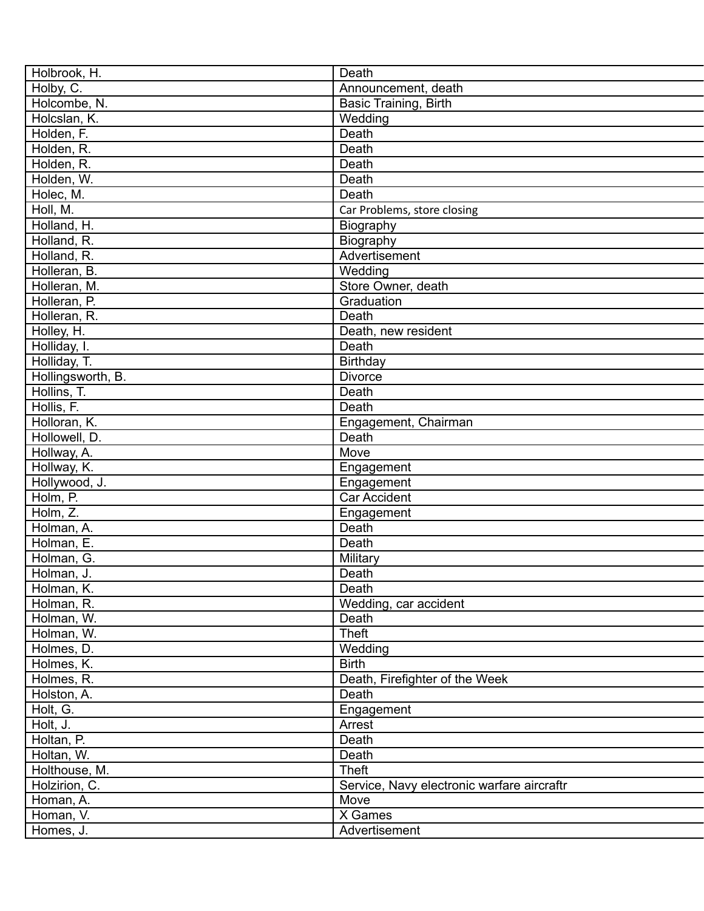| Holbrook, H. | Death |
|---|---|
| Holby, C. | Announcement, death |
| Holcombe, N. | Basic Training, Birth |
| Holcslan, K. | Wedding |
| Holden, F. | Death |
| Holden, R. | Death |
| Holden, R. | Death |
| Holden, W. | Death |
| Holec, M. | Death |
| Holl, M. | Car Problems, store closing |
| Holland, H. | Biography |
| Holland, R. | Biography |
| Holland, R. | Advertisement |
| Holleran, B. | Wedding |
| Holleran, M. | Store Owner, death |
| Holleran, P. | Graduation |
| Holleran, R. | Death |
| Holley, H. | Death, new resident |
| Holliday, I. | Death |
| Holliday, T. | Birthday |
| Hollingsworth, B. | Divorce |
| Hollins, T. | Death |
| Hollis, F. | Death |
| Holloran, K. | Engagement, Chairman |
| Hollowell, D. | Death |
| Hollway, A. | Move |
| Hollway, K. | Engagement |
| Hollywood, J. | Engagement |
| Holm, P. | Car Accident |
| Holm, Z. | Engagement |
| Holman, A. | Death |
| Holman, E. | Death |
| Holman, G. | Military |
| Holman, J. | Death |
| Holman, K. | Death |
| Holman, R. | Wedding, car accident |
| Holman, W. | Death |
| Holman, W. | Theft |
| Holmes, D. | Wedding |
| Holmes, K. | Birth |
| Holmes, R. | Death, Firefighter of the Week |
| Holston, A. | Death |
| Holt, G. | Engagement |
| Holt, J. | Arrest |
| Holtan, P. | Death |
| Holtan, W. | Death |
| Holthouse, M. | Theft |
| Holzirion, C. | Service, Navy electronic warfare aircraftr |
| Homan, A. | Move |
| Homan, V. | X Games |
| Homes, J. | Advertisement |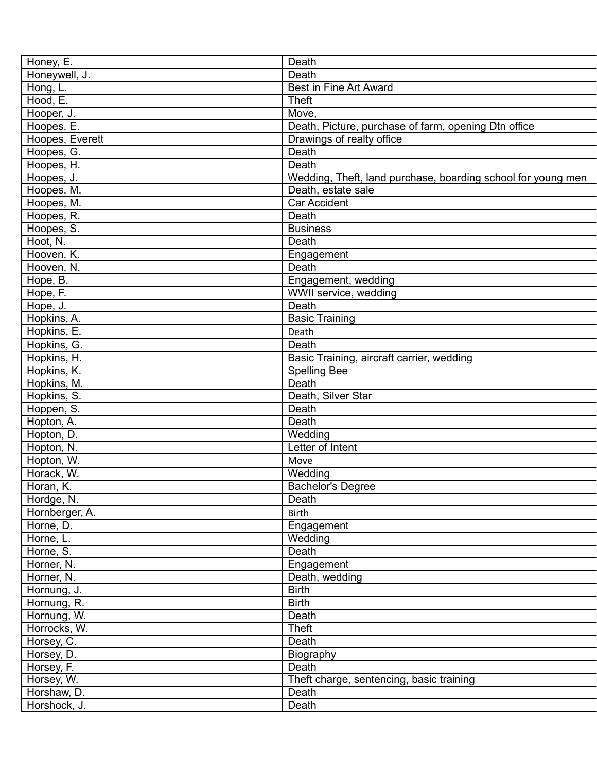| Honey, E. | Death |
|---|---|
| Honeywell, J. | Death |
| Hong, L. | Best in Fine Art Award |
| Hood, E. | Theft |
| Hooper, J. | Move, |
| Hoopes, E. | Death, Picture, purchase of farm, opening Dtn office |
| Hoopes, Everett | Drawings of realty office |
| Hoopes, G. | Death |
| Hoopes, H. | Death |
| Hoopes, J. | Wedding, Theft, land purchase, boarding school for young men |
| Hoopes, M. | Death, estate sale |
| Hoopes, M. | Car Accident |
| Hoopes, R. | Death |
| Hoopes, S. | Business |
| Hoot, N. | Death |
| Hooven, K. | Engagement |
| Hooven, N. | Death |
| Hope, B. | Engagement, wedding |
| Hope, F. | WWII service, wedding |
| Hope, J. | Death |
| Hopkins, A. | Basic Training |
| Hopkins, E. | Death |
| Hopkins, G. | Death |
| Hopkins, H. | Basic Training, aircraft carrier, wedding |
| Hopkins, K. | Spelling Bee |
| Hopkins, M. | Death |
| Hopkins, S. | Death, Silver Star |
| Hoppen, S. | Death |
| Hopton, A. | Death |
| Hopton, D. | Wedding |
| Hopton, N. | Letter of Intent |
| Hopton, W. | Move |
| Horack, W. | Wedding |
| Horan, K. | Bachelor's Degree |
| Hordge, N. | Death |
| Hornberger, A. | Birth |
| Horne, D. | Engagement |
| Horne, L. | Wedding |
| Horne, S. | Death |
| Horner, N. | Engagement |
| Horner, N. | Death, wedding |
| Hornung, J. | Birth |
| Hornung, R. | Birth |
| Hornung, W. | Death |
| Horrocks, W. | Theft |
| Horsey, C. | Death |
| Horsey, D. | Biography |
| Horsey, F. | Death |
| Horsey, W. | Theft charge, sentencing, basic training |
| Horshaw, D. | Death |
| Horshock, J. | Death |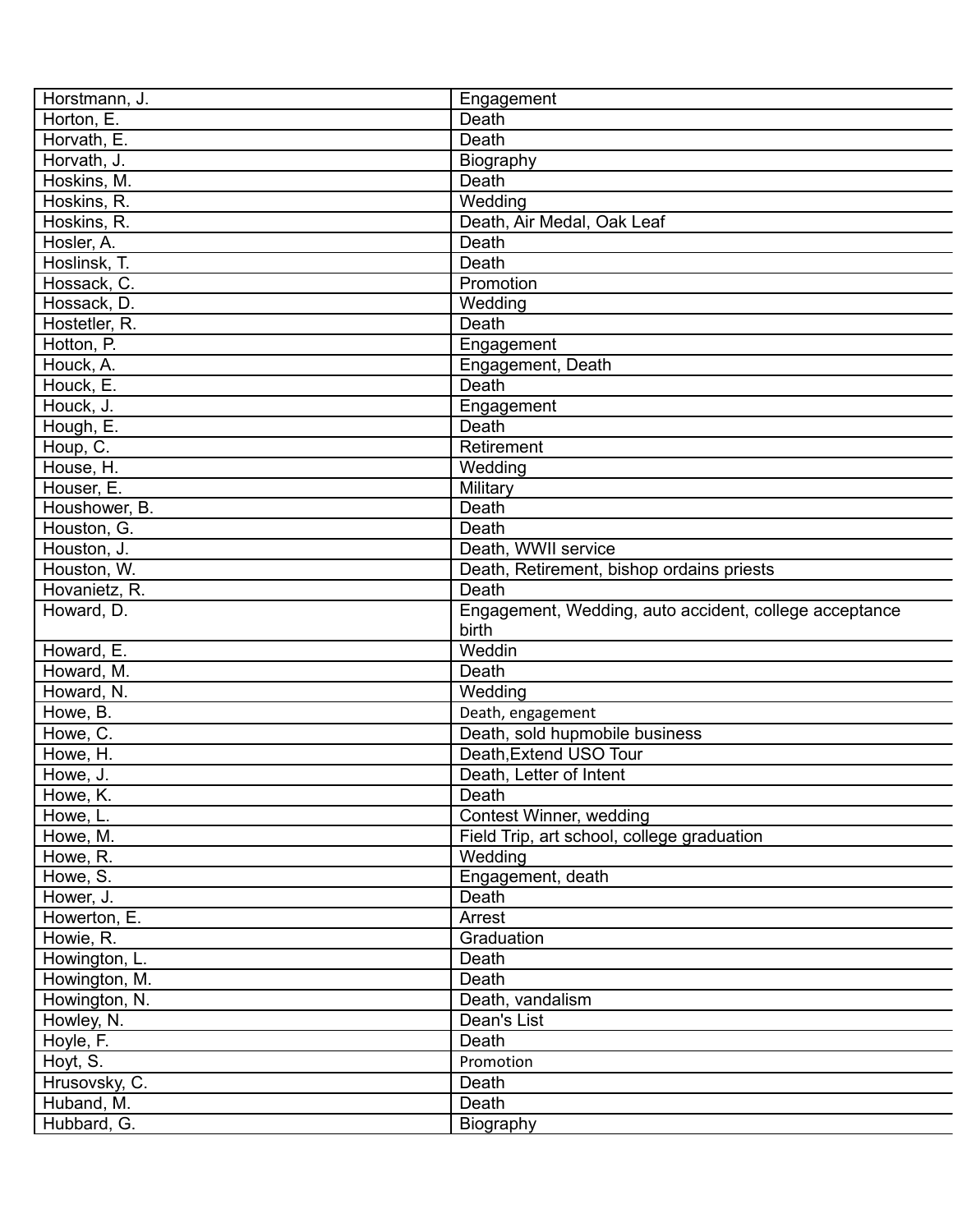| Horstmann, J. | Engagement |
|---|---|
| Horton, E. | Death |
| Horvath, E. | Death |
| Horvath, J. | Biography |
| Hoskins, M. | Death |
| Hoskins, R. | Wedding |
| Hoskins, R. | Death, Air Medal, Oak Leaf |
| Hosler, A. | Death |
| Hoslinsk, T. | Death |
| Hossack, C. | Promotion |
| Hossack, D. | Wedding |
| Hostetler, R. | Death |
| Hotton, P. | Engagement |
| Houck, A. | Engagement, Death |
| Houck, E. | Death |
| Houck, J. | Engagement |
| Hough, E. | Death |
| Houp, C. | Retirement |
| House, H. | Wedding |
| Houser, E. | Military |
| Houshower, B. | Death |
| Houston, G. | Death |
| Houston, J. | Death, WWII service |
| Houston, W. | Death, Retirement, bishop ordains priests |
| Hovanietz, R. | Death |
| Howard, D. | Engagement, Wedding, auto accident, college acceptance birth |
| Howard, E. | Weddin |
| Howard, M. | Death |
| Howard, N. | Wedding |
| Howe, B. | Death, engagement |
| Howe, C. | Death, sold hupmobile business |
| Howe, H. | Death,Extend USO Tour |
| Howe, J. | Death, Letter of Intent |
| Howe, K. | Death |
| Howe, L. | Contest Winner, wedding |
| Howe, M. | Field Trip, art school, college graduation |
| Howe, R. | Wedding |
| Howe, S. | Engagement, death |
| Hower, J. | Death |
| Howerton, E. | Arrest |
| Howie, R. | Graduation |
| Howington, L. | Death |
| Howington, M. | Death |
| Howington, N. | Death, vandalism |
| Howley, N. | Dean's List |
| Hoyle, F. | Death |
| Hoyt, S. | Promotion |
| Hrusovsky, C. | Death |
| Huband, M. | Death |
| Hubbard, G. | Biography |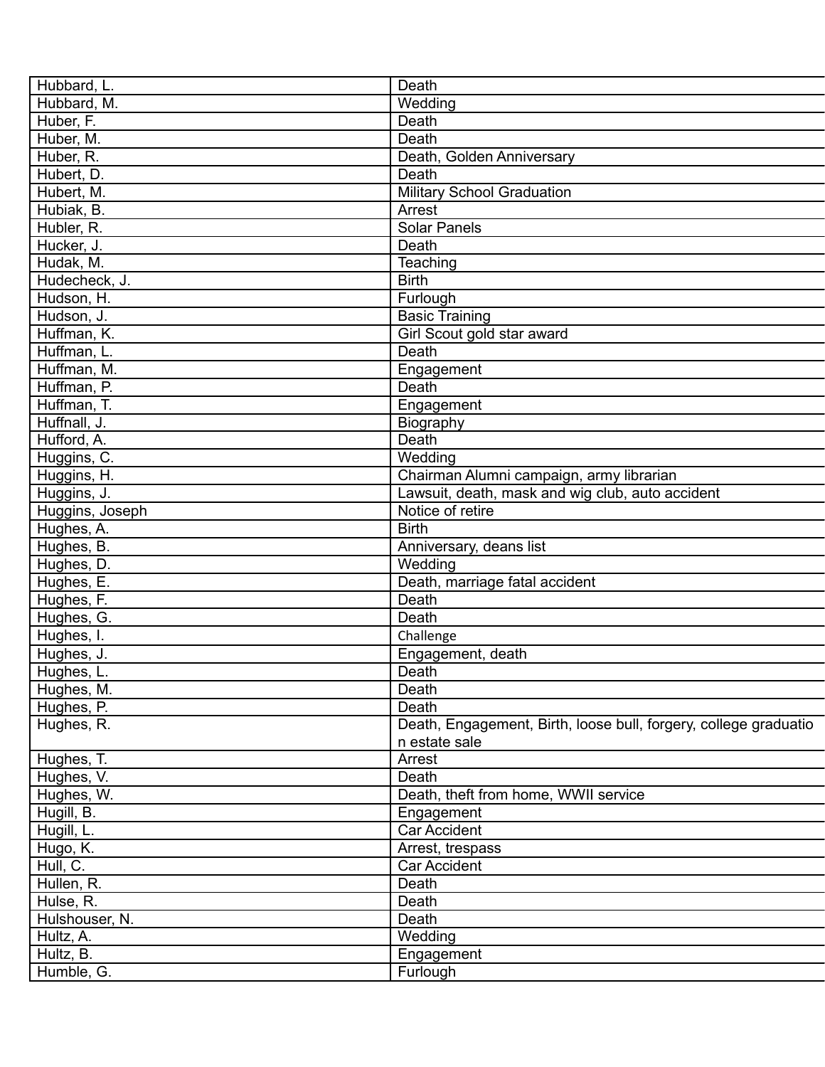| Hubbard, L. | Death |
|---|---|
| Hubbard, M. | Wedding |
| Huber, F. | Death |
| Huber, M. | Death |
| Huber, R. | Death, Golden Anniversary |
| Hubert, D. | Death |
| Hubert, M. | Military School Graduation |
| Hubiak, B. | Arrest |
| Hubler, R. | Solar Panels |
| Hucker, J. | Death |
| Hudak, M. | Teaching |
| Hudecheck, J. | Birth |
| Hudson, H. | Furlough |
| Hudson, J. | Basic Training |
| Huffman, K. | Girl Scout gold star award |
| Huffman, L. | Death |
| Huffman, M. | Engagement |
| Huffman, P. | Death |
| Huffman, T. | Engagement |
| Huffnall, J. | Biography |
| Hufford, A. | Death |
| Huggins, C. | Wedding |
| Huggins, H. | Chairman Alumni campaign, army librarian |
| Huggins, J. | Lawsuit, death, mask and wig club, auto accident |
| Huggins, Joseph | Notice of retire |
| Hughes, A. | Birth |
| Hughes, B. | Anniversary, deans list |
| Hughes, D. | Wedding |
| Hughes, E. | Death, marriage fatal accident |
| Hughes, F. | Death |
| Hughes, G. | Death |
| Hughes, I. | Challenge |
| Hughes, J. | Engagement, death |
| Hughes, L. | Death |
| Hughes, M. | Death |
| Hughes, P. | Death |
| Hughes, R. | Death, Engagement, Birth, loose bull, forgery, college graduation estate sale |
| Hughes, T. | Arrest |
| Hughes, V. | Death |
| Hughes, W. | Death, theft from home, WWII service |
| Hugill, B. | Engagement |
| Hugill, L. | Car Accident |
| Hugo, K. | Arrest, trespass |
| Hull, C. | Car Accident |
| Hullen, R. | Death |
| Hulse, R. | Death |
| Hulshouser, N. | Death |
| Hultz, A. | Wedding |
| Hultz, B. | Engagement |
| Humble, G. | Furlough |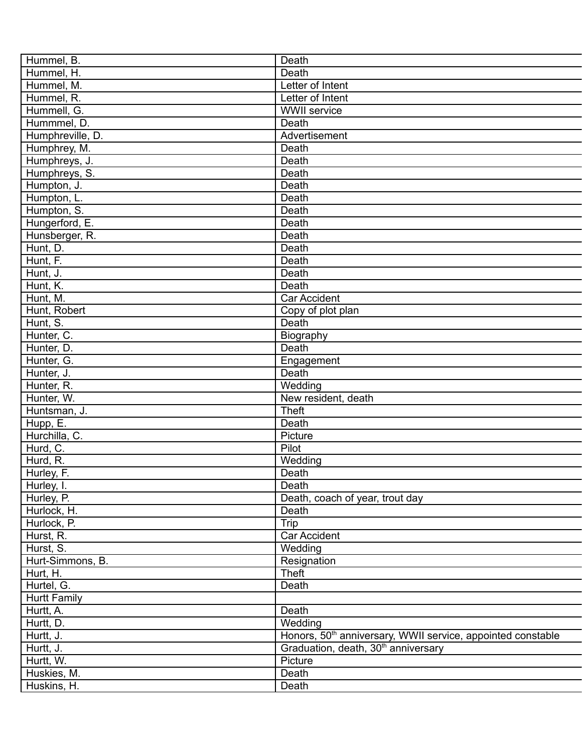| | |
|---|---|
| Hummel, B. | Death |
| Hummel, H. | Death |
| Hummel, M. | Letter of Intent |
| Hummel, R. | Letter of Intent |
| Hummell, G. | WWII service |
| Hummmel, D. | Death |
| Humphreville, D. | Advertisement |
| Humphrey, M. | Death |
| Humphreys, J. | Death |
| Humphreys, S. | Death |
| Humpton, J. | Death |
| Humpton, L. | Death |
| Humpton, S. | Death |
| Hungerford, E. | Death |
| Hunsberger, R. | Death |
| Hunt, D. | Death |
| Hunt, F. | Death |
| Hunt, J. | Death |
| Hunt, K. | Death |
| Hunt, M. | Car Accident |
| Hunt, Robert | Copy of plot plan |
| Hunt, S. | Death |
| Hunter, C. | Biography |
| Hunter, D. | Death |
| Hunter, G. | Engagement |
| Hunter, J. | Death |
| Hunter, R. | Wedding |
| Hunter, W. | New resident, death |
| Huntsman, J. | Theft |
| Hupp, E. | Death |
| Hurchilla, C. | Picture |
| Hurd, C. | Pilot |
| Hurd, R. | Wedding |
| Hurley, F. | Death |
| Hurley, I. | Death |
| Hurley, P. | Death, coach of year, trout day |
| Hurlock, H. | Death |
| Hurlock, P. | Trip |
| Hurst, R. | Car Accident |
| Hurst, S. | Wedding |
| Hurt-Simmons, B. | Resignation |
| Hurt, H. | Theft |
| Hurtel, G. | Death |
| Hurtt Family | |
| Hurtt, A. | Death |
| Hurtt, D. | Wedding |
| Hurtt, J. | Honors, 50th anniversary, WWII service, appointed constable |
| Hurtt, J. | Graduation, death, 30th anniversary |
| Hurtt, W. | Picture |
| Huskies, M. | Death |
| Huskins, H. | Death |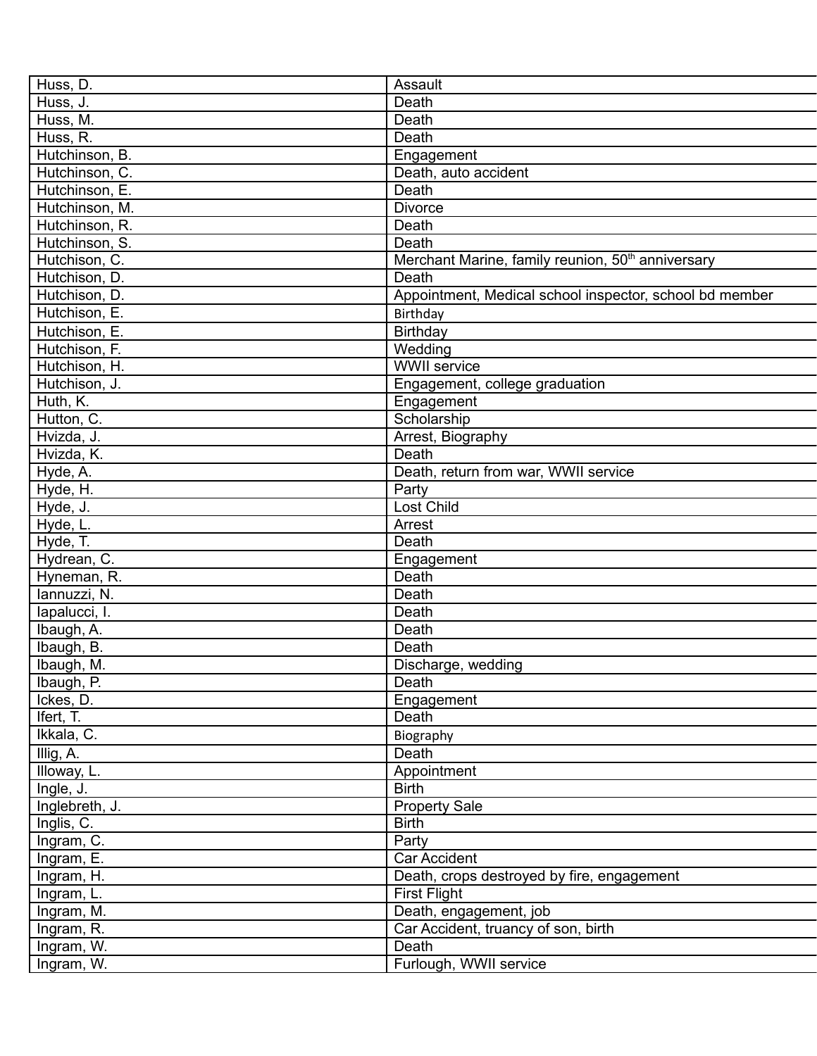| Huss, D. | Assault |
|---|---|
| Huss, J. | Death |
| Huss, M. | Death |
| Huss, R. | Death |
| Hutchinson, B. | Engagement |
| Hutchinson, C. | Death, auto accident |
| Hutchinson, E. | Death |
| Hutchinson, M. | Divorce |
| Hutchinson, R. | Death |
| Hutchinson, S. | Death |
| Hutchison, C. | Merchant Marine, family reunion, 50th anniversary |
| Hutchison, D. | Death |
| Hutchison, D. | Appointment, Medical school inspector, school bd member |
| Hutchison, E. | Birthday |
| Hutchison, E. | Birthday |
| Hutchison, F. | Wedding |
| Hutchison, H. | WWII service |
| Hutchison, J. | Engagement, college graduation |
| Huth, K. | Engagement |
| Hutton, C. | Scholarship |
| Hvizda, J. | Arrest, Biography |
| Hvizda, K. | Death |
| Hyde, A. | Death, return from war, WWII service |
| Hyde, H. | Party |
| Hyde, J. | Lost Child |
| Hyde, L. | Arrest |
| Hyde, T. | Death |
| Hydrean, C. | Engagement |
| Hyneman, R. | Death |
| Iannuzzi, N. | Death |
| Iapalucci, I. | Death |
| Ibaugh, A. | Death |
| Ibaugh, B. | Death |
| Ibaugh, M. | Discharge, wedding |
| Ibaugh, P. | Death |
| Ickes, D. | Engagement |
| Ifert, T. | Death |
| Ikkala, C. | Biography |
| Illig, A. | Death |
| Illoway, L. | Appointment |
| Ingle, J. | Birth |
| Inglebreth, J. | Property Sale |
| Inglis, C. | Birth |
| Ingram, C. | Party |
| Ingram, E. | Car Accident |
| Ingram, H. | Death, crops destroyed by fire, engagement |
| Ingram, L. | First Flight |
| Ingram, M. | Death, engagement, job |
| Ingram, R. | Car Accident, truancy of son, birth |
| Ingram, W. | Death |
| Ingram, W. | Furlough, WWII service |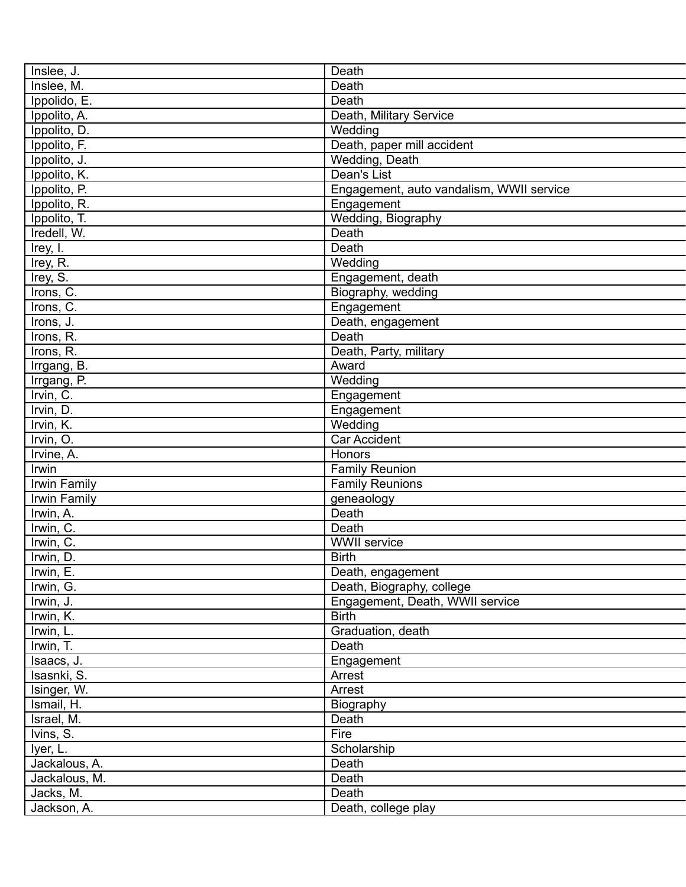| | |
|---|---|
| Inslee, J. | Death |
| Inslee, M. | Death |
| Ippolido, E. | Death |
| Ippolito, A. | Death, Military Service |
| Ippolito, D. | Wedding |
| Ippolito, F. | Death, paper mill accident |
| Ippolito, J. | Wedding, Death |
| Ippolito, K. | Dean's List |
| Ippolito, P. | Engagement, auto vandalism, WWII service |
| Ippolito, R. | Engagement |
| Ippolito, T. | Wedding, Biography |
| Iredell, W. | Death |
| Irey, I. | Death |
| Irey, R. | Wedding |
| Irey, S. | Engagement, death |
| Irons, C. | Biography, wedding |
| Irons, C. | Engagement |
| Irons, J. | Death, engagement |
| Irons, R. | Death |
| Irons, R. | Death, Party, military |
| Irrgang, B. | Award |
| Irrgang, P. | Wedding |
| Irvin, C. | Engagement |
| Irvin, D. | Engagement |
| Irvin, K. | Wedding |
| Irvin, O. | Car Accident |
| Irvine, A. | Honors |
| Irwin | Family Reunion |
| Irwin Family | Family Reunions |
| Irwin Family | geneaology |
| Irwin, A. | Death |
| Irwin, C. | Death |
| Irwin, C. | WWII service |
| Irwin, D. | Birth |
| Irwin, E. | Death, engagement |
| Irwin, G. | Death, Biography, college |
| Irwin, J. | Engagement, Death, WWII service |
| Irwin, K. | Birth |
| Irwin, L. | Graduation, death |
| Irwin, T. | Death |
| Isaacs, J. | Engagement |
| Isasnki, S. | Arrest |
| Isinger, W. | Arrest |
| Ismail, H. | Biography |
| Israel, M. | Death |
| Ivins, S. | Fire |
| Iyer, L. | Scholarship |
| Jackalous, A. | Death |
| Jackalous, M. | Death |
| Jacks, M. | Death |
| Jackson, A. | Death, college play |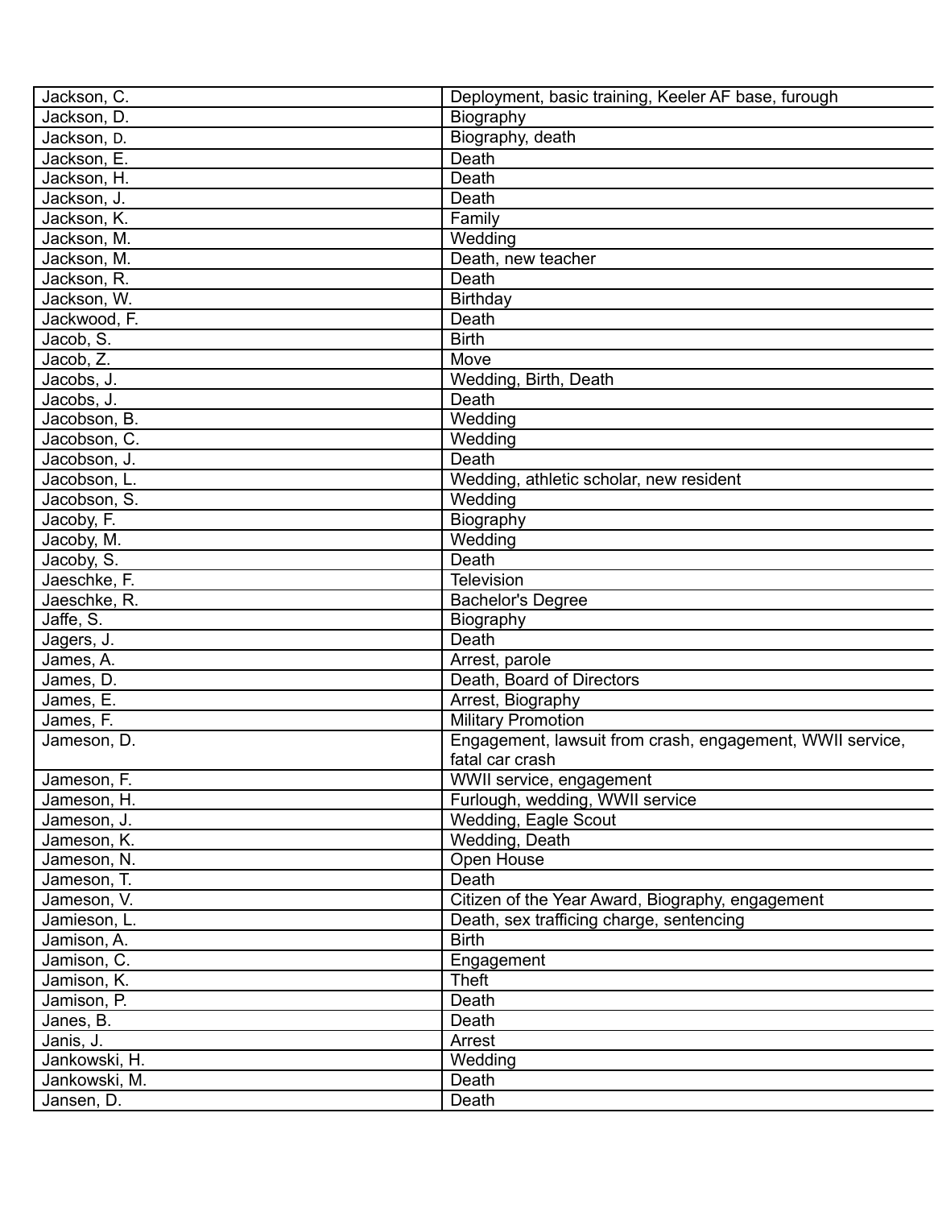| | |
|---|---|
| Jackson, C. | Deployment, basic training, Keeler AF base, furough |
| Jackson, D. | Biography |
| Jackson, D. | Biography, death |
| Jackson, E. | Death |
| Jackson, H. | Death |
| Jackson, J. | Death |
| Jackson, K. | Family |
| Jackson, M. | Wedding |
| Jackson, M. | Death, new teacher |
| Jackson, R. | Death |
| Jackson, W. | Birthday |
| Jackwood, F. | Death |
| Jacob, S. | Birth |
| Jacob, Z. | Move |
| Jacobs, J. | Wedding, Birth, Death |
| Jacobs, J. | Death |
| Jacobson, B. | Wedding |
| Jacobson, C. | Wedding |
| Jacobson, J. | Death |
| Jacobson, L. | Wedding, athletic scholar, new resident |
| Jacobson, S. | Wedding |
| Jacoby, F. | Biography |
| Jacoby, M. | Wedding |
| Jacoby, S. | Death |
| Jaeschke, F. | Television |
| Jaeschke, R. | Bachelor's Degree |
| Jaffe, S. | Biography |
| Jagers, J. | Death |
| James, A. | Arrest, parole |
| James, D. | Death, Board of Directors |
| James, E. | Arrest, Biography |
| James, F. | Military Promotion |
| Jameson, D. | Engagement, lawsuit from crash, engagement, WWII service, fatal car crash |
| Jameson, F. | WWII service, engagement |
| Jameson, H. | Furlough, wedding, WWII service |
| Jameson, J. | Wedding, Eagle Scout |
| Jameson, K. | Wedding, Death |
| Jameson, N. | Open House |
| Jameson, T. | Death |
| Jameson, V. | Citizen of the Year Award, Biography, engagement |
| Jamieson, L. | Death, sex trafficing charge, sentencing |
| Jamison, A. | Birth |
| Jamison, C. | Engagement |
| Jamison, K. | Theft |
| Jamison, P. | Death |
| Janes, B. | Death |
| Janis, J. | Arrest |
| Jankowski, H. | Wedding |
| Jankowski, M. | Death |
| Jansen, D. | Death |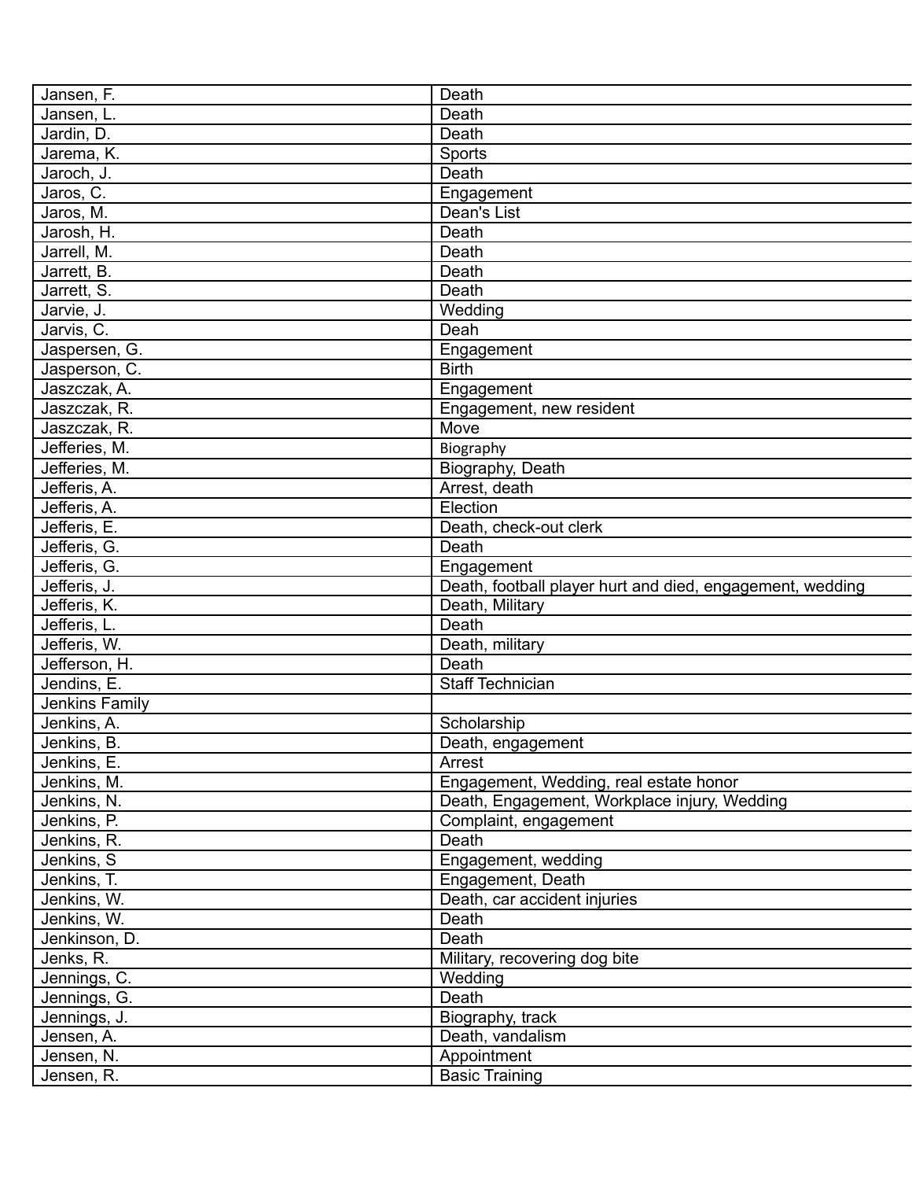| | |
|---|---|
| Jansen, F. | Death |
| Jansen, L. | Death |
| Jardin, D. | Death |
| Jarema, K. | Sports |
| Jaroch, J. | Death |
| Jaros, C. | Engagement |
| Jaros, M. | Dean's List |
| Jarosh, H. | Death |
| Jarrell, M. | Death |
| Jarrett, B. | Death |
| Jarrett, S. | Death |
| Jarvie, J. | Wedding |
| Jarvis, C. | Deah |
| Jaspersen, G. | Engagement |
| Jasperson, C. | Birth |
| Jaszczak, A. | Engagement |
| Jaszczak, R. | Engagement, new resident |
| Jaszczak, R. | Move |
| Jefferies, M. | Biography |
| Jefferies, M. | Biography, Death |
| Jefferis, A. | Arrest, death |
| Jefferis, A. | Election |
| Jefferis, E. | Death, check-out clerk |
| Jefferis, G. | Death |
| Jefferis, G. | Engagement |
| Jefferis, J. | Death, football player hurt and died, engagement, wedding |
| Jefferis, K. | Death, Military |
| Jefferis, L. | Death |
| Jefferis, W. | Death, military |
| Jefferson, H. | Death |
| Jendins, E. | Staff Technician |
| Jenkins Family | |
| Jenkins, A. | Scholarship |
| Jenkins, B. | Death, engagement |
| Jenkins, E. | Arrest |
| Jenkins, M. | Engagement, Wedding, real estate honor |
| Jenkins, N. | Death, Engagement, Workplace injury, Wedding |
| Jenkins, P. | Complaint, engagement |
| Jenkins, R. | Death |
| Jenkins, S | Engagement, wedding |
| Jenkins, T. | Engagement, Death |
| Jenkins, W. | Death, car accident injuries |
| Jenkins, W. | Death |
| Jenkinson, D. | Death |
| Jenks, R. | Military, recovering dog bite |
| Jennings, C. | Wedding |
| Jennings, G. | Death |
| Jennings, J. | Biography, track |
| Jensen, A. | Death, vandalism |
| Jensen, N. | Appointment |
| Jensen, R. | Basic Training |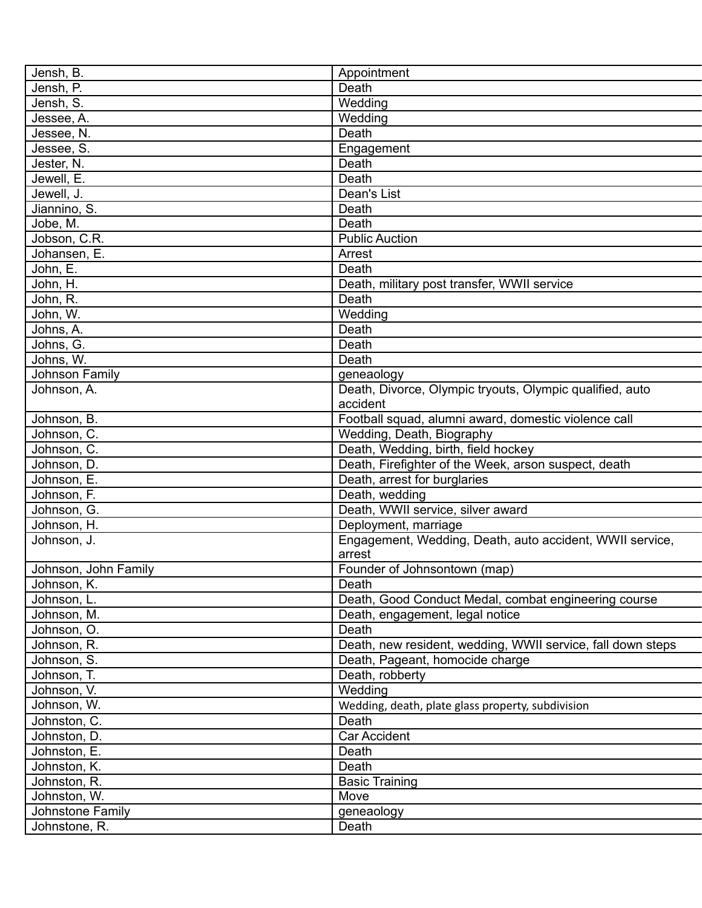| Jensh, B. | Appointment |
|---|---|
| Jensh, P. | Death |
| Jensh, S. | Wedding |
| Jessee, A. | Wedding |
| Jessee, N. | Death |
| Jessee, S. | Engagement |
| Jester, N. | Death |
| Jewell, E. | Death |
| Jewell, J. | Dean's List |
| Jiannino, S. | Death |
| Jobe, M. | Death |
| Jobson, C.R. | Public Auction |
| Johansen, E. | Arrest |
| John, E. | Death |
| John, H. | Death, military post transfer, WWII service |
| John, R. | Death |
| John, W. | Wedding |
| Johns, A. | Death |
| Johns, G. | Death |
| Johns, W. | Death |
| Johnson Family | geneaology |
| Johnson, A. | Death, Divorce, Olympic tryouts, Olympic qualified, auto accident |
| Johnson, B. | Football squad, alumni award, domestic violence call |
| Johnson, C. | Wedding, Death, Biography |
| Johnson, C. | Death, Wedding, birth, field hockey |
| Johnson, D. | Death, Firefighter of the Week, arson suspect, death |
| Johnson, E. | Death, arrest for burglaries |
| Johnson, F. | Death, wedding |
| Johnson, G. | Death, WWII service, silver award |
| Johnson, H. | Deployment, marriage |
| Johnson, J. | Engagement, Wedding, Death, auto accident, WWII service, arrest |
| Johnson, John Family | Founder of Johnsontown (map) |
| Johnson, K. | Death |
| Johnson, L. | Death, Good Conduct Medal, combat engineering course |
| Johnson, M. | Death, engagement, legal notice |
| Johnson, O. | Death |
| Johnson, R. | Death, new resident, wedding, WWII service, fall down steps |
| Johnson, S. | Death, Pageant, homocide charge |
| Johnson, T. | Death, robberty |
| Johnson, V. | Wedding |
| Johnson, W. | Wedding, death, plate glass property, subdivision |
| Johnston, C. | Death |
| Johnston, D. | Car Accident |
| Johnston, E. | Death |
| Johnston, K. | Death |
| Johnston, R. | Basic Training |
| Johnston, W. | Move |
| Johnstone Family | geneaology |
| Johnstone, R. | Death |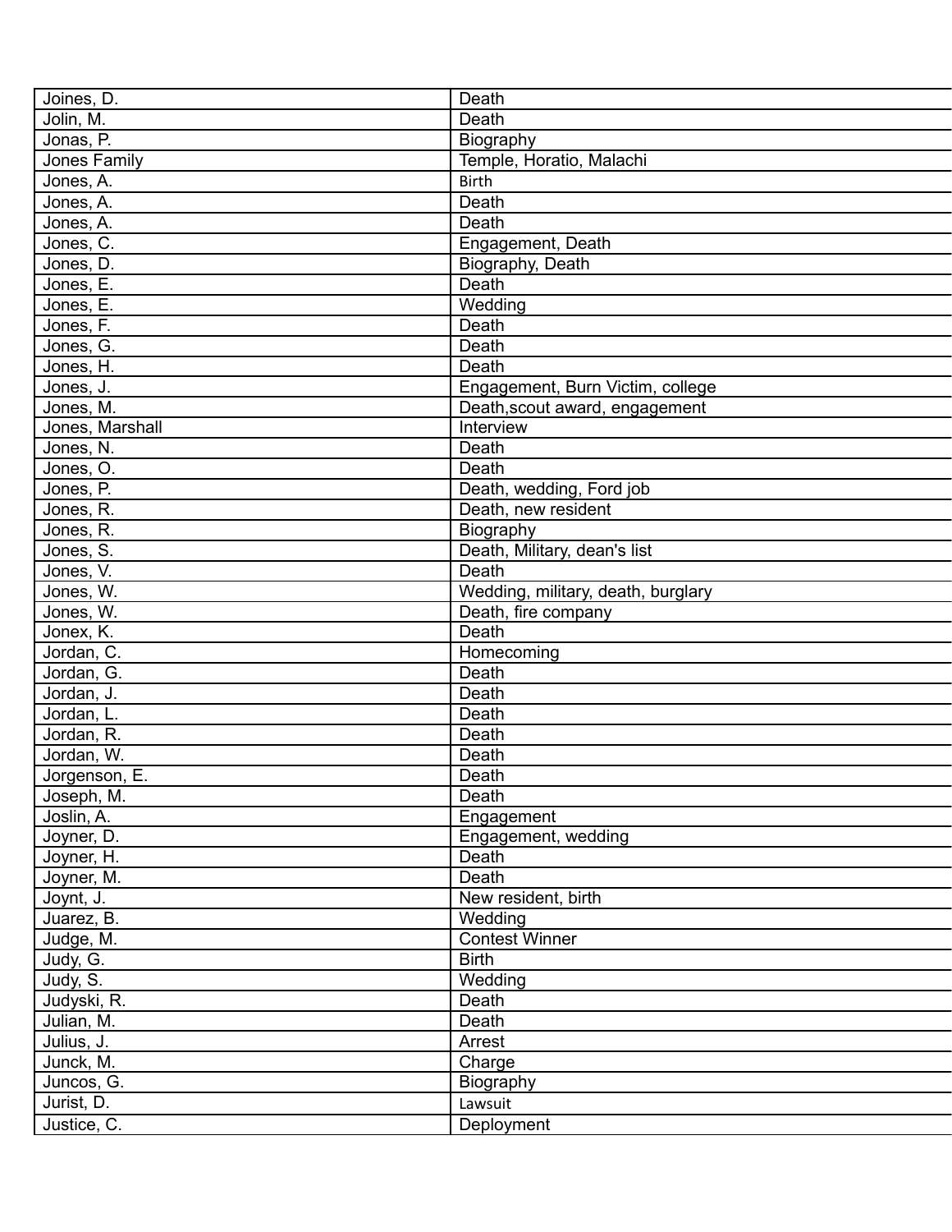| | |
|---|---|
| Joines, D. | Death |
| Jolin, M. | Death |
| Jonas, P. | Biography |
| Jones Family | Temple, Horatio, Malachi |
| Jones, A. | Birth |
| Jones, A. | Death |
| Jones, A. | Death |
| Jones, C. | Engagement, Death |
| Jones, D. | Biography, Death |
| Jones, E. | Death |
| Jones, E. | Wedding |
| Jones, F. | Death |
| Jones, G. | Death |
| Jones, H. | Death |
| Jones, J. | Engagement, Burn Victim, college |
| Jones, M. | Death,scout award, engagement |
| Jones, Marshall | Interview |
| Jones, N. | Death |
| Jones, O. | Death |
| Jones, P. | Death, wedding, Ford job |
| Jones, R. | Death, new resident |
| Jones, R. | Biography |
| Jones, S. | Death, Military, dean's list |
| Jones, V. | Death |
| Jones, W. | Wedding, military, death, burglary |
| Jones, W. | Death, fire company |
| Jonex, K. | Death |
| Jordan, C. | Homecoming |
| Jordan, G. | Death |
| Jordan, J. | Death |
| Jordan, L. | Death |
| Jordan, R. | Death |
| Jordan, W. | Death |
| Jorgenson, E. | Death |
| Joseph, M. | Death |
| Joslin, A. | Engagement |
| Joyner, D. | Engagement, wedding |
| Joyner, H. | Death |
| Joyner, M. | Death |
| Joynt, J. | New resident, birth |
| Juarez, B. | Wedding |
| Judge, M. | Contest Winner |
| Judy, G. | Birth |
| Judy, S. | Wedding |
| Judyski, R. | Death |
| Julian, M. | Death |
| Julius, J. | Arrest |
| Junck, M. | Charge |
| Juncos, G. | Biography |
| Jurist, D. | Lawsuit |
| Justice, C. | Deployment |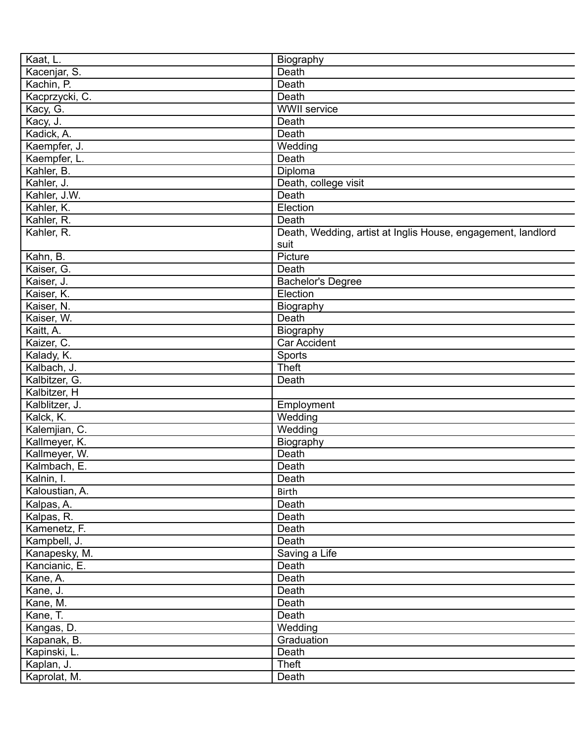| Kaat, L. | Biography |
|---|---|
| Kacenjar, S. | Death |
| Kachin, P. | Death |
| Kacprzycki, C. | Death |
| Kacy, G. | WWII service |
| Kacy, J. | Death |
| Kadick, A. | Death |
| Kaempfer, J. | Wedding |
| Kaempfer, L. | Death |
| Kahler, B. | Diploma |
| Kahler, J. | Death, college visit |
| Kahler, J.W. | Death |
| Kahler, K. | Election |
| Kahler, R. | Death |
| Kahler, R. | Death, Wedding, artist at Inglis House, engagement, landlord suit |
| Kahn, B. | Picture |
| Kaiser, G. | Death |
| Kaiser, J. | Bachelor's Degree |
| Kaiser, K. | Election |
| Kaiser, N. | Biography |
| Kaiser, W. | Death |
| Kaitt, A. | Biography |
| Kaizer, C. | Car Accident |
| Kalady, K. | Sports |
| Kalbach, J. | Theft |
| Kalbitzer, G. | Death |
| Kalbitzer, H | |
| Kalblitzer, J. | Employment |
| Kalck, K. | Wedding |
| Kalemjian, C. | Wedding |
| Kallmeyer, K. | Biography |
| Kallmeyer, W. | Death |
| Kalmbach, E. | Death |
| Kalnin, I. | Death |
| Kaloustian, A. | Birth |
| Kalpas, A. | Death |
| Kalpas, R. | Death |
| Kamenetz, F. | Death |
| Kampbell, J. | Death |
| Kanapesky, M. | Saving a Life |
| Kancianic, E. | Death |
| Kane, A. | Death |
| Kane, J. | Death |
| Kane, M. | Death |
| Kane, T. | Death |
| Kangas, D. | Wedding |
| Kapanak, B. | Graduation |
| Kapinski, L. | Death |
| Kaplan, J. | Theft |
| Kaprolat, M. | Death |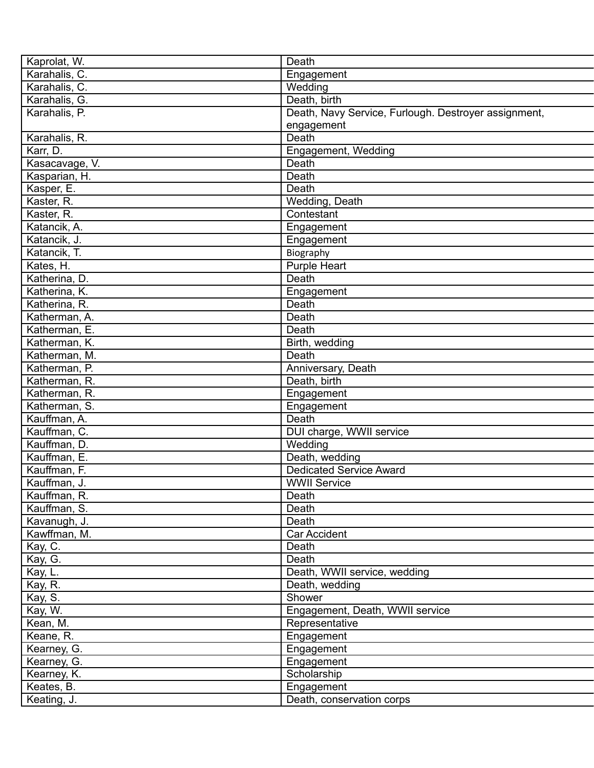| | |
|---|---|
| Kaprolat, W. | Death |
| Karahalis, C. | Engagement |
| Karahalis, C. | Wedding |
| Karahalis, G. | Death, birth |
| Karahalis, P. | Death, Navy Service, Furlough. Destroyer assignment, engagement |
| Karahalis, R. | Death |
| Karr, D. | Engagement, Wedding |
| Kasacavage, V. | Death |
| Kasparian, H. | Death |
| Kasper, E. | Death |
| Kaster, R. | Wedding, Death |
| Kaster, R. | Contestant |
| Katancik, A. | Engagement |
| Katancik, J. | Engagement |
| Katancik, T. | Biography |
| Kates, H. | Purple Heart |
| Katherina, D. | Death |
| Katherina, K. | Engagement |
| Katherina, R. | Death |
| Katherman, A. | Death |
| Katherman, E. | Death |
| Katherman, K. | Birth, wedding |
| Katherman, M. | Death |
| Katherman, P. | Anniversary, Death |
| Katherman, R. | Death, birth |
| Katherman, R. | Engagement |
| Katherman, S. | Engagement |
| Kauffman, A. | Death |
| Kauffman, C. | DUI charge, WWII service |
| Kauffman, D. | Wedding |
| Kauffman, E. | Death, wedding |
| Kauffman, F. | Dedicated Service Award |
| Kauffman, J. | WWII Service |
| Kauffman, R. | Death |
| Kauffman, S. | Death |
| Kavanugh, J. | Death |
| Kawffman, M. | Car Accident |
| Kay, C. | Death |
| Kay, G. | Death |
| Kay, L. | Death, WWII service, wedding |
| Kay, R. | Death, wedding |
| Kay, S. | Shower |
| Kay, W. | Engagement, Death, WWII service |
| Kean, M. | Representative |
| Keane, R. | Engagement |
| Kearney, G. | Engagement |
| Kearney, G. | Engagement |
| Kearney, K. | Scholarship |
| Keates, B. | Engagement |
| Keating, J. | Death, conservation corps |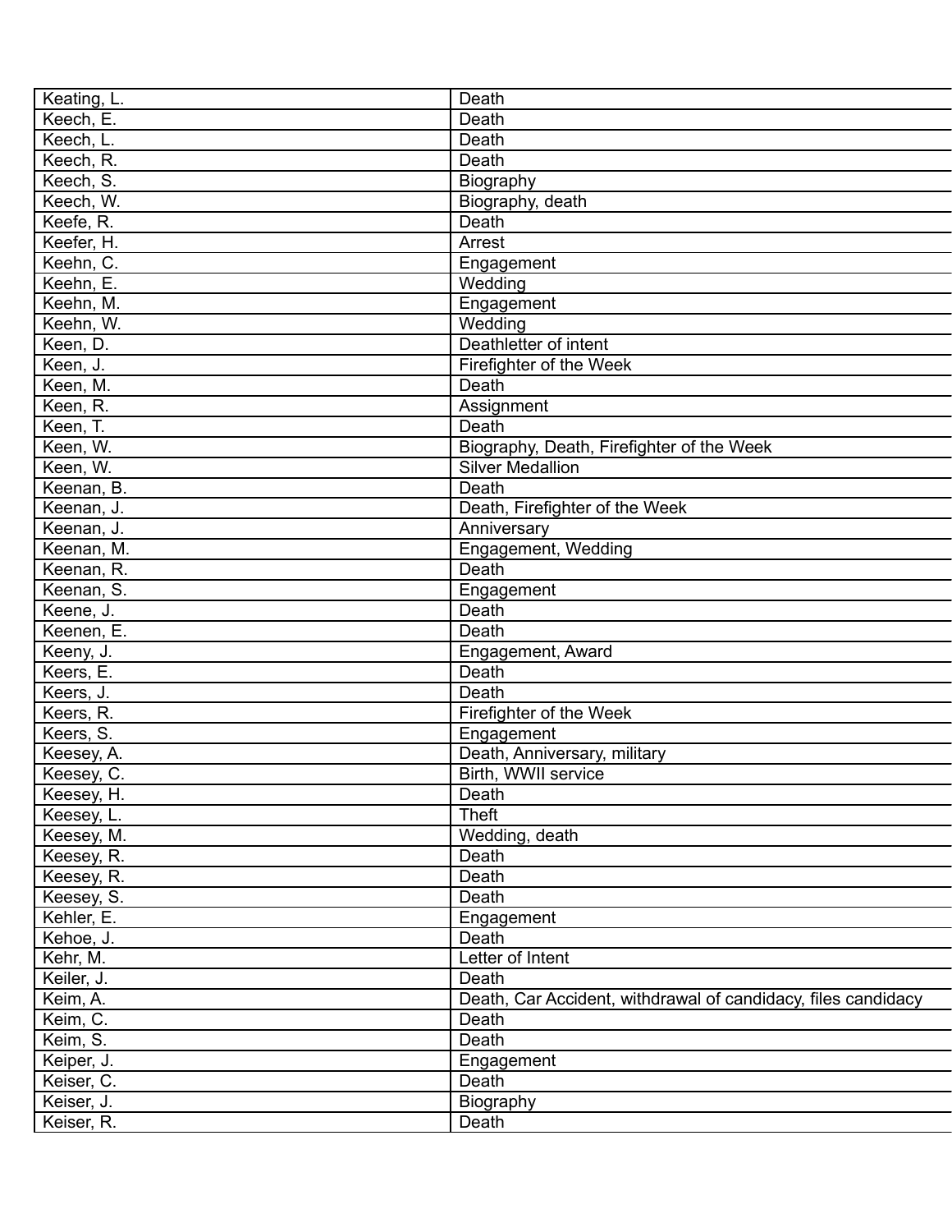| | |
|---|---|
| Keating, L. | Death |
| Keech, E. | Death |
| Keech, L. | Death |
| Keech, R. | Death |
| Keech, S. | Biography |
| Keech, W. | Biography, death |
| Keefe, R. | Death |
| Keefer, H. | Arrest |
| Keehn, C. | Engagement |
| Keehn, E. | Wedding |
| Keehn, M. | Engagement |
| Keehn, W. | Wedding |
| Keen, D. | Deathletter of intent |
| Keen, J. | Firefighter of the Week |
| Keen, M. | Death |
| Keen, R. | Assignment |
| Keen, T. | Death |
| Keen, W. | Biography, Death, Firefighter of the Week |
| Keen, W. | Silver Medallion |
| Keenan, B. | Death |
| Keenan, J. | Death, Firefighter of the Week |
| Keenan, J. | Anniversary |
| Keenan, M. | Engagement, Wedding |
| Keenan, R. | Death |
| Keenan, S. | Engagement |
| Keene, J. | Death |
| Keenen, E. | Death |
| Keeny, J. | Engagement, Award |
| Keers, E. | Death |
| Keers, J. | Death |
| Keers, R. | Firefighter of the Week |
| Keers, S. | Engagement |
| Keesey, A. | Death, Anniversary, military |
| Keesey, C. | Birth, WWII service |
| Keesey, H. | Death |
| Keesey, L. | Theft |
| Keesey, M. | Wedding, death |
| Keesey, R. | Death |
| Keesey, R. | Death |
| Keesey, S. | Death |
| Kehler, E. | Engagement |
| Kehoe, J. | Death |
| Kehr, M. | Letter of Intent |
| Keiler, J. | Death |
| Keim, A. | Death, Car Accident, withdrawal of candidacy, files candidacy |
| Keim, C. | Death |
| Keim, S. | Death |
| Keiper, J. | Engagement |
| Keiser, C. | Death |
| Keiser, J. | Biography |
| Keiser, R. | Death |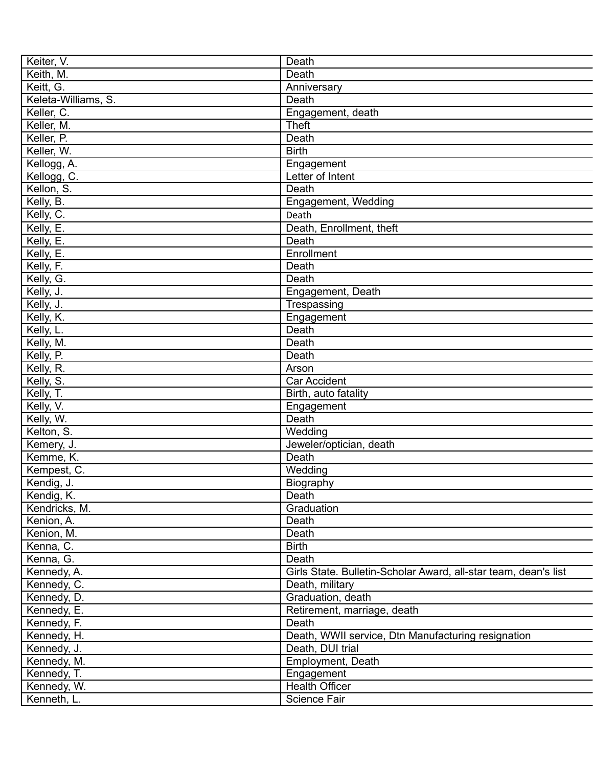| | |
|---|---|
| Keiter, V. | Death |
| Keith, M. | Death |
| Keitt, G. | Anniversary |
| Keleta-Williams, S. | Death |
| Keller, C. | Engagement, death |
| Keller, M. | Theft |
| Keller, P. | Death |
| Keller, W. | Birth |
| Kellogg, A. | Engagement |
| Kellogg, C. | Letter of Intent |
| Kellon, S. | Death |
| Kelly, B. | Engagement, Wedding |
| Kelly, C. | Death |
| Kelly, E. | Death, Enrollment, theft |
| Kelly, E. | Death |
| Kelly, E. | Enrollment |
| Kelly, F. | Death |
| Kelly, G. | Death |
| Kelly, J. | Engagement, Death |
| Kelly, J. | Trespassing |
| Kelly, K. | Engagement |
| Kelly, L. | Death |
| Kelly, M. | Death |
| Kelly, P. | Death |
| Kelly, R. | Arson |
| Kelly, S. | Car Accident |
| Kelly, T. | Birth, auto fatality |
| Kelly, V. | Engagement |
| Kelly, W. | Death |
| Kelton, S. | Wedding |
| Kemery, J. | Jeweler/optician, death |
| Kemme, K. | Death |
| Kempest, C. | Wedding |
| Kendig, J. | Biography |
| Kendig, K. | Death |
| Kendricks, M. | Graduation |
| Kenion, A. | Death |
| Kenion, M. | Death |
| Kenna, C. | Birth |
| Kenna, G. | Death |
| Kennedy, A. | Girls State. Bulletin-Scholar Award, all-star team, dean's list |
| Kennedy, C. | Death, military |
| Kennedy, D. | Graduation, death |
| Kennedy, E. | Retirement, marriage, death |
| Kennedy, F. | Death |
| Kennedy, H. | Death, WWII service, Dtn Manufacturing resignation |
| Kennedy, J. | Death, DUI trial |
| Kennedy, M. | Employment, Death |
| Kennedy, T. | Engagement |
| Kennedy, W. | Health Officer |
| Kenneth, L. | Science Fair |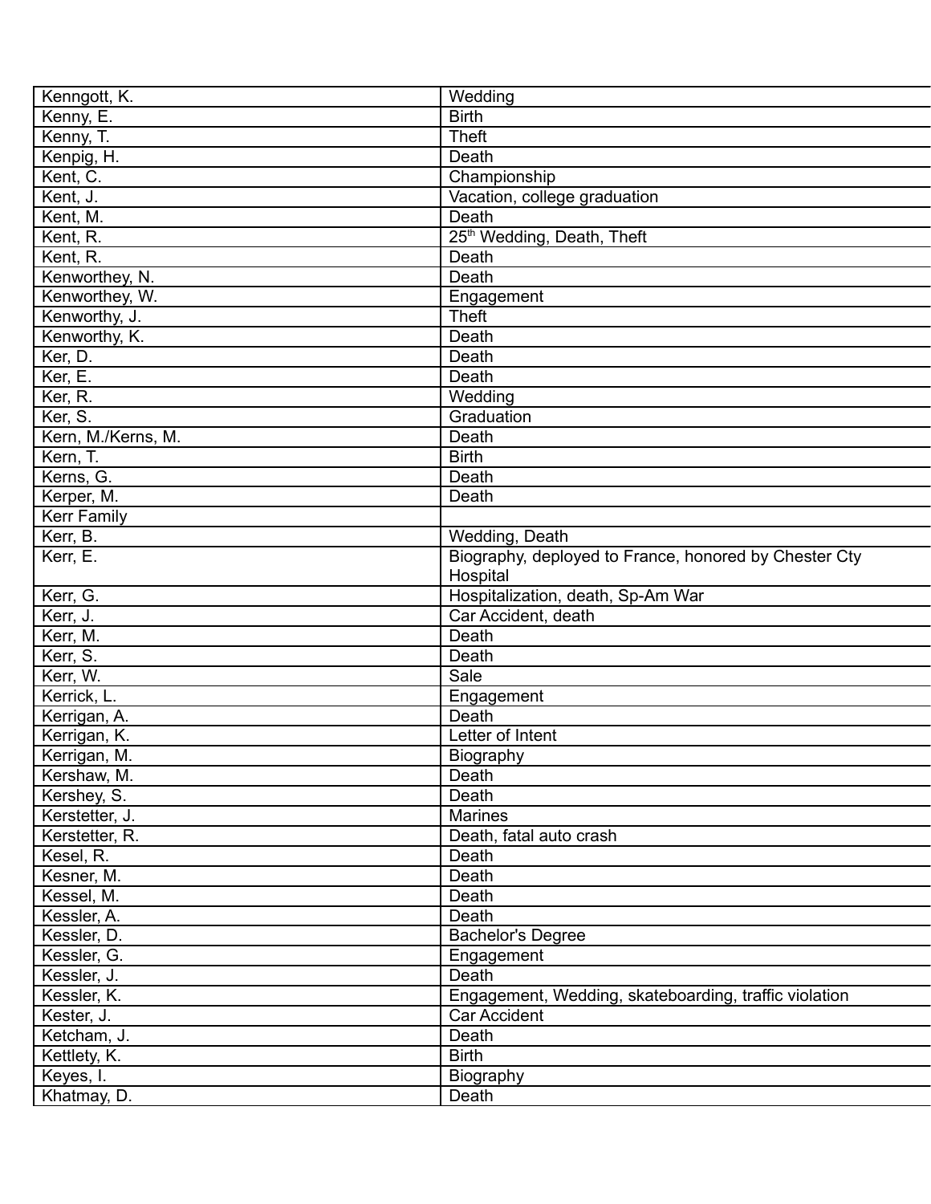| | |
|---|---|
| Kenngott, K. | Wedding |
| Kenny, E. | Birth |
| Kenny, T. | Theft |
| Kenpig, H. | Death |
| Kent, C. | Championship |
| Kent, J. | Vacation, college graduation |
| Kent, M. | Death |
| Kent, R. | 25th Wedding, Death, Theft |
| Kent, R. | Death |
| Kenworthey, N. | Death |
| Kenworthey, W. | Engagement |
| Kenworthy, J. | Theft |
| Kenworthy, K. | Death |
| Ker, D. | Death |
| Ker, E. | Death |
| Ker, R. | Wedding |
| Ker, S. | Graduation |
| Kern, M./Kerns, M. | Death |
| Kern, T. | Birth |
| Kerns, G. | Death |
| Kerper, M. | Death |
| Kerr Family | |
| Kerr, B. | Wedding, Death |
| Kerr, E. | Biography, deployed to France, honored by Chester Cty Hospital |
| Kerr, G. | Hospitalization, death, Sp-Am War |
| Kerr, J. | Car Accident, death |
| Kerr, M. | Death |
| Kerr, S. | Death |
| Kerr, W. | Sale |
| Kerrick, L. | Engagement |
| Kerrigan, A. | Death |
| Kerrigan, K. | Letter of Intent |
| Kerrigan, M. | Biography |
| Kershaw, M. | Death |
| Kershey, S. | Death |
| Kerstetter, J. | Marines |
| Kerstetter, R. | Death, fatal auto crash |
| Kesel, R. | Death |
| Kesner, M. | Death |
| Kessel, M. | Death |
| Kessler, A. | Death |
| Kessler, D. | Bachelor's Degree |
| Kessler, G. | Engagement |
| Kessler, J. | Death |
| Kessler, K. | Engagement, Wedding, skateboarding, traffic violation |
| Kester, J. | Car Accident |
| Ketcham, J. | Death |
| Kettlety, K. | Birth |
| Keyes, I. | Biography |
| Khatmay, D. | Death |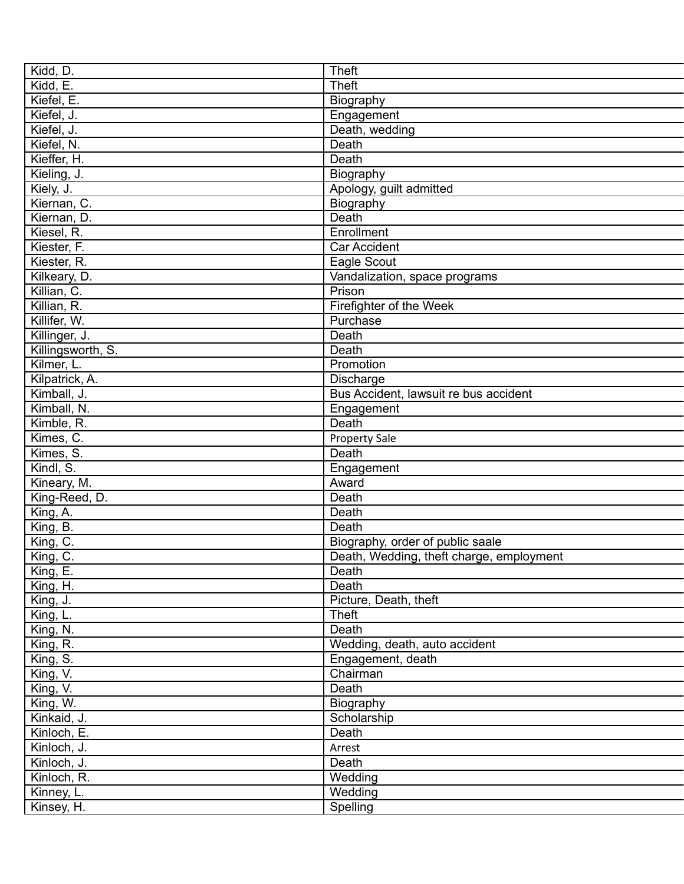| Kidd, D. | Theft |
|---|---|
| Kidd, E. | Theft |
| Kiefel, E. | Biography |
| Kiefel, J. | Engagement |
| Kiefel, J. | Death, wedding |
| Kiefel, N. | Death |
| Kieffer, H. | Death |
| Kieling, J. | Biography |
| Kiely, J. | Apology, guilt admitted |
| Kiernan, C. | Biography |
| Kiernan, D. | Death |
| Kiesel, R. | Enrollment |
| Kiester, F. | Car Accident |
| Kiester, R. | Eagle Scout |
| Kilkeary, D. | Vandalization, space programs |
| Killian, C. | Prison |
| Killian, R. | Firefighter of the Week |
| Killifer, W. | Purchase |
| Killinger, J. | Death |
| Killingsworth, S. | Death |
| Kilmer, L. | Promotion |
| Kilpatrick, A. | Discharge |
| Kimball, J. | Bus Accident, lawsuit re bus accident |
| Kimball, N. | Engagement |
| Kimble, R. | Death |
| Kimes, C. | Property Sale |
| Kimes, S. | Death |
| Kindl, S. | Engagement |
| Kineary, M. | Award |
| King-Reed, D. | Death |
| King, A. | Death |
| King, B. | Death |
| King, C. | Biography, order of public saale |
| King, C. | Death, Wedding, theft charge, employment |
| King, E. | Death |
| King, H. | Death |
| King, J. | Picture, Death, theft |
| King, L. | Theft |
| King, N. | Death |
| King, R. | Wedding, death, auto accident |
| King, S. | Engagement, death |
| King, V. | Chairman |
| King, V. | Death |
| King, W. | Biography |
| Kinkaid, J. | Scholarship |
| Kinloch, E. | Death |
| Kinloch, J. | Arrest |
| Kinloch, J. | Death |
| Kinloch, R. | Wedding |
| Kinney, L. | Wedding |
| Kinsey, H. | Spelling |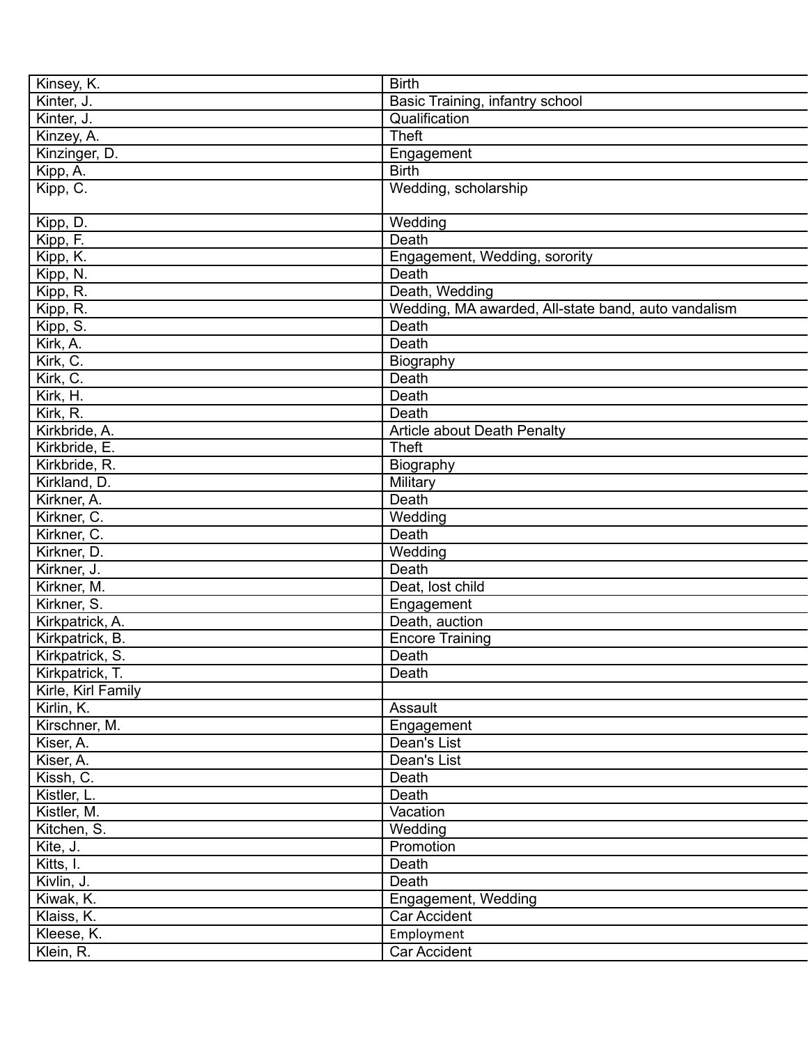| | |
|---|---|
| Kinsey, K. | Birth |
| Kinter, J. | Basic Training, infantry school |
| Kinter, J. | Qualification |
| Kinzey, A. | Theft |
| Kinzinger, D. | Engagement |
| Kipp, A. | Birth |
| Kipp, C. | Wedding, scholarship |
| Kipp, D. | Wedding |
| Kipp, F. | Death |
| Kipp, K. | Engagement, Wedding, sorority |
| Kipp, N. | Death |
| Kipp, R. | Death, Wedding |
| Kipp, R. | Wedding, MA awarded, All-state band, auto vandalism |
| Kipp, S. | Death |
| Kirk, A. | Death |
| Kirk, C. | Biography |
| Kirk, C. | Death |
| Kirk, H. | Death |
| Kirk, R. | Death |
| Kirkbride, A. | Article about Death Penalty |
| Kirkbride, E. | Theft |
| Kirkbride, R. | Biography |
| Kirkland, D. | Military |
| Kirkner, A. | Death |
| Kirkner, C. | Wedding |
| Kirkner, C. | Death |
| Kirkner, D. | Wedding |
| Kirkner, J. | Death |
| Kirkner, M. | Deat, lost child |
| Kirkner, S. | Engagement |
| Kirkpatrick, A. | Death, auction |
| Kirkpatrick, B. | Encore Training |
| Kirkpatrick, S. | Death |
| Kirkpatrick, T. | Death |
| Kirle, Kirl Family | |
| Kirlin, K. | Assault |
| Kirschner, M. | Engagement |
| Kiser, A. | Dean's List |
| Kiser, A. | Dean's List |
| Kissh, C. | Death |
| Kistler, L. | Death |
| Kistler, M. | Vacation |
| Kitchen, S. | Wedding |
| Kite, J. | Promotion |
| Kitts, I. | Death |
| Kivlin, J. | Death |
| Kiwak, K. | Engagement, Wedding |
| Klaiss, K. | Car Accident |
| Kleese, K. | Employment |
| Klein, R. | Car Accident |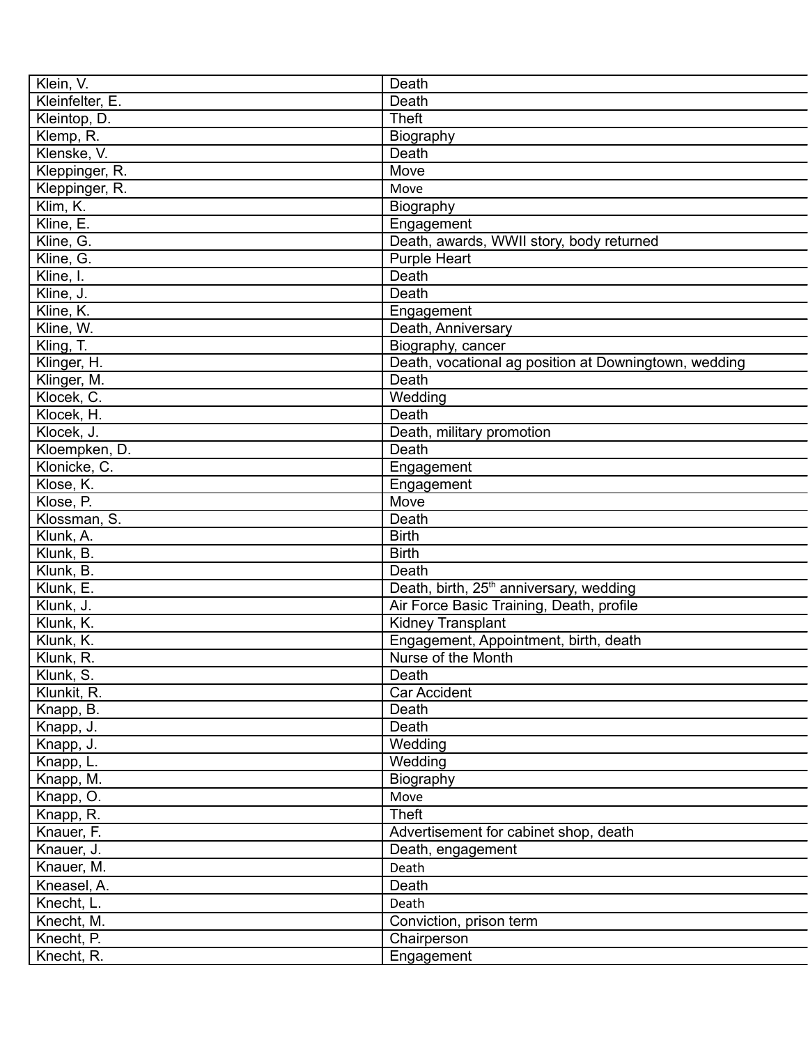| Klein, V. | Death |
|---|---|
| Kleinfelter, E. | Death |
| Kleintop, D. | Theft |
| Klemp, R. | Biography |
| Klenske, V. | Death |
| Kleppinger, R. | Move |
| Kleppinger, R. | Move |
| Klim, K. | Biography |
| Kline, E. | Engagement |
| Kline, G. | Death, awards, WWII story, body returned |
| Kline, G. | Purple Heart |
| Kline, I. | Death |
| Kline, J. | Death |
| Kline, K. | Engagement |
| Kline, W. | Death, Anniversary |
| Kling, T. | Biography, cancer |
| Klinger, H. | Death, vocational ag position at Downingtown, wedding |
| Klinger, M. | Death |
| Klocek, C. | Wedding |
| Klocek, H. | Death |
| Klocek, J. | Death, military promotion |
| Kloempken, D. | Death |
| Klonicke, C. | Engagement |
| Klose, K. | Engagement |
| Klose, P. | Move |
| Klossman, S. | Death |
| Klunk, A. | Birth |
| Klunk, B. | Birth |
| Klunk, B. | Death |
| Klunk, E. | Death, birth, 25th anniversary, wedding |
| Klunk, J. | Air Force Basic Training, Death, profile |
| Klunk, K. | Kidney Transplant |
| Klunk, K. | Engagement, Appointment, birth, death |
| Klunk, R. | Nurse of the Month |
| Klunk, S. | Death |
| Klunkit, R. | Car Accident |
| Knapp, B. | Death |
| Knapp, J. | Death |
| Knapp, J. | Wedding |
| Knapp, L. | Wedding |
| Knapp, M. | Biography |
| Knapp, O. | Move |
| Knapp, R. | Theft |
| Knauer, F. | Advertisement for cabinet shop, death |
| Knauer, J. | Death, engagement |
| Knauer, M. | Death |
| Kneasel, A. | Death |
| Knecht, L. | Death |
| Knecht, M. | Conviction, prison term |
| Knecht, P. | Chairperson |
| Knecht, R. | Engagement |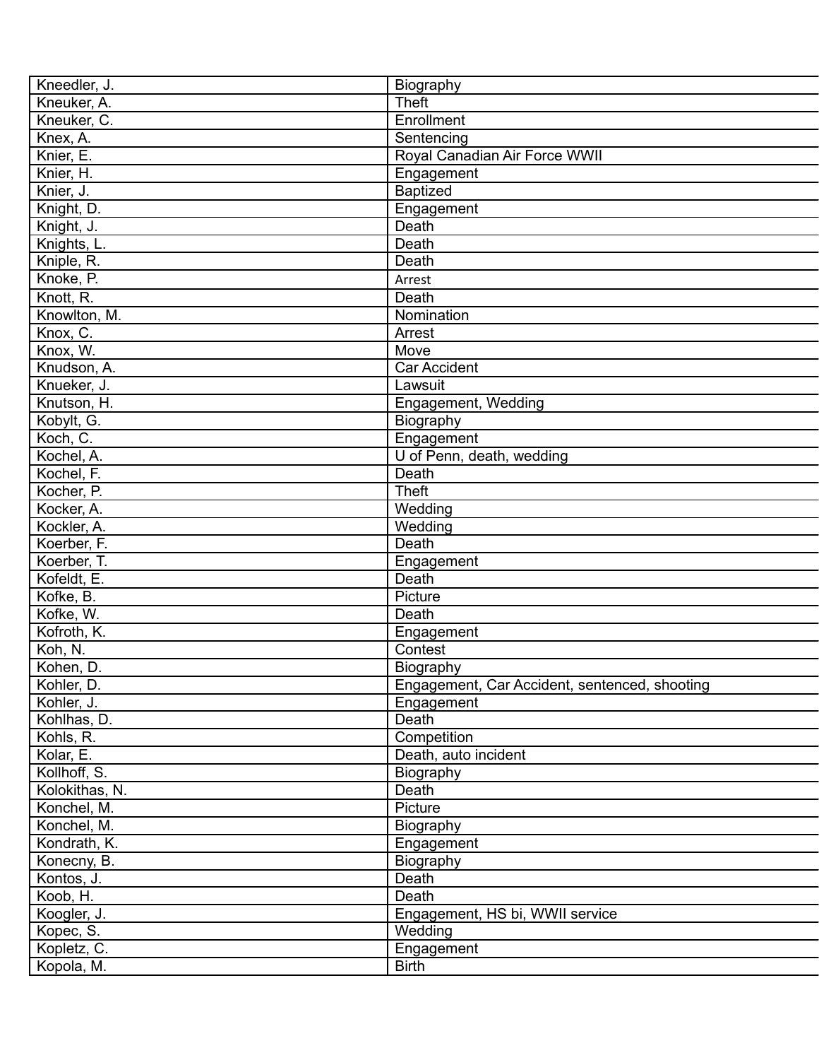| Kneedler, J. | Biography |
|---|---|
| Kneuker, A. | Theft |
| Kneuker, C. | Enrollment |
| Knex, A. | Sentencing |
| Knier, E. | Royal Canadian Air Force WWII |
| Knier, H. | Engagement |
| Knier, J. | Baptized |
| Knight, D. | Engagement |
| Knight, J. | Death |
| Knights, L. | Death |
| Kniple, R. | Death |
| Knoke, P. | Arrest |
| Knott, R. | Death |
| Knowlton, M. | Nomination |
| Knox, C. | Arrest |
| Knox, W. | Move |
| Knudson, A. | Car Accident |
| Knueker, J. | Lawsuit |
| Knutson, H. | Engagement, Wedding |
| Kobylt, G. | Biography |
| Koch, C. | Engagement |
| Kochel, A. | U of Penn, death, wedding |
| Kochel, F. | Death |
| Kocher, P. | Theft |
| Kocker, A. | Wedding |
| Kockler, A. | Wedding |
| Koerber, F. | Death |
| Koerber, T. | Engagement |
| Kofeldt, E. | Death |
| Kofke, B. | Picture |
| Kofke, W. | Death |
| Kofroth, K. | Engagement |
| Koh, N. | Contest |
| Kohen, D. | Biography |
| Kohler, D. | Engagement, Car Accident, sentenced, shooting |
| Kohler, J. | Engagement |
| Kohlhas, D. | Death |
| Kohls, R. | Competition |
| Kolar, E. | Death, auto incident |
| Kollhoff, S. | Biography |
| Kolokithas, N. | Death |
| Konchel, M. | Picture |
| Konchel, M. | Biography |
| Kondrath, K. | Engagement |
| Konecny, B. | Biography |
| Kontos, J. | Death |
| Koob, H. | Death |
| Koogler, J. | Engagement, HS bi, WWII service |
| Kopec, S. | Wedding |
| Kopletz, C. | Engagement |
| Kopola, M. | Birth |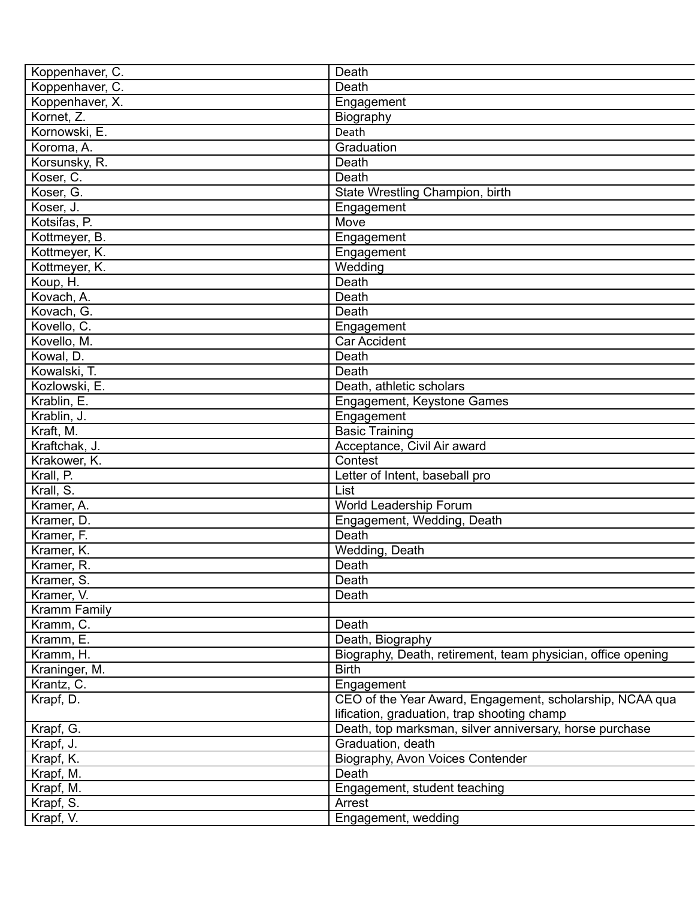| Koppenhaver, C. | Death |
|---|---|
| Koppenhaver, C. | Death |
| Koppenhaver, X. | Engagement |
| Kornet, Z. | Biography |
| Kornowski, E. | Death |
| Koroma, A. | Graduation |
| Korsunsky, R. | Death |
| Koser, C. | Death |
| Koser, G. | State Wrestling Champion, birth |
| Koser, J. | Engagement |
| Kotsifas, P. | Move |
| Kottmeyer, B. | Engagement |
| Kottmeyer, K. | Engagement |
| Kottmeyer, K. | Wedding |
| Koup, H. | Death |
| Kovach, A. | Death |
| Kovach, G. | Death |
| Kovello, C. | Engagement |
| Kovello, M. | Car Accident |
| Kowal, D. | Death |
| Kowalski, T. | Death |
| Kozlowski, E. | Death, athletic scholars |
| Krablin, E. | Engagement, Keystone Games |
| Krablin, J. | Engagement |
| Kraft, M. | Basic Training |
| Kraftchak, J. | Acceptance, Civil Air award |
| Krakower, K. | Contest |
| Krall, P. | Letter of Intent, baseball pro |
| Krall, S. | List |
| Kramer, A. | World Leadership Forum |
| Kramer, D. | Engagement, Wedding, Death |
| Kramer, F. | Death |
| Kramer, K. | Wedding, Death |
| Kramer, R. | Death |
| Kramer, S. | Death |
| Kramer, V. | Death |
| Kramm Family | |
| Kramm, C. | Death |
| Kramm, E. | Death, Biography |
| Kramm, H. | Biography, Death, retirement, team physician, office opening |
| Kraninger, M. | Birth |
| Krantz, C. | Engagement |
| Krapf, D. | CEO of the Year Award, Engagement, scholarship, NCAA qualification, graduation, trap shooting champ |
| Krapf, G. | Death, top marksman, silver anniversary, horse purchase |
| Krapf, J. | Graduation, death |
| Krapf, K. | Biography, Avon Voices Contender |
| Krapf, M. | Death |
| Krapf, M. | Engagement, student teaching |
| Krapf, S. | Arrest |
| Krapf, V. | Engagement, wedding |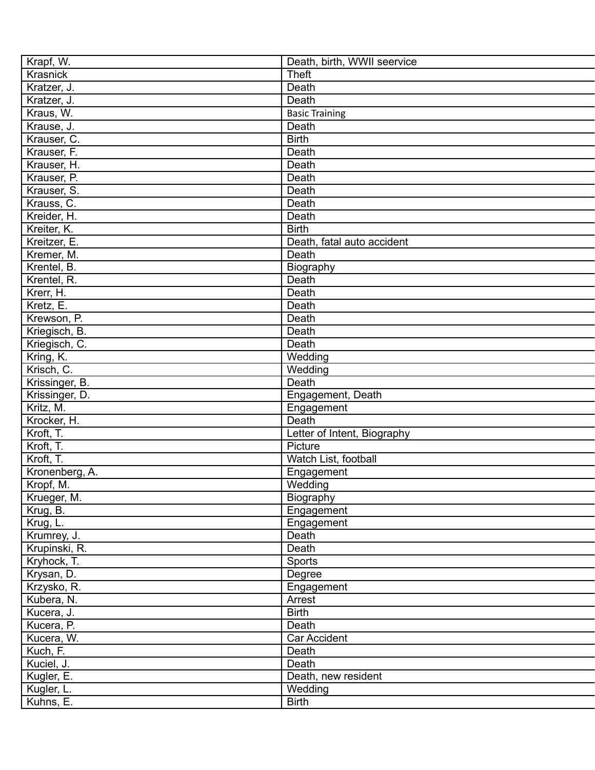| Krapf, W. | Death, birth, WWII seervice |
|---|---|
| Krasnick | Theft |
| Kratzer, J. | Death |
| Kratzer, J. | Death |
| Kraus, W. | Basic Training |
| Krause, J. | Death |
| Krauser, C. | Birth |
| Krauser, F. | Death |
| Krauser, H. | Death |
| Krauser, P. | Death |
| Krauser, S. | Death |
| Krauss, C. | Death |
| Kreider, H. | Death |
| Kreiter, K. | Birth |
| Kreitzer, E. | Death, fatal auto accident |
| Kremer, M. | Death |
| Krentel, B. | Biography |
| Krentel, R. | Death |
| Krerr, H. | Death |
| Kretz, E. | Death |
| Krewson, P. | Death |
| Kriegisch, B. | Death |
| Kriegisch, C. | Death |
| Kring, K. | Wedding |
| Krisch, C. | Wedding |
| Krissinger, B. | Death |
| Krissinger, D. | Engagement, Death |
| Kritz, M. | Engagement |
| Krocker, H. | Death |
| Kroft, T. | Letter of Intent, Biography |
| Kroft, T. | Picture |
| Kroft, T. | Watch List, football |
| Kronenberg, A. | Engagement |
| Kropf, M. | Wedding |
| Krueger, M. | Biography |
| Krug, B. | Engagement |
| Krug, L. | Engagement |
| Krumrey, J. | Death |
| Krupinski, R. | Death |
| Kryhock, T. | Sports |
| Krysan, D. | Degree |
| Krzysko, R. | Engagement |
| Kubera, N. | Arrest |
| Kucera, J. | Birth |
| Kucera, P. | Death |
| Kucera, W. | Car Accident |
| Kuch, F. | Death |
| Kuciel, J. | Death |
| Kugler, E. | Death, new resident |
| Kugler, L. | Wedding |
| Kuhns, E. | Birth |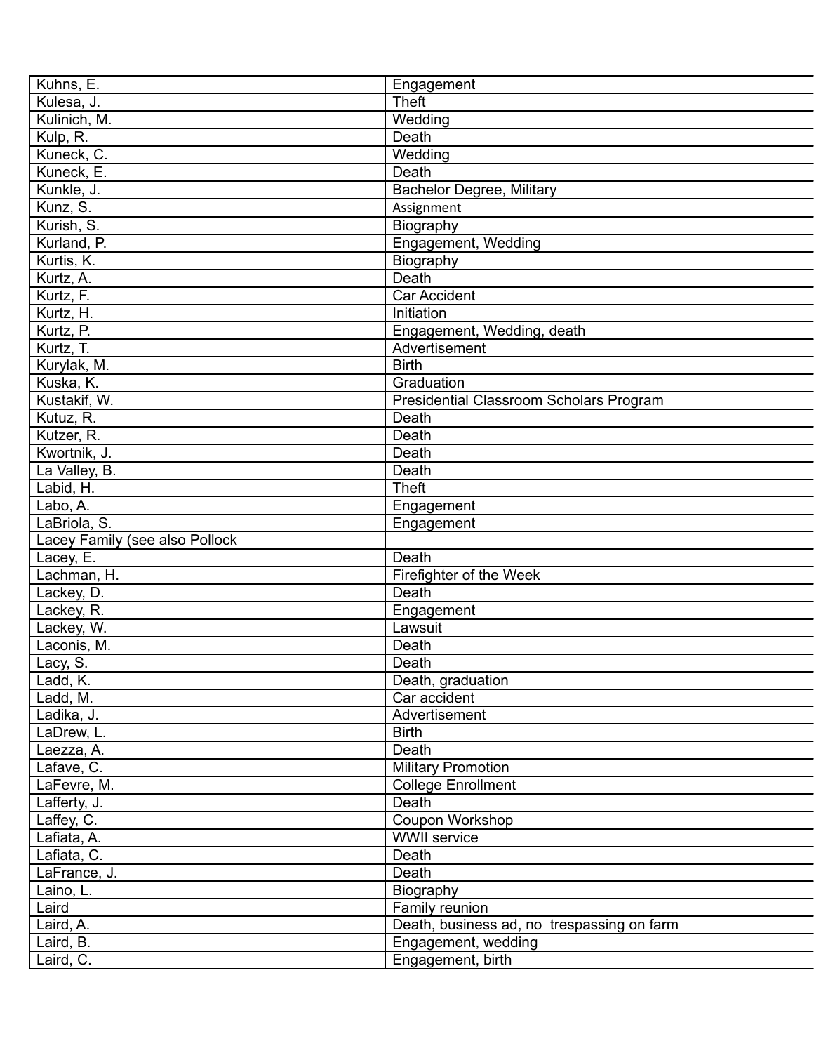| Kuhns, E. | Engagement |
|---|---|
| Kulesa, J. | Theft |
| Kulinich, M. | Wedding |
| Kulp, R. | Death |
| Kuneck, C. | Wedding |
| Kuneck, E. | Death |
| Kunkle, J. | Bachelor Degree, Military |
| Kunz, S. | Assignment |
| Kurish, S. | Biography |
| Kurland, P. | Engagement, Wedding |
| Kurtis, K. | Biography |
| Kurtz, A. | Death |
| Kurtz, F. | Car Accident |
| Kurtz, H. | Initiation |
| Kurtz, P. | Engagement, Wedding, death |
| Kurtz, T. | Advertisement |
| Kurylak, M. | Birth |
| Kuska, K. | Graduation |
| Kustakif, W. | Presidential Classroom Scholars Program |
| Kutuz, R. | Death |
| Kutzer, R. | Death |
| Kwortnik, J. | Death |
| La Valley, B. | Death |
| Labid, H. | Theft |
| Labo, A. | Engagement |
| LaBriola, S. | Engagement |
| Lacey Family (see also Pollock | |
| Lacey, E. | Death |
| Lachman, H. | Firefighter of the Week |
| Lackey, D. | Death |
| Lackey, R. | Engagement |
| Lackey, W. | Lawsuit |
| Laconis, M. | Death |
| Lacy, S. | Death |
| Ladd, K. | Death, graduation |
| Ladd, M. | Car accident |
| Ladika, J. | Advertisement |
| LaDrew, L. | Birth |
| Laezza, A. | Death |
| Lafave, C. | Military Promotion |
| LaFevre, M. | College Enrollment |
| Lafferty, J. | Death |
| Laffey, C. | Coupon Workshop |
| Lafiata, A. | WWII service |
| Lafiata, C. | Death |
| LaFrance, J. | Death |
| Laino, L. | Biography |
| Laird | Family reunion |
| Laird, A. | Death, business ad, no trespassing on farm |
| Laird, B. | Engagement, wedding |
| Laird, C. | Engagement, birth |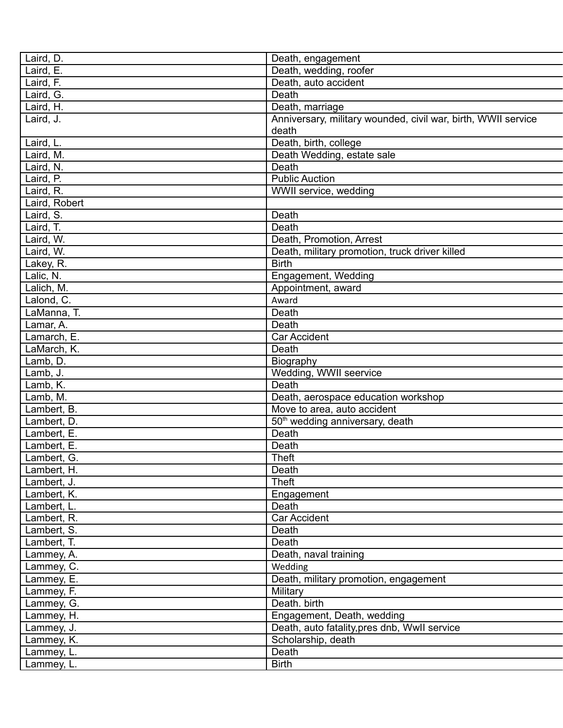| Laird, D. | Death, engagement |
|---|---|
| Laird, E. | Death, wedding, roofer |
| Laird, F. | Death, auto accident |
| Laird, G. | Death |
| Laird, H. | Death, marriage |
| Laird, J. | Anniversary, military wounded, civil war, birth, WWII service death |
| Laird, L. | Death, birth, college |
| Laird, M. | Death Wedding, estate sale |
| Laird, N. | Death |
| Laird, P. | Public Auction |
| Laird, R. | WWII service, wedding |
| Laird, Robert | |
| Laird, S. | Death |
| Laird, T. | Death |
| Laird, W. | Death, Promotion, Arrest |
| Laird, W. | Death, military promotion, truck driver killed |
| Lakey, R. | Birth |
| Lalic, N. | Engagement, Wedding |
| Lalich, M. | Appointment, award |
| Lalond, C. | Award |
| LaManna, T. | Death |
| Lamar, A. | Death |
| Lamarch, E. | Car Accident |
| LaMarch, K. | Death |
| Lamb, D. | Biography |
| Lamb, J. | Wedding, WWII seervice |
| Lamb, K. | Death |
| Lamb, M. | Death, aerospace education workshop |
| Lambert, B. | Move to area, auto accident |
| Lambert, D. | 50th wedding anniversary, death |
| Lambert, E. | Death |
| Lambert, E. | Death |
| Lambert, G. | Theft |
| Lambert, H. | Death |
| Lambert, J. | Theft |
| Lambert, K. | Engagement |
| Lambert, L. | Death |
| Lambert, R. | Car Accident |
| Lambert, S. | Death |
| Lambert, T. | Death |
| Lammey, A. | Death, naval training |
| Lammey, C. | Wedding |
| Lammey, E. | Death, military promotion, engagement |
| Lammey, F. | Military |
| Lammey, G. | Death. birth |
| Lammey, H. | Engagement, Death, wedding |
| Lammey, J. | Death, auto fatality,pres dnb, WwII service |
| Lammey, K. | Scholarship, death |
| Lammey, L. | Death |
| Lammey, L. | Birth |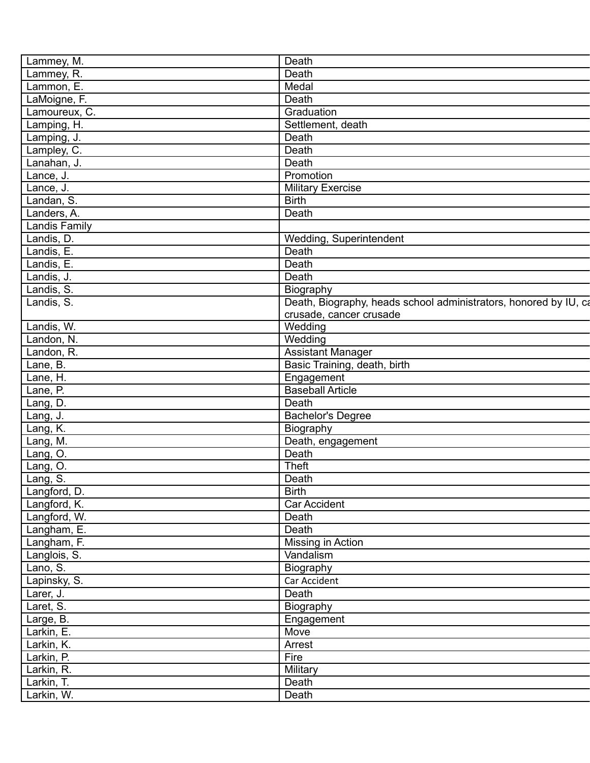| Lammey, M. | Death |
|---|---|
| Lammey, R. | Death |
| Lammon, E. | Medal |
| LaMoigne, F. | Death |
| Lamoureux, C. | Graduation |
| Lamping, H. | Settlement, death |
| Lamping, J. | Death |
| Lampley, C. | Death |
| Lanahan, J. | Death |
| Lance, J. | Promotion |
| Lance, J. | Military Exercise |
| Landan, S. | Birth |
| Landers, A. | Death |
| Landis Family | |
| Landis, D. | Wedding, Superintendent |
| Landis, E. | Death |
| Landis, E. | Death |
| Landis, J. | Death |
| Landis, S. | Biography |
| Landis, S. | Death, Biography, heads school administrators, honored by IU, ca crusade, cancer crusade |
| Landis, W. | Wedding |
| Landon, N. | Wedding |
| Landon, R. | Assistant Manager |
| Lane, B. | Basic Training, death, birth |
| Lane, H. | Engagement |
| Lane, P. | Baseball Article |
| Lang, D. | Death |
| Lang, J. | Bachelor's Degree |
| Lang, K. | Biography |
| Lang, M. | Death, engagement |
| Lang, O. | Death |
| Lang, O. | Theft |
| Lang, S. | Death |
| Langford, D. | Birth |
| Langford, K. | Car Accident |
| Langford, W. | Death |
| Langham, E. | Death |
| Langham, F. | Missing in Action |
| Langlois, S. | Vandalism |
| Lano, S. | Biography |
| Lapinsky, S. | Car Accident |
| Larer, J. | Death |
| Laret, S. | Biography |
| Large, B. | Engagement |
| Larkin, E. | Move |
| Larkin, K. | Arrest |
| Larkin, P. | Fire |
| Larkin, R. | Military |
| Larkin, T. | Death |
| Larkin, W. | Death |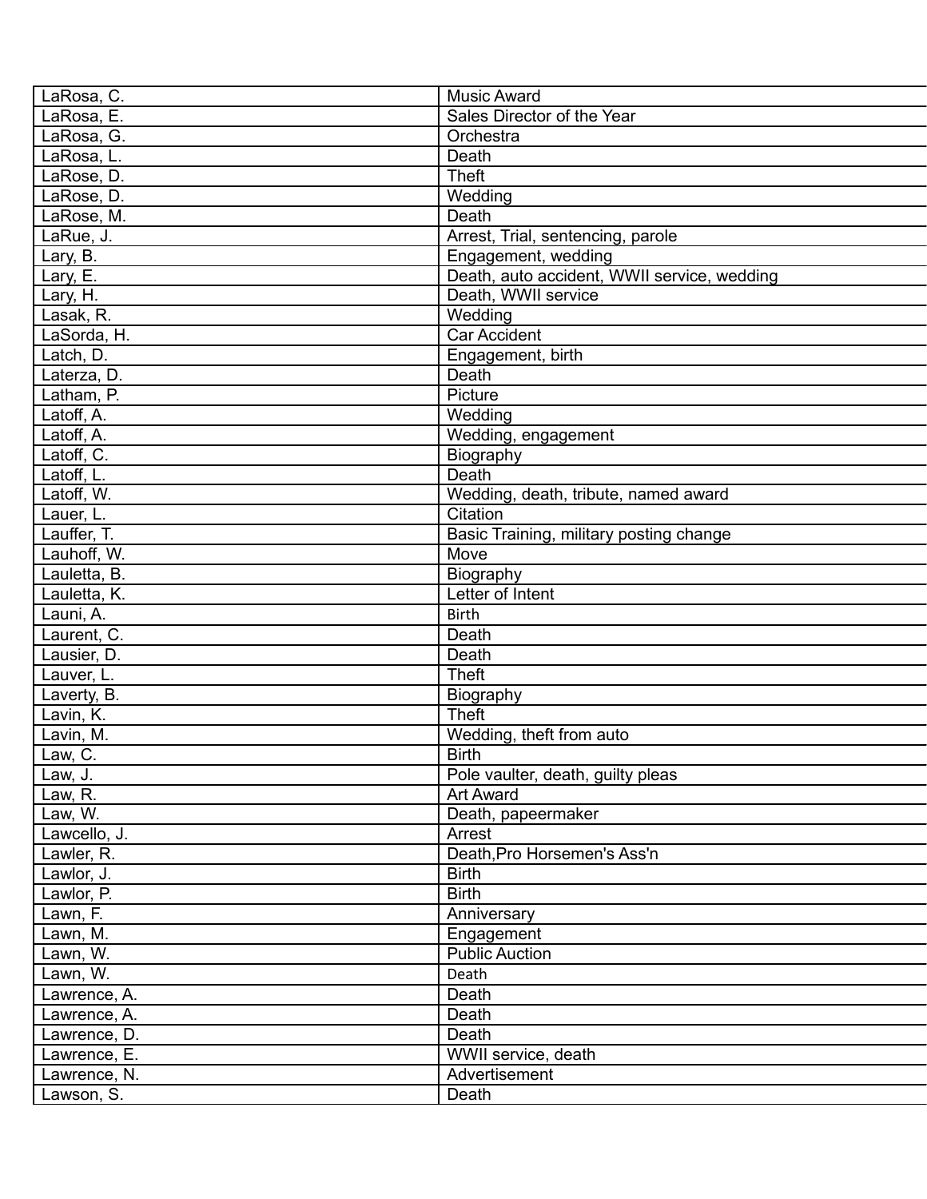| LaRosa, C. | Music Award |
|---|---|
| LaRosa, E. | Sales Director of the Year |
| LaRosa, G. | Orchestra |
| LaRosa, L. | Death |
| LaRose, D. | Theft |
| LaRose, D. | Wedding |
| LaRose, M. | Death |
| LaRue, J. | Arrest, Trial, sentencing, parole |
| Lary, B. | Engagement, wedding |
| Lary, E. | Death, auto accident, WWII service, wedding |
| Lary, H. | Death, WWII service |
| Lasak, R. | Wedding |
| LaSorda, H. | Car Accident |
| Latch, D. | Engagement, birth |
| Laterza, D. | Death |
| Latham, P. | Picture |
| Latoff, A. | Wedding |
| Latoff, A. | Wedding, engagement |
| Latoff, C. | Biography |
| Latoff, L. | Death |
| Latoff, W. | Wedding, death, tribute, named award |
| Lauer, L. | Citation |
| Lauffer, T. | Basic Training, military posting change |
| Lauhoff, W. | Move |
| Lauletta, B. | Biography |
| Lauletta, K. | Letter of Intent |
| Launi, A. | Birth |
| Laurent, C. | Death |
| Lausier, D. | Death |
| Lauver, L. | Theft |
| Laverty, B. | Biography |
| Lavin, K. | Theft |
| Lavin, M. | Wedding, theft from auto |
| Law, C. | Birth |
| Law, J. | Pole vaulter, death, guilty pleas |
| Law, R. | Art Award |
| Law, W. | Death, papeermaker |
| Lawcello, J. | Arrest |
| Lawler, R. | Death,Pro Horsemen's Ass'n |
| Lawlor, J. | Birth |
| Lawlor, P. | Birth |
| Lawn, F. | Anniversary |
| Lawn, M. | Engagement |
| Lawn, W. | Public Auction |
| Lawn, W. | Death |
| Lawrence, A. | Death |
| Lawrence, A. | Death |
| Lawrence, D. | Death |
| Lawrence, E. | WWII service, death |
| Lawrence, N. | Advertisement |
| Lawson, S. | Death |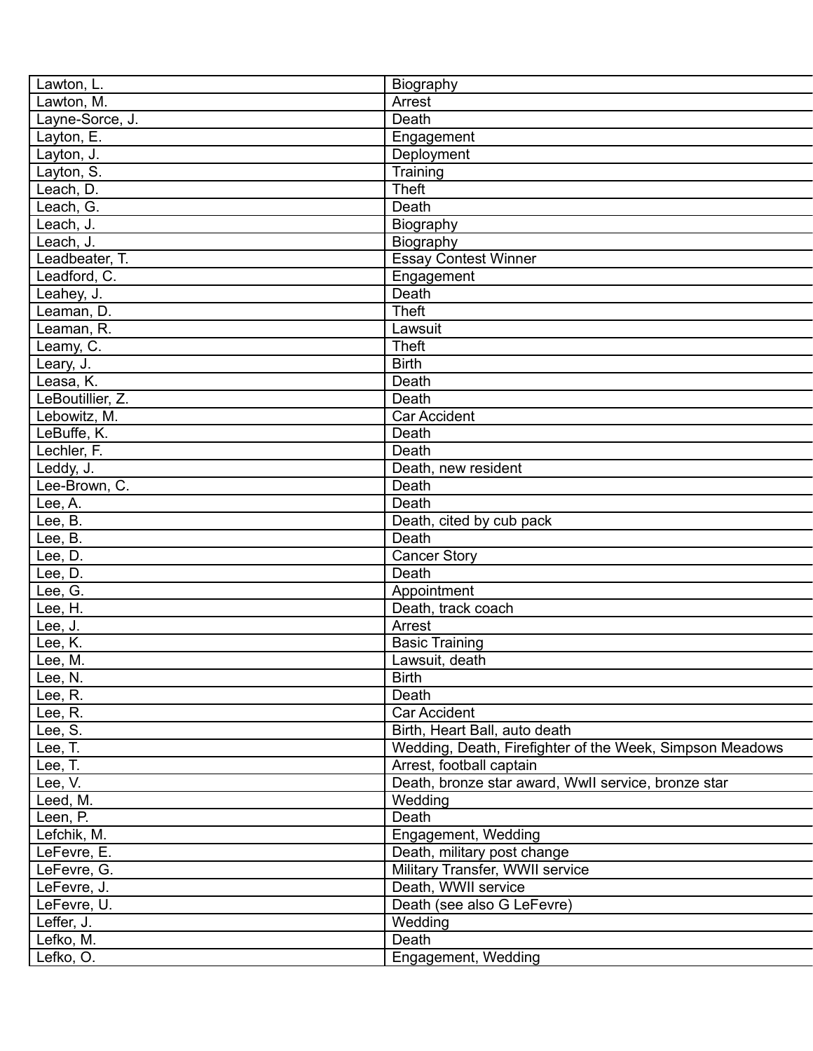| Lawton, L. | Biography |
|---|---|
| Lawton, M. | Arrest |
| Layne-Sorce, J. | Death |
| Layton, E. | Engagement |
| Layton, J. | Deployment |
| Layton, S. | Training |
| Leach, D. | Theft |
| Leach, G. | Death |
| Leach, J. | Biography |
| Leach, J. | Biography |
| Leadbeater, T. | Essay Contest Winner |
| Leadford, C. | Engagement |
| Leahey, J. | Death |
| Leaman, D. | Theft |
| Leaman, R. | Lawsuit |
| Leamy, C. | Theft |
| Leary, J. | Birth |
| Leasa, K. | Death |
| LeBoutillier, Z. | Death |
| Lebowitz, M. | Car Accident |
| LeBuffe, K. | Death |
| Lechler, F. | Death |
| Leddy, J. | Death, new resident |
| Lee-Brown, C. | Death |
| Lee, A. | Death |
| Lee, B. | Death, cited by cub pack |
| Lee, B. | Death |
| Lee, D. | Cancer Story |
| Lee, D. | Death |
| Lee, G. | Appointment |
| Lee, H. | Death, track coach |
| Lee, J. | Arrest |
| Lee, K. | Basic Training |
| Lee, M. | Lawsuit, death |
| Lee, N. | Birth |
| Lee, R. | Death |
| Lee, R. | Car Accident |
| Lee, S. | Birth, Heart Ball, auto death |
| Lee, T. | Wedding, Death, Firefighter of the Week, Simpson Meadows |
| Lee, T. | Arrest, football captain |
| Lee, V. | Death, bronze star award, WwII service, bronze star |
| Leed, M. | Wedding |
| Leen, P. | Death |
| Lefchik, M. | Engagement, Wedding |
| LeFevre, E. | Death, military post change |
| LeFevre, G. | Military Transfer, WWII service |
| LeFevre, J. | Death, WWII service |
| LeFevre, U. | Death (see also G LeFevre) |
| Leffer, J. | Wedding |
| Lefko, M. | Death |
| Lefko, O. | Engagement, Wedding |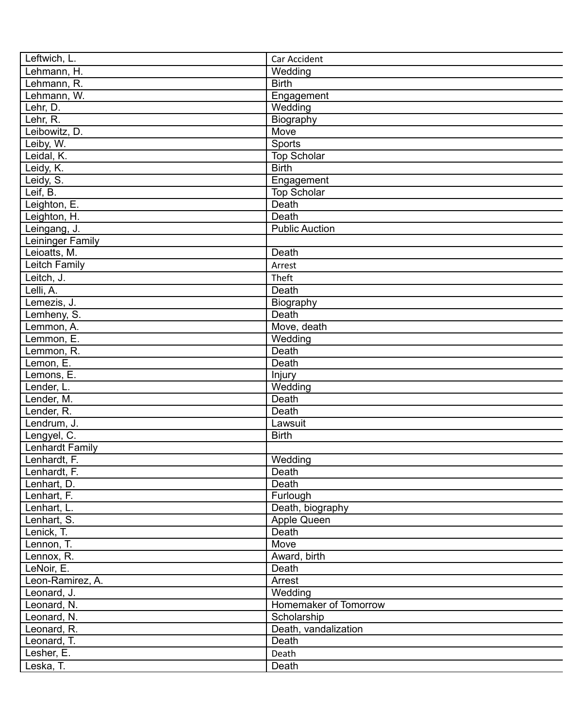| Leftwich, L. | Car Accident |
|---|---|
| Lehmann, H. | Wedding |
| Lehmann, R. | Birth |
| Lehmann, W. | Engagement |
| Lehr, D. | Wedding |
| Lehr, R. | Biography |
| Leibowitz, D. | Move |
| Leiby, W. | Sports |
| Leidal, K. | Top Scholar |
| Leidy, K. | Birth |
| Leidy, S. | Engagement |
| Leif, B. | Top Scholar |
| Leighton, E. | Death |
| Leighton, H. | Death |
| Leingang, J. | Public Auction |
| Leininger Family | |
| Leioatts, M. | Death |
| Leitch Family | Arrest |
| Leitch, J. | Theft |
| Lelli, A. | Death |
| Lemezis, J. | Biography |
| Lemheny, S. | Death |
| Lemmon, A. | Move, death |
| Lemmon, E. | Wedding |
| Lemmon, R. | Death |
| Lemon, E. | Death |
| Lemons, E. | Injury |
| Lender, L. | Wedding |
| Lender, M. | Death |
| Lender, R. | Death |
| Lendrum, J. | Lawsuit |
| Lengyel, C. | Birth |
| Lenhardt Family | |
| Lenhardt, F. | Wedding |
| Lenhardt, F. | Death |
| Lenhart, D. | Death |
| Lenhart, F. | Furlough |
| Lenhart, L. | Death, biography |
| Lenhart, S. | Apple Queen |
| Lenick, T. | Death |
| Lennon, T. | Move |
| Lennox, R. | Award, birth |
| LeNoir, E. | Death |
| Leon-Ramirez, A. | Arrest |
| Leonard, J. | Wedding |
| Leonard, N. | Homemaker of Tomorrow |
| Leonard, N. | Scholarship |
| Leonard, R. | Death, vandalization |
| Leonard, T. | Death |
| Lesher, E. | Death |
| Leska, T. | Death |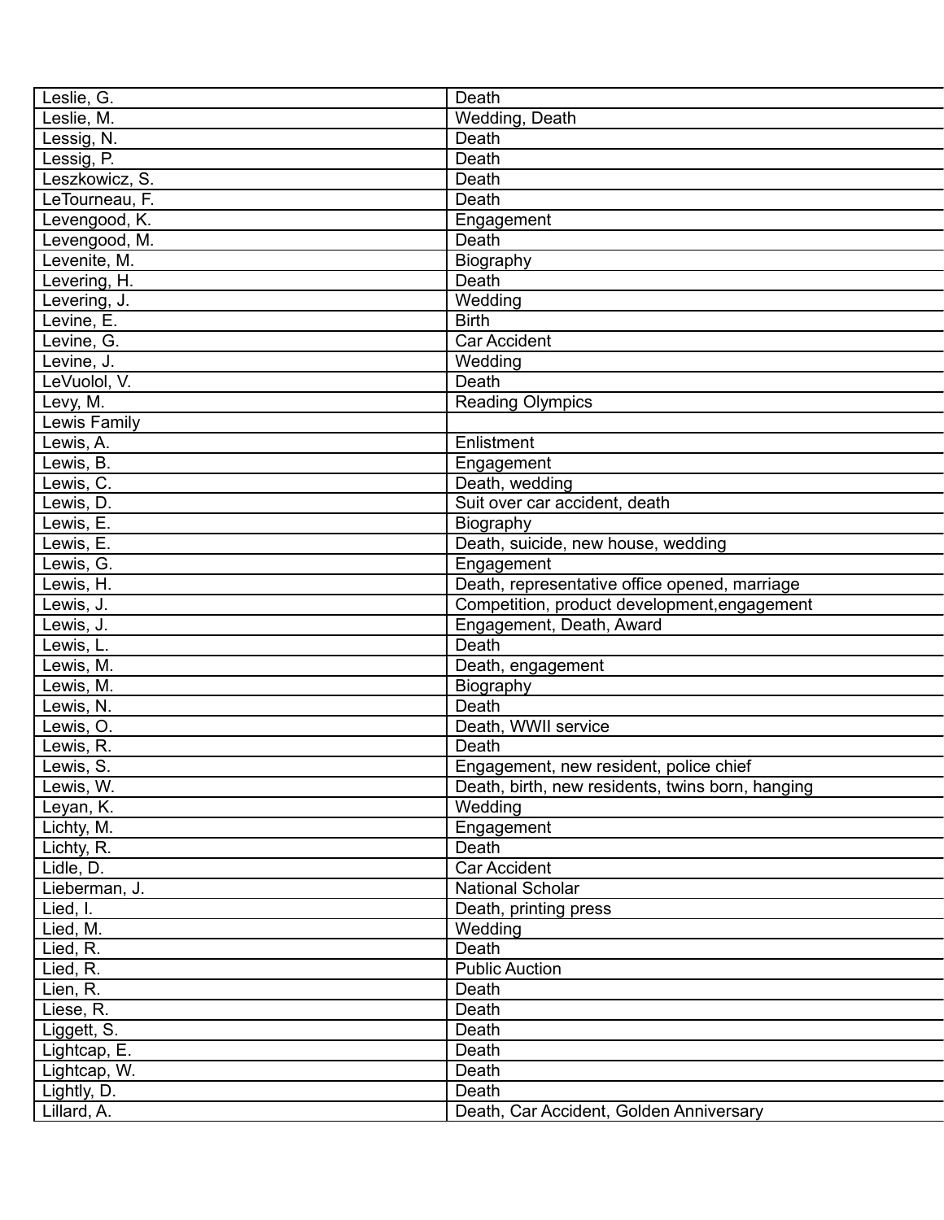| Leslie, G. | Death |
|---|---|
| Leslie, M. | Wedding, Death |
| Lessig, N. | Death |
| Lessig, P. | Death |
| Leszkowicz, S. | Death |
| LeTourneau, F. | Death |
| Levengood, K. | Engagement |
| Levengood, M. | Death |
| Levenite, M. | Biography |
| Levering, H. | Death |
| Levering, J. | Wedding |
| Levine, E. | Birth |
| Levine, G. | Car Accident |
| Levine, J. | Wedding |
| LeVuolol, V. | Death |
| Levy, M. | Reading Olympics |
| Lewis Family | |
| Lewis, A. | Enlistment |
| Lewis, B. | Engagement |
| Lewis, C. | Death, wedding |
| Lewis, D. | Suit over car accident, death |
| Lewis, E. | Biography |
| Lewis, E. | Death, suicide, new house, wedding |
| Lewis, G. | Engagement |
| Lewis, H. | Death, representative office opened, marriage |
| Lewis, J. | Competition, product development,engagement |
| Lewis, J. | Engagement, Death, Award |
| Lewis, L. | Death |
| Lewis, M. | Death, engagement |
| Lewis, M. | Biography |
| Lewis, N. | Death |
| Lewis, O. | Death, WWII service |
| Lewis, R. | Death |
| Lewis, S. | Engagement, new resident, police chief |
| Lewis, W. | Death, birth, new residents, twins born, hanging |
| Leyan, K. | Wedding |
| Lichty, M. | Engagement |
| Lichty, R. | Death |
| Lidle, D. | Car Accident |
| Lieberman, J. | National Scholar |
| Lied, I. | Death, printing press |
| Lied, M. | Wedding |
| Lied, R. | Death |
| Lied, R. | Public Auction |
| Lien, R. | Death |
| Liese, R. | Death |
| Liggett, S. | Death |
| Lightcap, E. | Death |
| Lightcap, W. | Death |
| Lightly, D. | Death |
| Lillard, A. | Death, Car Accident, Golden Anniversary |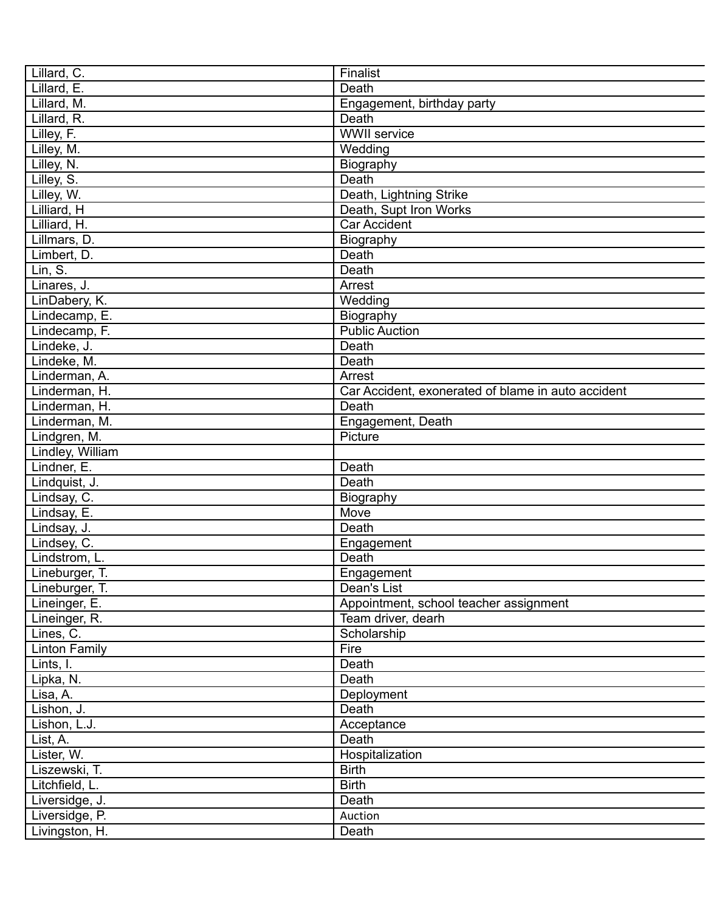| Lillard, C. | Finalist |
|---|---|
| Lillard, E. | Death |
| Lillard, M. | Engagement, birthday party |
| Lillard, R. | Death |
| Lilley, F. | WWII service |
| Lilley, M. | Wedding |
| Lilley, N. | Biography |
| Lilley, S. | Death |
| Lilley, W. | Death, Lightning Strike |
| Lilliard, H | Death, Supt Iron Works |
| Lilliard, H. | Car Accident |
| Lillmars, D. | Biography |
| Limbert, D. | Death |
| Lin, S. | Death |
| Linares, J. | Arrest |
| LinDabery, K. | Wedding |
| Lindecamp, E. | Biography |
| Lindecamp, F. | Public Auction |
| Lindeke, J. | Death |
| Lindeke, M. | Death |
| Linderman, A. | Arrest |
| Linderman, H. | Car Accident, exonerated of blame in auto accident |
| Linderman, H. | Death |
| Linderman, M. | Engagement, Death |
| Lindgren, M. | Picture |
| Lindley, William | |
| Lindner, E. | Death |
| Lindquist, J. | Death |
| Lindsay, C. | Biography |
| Lindsay, E. | Move |
| Lindsay, J. | Death |
| Lindsey, C. | Engagement |
| Lindstrom, L. | Death |
| Lineburger, T. | Engagement |
| Lineburger, T. | Dean's List |
| Lineinger, E. | Appointment, school teacher assignment |
| Lineinger, R. | Team driver, dearh |
| Lines, C. | Scholarship |
| Linton Family | Fire |
| Lints, I. | Death |
| Lipka, N. | Death |
| Lisa, A. | Deployment |
| Lishon, J. | Death |
| Lishon, L.J. | Acceptance |
| List, A. | Death |
| Lister, W. | Hospitalization |
| Liszewski, T. | Birth |
| Litchfield, L. | Birth |
| Liversidge, J. | Death |
| Liversidge, P. | Auction |
| Livingston, H. | Death |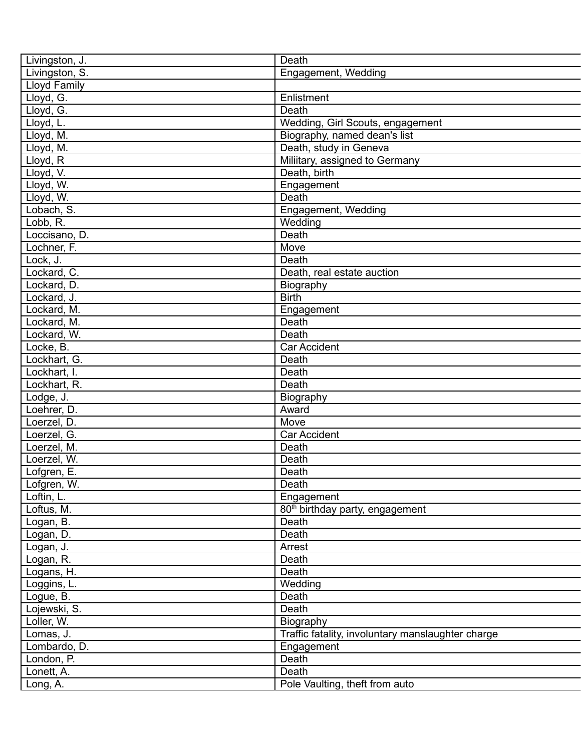| Livingston, J. | Death |
|---|---|
| Livingston, S. | Engagement, Wedding |
| Lloyd Family | |
| Lloyd, G. | Enlistment |
| Lloyd, G. | Death |
| Lloyd, L. | Wedding, Girl Scouts, engagement |
| Lloyd, M. | Biography, named dean's list |
| Lloyd, M. | Death, study in Geneva |
| Lloyd, R | Miliitary, assigned to Germany |
| Lloyd, V. | Death, birth |
| Lloyd, W. | Engagement |
| Lloyd, W. | Death |
| Lobach, S. | Engagement, Wedding |
| Lobb, R. | Wedding |
| Loccisano, D. | Death |
| Lochner, F. | Move |
| Lock, J. | Death |
| Lockard, C. | Death, real estate auction |
| Lockard, D. | Biography |
| Lockard, J. | Birth |
| Lockard, M. | Engagement |
| Lockard, M. | Death |
| Lockard, W. | Death |
| Locke, B. | Car Accident |
| Lockhart, G. | Death |
| Lockhart, I. | Death |
| Lockhart, R. | Death |
| Lodge, J. | Biography |
| Loehrer, D. | Award |
| Loerzel, D. | Move |
| Loerzel, G. | Car Accident |
| Loerzel, M. | Death |
| Loerzel, W. | Death |
| Lofgren, E. | Death |
| Lofgren, W. | Death |
| Loftin, L. | Engagement |
| Loftus, M. | 80th birthday party, engagement |
| Logan, B. | Death |
| Logan, D. | Death |
| Logan, J. | Arrest |
| Logan, R. | Death |
| Logans, H. | Death |
| Loggins, L. | Wedding |
| Logue, B. | Death |
| Lojewski, S. | Death |
| Loller, W. | Biography |
| Lomas, J. | Traffic fatality, involuntary manslaughter charge |
| Lombardo, D. | Engagement |
| London, P. | Death |
| Lonett, A. | Death |
| Long, A. | Pole Vaulting, theft from auto |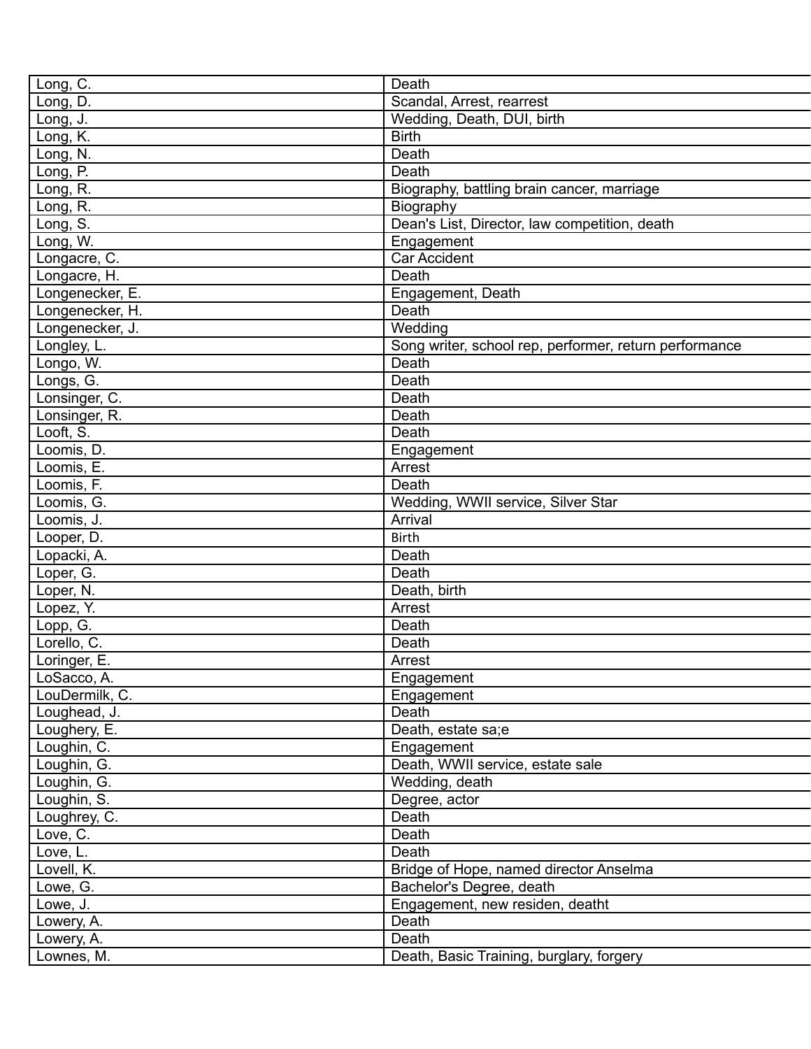| | |
|---|---|
| Long, C. | Death |
| Long, D. | Scandal, Arrest, rearrest |
| Long, J. | Wedding, Death, DUI, birth |
| Long, K. | Birth |
| Long, N. | Death |
| Long, P. | Death |
| Long, R. | Biography, battling brain cancer, marriage |
| Long, R. | Biography |
| Long, S. | Dean's List, Director, law competition, death |
| Long, W. | Engagement |
| Longacre, C. | Car Accident |
| Longacre, H. | Death |
| Longenecker, E. | Engagement, Death |
| Longenecker, H. | Death |
| Longenecker, J. | Wedding |
| Longley, L. | Song writer, school rep, performer, return performance |
| Longo, W. | Death |
| Longs, G. | Death |
| Lonsinger, C. | Death |
| Lonsinger, R. | Death |
| Looft, S. | Death |
| Loomis, D. | Engagement |
| Loomis, E. | Arrest |
| Loomis, F. | Death |
| Loomis, G. | Wedding, WWII service, Silver Star |
| Loomis, J. | Arrival |
| Looper, D. | Birth |
| Lopacki, A. | Death |
| Loper, G. | Death |
| Loper, N. | Death, birth |
| Lopez, Y. | Arrest |
| Lopp, G. | Death |
| Lorello, C. | Death |
| Loringer, E. | Arrest |
| LoSacco, A. | Engagement |
| LouDermilk, C. | Engagement |
| Loughead, J. | Death |
| Loughery, E. | Death, estate sa;e |
| Loughin, C. | Engagement |
| Loughin, G. | Death, WWII service, estate sale |
| Loughin, G. | Wedding, death |
| Loughin, S. | Degree, actor |
| Loughrey, C. | Death |
| Love, C. | Death |
| Love, L. | Death |
| Lovell, K. | Bridge of Hope, named director Anselma |
| Lowe, G. | Bachelor's Degree, death |
| Lowe, J. | Engagement, new residen, deatht |
| Lowery, A. | Death |
| Lowery, A. | Death |
| Lownes, M. | Death, Basic Training, burglary, forgery |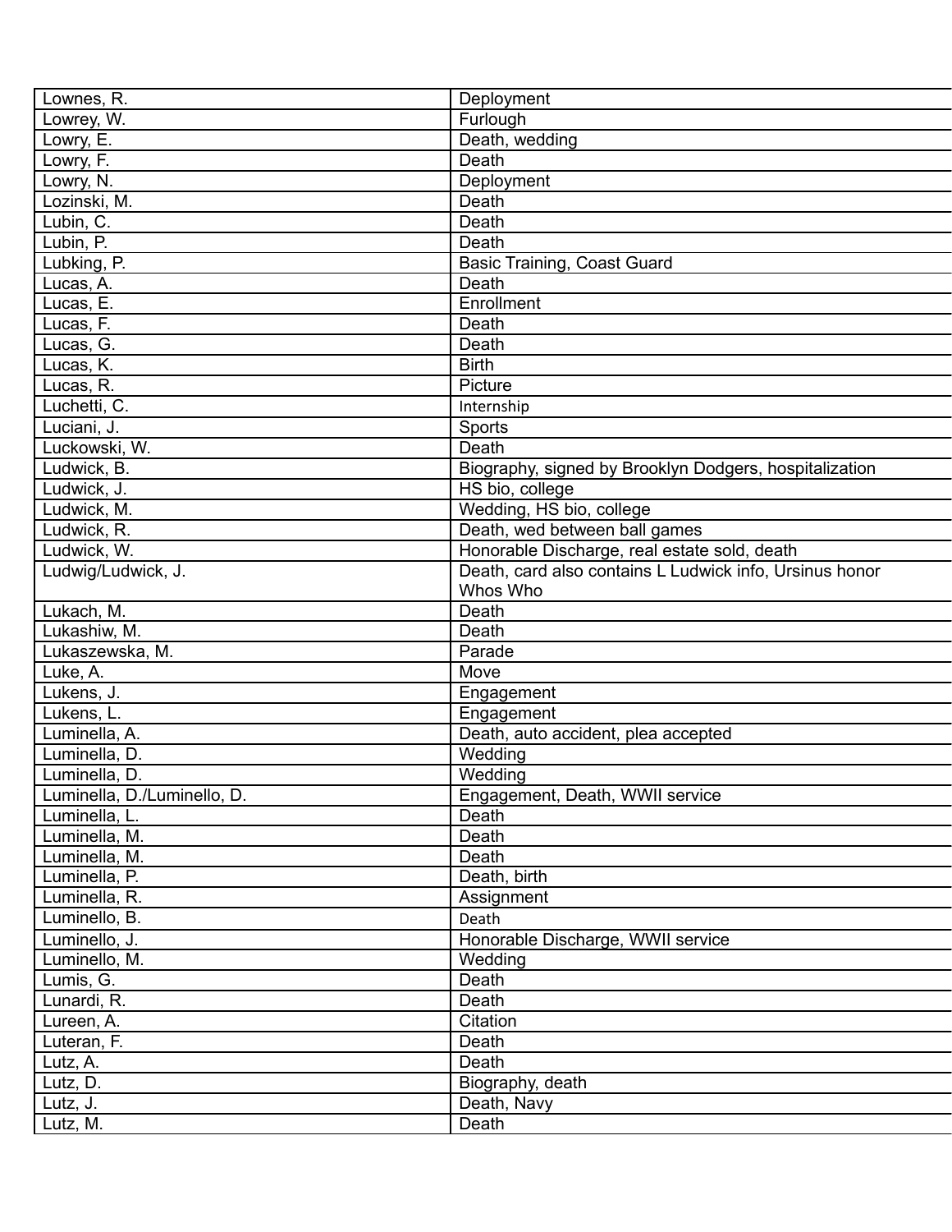| Lownes, R. | Deployment |
|---|---|
| Lowrey, W. | Furlough |
| Lowry, E. | Death, wedding |
| Lowry, F. | Death |
| Lowry, N. | Deployment |
| Lozinski, M. | Death |
| Lubin, C. | Death |
| Lubin, P. | Death |
| Lubking, P. | Basic Training, Coast Guard |
| Lucas, A. | Death |
| Lucas, E. | Enrollment |
| Lucas, F. | Death |
| Lucas, G. | Death |
| Lucas, K. | Birth |
| Lucas, R. | Picture |
| Luchetti, C. | Internship |
| Luciani, J. | Sports |
| Luckowski, W. | Death |
| Ludwick, B. | Biography, signed by Brooklyn Dodgers, hospitalization |
| Ludwick, J. | HS bio, college |
| Ludwick, M. | Wedding, HS bio, college |
| Ludwick, R. | Death, wed between ball games |
| Ludwick, W. | Honorable Discharge, real estate sold, death |
| Ludwig/Ludwick, J. | Death, card also contains L Ludwick info, Ursinus honor Whos Who |
| Lukach, M. | Death |
| Lukashiw, M. | Death |
| Lukaszewska, M. | Parade |
| Luke, A. | Move |
| Lukens, J. | Engagement |
| Lukens, L. | Engagement |
| Luminella, A. | Death, auto accident, plea accepted |
| Luminella, D. | Wedding |
| Luminella, D. | Wedding |
| Luminella, D./Luminello, D. | Engagement, Death, WWII service |
| Luminella, L. | Death |
| Luminella, M. | Death |
| Luminella, M. | Death |
| Luminella, P. | Death, birth |
| Luminella, R. | Assignment |
| Luminello, B. | Death |
| Luminello, J. | Honorable Discharge, WWII service |
| Luminello, M. | Wedding |
| Lumis, G. | Death |
| Lunardi, R. | Death |
| Lureen, A. | Citation |
| Luteran, F. | Death |
| Lutz, A. | Death |
| Lutz, D. | Biography, death |
| Lutz, J. | Death, Navy |
| Lutz, M. | Death |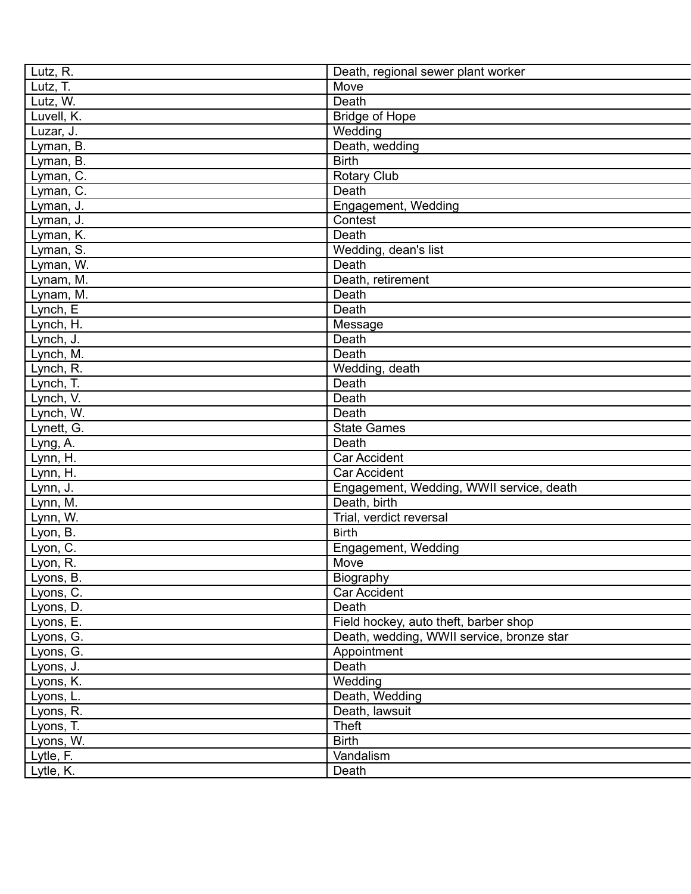| | |
|---|---|
| Lutz, R. | Death, regional sewer plant worker |
| Lutz, T. | Move |
| Lutz, W. | Death |
| Luvell, K. | Bridge of Hope |
| Luzar, J. | Wedding |
| Lyman, B. | Death, wedding |
| Lyman, B. | Birth |
| Lyman, C. | Rotary Club |
| Lyman, C. | Death |
| Lyman, J. | Engagement, Wedding |
| Lyman, J. | Contest |
| Lyman, K. | Death |
| Lyman, S. | Wedding, dean's list |
| Lyman, W. | Death |
| Lynam, M. | Death, retirement |
| Lynam, M. | Death |
| Lynch, E | Death |
| Lynch, H. | Message |
| Lynch, J. | Death |
| Lynch, M. | Death |
| Lynch, R. | Wedding, death |
| Lynch, T. | Death |
| Lynch, V. | Death |
| Lynch, W. | Death |
| Lynett, G. | State Games |
| Lyng, A. | Death |
| Lynn, H. | Car Accident |
| Lynn, H. | Car Accident |
| Lynn, J. | Engagement, Wedding, WWII service, death |
| Lynn, M. | Death, birth |
| Lynn, W. | Trial, verdict reversal |
| Lyon, B. | Birth |
| Lyon, C. | Engagement, Wedding |
| Lyon, R. | Move |
| Lyons, B. | Biography |
| Lyons, C. | Car Accident |
| Lyons, D. | Death |
| Lyons, E. | Field hockey, auto theft, barber shop |
| Lyons, G. | Death, wedding, WWII service, bronze star |
| Lyons, G. | Appointment |
| Lyons, J. | Death |
| Lyons, K. | Wedding |
| Lyons, L. | Death, Wedding |
| Lyons, R. | Death, lawsuit |
| Lyons, T. | Theft |
| Lyons, W. | Birth |
| Lytle, F. | Vandalism |
| Lytle, K. | Death |